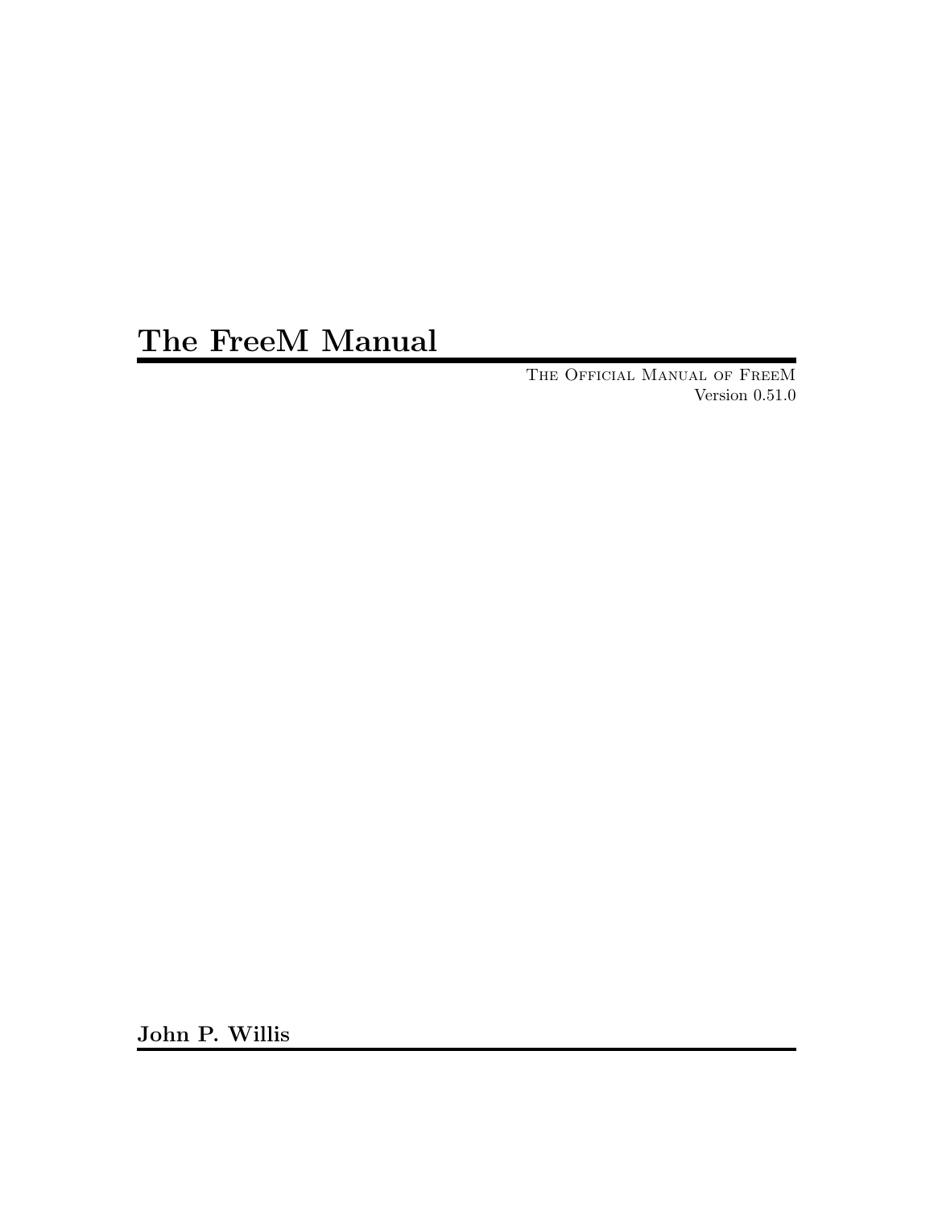# The FreeM Manual

The Official Manual of FreeM
Version 0.51.0

**John P. Willis**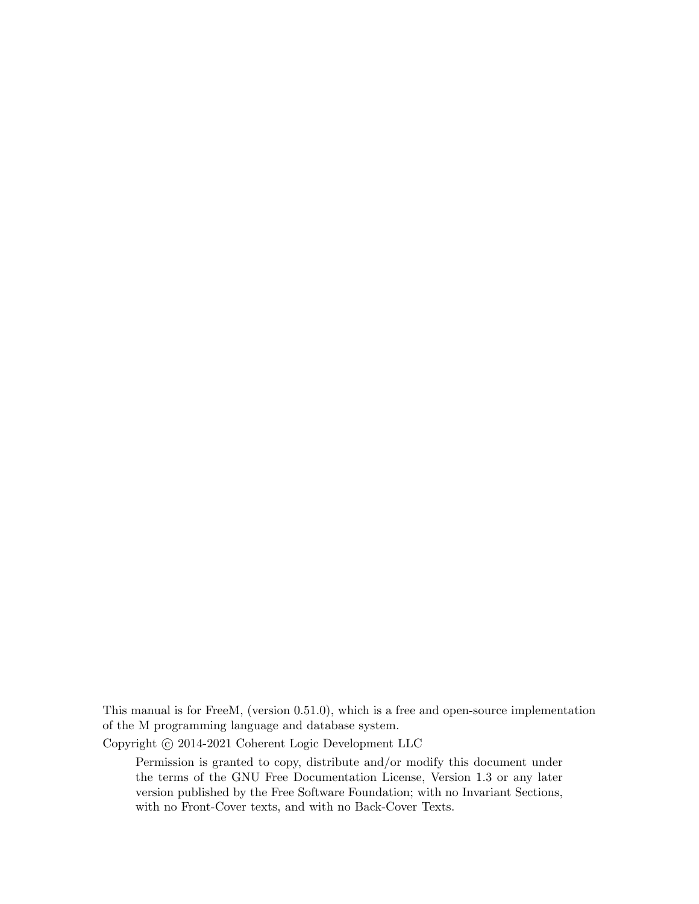This manual is for FreeM, (version 0.51.0), which is a free and open-source implementation of the M programming language and database system.

Copyright © 2014-2021 Coherent Logic Development LLC

> Permission is granted to copy, distribute and/or modify this document under the terms of the GNU Free Documentation License, Version 1.3 or any later version published by the Free Software Foundation; with no Invariant Sections, with no Front-Cover texts, and with no Back-Cover Texts.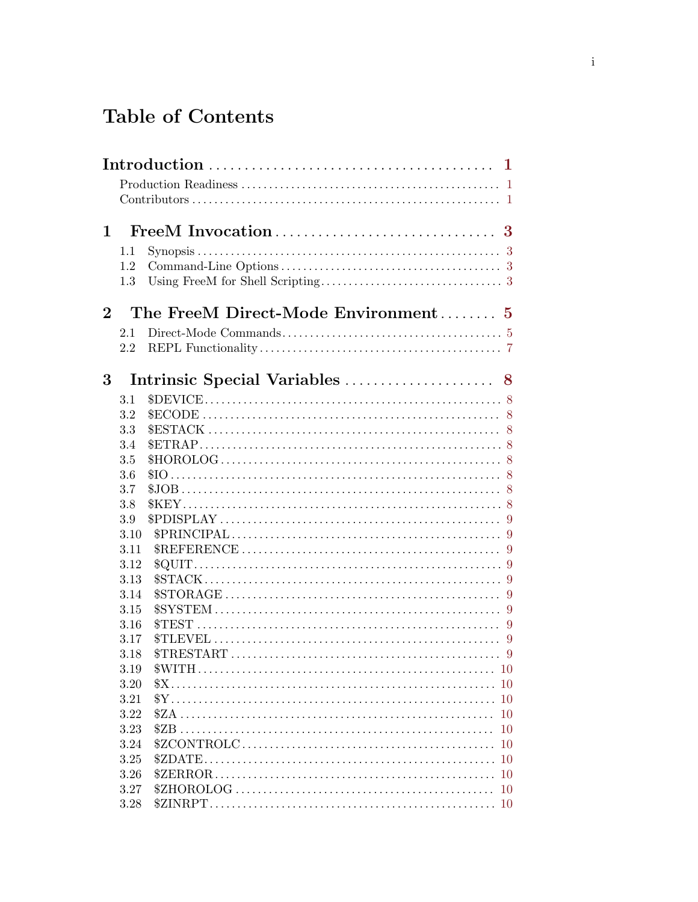# Table of Contents

**Introduction** ..... 1

- Production Readiness ..... 1
- Contributors ..... 1

**1 FreeM Invocation** ..... 3

- 1.1 Synopsis ..... 3
- 1.2 Command-Line Options ..... 3
- 1.3 Using FreeM for Shell Scripting ..... 3

**2 The FreeM Direct-Mode Environment** ..... 5

- 2.1 Direct-Mode Commands ..... 5
- 2.2 REPL Functionality ..... 7

**3 Intrinsic Special Variables** ..... 8

- 3.1 $DEVICE ..... 8
- 3.2 $ECODE ..... 8
- 3.3 $ESTACK ..... 8
- 3.4 $ETRAP ..... 8
- 3.5 $HOROLOG ..... 8
- 3.6 $IO ..... 8
- 3.7 $JOB ..... 8
- 3.8 $KEY ..... 8
- 3.9 $PDISPLAY ..... 9
- 3.10 $PRINCIPAL ..... 9
- 3.11 $REFERENCE ..... 9
- 3.12 $QUIT ..... 9
- 3.13 $STACK ..... 9
- 3.14 $STORAGE ..... 9
- 3.15 $SYSTEM ..... 9
- 3.16 $TEST ..... 9
- 3.17 $TLEVEL ..... 9
- 3.18 $TRESTART ..... 9
- 3.19 $WITH ..... 10
- 3.20 $X ..... 10
- 3.21 $Y ..... 10
- 3.22 $ZA ..... 10
- 3.23 $ZB ..... 10
- 3.24 $ZCONTROLC ..... 10
- 3.25 $ZDATE ..... 10
- 3.26 $ZERROR ..... 10
- 3.27 $ZHOROLOG ..... 10
- 3.28 $ZINRPT ..... 10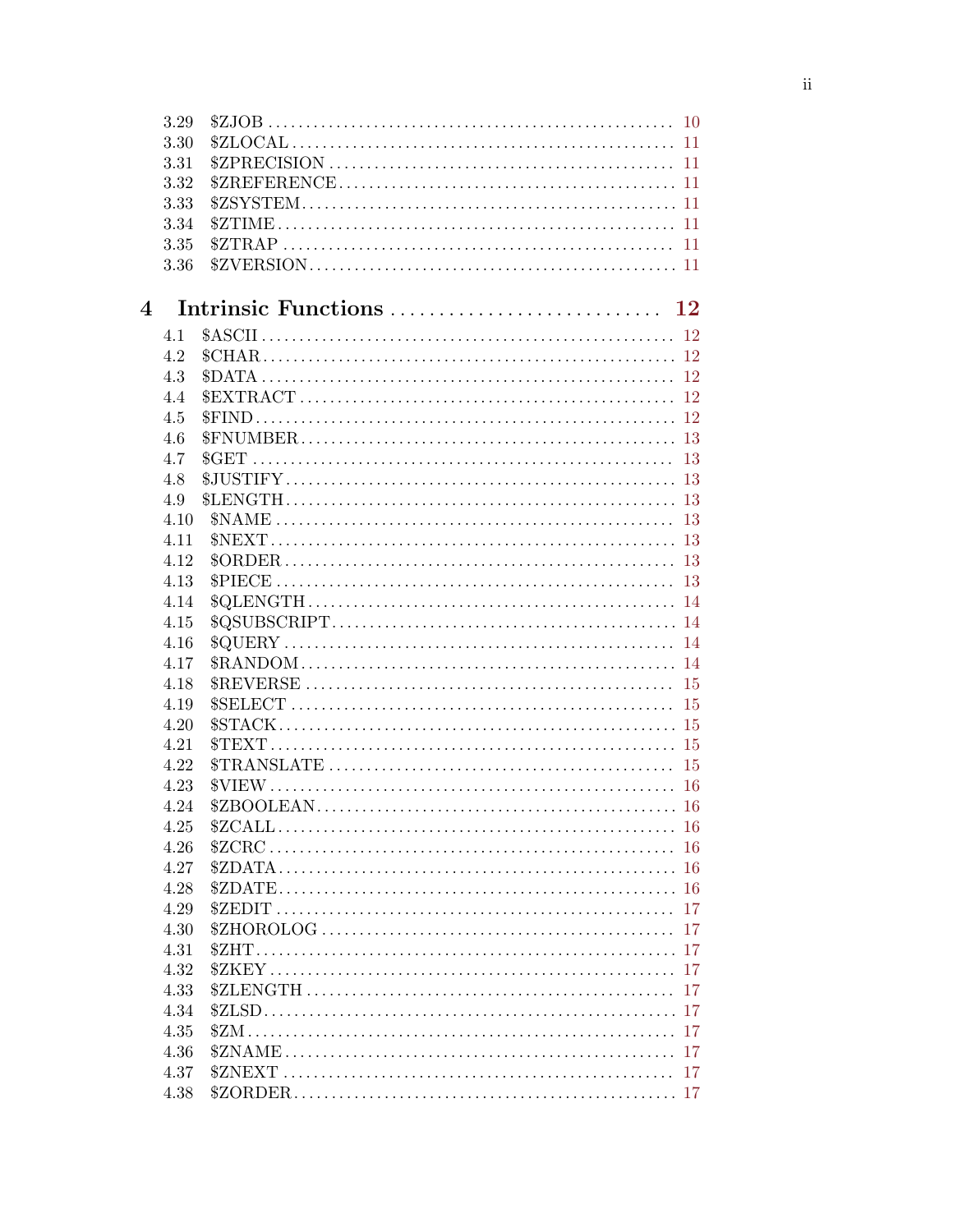3.29 $ZJOB ... 10
3.30 $ZLOCAL ... 11
3.31 $ZPRECISION ... 11
3.32 $ZREFERENCE ... 11
3.33 $ZSYSTEM ... 11
3.34 $ZTIME ... 11
3.35 $ZTRAP ... 11
3.36 $ZVERSION ... 11

**4 Intrinsic Functions ... 12**

4.1 $ASCII ... 12
4.2 $CHAR ... 12
4.3 $DATA ... 12
4.4 $EXTRACT ... 12
4.5 $FIND ... 12
4.6 $FNUMBER ... 13
4.7 $GET ... 13
4.8 $JUSTIFY ... 13
4.9 $LENGTH ... 13
4.10 $NAME ... 13
4.11 $NEXT ... 13
4.12 $ORDER ... 13
4.13 $PIECE ... 13
4.14 $QLENGTH ... 14
4.15 $QSUBSCRIPT ... 14
4.16 $QUERY ... 14
4.17 $RANDOM ... 14
4.18 $REVERSE ... 15
4.19 $SELECT ... 15
4.20 $STACK ... 15
4.21 $TEXT ... 15
4.22 $TRANSLATE ... 15
4.23 $VIEW ... 16
4.24 $ZBOOLEAN ... 16
4.25 $ZCALL ... 16
4.26 $ZCRC ... 16
4.27 $ZDATA ... 16
4.28 $ZDATE ... 16
4.29 $ZEDIT ... 17
4.30 $ZHOROLOG ... 17
4.31 $ZHT ... 17
4.32 $ZKEY ... 17
4.33 $ZLENGTH ... 17
4.34 $ZLSD ... 17
4.35 $ZM ... 17
4.36 $ZNAME ... 17
4.37 $ZNEXT ... 17
4.38 $ZORDER ... 17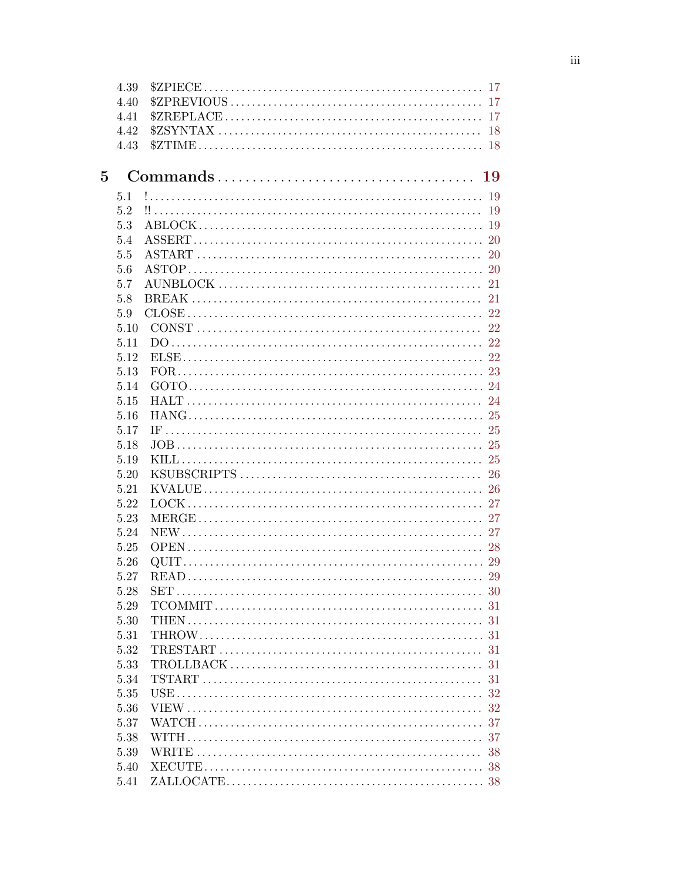- 4.39 $ZPIECE ..... 17
- 4.40 $ZPREVIOUS ..... 17
- 4.41 $ZREPLACE ..... 17
- 4.42 $ZSYNTAX ..... 18
- 4.43 $ZTIME ..... 18

**5 Commands ..... 19**

- 5.1 ! ..... 19
- 5.2 !! ..... 19
- 5.3 ABLOCK ..... 19
- 5.4 ASSERT ..... 20
- 5.5 ASTART ..... 20
- 5.6 ASTOP ..... 20
- 5.7 AUNBLOCK ..... 21
- 5.8 BREAK ..... 21
- 5.9 CLOSE ..... 22
- 5.10 CONST ..... 22
- 5.11 DO ..... 22
- 5.12 ELSE ..... 22
- 5.13 FOR ..... 23
- 5.14 GOTO ..... 24
- 5.15 HALT ..... 24
- 5.16 HANG ..... 25
- 5.17 IF ..... 25
- 5.18 JOB ..... 25
- 5.19 KILL ..... 25
- 5.20 KSUBSCRIPTS ..... 26
- 5.21 KVALUE ..... 26
- 5.22 LOCK ..... 27
- 5.23 MERGE ..... 27
- 5.24 NEW ..... 27
- 5.25 OPEN ..... 28
- 5.26 QUIT ..... 29
- 5.27 READ ..... 29
- 5.28 SET ..... 30
- 5.29 TCOMMIT ..... 31
- 5.30 THEN ..... 31
- 5.31 THROW ..... 31
- 5.32 TRESTART ..... 31
- 5.33 TROLLBACK ..... 31
- 5.34 TSTART ..... 31
- 5.35 USE ..... 32
- 5.36 VIEW ..... 32
- 5.37 WATCH ..... 37
- 5.38 WITH ..... 37
- 5.39 WRITE ..... 38
- 5.40 XECUTE ..... 38
- 5.41 ZALLOCATE ..... 38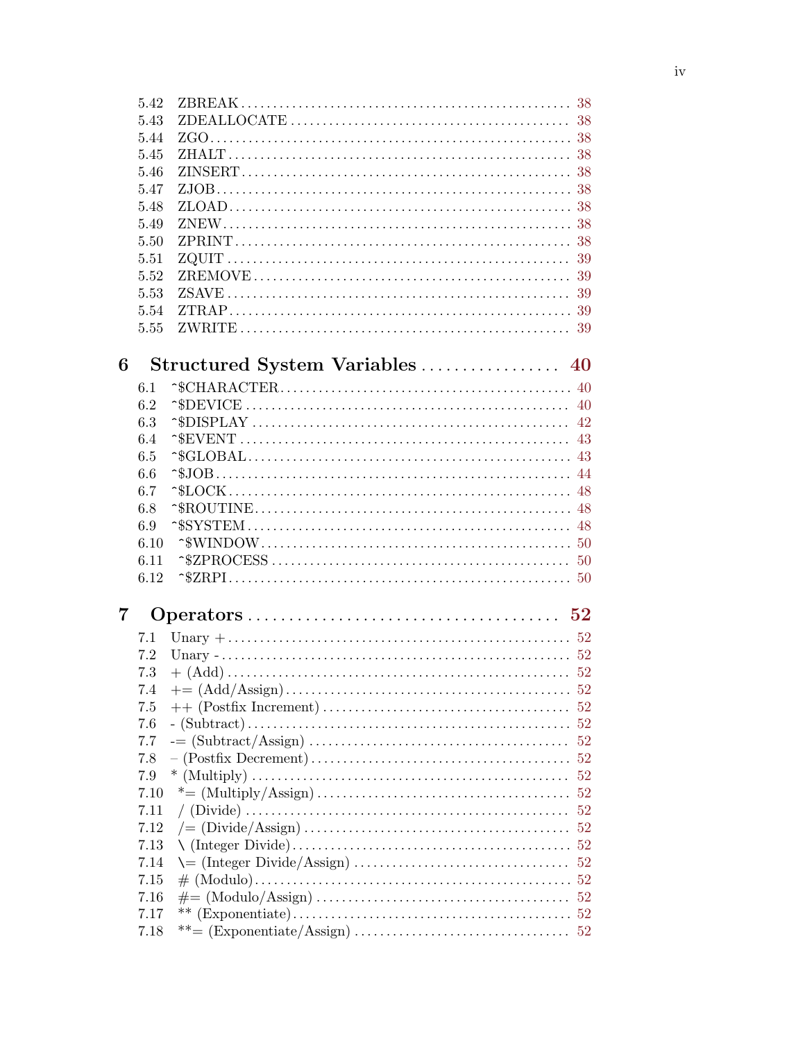5.42 ZBREAK ... 38
5.43 ZDEALLOCATE ... 38
5.44 ZGO ... 38
5.45 ZHALT ... 38
5.46 ZINSERT ... 38
5.47 ZJOB ... 38
5.48 ZLOAD ... 38
5.49 ZNEW ... 38
5.50 ZPRINT ... 38
5.51 ZQUIT ... 39
5.52 ZREMOVE ... 39
5.53 ZSAVE ... 39
5.54 ZTRAP ... 39
5.55 ZWRITE ... 39

**6 Structured System Variables ... 40**

6.1 ^$CHARACTER ... 40
6.2 ^$DEVICE ... 40
6.3 ^$DISPLAY ... 42
6.4 ^$EVENT ... 43
6.5 ^$GLOBAL ... 43
6.6 ^$JOB ... 44
6.7 ^$LOCK ... 48
6.8 ^$ROUTINE ... 48
6.9 ^$SYSTEM ... 48
6.10 ^$WINDOW ... 50
6.11 ^$ZPROCESS ... 50
6.12 ^$ZRPI ... 50

**7 Operators ... 52**

7.1 Unary + ... 52
7.2 Unary - ... 52
7.3 + (Add) ... 52
7.4 += (Add/Assign) ... 52
7.5 ++ (Postfix Increment) ... 52
7.6 - (Subtract) ... 52
7.7 -= (Subtract/Assign) ... 52
7.8 – (Postfix Decrement) ... 52
7.9 * (Multiply) ... 52
7.10 *= (Multiply/Assign) ... 52
7.11 / (Divide) ... 52
7.12 /= (Divide/Assign) ... 52
7.13 \ (Integer Divide) ... 52
7.14 \= (Integer Divide/Assign) ... 52
7.15 # (Modulo) ... 52
7.16 #= (Modulo/Assign) ... 52
7.17 ** (Exponentiate) ... 52
7.18 **= (Exponentiate/Assign) ... 52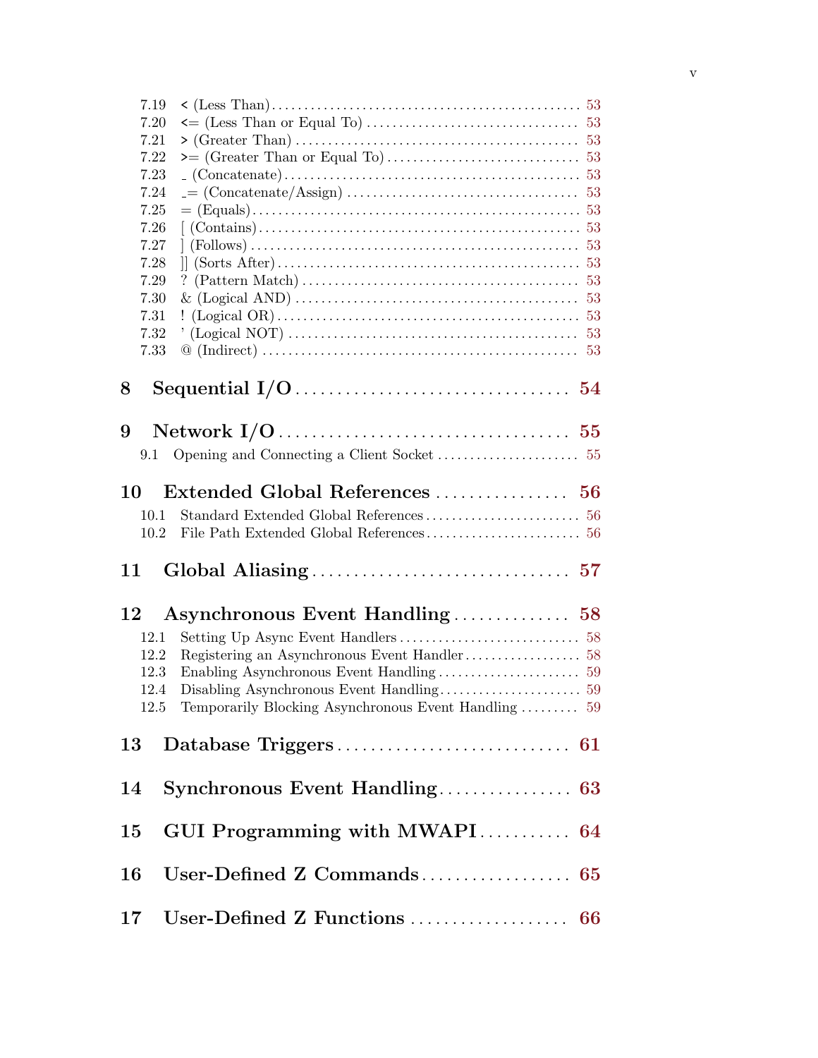7.19 < (Less Than) . . . . . . . . . . . . . . . . . . . . . . . . . . . . . . . . . . . . . . . . . . . . . 53
7.20 <= (Less Than or Equal To) . . . . . . . . . . . . . . . . . . . . . . . . . . . . . . . . 53
7.21 > (Greater Than) . . . . . . . . . . . . . . . . . . . . . . . . . . . . . . . . . . . . . . . . . . . 53
7.22 >= (Greater Than or Equal To) . . . . . . . . . . . . . . . . . . . . . . . . . . . . . 53
7.23 _ (Concatenate) . . . . . . . . . . . . . . . . . . . . . . . . . . . . . . . . . . . . . . . . . . . . 53
7.24 _= (Concatenate/Assign) . . . . . . . . . . . . . . . . . . . . . . . . . . . . . . . . . . . 53
7.25 = (Equals) . . . . . . . . . . . . . . . . . . . . . . . . . . . . . . . . . . . . . . . . . . . . . . . . . . 53
7.26 [ (Contains) . . . . . . . . . . . . . . . . . . . . . . . . . . . . . . . . . . . . . . . . . . . . . . . . 53
7.27 ] (Follows) . . . . . . . . . . . . . . . . . . . . . . . . . . . . . . . . . . . . . . . . . . . . . . . . . 53
7.28 ]] (Sorts After) . . . . . . . . . . . . . . . . . . . . . . . . . . . . . . . . . . . . . . . . . . . . . 53
7.29 ? (Pattern Match) . . . . . . . . . . . . . . . . . . . . . . . . . . . . . . . . . . . . . . . . . . 53
7.30 & (Logical AND) . . . . . . . . . . . . . . . . . . . . . . . . . . . . . . . . . . . . . . . . . . . 53
7.31 ! (Logical OR) . . . . . . . . . . . . . . . . . . . . . . . . . . . . . . . . . . . . . . . . . . . . . . 53
7.32 ' (Logical NOT) . . . . . . . . . . . . . . . . . . . . . . . . . . . . . . . . . . . . . . . . . . . . 53
7.33 @ (Indirect) . . . . . . . . . . . . . . . . . . . . . . . . . . . . . . . . . . . . . . . . . . . . . . . . 53

**8 Sequential I/O . . . . . . . . . . . . . . . . . . . . . . . . . . . . . . . . 54**

**9 Network I/O . . . . . . . . . . . . . . . . . . . . . . . . . . . . . . . . . . . 55**

9.1 Opening and Connecting a Client Socket . . . . . . . . . . . . . . . . . . . . . . 55

**10 Extended Global References . . . . . . . . . . . . . . . . 56**

10.1 Standard Extended Global References . . . . . . . . . . . . . . . . . . . . . . . . 56
10.2 File Path Extended Global References . . . . . . . . . . . . . . . . . . . . . . . . 56

**11 Global Aliasing . . . . . . . . . . . . . . . . . . . . . . . . . . . . . . . 57**

**12 Asynchronous Event Handling . . . . . . . . . . . . . . . 58**

12.1 Setting Up Async Event Handlers . . . . . . . . . . . . . . . . . . . . . . . . . . . . 58
12.2 Registering an Asynchronous Event Handler . . . . . . . . . . . . . . . . . . 58
12.3 Enabling Asynchronous Event Handling . . . . . . . . . . . . . . . . . . . . . . 59
12.4 Disabling Asynchronous Event Handling . . . . . . . . . . . . . . . . . . . . . . 59
12.5 Temporarily Blocking Asynchronous Event Handling . . . . . . . . . 59

**13 Database Triggers . . . . . . . . . . . . . . . . . . . . . . . . . . . . 61**

**14 Synchronous Event Handling . . . . . . . . . . . . . . . . 63**

**15 GUI Programming with MWAPI . . . . . . . . . . . 64**

**16 User-Defined Z Commands . . . . . . . . . . . . . . . . . . 65**

**17 User-Defined Z Functions . . . . . . . . . . . . . . . . . . . 66**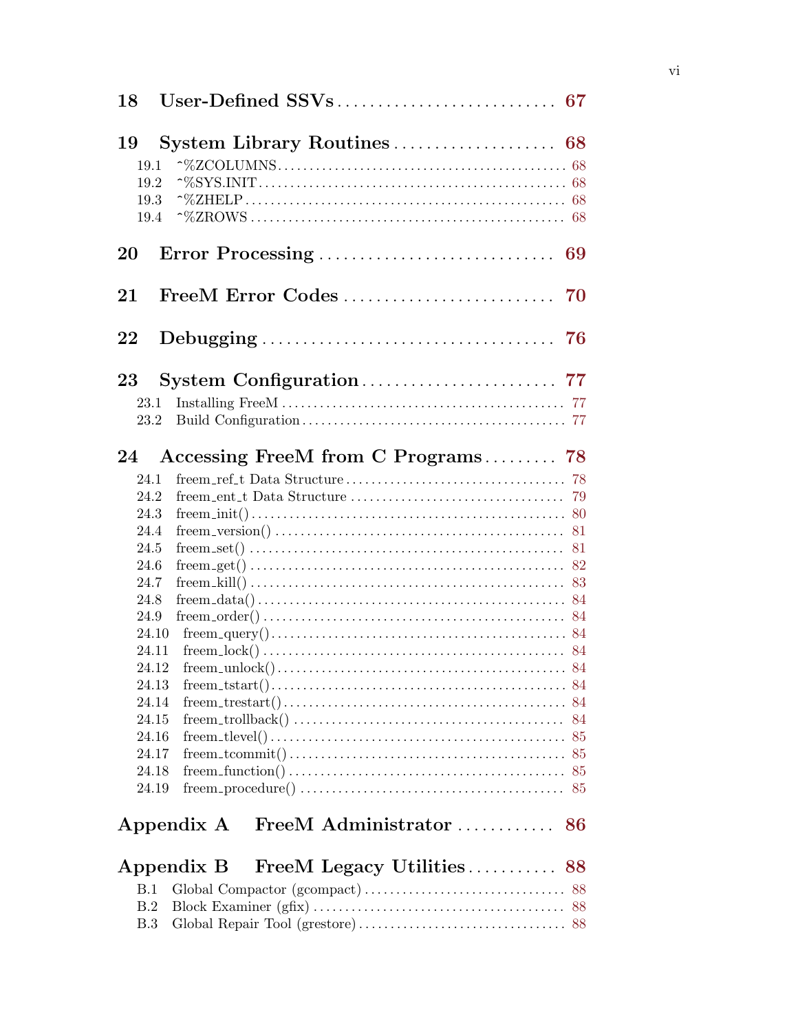**18 User-Defined SSVs** .......... **67**

**19 System Library Routines** .......... **68**

- 19.1 ^%ZCOLUMNS .......... 68
- 19.2 ^%SYS.INIT .......... 68
- 19.3 ^%ZHELP .......... 68
- 19.4 ^%ZROWS .......... 68

**20 Error Processing** .......... **69**

**21 FreeM Error Codes** .......... **70**

**22 Debugging** .......... **76**

**23 System Configuration** .......... **77**

- 23.1 Installing FreeM .......... 77
- 23.2 Build Configuration .......... 77

**24 Accessing FreeM from C Programs** .......... **78**

- 24.1 freem_ref_t Data Structure .......... 78
- 24.2 freem_ent_t Data Structure .......... 79
- 24.3 freem_init() .......... 80
- 24.4 freem_version() .......... 81
- 24.5 freem_set() .......... 81
- 24.6 freem_get() .......... 82
- 24.7 freem_kill() .......... 83
- 24.8 freem_data() .......... 84
- 24.9 freem_order() .......... 84
- 24.10 freem_query() .......... 84
- 24.11 freem_lock() .......... 84
- 24.12 freem_unlock() .......... 84
- 24.13 freem_tstart() .......... 84
- 24.14 freem_trestart() .......... 84
- 24.15 freem_trollback() .......... 84
- 24.16 freem_tlevel() .......... 85
- 24.17 freem_tcommit() .......... 85
- 24.18 freem_function() .......... 85
- 24.19 freem_procedure() .......... 85

**Appendix A FreeM Administrator** .......... **86**

**Appendix B FreeM Legacy Utilities** .......... **88**

- B.1 Global Compactor (gcompact) .......... 88
- B.2 Block Examiner (gfix) .......... 88
- B.3 Global Repair Tool (grestore) .......... 88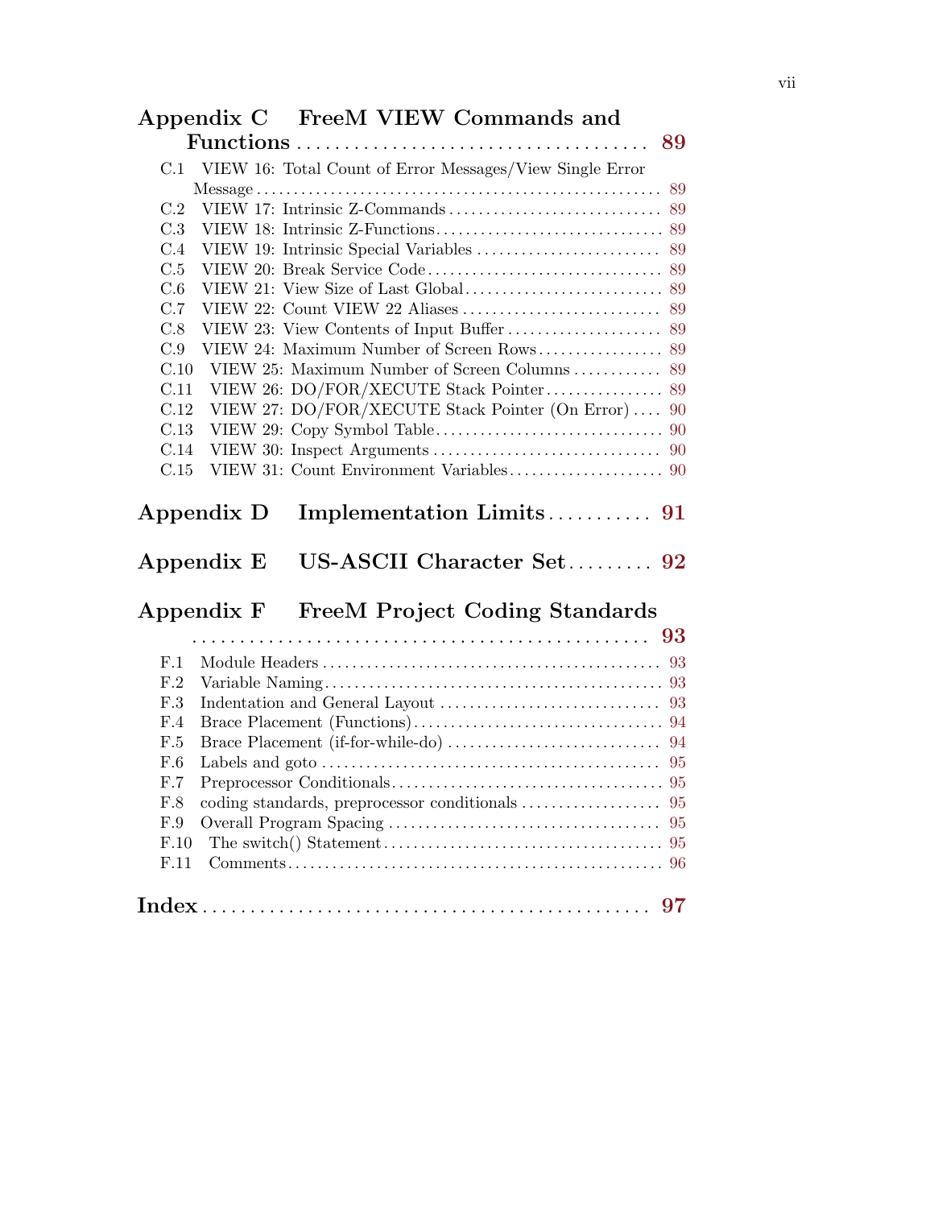**Appendix C FreeM VIEW Commands and Functions** .......... 89

- C.1 VIEW 16: Total Count of Error Messages/View Single Error Message .......... 89
- C.2 VIEW 17: Intrinsic Z-Commands .......... 89
- C.3 VIEW 18: Intrinsic Z-Functions .......... 89
- C.4 VIEW 19: Intrinsic Special Variables .......... 89
- C.5 VIEW 20: Break Service Code .......... 89
- C.6 VIEW 21: View Size of Last Global .......... 89
- C.7 VIEW 22: Count VIEW 22 Aliases .......... 89
- C.8 VIEW 23: View Contents of Input Buffer .......... 89
- C.9 VIEW 24: Maximum Number of Screen Rows .......... 89
- C.10 VIEW 25: Maximum Number of Screen Columns .......... 89
- C.11 VIEW 26: DO/FOR/XECUTE Stack Pointer .......... 89
- C.12 VIEW 27: DO/FOR/XECUTE Stack Pointer (On Error) .......... 90
- C.13 VIEW 29: Copy Symbol Table .......... 90
- C.14 VIEW 30: Inspect Arguments .......... 90
- C.15 VIEW 31: Count Environment Variables .......... 90

**Appendix D Implementation Limits** .......... 91

**Appendix E US-ASCII Character Set** .......... 92

**Appendix F FreeM Project Coding Standards** .......... 93

- F.1 Module Headers .......... 93
- F.2 Variable Naming .......... 93
- F.3 Indentation and General Layout .......... 93
- F.4 Brace Placement (Functions) .......... 94
- F.5 Brace Placement (if-for-while-do) .......... 94
- F.6 Labels and goto .......... 95
- F.7 Preprocessor Conditionals .......... 95
- F.8 coding standards, preprocessor conditionals .......... 95
- F.9 Overall Program Spacing .......... 95
- F.10 The switch() Statement .......... 95
- F.11 Comments .......... 96

**Index** .......... 97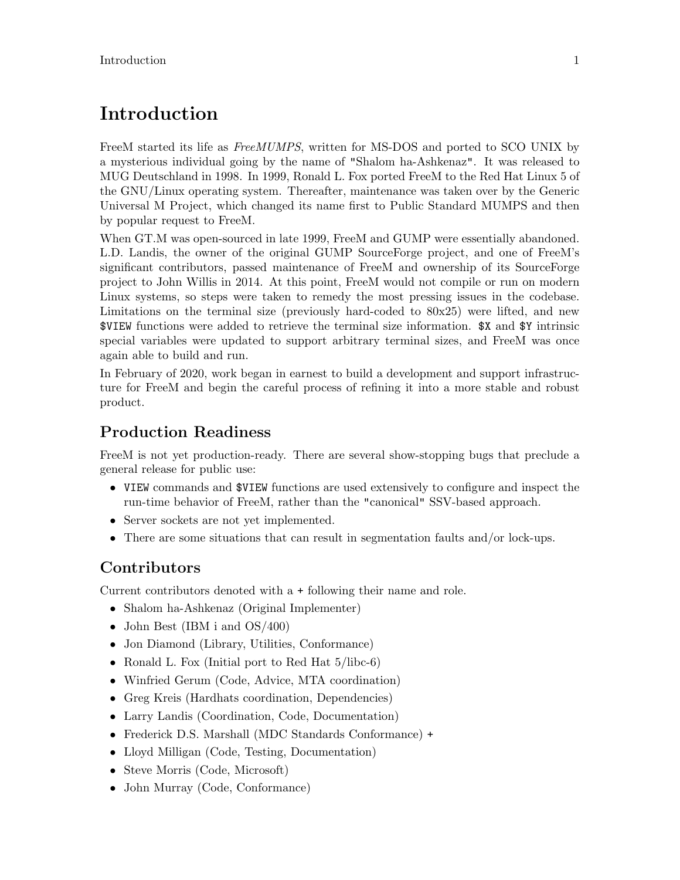# Introduction

FreeM started its life as *FreeMUMPS*, written for MS-DOS and ported to SCO UNIX by a mysterious individual going by the name of "Shalom ha-Ashkenaz". It was released to MUG Deutschland in 1998. In 1999, Ronald L. Fox ported FreeM to the Red Hat Linux 5 of the GNU/Linux operating system. Thereafter, maintenance was taken over by the Generic Universal M Project, which changed its name first to Public Standard MUMPS and then by popular request to FreeM.

When GT.M was open-sourced in late 1999, FreeM and GUMP were essentially abandoned. L.D. Landis, the owner of the original GUMP SourceForge project, and one of FreeM's significant contributors, passed maintenance of FreeM and ownership of its SourceForge project to John Willis in 2014. At this point, FreeM would not compile or run on modern Linux systems, so steps were taken to remedy the most pressing issues in the codebase. Limitations on the terminal size (previously hard-coded to 80x25) were lifted, and new `$VIEW` functions were added to retrieve the terminal size information. `$X` and `$Y` intrinsic special variables were updated to support arbitrary terminal sizes, and FreeM was once again able to build and run.

In February of 2020, work began in earnest to build a development and support infrastructure for FreeM and begin the careful process of refining it into a more stable and robust product.

## Production Readiness

FreeM is not yet production-ready. There are several show-stopping bugs that preclude a general release for public use:

- `VIEW` commands and `$VIEW` functions are used extensively to configure and inspect the run-time behavior of FreeM, rather than the "canonical" SSV-based approach.
- Server sockets are not yet implemented.
- There are some situations that can result in segmentation faults and/or lock-ups.

## Contributors

Current contributors denoted with a `+` following their name and role.

- Shalom ha-Ashkenaz (Original Implementer)
- John Best (IBM i and OS/400)
- Jon Diamond (Library, Utilities, Conformance)
- Ronald L. Fox (Initial port to Red Hat 5/libc-6)
- Winfried Gerum (Code, Advice, MTA coordination)
- Greg Kreis (Hardhats coordination, Dependencies)
- Larry Landis (Coordination, Code, Documentation)
- Frederick D.S. Marshall (MDC Standards Conformance) `+`
- Lloyd Milligan (Code, Testing, Documentation)
- Steve Morris (Code, Microsoft)
- John Murray (Code, Conformance)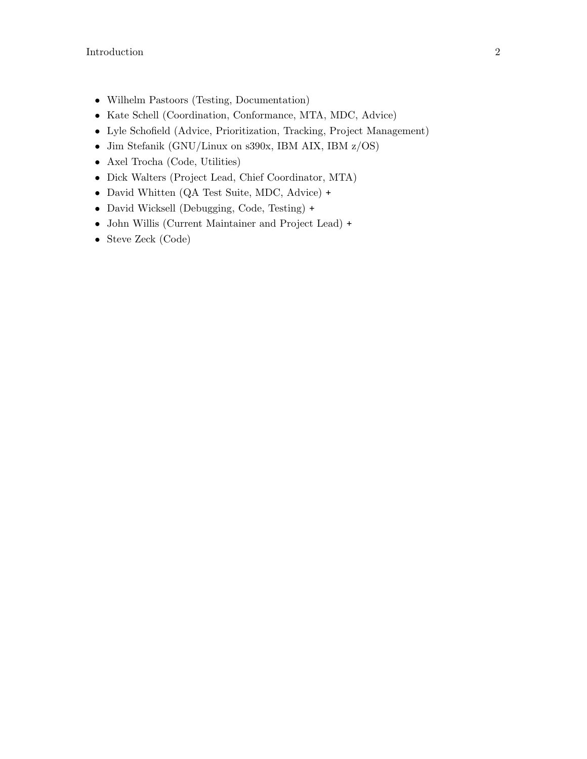- Wilhelm Pastoors (Testing, Documentation)
- Kate Schell (Coordination, Conformance, MTA, MDC, Advice)
- Lyle Schofield (Advice, Prioritization, Tracking, Project Management)
- Jim Stefanik (GNU/Linux on s390x, IBM AIX, IBM z/OS)
- Axel Trocha (Code, Utilities)
- Dick Walters (Project Lead, Chief Coordinator, MTA)
- David Whitten (QA Test Suite, MDC, Advice) +
- David Wicksell (Debugging, Code, Testing) +
- John Willis (Current Maintainer and Project Lead) +
- Steve Zeck (Code)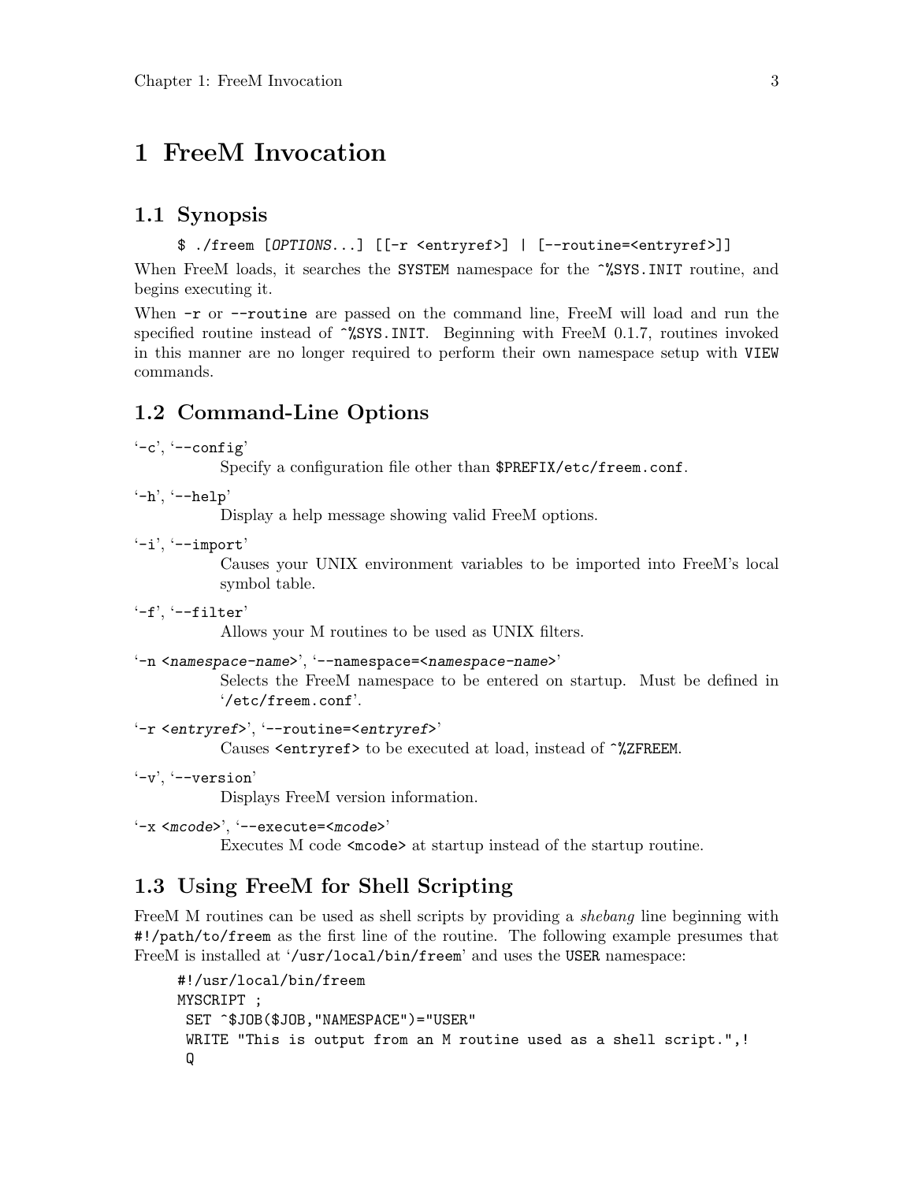# 1 FreeM Invocation

## 1.1 Synopsis

```
$ ./freem [OPTIONS...] [[-r <entryref>] | [--routine=<entryref>]]
```

When FreeM loads, it searches the `SYSTEM` namespace for the `^%SYS.INIT` routine, and begins executing it.

When `-r` or `--routine` are passed on the command line, FreeM will load and run the specified routine instead of `^%SYS.INIT`. Beginning with FreeM 0.1.7, routines invoked in this manner are no longer required to perform their own namespace setup with `VIEW` commands.

## 1.2 Command-Line Options

'`-c`', '`--config`'
: Specify a configuration file other than `$PREFIX/etc/freem.conf`.

'`-h`', '`--help`'
: Display a help message showing valid FreeM options.

'`-i`', '`--import`'
: Causes your UNIX environment variables to be imported into FreeM's local symbol table.

'`-f`', '`--filter`'
: Allows your M routines to be used as UNIX filters.

'`-n <namespace-name>`', '`--namespace=<namespace-name>`'
: Selects the FreeM namespace to be entered on startup. Must be defined in '`/etc/freem.conf`'.

'`-r <entryref>`', '`--routine=<entryref>`'
: Causes `<entryref>` to be executed at load, instead of `^%ZFREEM`.

'`-v`', '`--version`'
: Displays FreeM version information.

'`-x <mcode>`', '`--execute=<mcode>`'
: Executes M code `<mcode>` at startup instead of the startup routine.

## 1.3 Using FreeM for Shell Scripting

FreeM M routines can be used as shell scripts by providing a *shebang* line beginning with `#!/path/to/freem` as the first line of the routine. The following example presumes that FreeM is installed at '`/usr/local/bin/freem`' and uses the `USER` namespace:

```
#!/usr/local/bin/freem
MYSCRIPT ;
 SET ^$JOB($JOB,"NAMESPACE")="USER"
 WRITE "This is output from an M routine used as a shell script.",!
 Q
```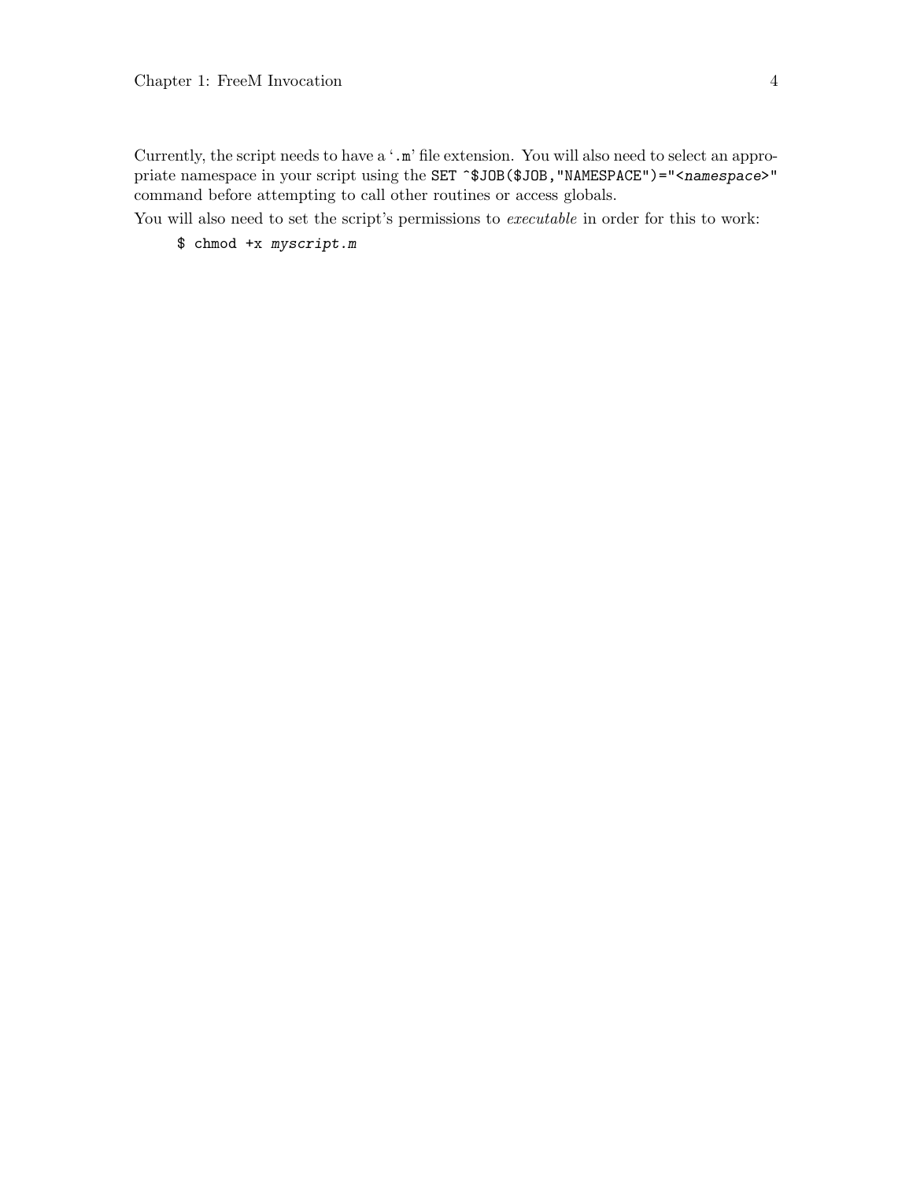Currently, the script needs to have a '`.m`' file extension. You will also need to select an appropriate namespace in your script using the `SET ^$JOB($JOB,"NAMESPACE")="<namespace>"` command before attempting to call other routines or access globals.

You will also need to set the script's permissions to *executable* in order for this to work:

```
$ chmod +x myscript.m
```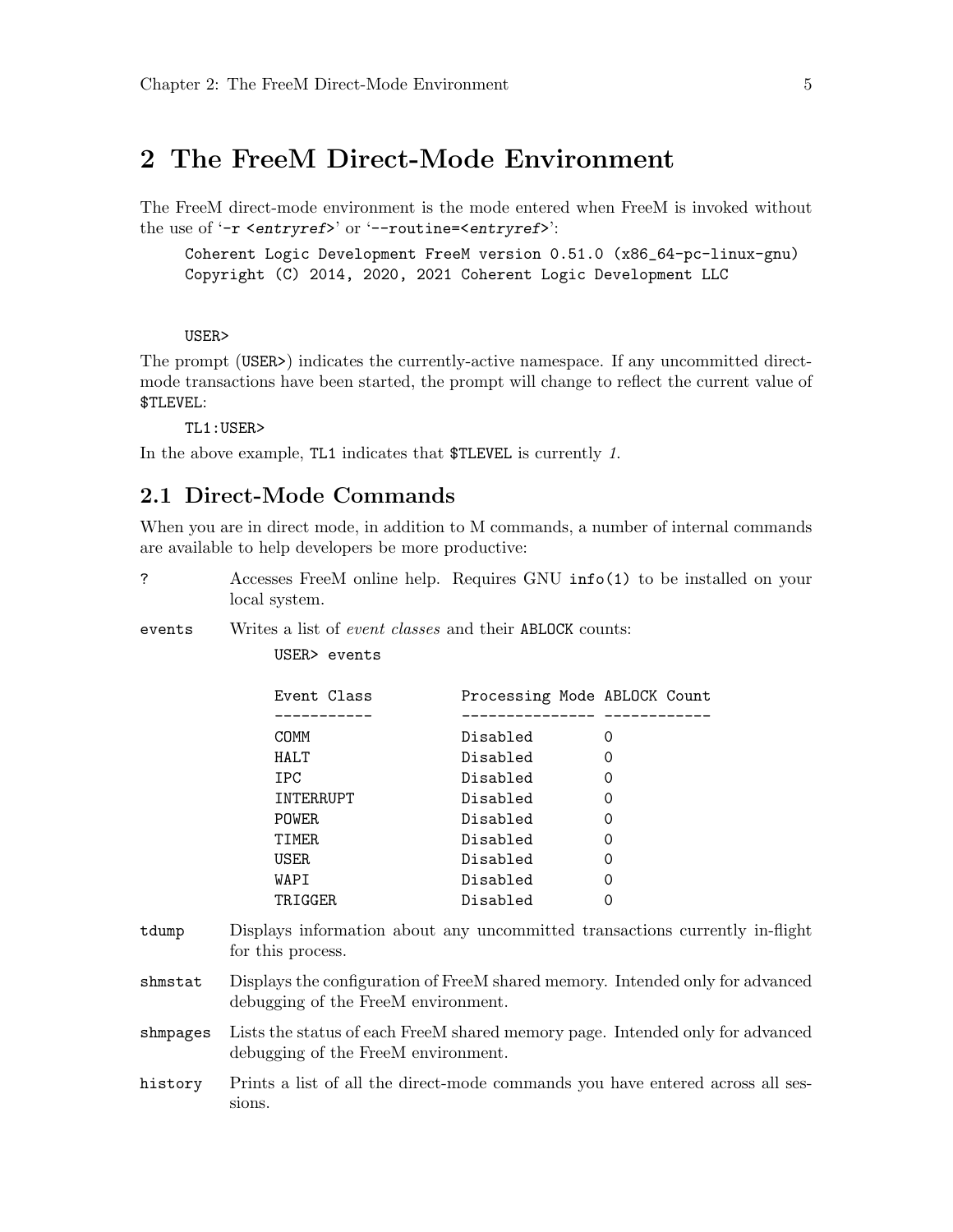# 2 The FreeM Direct-Mode Environment

The FreeM direct-mode environment is the mode entered when FreeM is invoked without the use of '`-r <entryref>`' or '`--routine=<entryref>`':

```
Coherent Logic Development FreeM version 0.51.0 (x86_64-pc-linux-gnu)
Copyright (C) 2014, 2020, 2021 Coherent Logic Development LLC


USER>
```

The prompt (`USER>`) indicates the currently-active namespace. If any uncommitted direct-mode transactions have been started, the prompt will change to reflect the current value of `$TLEVEL`:

```
TL1:USER>
```

In the above example, `TL1` indicates that `$TLEVEL` is currently *1*.

## 2.1 Direct-Mode Commands

When you are in direct mode, in addition to M commands, a number of internal commands are available to help developers be more productive:

`?`
: Accesses FreeM online help. Requires GNU `info(1)` to be installed on your local system.

`events`
: Writes a list of *event classes* and their `ABLOCK` counts:

```
USER> events

Event Class          Processing Mode ABLOCK Count
-----------          --------------- ------------
COMM                 Disabled        0
HALT                 Disabled        0
IPC                  Disabled        0
INTERRUPT            Disabled        0
POWER                Disabled        0
TIMER                Disabled        0
USER                 Disabled        0
WAPI                 Disabled        0
TRIGGER              Disabled        0
```

`tdump`
: Displays information about any uncommitted transactions currently in-flight for this process.

`shmstat`
: Displays the configuration of FreeM shared memory. Intended only for advanced debugging of the FreeM environment.

`shmpages`
: Lists the status of each FreeM shared memory page. Intended only for advanced debugging of the FreeM environment.

`history`
: Prints a list of all the direct-mode commands you have entered across all sessions.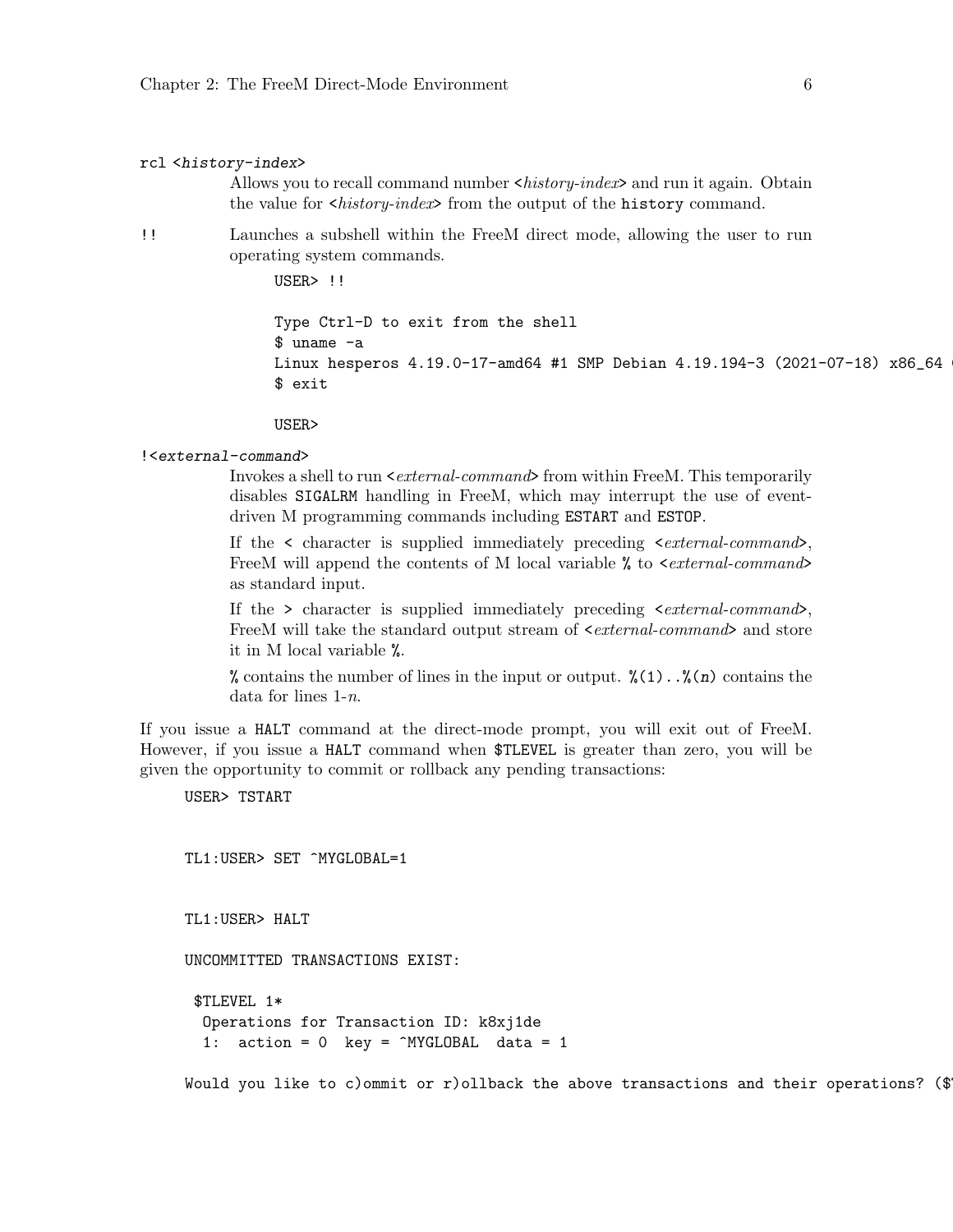`rcl <history-index>`
: Allows you to recall command number *<history-index>* and run it again. Obtain the value for *<history-index>* from the output of the `history` command.

`!!`
: Launches a subshell within the FreeM direct mode, allowing the user to run operating system commands.

```
USER> !!

Type Ctrl-D to exit from the shell
$ uname -a
Linux hesperos 4.19.0-17-amd64 #1 SMP Debian 4.19.194-3 (2021-07-18) x86_64 (
$ exit

USER>
```

`!<external-command>`
: Invokes a shell to run *<external-command>* from within FreeM. This temporarily disables `SIGALRM` handling in FreeM, which may interrupt the use of event-driven M programming commands including `ESTART` and `ESTOP`.

  If the `<` character is supplied immediately preceding *<external-command>*, FreeM will append the contents of M local variable `%` to *<external-command>* as standard input.

  If the `>` character is supplied immediately preceding *<external-command>*, FreeM will take the standard output stream of *<external-command>* and store it in M local variable `%`.

  `%` contains the number of lines in the input or output. `%(1)..%(n)` contains the data for lines 1-*n*.

If you issue a `HALT` command at the direct-mode prompt, you will exit out of FreeM. However, if you issue a `HALT` command when `$TLEVEL` is greater than zero, you will be given the opportunity to commit or rollback any pending transactions:

```
USER> TSTART


TL1:USER> SET ^MYGLOBAL=1


TL1:USER> HALT

UNCOMMITTED TRANSACTIONS EXIST:

 $TLEVEL 1*
  Operations for Transaction ID: k8xj1de
  1:  action = 0  key = ^MYGLOBAL  data = 1

Would you like to c)ommit or r)ollback the above transactions and their operations? ($
```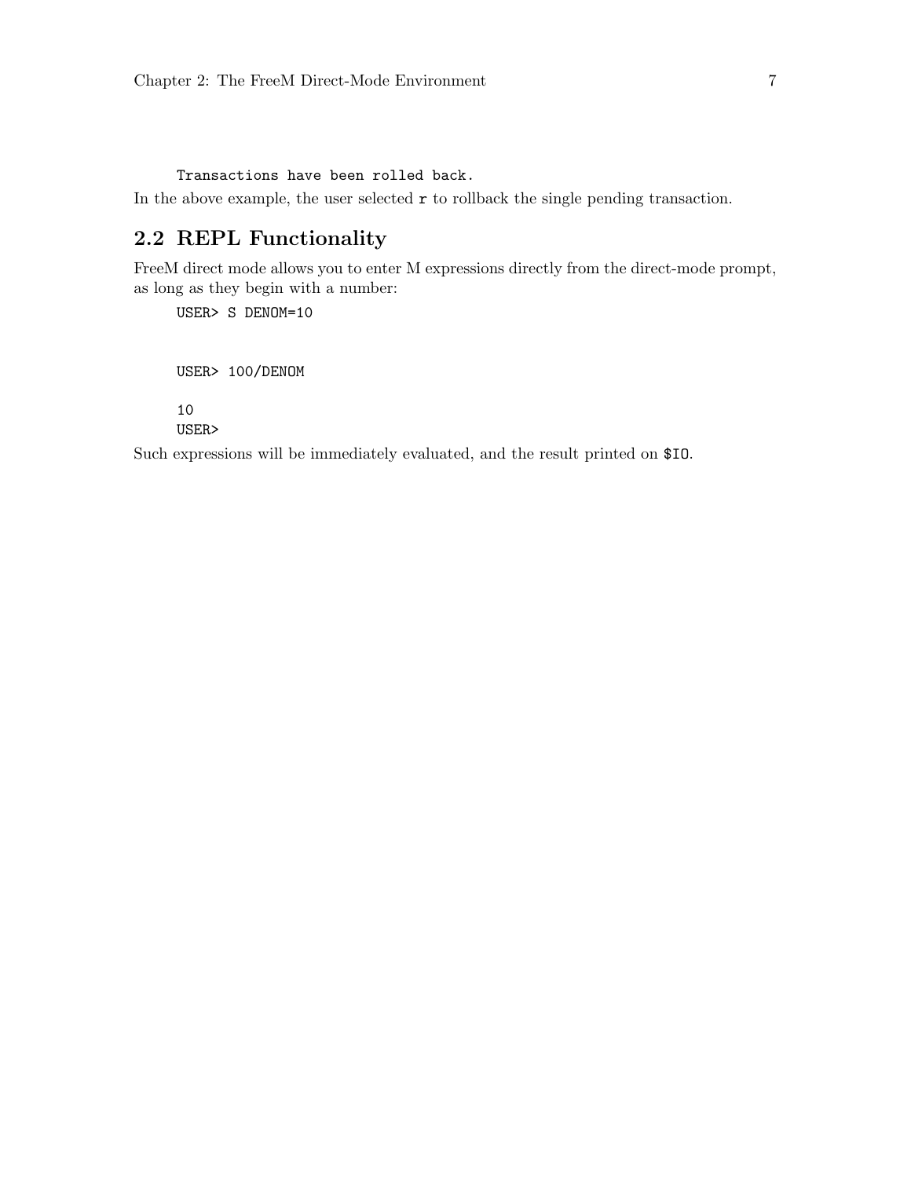```
Transactions have been rolled back.
```

In the above example, the user selected `r` to rollback the single pending transaction.

## 2.2 REPL Functionality

FreeM direct mode allows you to enter M expressions directly from the direct-mode prompt, as long as they begin with a number:

```
USER> S DENOM=10


USER> 100/DENOM

10
USER>
```

Such expressions will be immediately evaluated, and the result printed on `$IO`.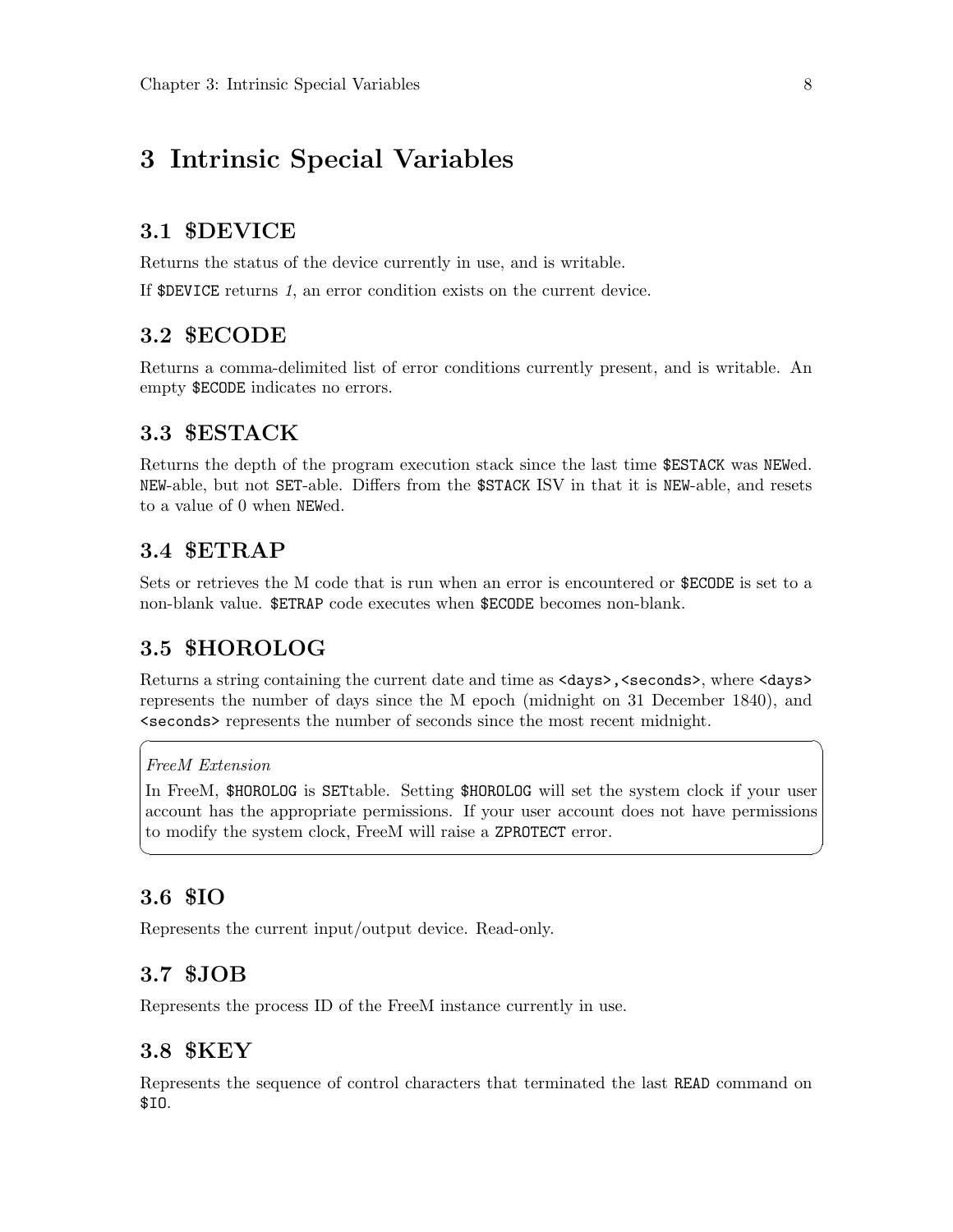# 3 Intrinsic Special Variables

## 3.1 $DEVICE

Returns the status of the device currently in use, and is writable.

If `$DEVICE` returns *1*, an error condition exists on the current device.

## 3.2 $ECODE

Returns a comma-delimited list of error conditions currently present, and is writable. An empty `$ECODE` indicates no errors.

## 3.3 $ESTACK

Returns the depth of the program execution stack since the last time `$ESTACK` was `NEW`ed. `NEW`-able, but not `SET`-able. Differs from the `$STACK` ISV in that it is `NEW`-able, and resets to a value of 0 when `NEW`ed.

## 3.4 $ETRAP

Sets or retrieves the M code that is run when an error is encountered or `$ECODE` is set to a non-blank value. `$ETRAP` code executes when `$ECODE` becomes non-blank.

## 3.5 $HOROLOG

Returns a string containing the current date and time as `<days>,<seconds>`, where `<days>` represents the number of days since the M epoch (midnight on 31 December 1840), and `<seconds>` represents the number of seconds since the most recent midnight.

> *FreeM Extension*
>
> In FreeM, `$HOROLOG` is `SET`table. Setting `$HOROLOG` will set the system clock if your user account has the appropriate permissions. If your user account does not have permissions to modify the system clock, FreeM will raise a `ZPROTECT` error.

## 3.6 $IO

Represents the current input/output device. Read-only.

## 3.7 $JOB

Represents the process ID of the FreeM instance currently in use.

## 3.8 $KEY

Represents the sequence of control characters that terminated the last `READ` command on `$IO`.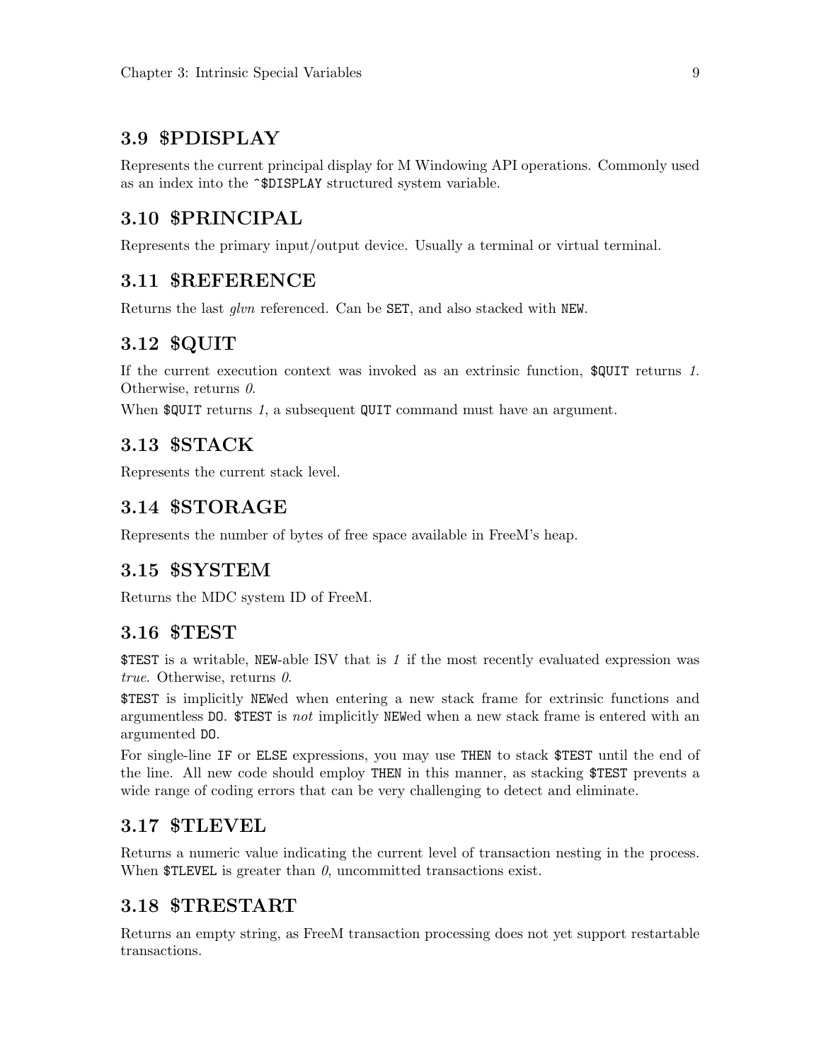## 3.9 $PDISPLAY

Represents the current principal display for M Windowing API operations. Commonly used as an index into the `^$DISPLAY` structured system variable.

## 3.10 $PRINCIPAL

Represents the primary input/output device. Usually a terminal or virtual terminal.

## 3.11 $REFERENCE

Returns the last *glvn* referenced. Can be `SET`, and also stacked with `NEW`.

## 3.12 $QUIT

If the current execution context was invoked as an extrinsic function, `$QUIT` returns *1*. Otherwise, returns *0*.

When `$QUIT` returns *1*, a subsequent `QUIT` command must have an argument.

## 3.13 $STACK

Represents the current stack level.

## 3.14 $STORAGE

Represents the number of bytes of free space available in FreeM's heap.

## 3.15 $SYSTEM

Returns the MDC system ID of FreeM.

## 3.16 $TEST

`$TEST` is a writable, `NEW`-able ISV that is *1* if the most recently evaluated expression was *true*. Otherwise, returns *0*.

`$TEST` is implicitly `NEW`ed when entering a new stack frame for extrinsic functions and argumentless `DO`. `$TEST` is *not* implicitly `NEW`ed when a new stack frame is entered with an argumented `DO`.

For single-line `IF` or `ELSE` expressions, you may use `THEN` to stack `$TEST` until the end of the line. All new code should employ `THEN` in this manner, as stacking `$TEST` prevents a wide range of coding errors that can be very challenging to detect and eliminate.

## 3.17 $TLEVEL

Returns a numeric value indicating the current level of transaction nesting in the process. When `$TLEVEL` is greater than *0*, uncommitted transactions exist.

## 3.18 $TRESTART

Returns an empty string, as FreeM transaction processing does not yet support restartable transactions.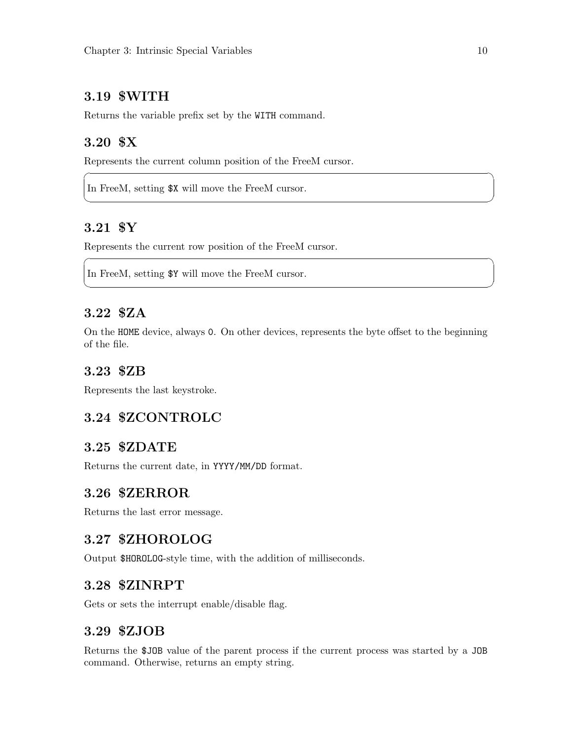## 3.19 $WITH

Returns the variable prefix set by the `WITH` command.

## 3.20 $X

Represents the current column position of the FreeM cursor.

> In FreeM, setting `$X` will move the FreeM cursor.

## 3.21 $Y

Represents the current row position of the FreeM cursor.

> In FreeM, setting `$Y` will move the FreeM cursor.

## 3.22 $ZA

On the `HOME` device, always `0`. On other devices, represents the byte offset to the beginning of the file.

## 3.23 $ZB

Represents the last keystroke.

## 3.24 $ZCONTROLC

## 3.25 $ZDATE

Returns the current date, in `YYYY/MM/DD` format.

## 3.26 $ZERROR

Returns the last error message.

## 3.27 $ZHOROLOG

Output `$HOROLOG`-style time, with the addition of milliseconds.

## 3.28 $ZINRPT

Gets or sets the interrupt enable/disable flag.

## 3.29 $ZJOB

Returns the `$JOB` value of the parent process if the current process was started by a `JOB` command. Otherwise, returns an empty string.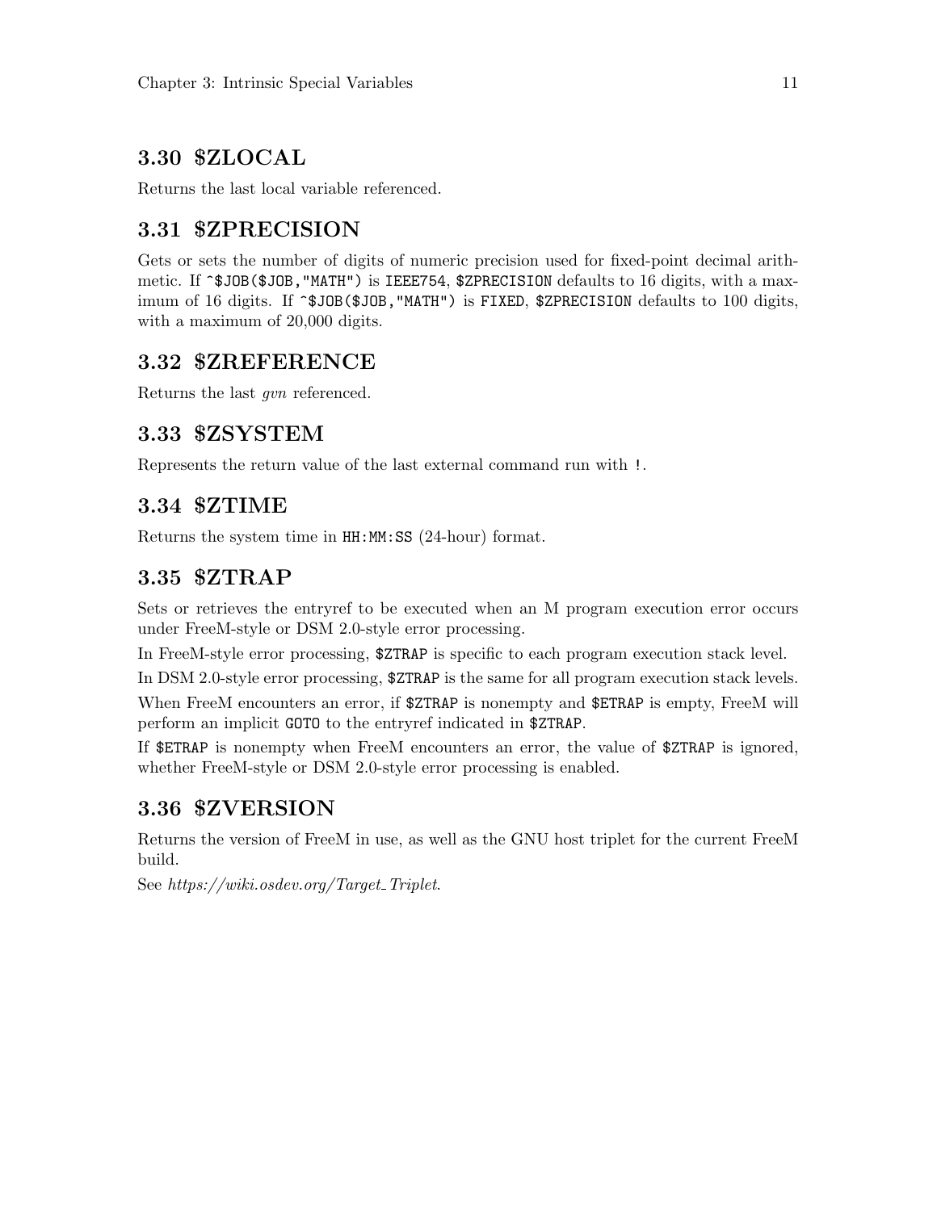## 3.30 $ZLOCAL

Returns the last local variable referenced.

## 3.31 $ZPRECISION

Gets or sets the number of digits of numeric precision used for fixed-point decimal arithmetic. If `^$JOB($JOB,"MATH")` is `IEEE754`, `$ZPRECISION` defaults to 16 digits, with a maximum of 16 digits. If `^$JOB($JOB,"MATH")` is `FIXED`, `$ZPRECISION` defaults to 100 digits, with a maximum of 20,000 digits.

## 3.32 $ZREFERENCE

Returns the last *gvn* referenced.

## 3.33 $ZSYSTEM

Represents the return value of the last external command run with `!`.

## 3.34 $ZTIME

Returns the system time in `HH:MM:SS` (24-hour) format.

## 3.35 $ZTRAP

Sets or retrieves the entryref to be executed when an M program execution error occurs under FreeM-style or DSM 2.0-style error processing.

In FreeM-style error processing, `$ZTRAP` is specific to each program execution stack level.

In DSM 2.0-style error processing, `$ZTRAP` is the same for all program execution stack levels.

When FreeM encounters an error, if `$ZTRAP` is nonempty and `$ETRAP` is empty, FreeM will perform an implicit `GOTO` to the entryref indicated in `$ZTRAP`.

If `$ETRAP` is nonempty when FreeM encounters an error, the value of `$ZTRAP` is ignored, whether FreeM-style or DSM 2.0-style error processing is enabled.

## 3.36 $ZVERSION

Returns the version of FreeM in use, as well as the GNU host triplet for the current FreeM build.

See *https://wiki.osdev.org/Target_Triplet*.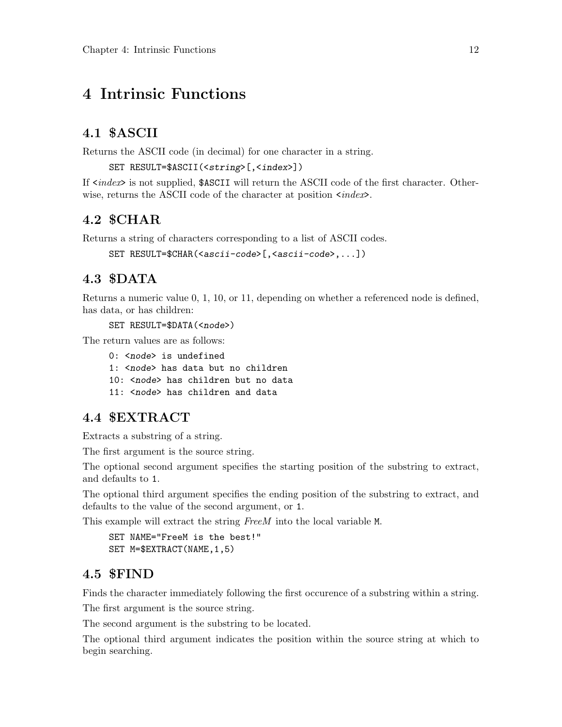// Chapter 4: Intrinsic Functions

# 4 Intrinsic Functions

## 4.1 $ASCII

Returns the ASCII code (in decimal) for one character in a string.

```
SET RESULT=$ASCII(<string>[,<index>])
```

If <*index*> is not supplied, `$ASCII` will return the ASCII code of the first character. Otherwise, returns the ASCII code of the character at position <*index*>.

## 4.2 $CHAR

Returns a string of characters corresponding to a list of ASCII codes.

```
SET RESULT=$CHAR(<ascii-code>[,<ascii-code>,...])
```

## 4.3 $DATA

Returns a numeric value 0, 1, 10, or 11, depending on whether a referenced node is defined, has data, or has children:

```
SET RESULT=$DATA(<node>)
```

The return values are as follows:

```
0: <node> is undefined
1: <node> has data but no children
10: <node> has children but no data
11: <node> has children and data
```

## 4.4 $EXTRACT

Extracts a substring of a string.

The first argument is the source string.

The optional second argument specifies the starting position of the substring to extract, and defaults to `1`.

The optional third argument specifies the ending position of the substring to extract, and defaults to the value of the second argument, or `1`.

This example will extract the string *FreeM* into the local variable `M`.

```
SET NAME="FreeM is the best!"
SET M=$EXTRACT(NAME,1,5)
```

## 4.5 $FIND

Finds the character immediately following the first occurence of a substring within a string.

The first argument is the source string.

The second argument is the substring to be located.

The optional third argument indicates the position within the source string at which to begin searching.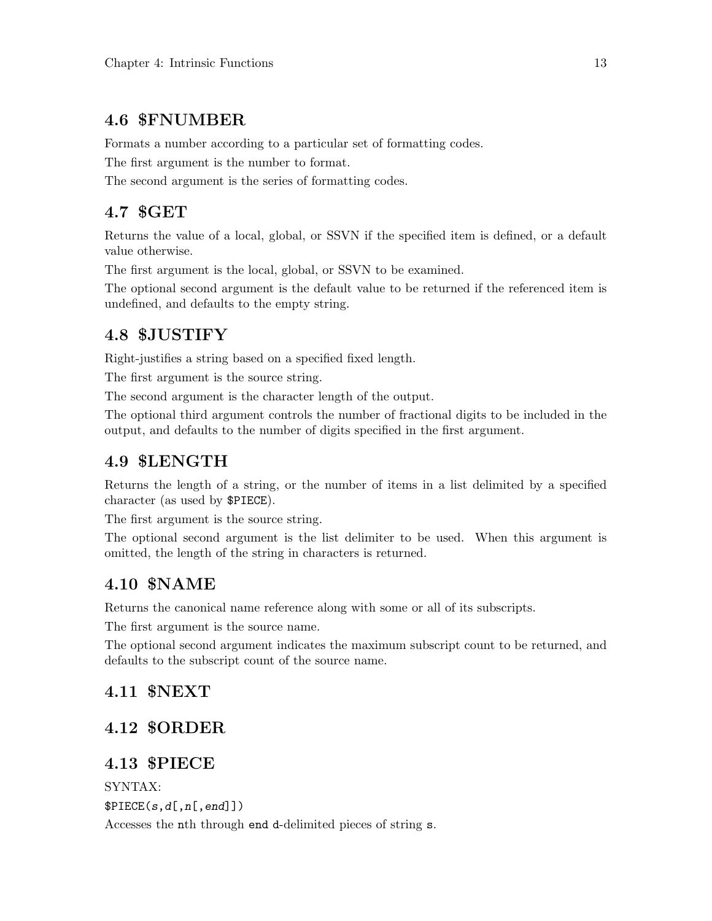## 4.6 $FNUMBER

Formats a number according to a particular set of formatting codes.

The first argument is the number to format.

The second argument is the series of formatting codes.

## 4.7 $GET

Returns the value of a local, global, or SSVN if the specified item is defined, or a default value otherwise.

The first argument is the local, global, or SSVN to be examined.

The optional second argument is the default value to be returned if the referenced item is undefined, and defaults to the empty string.

## 4.8 $JUSTIFY

Right-justifies a string based on a specified fixed length.

The first argument is the source string.

The second argument is the character length of the output.

The optional third argument controls the number of fractional digits to be included in the output, and defaults to the number of digits specified in the first argument.

## 4.9 $LENGTH

Returns the length of a string, or the number of items in a list delimited by a specified character (as used by `$PIECE`).

The first argument is the source string.

The optional second argument is the list delimiter to be used. When this argument is omitted, the length of the string in characters is returned.

## 4.10 $NAME

Returns the canonical name reference along with some or all of its subscripts.

The first argument is the source name.

The optional second argument indicates the maximum subscript count to be returned, and defaults to the subscript count of the source name.

## 4.11 $NEXT

## 4.12 $ORDER

## 4.13 $PIECE

SYNTAX:

`$PIECE(s,d[,n[,end]])`

Accesses the `n`th through `end` `d`-delimited pieces of string `s`.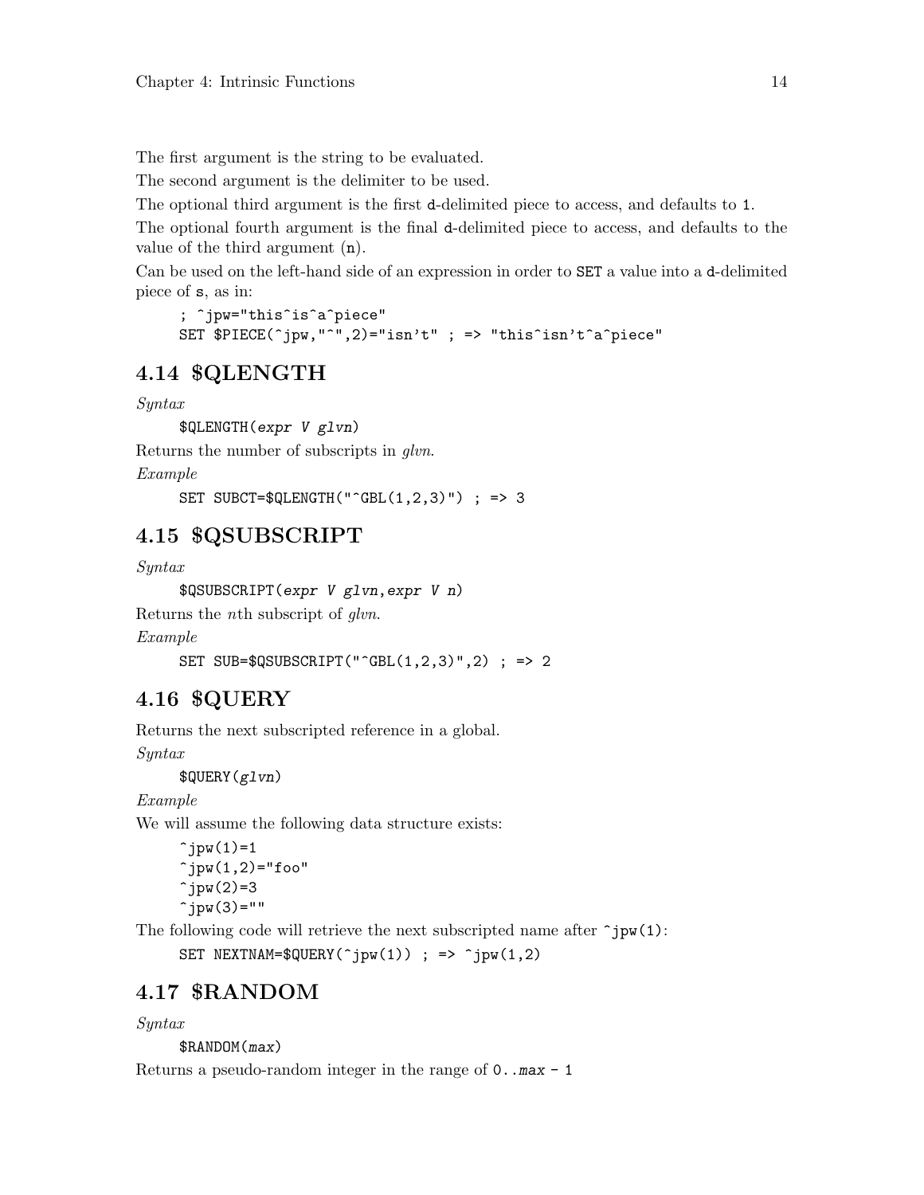The first argument is the string to be evaluated.

The second argument is the delimiter to be used.

The optional third argument is the first `d`-delimited piece to access, and defaults to `1`.

The optional fourth argument is the final `d`-delimited piece to access, and defaults to the value of the third argument (`n`).

Can be used on the left-hand side of an expression in order to `SET` a value into a `d`-delimited piece of `s`, as in:

```
; ^jpw="this^is^a^piece"
SET $PIECE(^jpw,"^",2)="isn't" ; => "this^isn't^a^piece"
```

## 4.14 $QLENGTH

*Syntax*

```
$QLENGTH(expr V glvn)
```

Returns the number of subscripts in *glvn*.

*Example*

```
SET SUBCT=$QLENGTH("^GBL(1,2,3)") ; => 3
```

## 4.15 $QSUBSCRIPT

*Syntax*

```
$QSUBSCRIPT(expr V glvn,expr V n)
```

Returns the *n*th subscript of *glvn*.

*Example*

```
SET SUB=$QSUBSCRIPT("^GBL(1,2,3)",2) ; => 2
```

## 4.16 $QUERY

Returns the next subscripted reference in a global.

*Syntax*

```
$QUERY(glvn)
```

*Example*

We will assume the following data structure exists:

```
^jpw(1)=1
^jpw(1,2)="foo"
^jpw(2)=3
^jpw(3)=""
```

The following code will retrieve the next subscripted name after `^jpw(1)`:

```
SET NEXTNAM=$QUERY(^jpw(1)) ; => ^jpw(1,2)
```

## 4.17 $RANDOM

*Syntax*

```
$RANDOM(max)
```

Returns a pseudo-random integer in the range of `0..max - 1`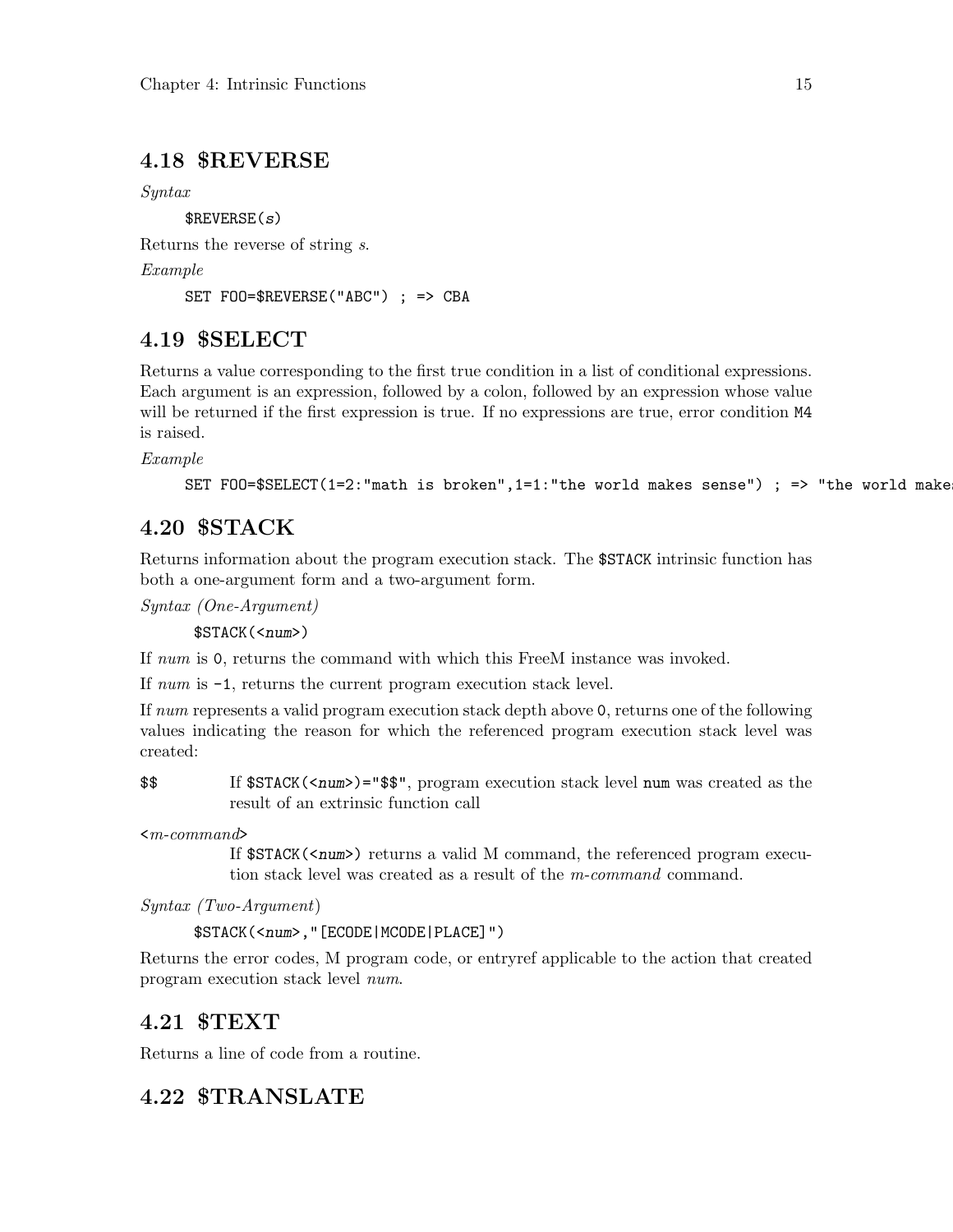## 4.18 $REVERSE

*Syntax*

```
$REVERSE(s)
```

Returns the reverse of string *s*.

*Example*

```
SET FOO=$REVERSE("ABC") ; => CBA
```

## 4.19 $SELECT

Returns a value corresponding to the first true condition in a list of conditional expressions. Each argument is an expression, followed by a colon, followed by an expression whose value will be returned if the first expression is true. If no expressions are true, error condition M4 is raised.

*Example*

```
SET FOO=$SELECT(1=2:"math is broken",1=1:"the world makes sense") ; => "the world make
```

## 4.20 $STACK

Returns information about the program execution stack. The $STACK intrinsic function has both a one-argument form and a two-argument form.

*Syntax (One-Argument)*

```
$STACK(<num>)
```

If *num* is 0, returns the command with which this FreeM instance was invoked.

If *num* is -1, returns the current program execution stack level.

If *num* represents a valid program execution stack depth above 0, returns one of the following values indicating the reason for which the referenced program execution stack level was created:

$$ If $STACK(<*num*>)="$$", program execution stack level num was created as the result of an extrinsic function call

<*m-command*>
: If $STACK(<*num*>) returns a valid M command, the referenced program execution stack level was created as a result of the *m-command* command.

*Syntax (Two-Argument)*

```
$STACK(<num>,"[ECODE|MCODE|PLACE]")
```

Returns the error codes, M program code, or entryref applicable to the action that created program execution stack level *num*.

## 4.21 $TEXT

Returns a line of code from a routine.

## 4.22 $TRANSLATE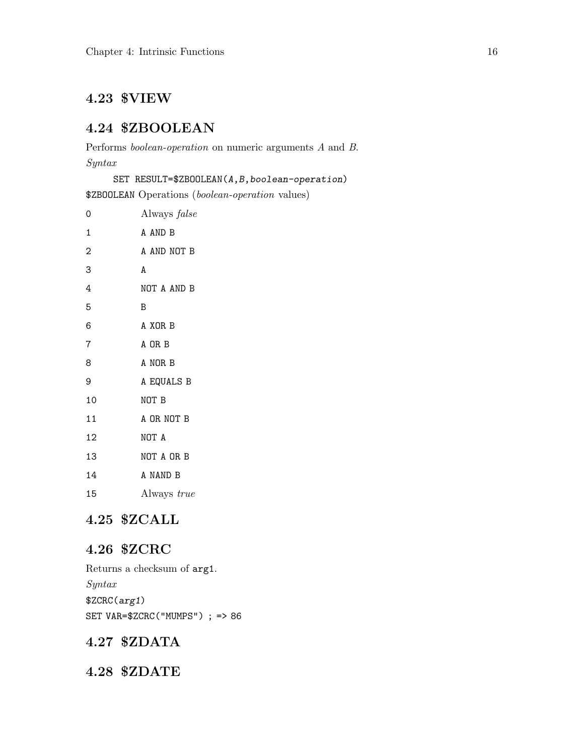## 4.23 $VIEW

## 4.24 $ZBOOLEAN

Performs *boolean-operation* on numeric arguments *A* and *B*.

*Syntax*

```
SET RESULT=$ZBOOLEAN(A,B,boolean-operation)
```

`$ZBOOLEAN` Operations (*boolean-operation* values)

| | |
|---|---|
| 0 | Always *false* |
| 1 | A AND B |
| 2 | A AND NOT B |
| 3 | A |
| 4 | NOT A AND B |
| 5 | B |
| 6 | A XOR B |
| 7 | A OR B |
| 8 | A NOR B |
| 9 | A EQUALS B |
| 10 | NOT B |
| 11 | A OR NOT B |
| 12 | NOT A |
| 13 | NOT A OR B |
| 14 | A NAND B |
| 15 | Always *true* |

## 4.25 $ZCALL

## 4.26 $ZCRC

Returns a checksum of `arg1`.

*Syntax*

`$ZCRC(arg1)`

`SET VAR=$ZCRC("MUMPS") ; => 86`

## 4.27 $ZDATA

## 4.28 $ZDATE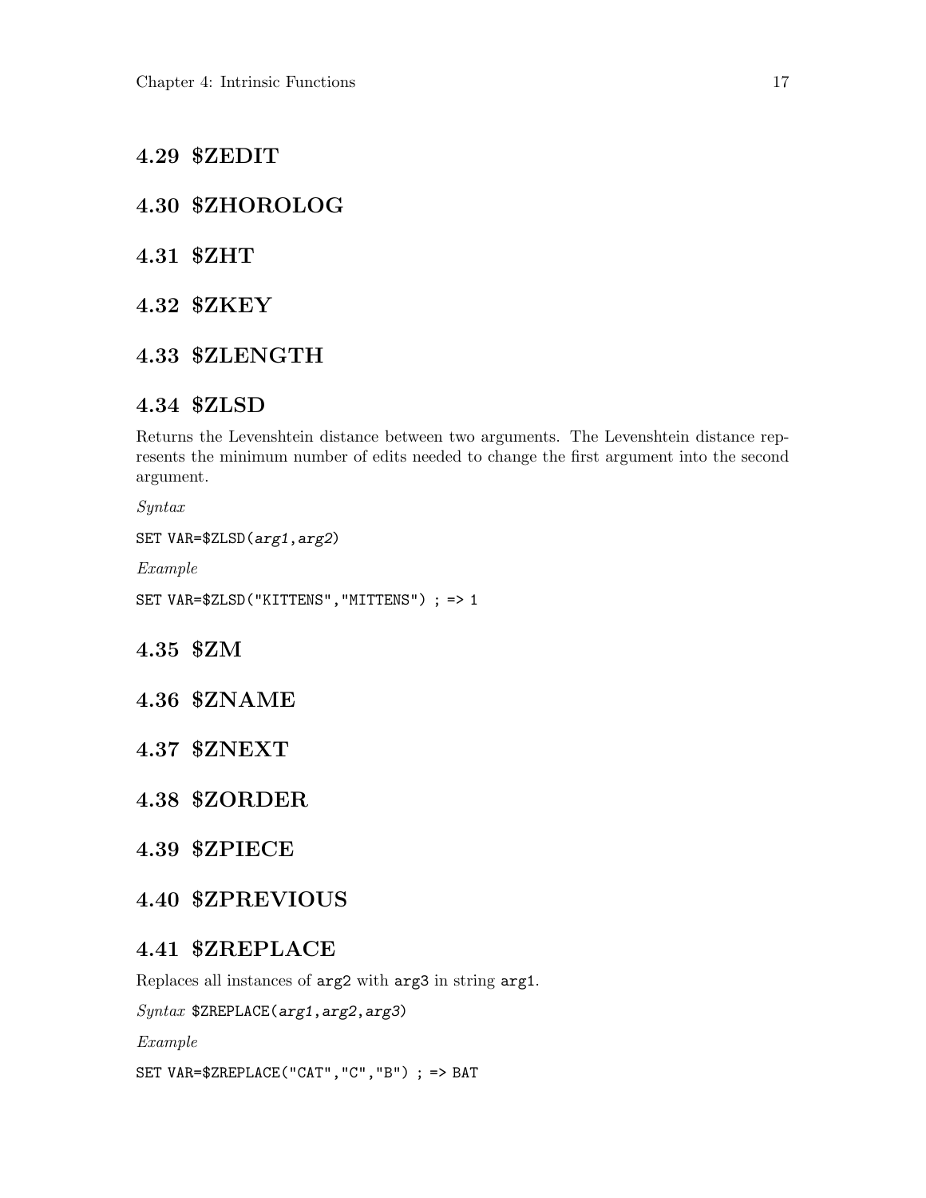## 4.29 $ZEDIT

## 4.30 $ZHOROLOG

## 4.31 $ZHT

## 4.32 $ZKEY

## 4.33 $ZLENGTH

## 4.34 $ZLSD

Returns the Levenshtein distance between two arguments. The Levenshtein distance represents the minimum number of edits needed to change the first argument into the second argument.

*Syntax*

```
SET VAR=$ZLSD(arg1,arg2)
```

*Example*

```
SET VAR=$ZLSD("KITTENS","MITTENS") ; => 1
```

## 4.35 $ZM

## 4.36 $ZNAME

## 4.37 $ZNEXT

## 4.38 $ZORDER

## 4.39 $ZPIECE

## 4.40 $ZPREVIOUS

## 4.41 $ZREPLACE

Replaces all instances of `arg2` with `arg3` in string `arg1`.

*Syntax* `$ZREPLACE(arg1,arg2,arg3)`

*Example*

```
SET VAR=$ZREPLACE("CAT","C","B") ; => BAT
```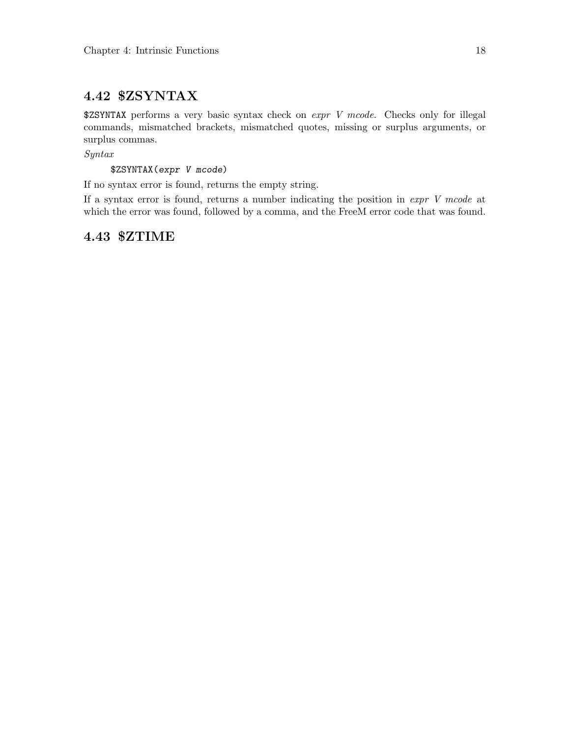## 4.42 $ZSYNTAX

`$ZSYNTAX` performs a very basic syntax check on *expr V mcode*. Checks only for illegal commands, mismatched brackets, mismatched quotes, missing or surplus arguments, or surplus commas.

*Syntax*

```
$ZSYNTAX(expr V mcode)
```

If no syntax error is found, returns the empty string.

If a syntax error is found, returns a number indicating the position in *expr V mcode* at which the error was found, followed by a comma, and the FreeM error code that was found.

## 4.43 $ZTIME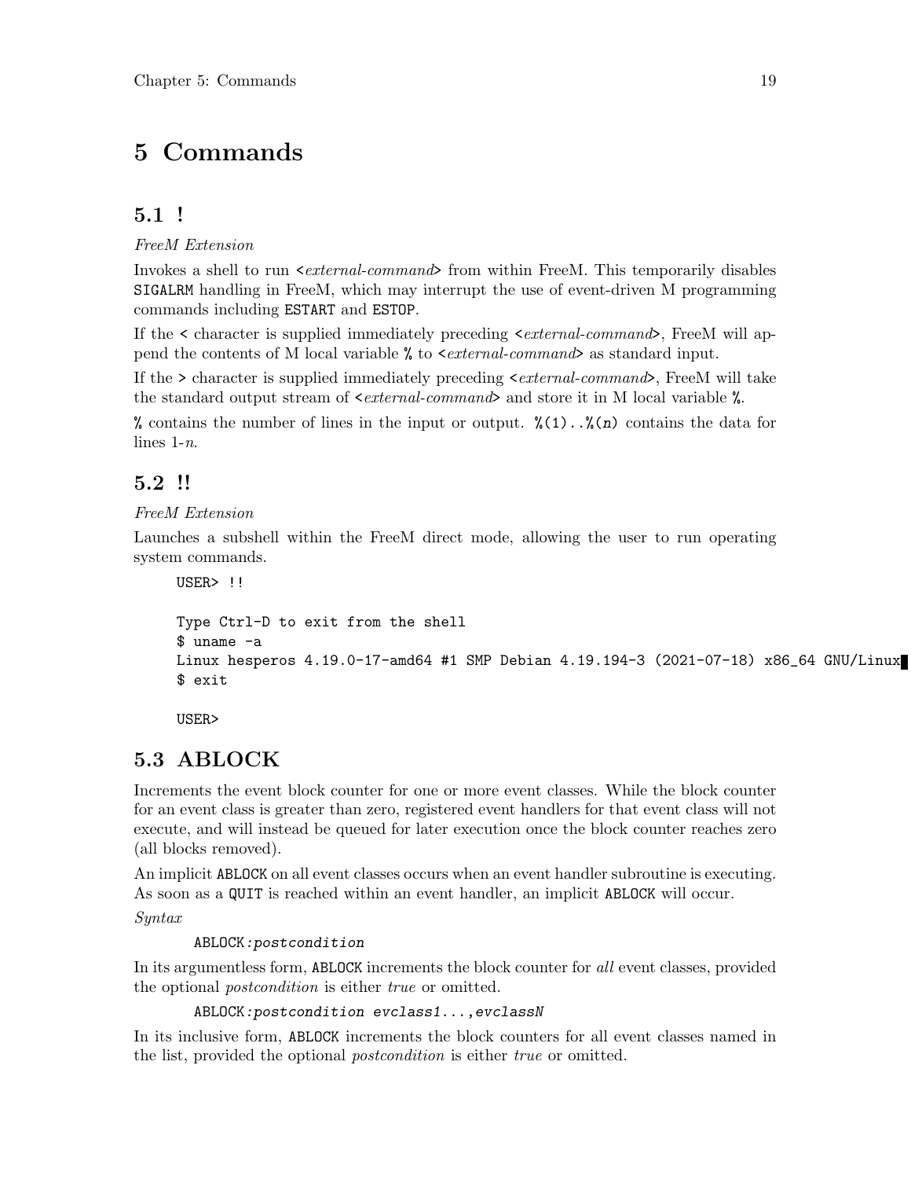# 5 Commands

## 5.1 !

*FreeM Extension*

Invokes a shell to run <*external-command*> from within FreeM. This temporarily disables `SIGALRM` handling in FreeM, which may interrupt the use of event-driven M programming commands including `ESTART` and `ESTOP`.

If the `<` character is supplied immediately preceding <*external-command*>, FreeM will append the contents of M local variable `%` to <*external-command*> as standard input.

If the `>` character is supplied immediately preceding <*external-command*>, FreeM will take the standard output stream of <*external-command*> and store it in M local variable `%`.

`%` contains the number of lines in the input or output. `%(1)..%(n)` contains the data for lines 1-*n*.

## 5.2 !!

*FreeM Extension*

Launches a subshell within the FreeM direct mode, allowing the user to run operating system commands.

```
USER> !!

Type Ctrl-D to exit from the shell
$ uname -a
Linux hesperos 4.19.0-17-amd64 #1 SMP Debian 4.19.194-3 (2021-07-18) x86_64 GNU/Linux
$ exit

USER>
```

## 5.3 ABLOCK

Increments the event block counter for one or more event classes. While the block counter for an event class is greater than zero, registered event handlers for that event class will not execute, and will instead be queued for later execution once the block counter reaches zero (all blocks removed).

An implicit `ABLOCK` on all event classes occurs when an event handler subroutine is executing. As soon as a `QUIT` is reached within an event handler, an implicit `ABLOCK` will occur.

*Syntax*

```
ABLOCK:postcondition
```

In its argumentless form, `ABLOCK` increments the block counter for *all* event classes, provided the optional *postcondition* is either *true* or omitted.

```
ABLOCK:postcondition evclass1...,evclassN
```

In its inclusive form, `ABLOCK` increments the block counters for all event classes named in the list, provided the optional *postcondition* is either *true* or omitted.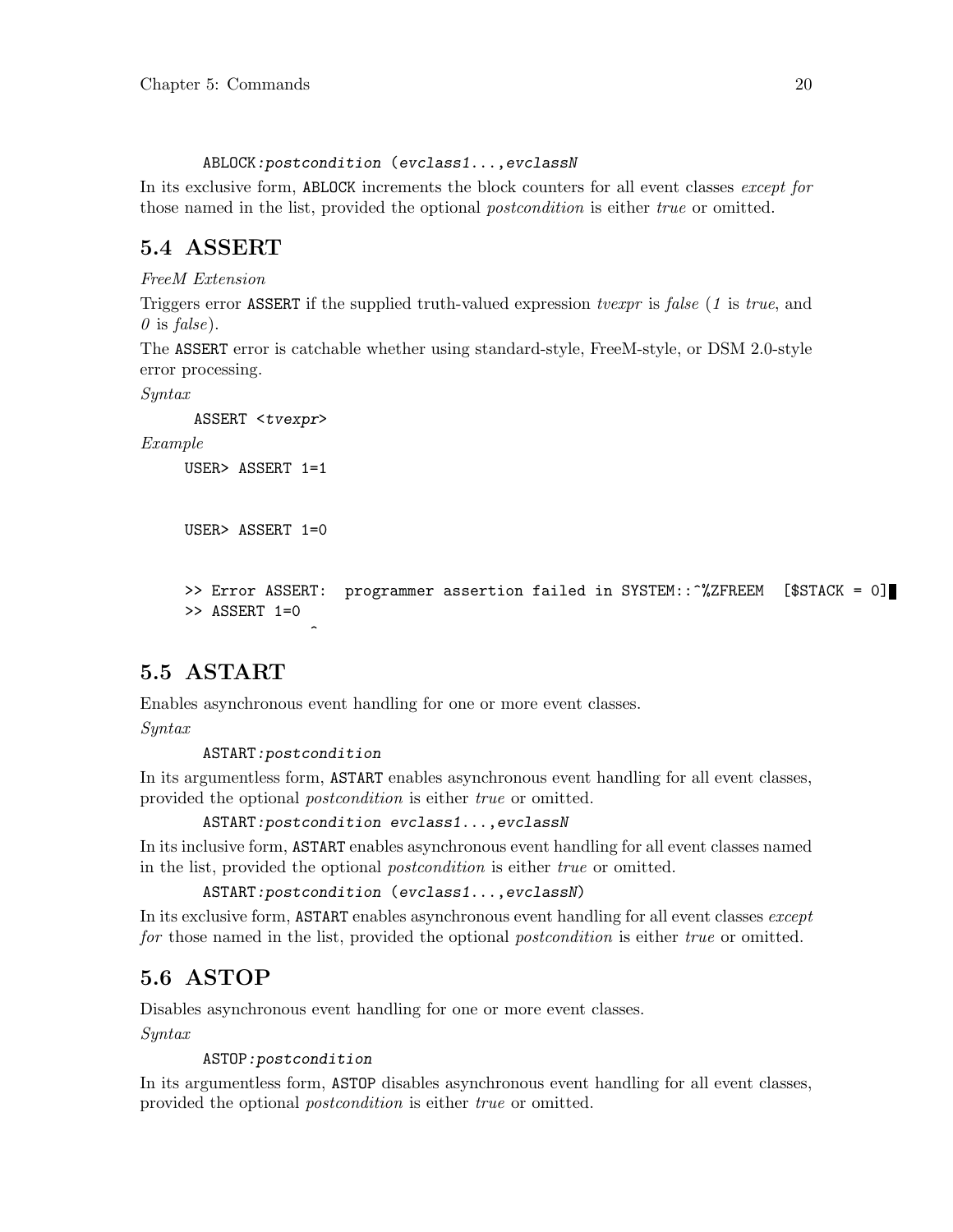```
ABLOCK:postcondition (evclass1...,evclassN
```

In its exclusive form, ABLOCK increments the block counters for all event classes *except for* those named in the list, provided the optional *postcondition* is either *true* or omitted.

## 5.4 ASSERT

*FreeM Extension*

Triggers error ASSERT if the supplied truth-valued expression *tvexpr* is *false* (*1* is *true*, and *0* is *false*).

The ASSERT error is catchable whether using standard-style, FreeM-style, or DSM 2.0-style error processing.

*Syntax*

```
ASSERT <tvexpr>
```

*Example*

```
USER> ASSERT 1=1


USER> ASSERT 1=0


>> Error ASSERT:  programmer assertion failed in SYSTEM::^%ZFREEM  [$STACK = 0]
>> ASSERT 1=0
              ^
```

## 5.5 ASTART

Enables asynchronous event handling for one or more event classes.

*Syntax*

```
ASTART:postcondition
```

In its argumentless form, ASTART enables asynchronous event handling for all event classes, provided the optional *postcondition* is either *true* or omitted.

```
ASTART:postcondition evclass1...,evclassN
```

In its inclusive form, ASTART enables asynchronous event handling for all event classes named in the list, provided the optional *postcondition* is either *true* or omitted.

```
ASTART:postcondition (evclass1...,evclassN)
```

In its exclusive form, ASTART enables asynchronous event handling for all event classes *except for* those named in the list, provided the optional *postcondition* is either *true* or omitted.

## 5.6 ASTOP

Disables asynchronous event handling for one or more event classes.

*Syntax*

```
ASTOP:postcondition
```

In its argumentless form, ASTOP disables asynchronous event handling for all event classes, provided the optional *postcondition* is either *true* or omitted.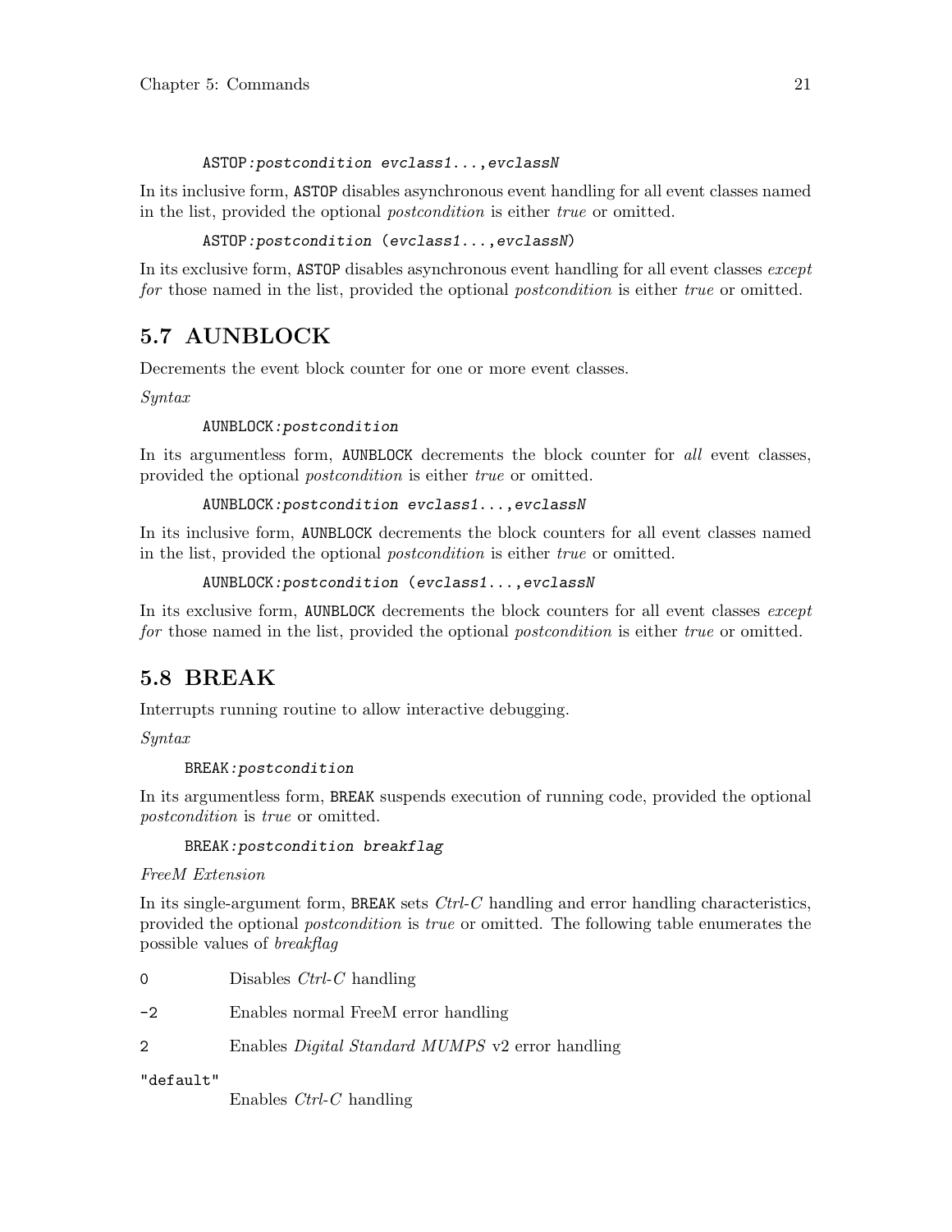```
ASTOP:postcondition evclass1...,evclassN
```

In its inclusive form, ASTOP disables asynchronous event handling for all event classes named in the list, provided the optional *postcondition* is either *true* or omitted.

```
ASTOP:postcondition (evclass1...,evclassN)
```

In its exclusive form, ASTOP disables asynchronous event handling for all event classes *except for* those named in the list, provided the optional *postcondition* is either *true* or omitted.

## 5.7 AUNBLOCK

Decrements the event block counter for one or more event classes.

*Syntax*

```
AUNBLOCK:postcondition
```

In its argumentless form, AUNBLOCK decrements the block counter for *all* event classes, provided the optional *postcondition* is either *true* or omitted.

```
AUNBLOCK:postcondition evclass1...,evclassN
```

In its inclusive form, AUNBLOCK decrements the block counters for all event classes named in the list, provided the optional *postcondition* is either *true* or omitted.

```
AUNBLOCK:postcondition (evclass1...,evclassN
```

In its exclusive form, AUNBLOCK decrements the block counters for all event classes *except for* those named in the list, provided the optional *postcondition* is either *true* or omitted.

## 5.8 BREAK

Interrupts running routine to allow interactive debugging.

*Syntax*

```
BREAK:postcondition
```

In its argumentless form, BREAK suspends execution of running code, provided the optional *postcondition* is *true* or omitted.

```
BREAK:postcondition breakflag
```

*FreeM Extension*

In its single-argument form, BREAK sets *Ctrl-C* handling and error handling characteristics, provided the optional *postcondition* is *true* or omitted. The following table enumerates the possible values of *breakflag*

`0` Disables *Ctrl-C* handling

`-2` Enables normal FreeM error handling

`2` Enables *Digital Standard MUMPS* v2 error handling

`"default"`
Enables *Ctrl-C* handling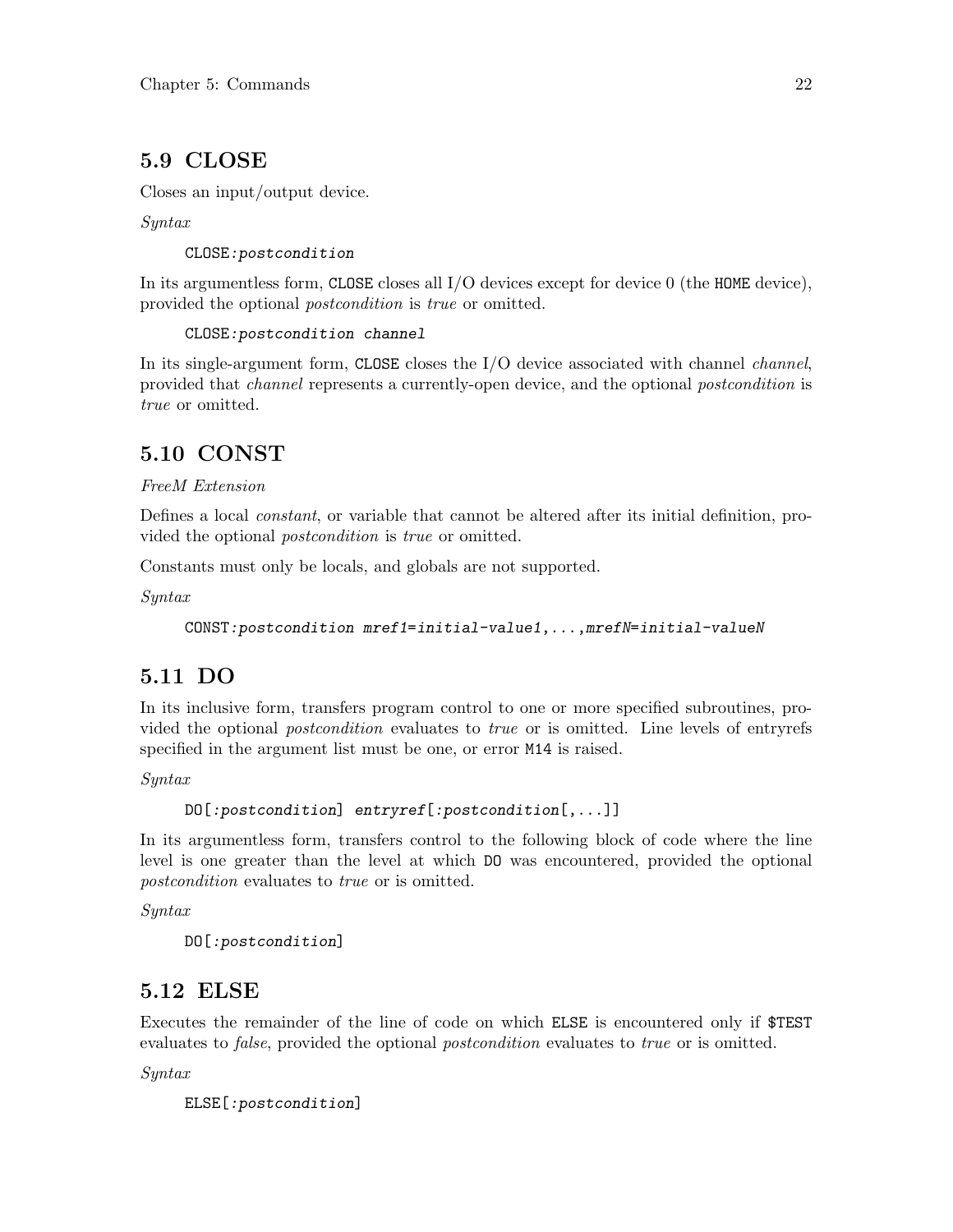## 5.9 CLOSE

Closes an input/output device.

*Syntax*

```
CLOSE:postcondition
```

In its argumentless form, `CLOSE` closes all I/O devices except for device 0 (the `HOME` device), provided the optional *postcondition* is *true* or omitted.

```
CLOSE:postcondition channel
```

In its single-argument form, `CLOSE` closes the I/O device associated with channel *channel*, provided that *channel* represents a currently-open device, and the optional *postcondition* is *true* or omitted.

## 5.10 CONST

*FreeM Extension*

Defines a local *constant*, or variable that cannot be altered after its initial definition, provided the optional *postcondition* is *true* or omitted.

Constants must only be locals, and globals are not supported.

*Syntax*

```
CONST:postcondition mref1=initial-value1,...,mrefN=initial-valueN
```

## 5.11 DO

In its inclusive form, transfers program control to one or more specified subroutines, provided the optional *postcondition* evaluates to *true* or is omitted. Line levels of entryrefs specified in the argument list must be one, or error `M14` is raised.

*Syntax*

```
DO[:postcondition] entryref[:postcondition[,...]]
```

In its argumentless form, transfers control to the following block of code where the line level is one greater than the level at which `DO` was encountered, provided the optional *postcondition* evaluates to *true* or is omitted.

*Syntax*

```
DO[:postcondition]
```

## 5.12 ELSE

Executes the remainder of the line of code on which `ELSE` is encountered only if `$TEST` evaluates to *false*, provided the optional *postcondition* evaluates to *true* or is omitted.

*Syntax*

```
ELSE[:postcondition]
```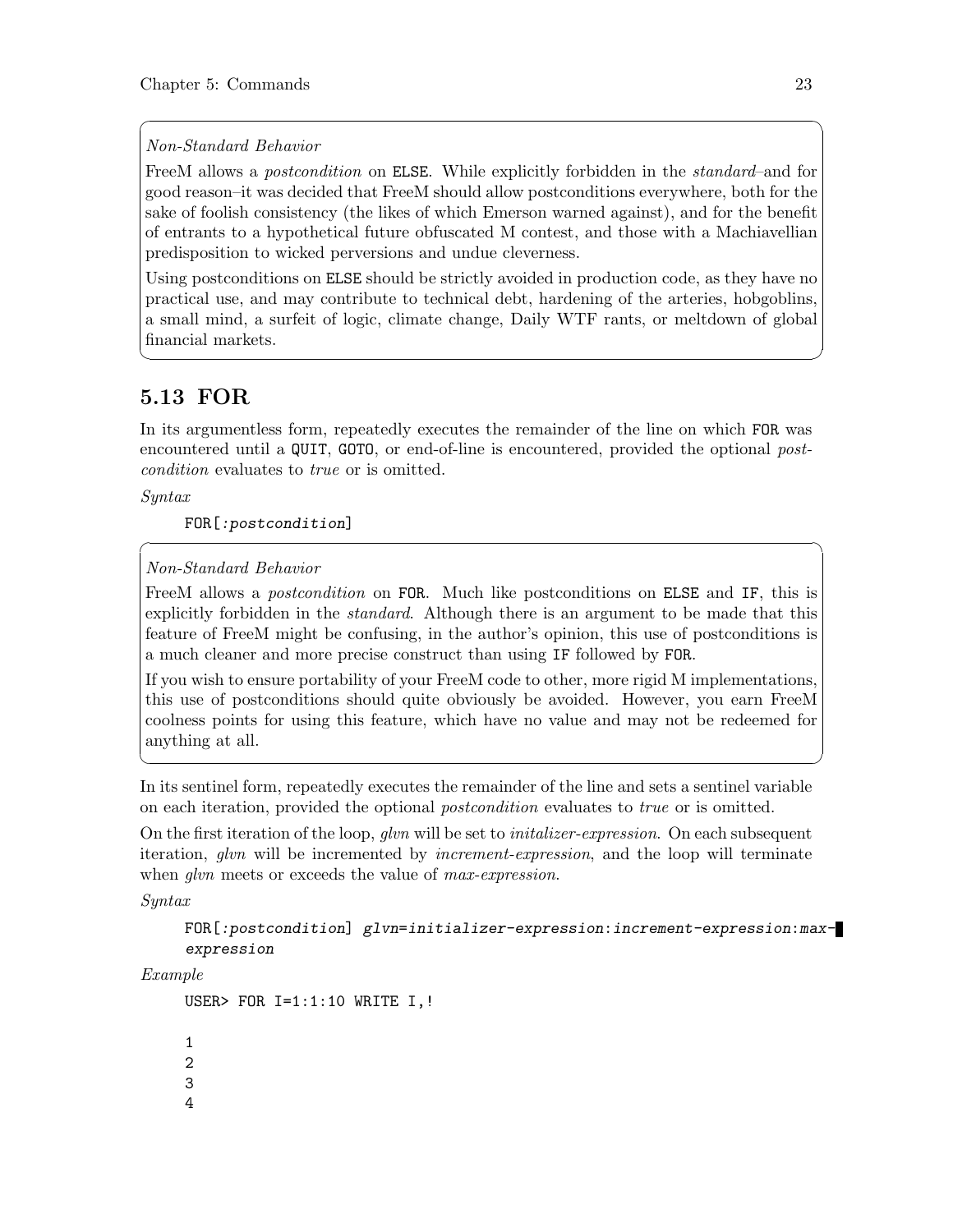*Non-Standard Behavior*

FreeM allows a *postcondition* on `ELSE`. While explicitly forbidden in the *standard*–and for good reason–it was decided that FreeM should allow postconditions everywhere, both for the sake of foolish consistency (the likes of which Emerson warned against), and for the benefit of entrants to a hypothetical future obfuscated M contest, and those with a Machiavellian predisposition to wicked perversions and undue cleverness.

Using postconditions on `ELSE` should be strictly avoided in production code, as they have no practical use, and may contribute to technical debt, hardening of the arteries, hobgoblins, a small mind, a surfeit of logic, climate change, Daily WTF rants, or meltdown of global financial markets.

## 5.13 FOR

In its argumentless form, repeatedly executes the remainder of the line on which `FOR` was encountered until a `QUIT`, `GOTO`, or end-of-line is encountered, provided the optional *postcondition* evaluates to *true* or is omitted.

*Syntax*

```
FOR[:postcondition]
```

*Non-Standard Behavior*

FreeM allows a *postcondition* on `FOR`. Much like postconditions on `ELSE` and `IF`, this is explicitly forbidden in the *standard*. Although there is an argument to be made that this feature of FreeM might be confusing, in the author's opinion, this use of postconditions is a much cleaner and more precise construct than using `IF` followed by `FOR`.

If you wish to ensure portability of your FreeM code to other, more rigid M implementations, this use of postconditions should quite obviously be avoided. However, you earn FreeM coolness points for using this feature, which have no value and may not be redeemed for anything at all.

In its sentinel form, repeatedly executes the remainder of the line and sets a sentinel variable on each iteration, provided the optional *postcondition* evaluates to *true* or is omitted.

On the first iteration of the loop, *glvn* will be set to *initalizer-expression*. On each subsequent iteration, *glvn* will be incremented by *increment-expression*, and the loop will terminate when *glvn* meets or exceeds the value of *max-expression*.

*Syntax*

```
FOR[:postcondition] glvn=initializer-expression:increment-expression:max-expression
```

*Example*

```
USER> FOR I=1:1:10 WRITE I,!

1
2
3
4
```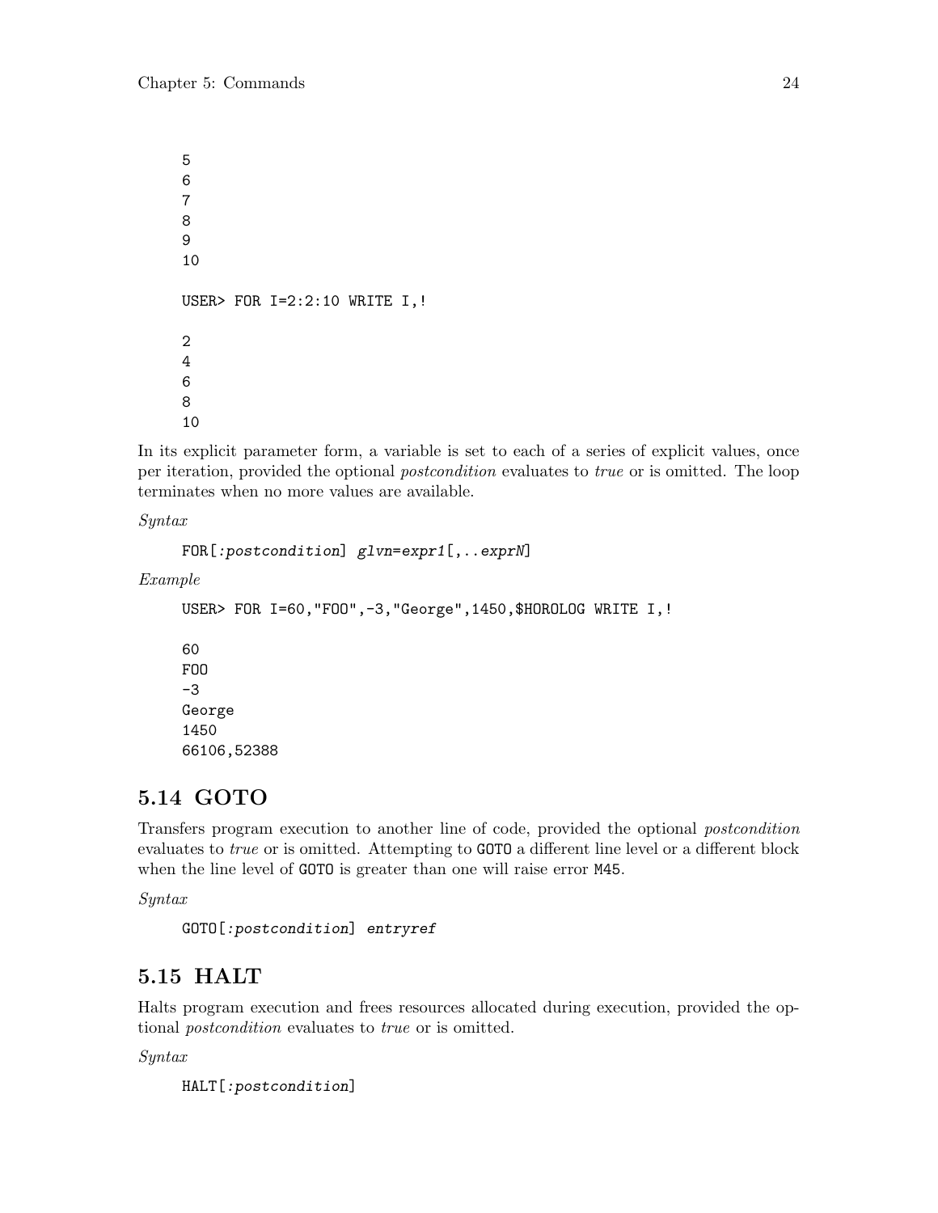```
5
6
7
8
9
10

USER> FOR I=2:2:10 WRITE I,!

2
4
6
8
10
```

In its explicit parameter form, a variable is set to each of a series of explicit values, once per iteration, provided the optional *postcondition* evaluates to *true* or is omitted. The loop terminates when no more values are available.

*Syntax*

```
FOR[:postcondition] glvn=expr1[,..exprN]
```

*Example*

```
USER> FOR I=60,"FOO",-3,"George",1450,$HOROLOG WRITE I,!

60
FOO
-3
George
1450
66106,52388
```

## 5.14 GOTO

Transfers program execution to another line of code, provided the optional *postcondition* evaluates to *true* or is omitted. Attempting to `GOTO` a different line level or a different block when the line level of `GOTO` is greater than one will raise error `M45`.

*Syntax*

```
GOTO[:postcondition] entryref
```

## 5.15 HALT

Halts program execution and frees resources allocated during execution, provided the optional *postcondition* evaluates to *true* or is omitted.

*Syntax*

```
HALT[:postcondition]
```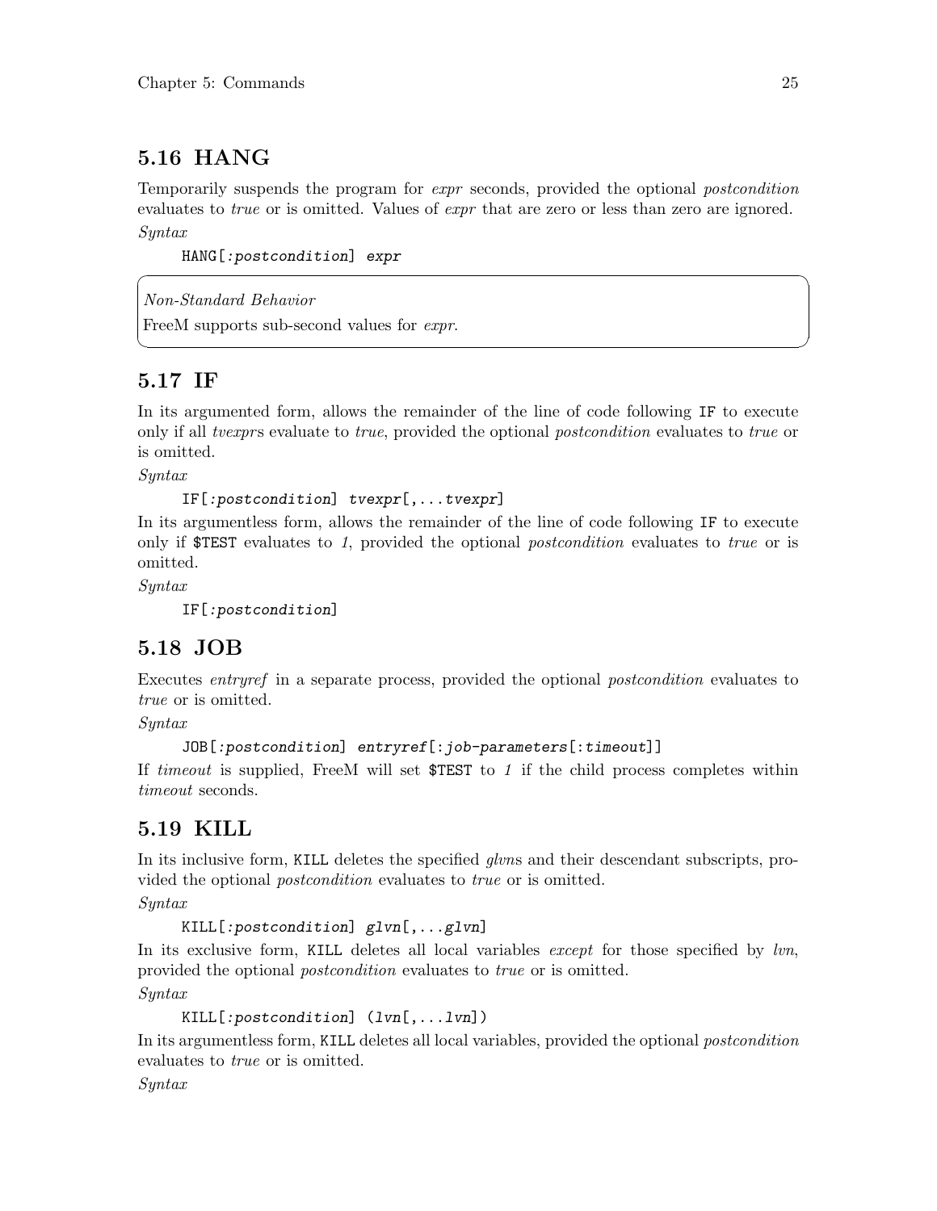## 5.16 HANG

Temporarily suspends the program for *expr* seconds, provided the optional *postcondition* evaluates to *true* or is omitted. Values of *expr* that are zero or less than zero are ignored.

*Syntax*

```
HANG[:postcondition] expr
```

> *Non-Standard Behavior*
>
> FreeM supports sub-second values for *expr*.

## 5.17 IF

In its argumented form, allows the remainder of the line of code following `IF` to execute only if all *tvexpr*s evaluate to *true*, provided the optional *postcondition* evaluates to *true* or is omitted.

*Syntax*

```
IF[:postcondition] tvexpr[,...tvexpr]
```

In its argumentless form, allows the remainder of the line of code following `IF` to execute only if `$TEST` evaluates to *1*, provided the optional *postcondition* evaluates to *true* or is omitted.

*Syntax*

```
IF[:postcondition]
```

## 5.18 JOB

Executes *entryref* in a separate process, provided the optional *postcondition* evaluates to *true* or is omitted.

*Syntax*

```
JOB[:postcondition] entryref[:job-parameters[:timeout]]
```

If *timeout* is supplied, FreeM will set `$TEST` to *1* if the child process completes within *timeout* seconds.

## 5.19 KILL

In its inclusive form, `KILL` deletes the specified *glvn*s and their descendant subscripts, provided the optional *postcondition* evaluates to *true* or is omitted.

*Syntax*

```
KILL[:postcondition] glvn[,...glvn]
```

In its exclusive form, `KILL` deletes all local variables *except* for those specified by *lvn*, provided the optional *postcondition* evaluates to *true* or is omitted.

*Syntax*

```
KILL[:postcondition] (lvn[,...lvn])
```

In its argumentless form, `KILL` deletes all local variables, provided the optional *postcondition* evaluates to *true* or is omitted.

*Syntax*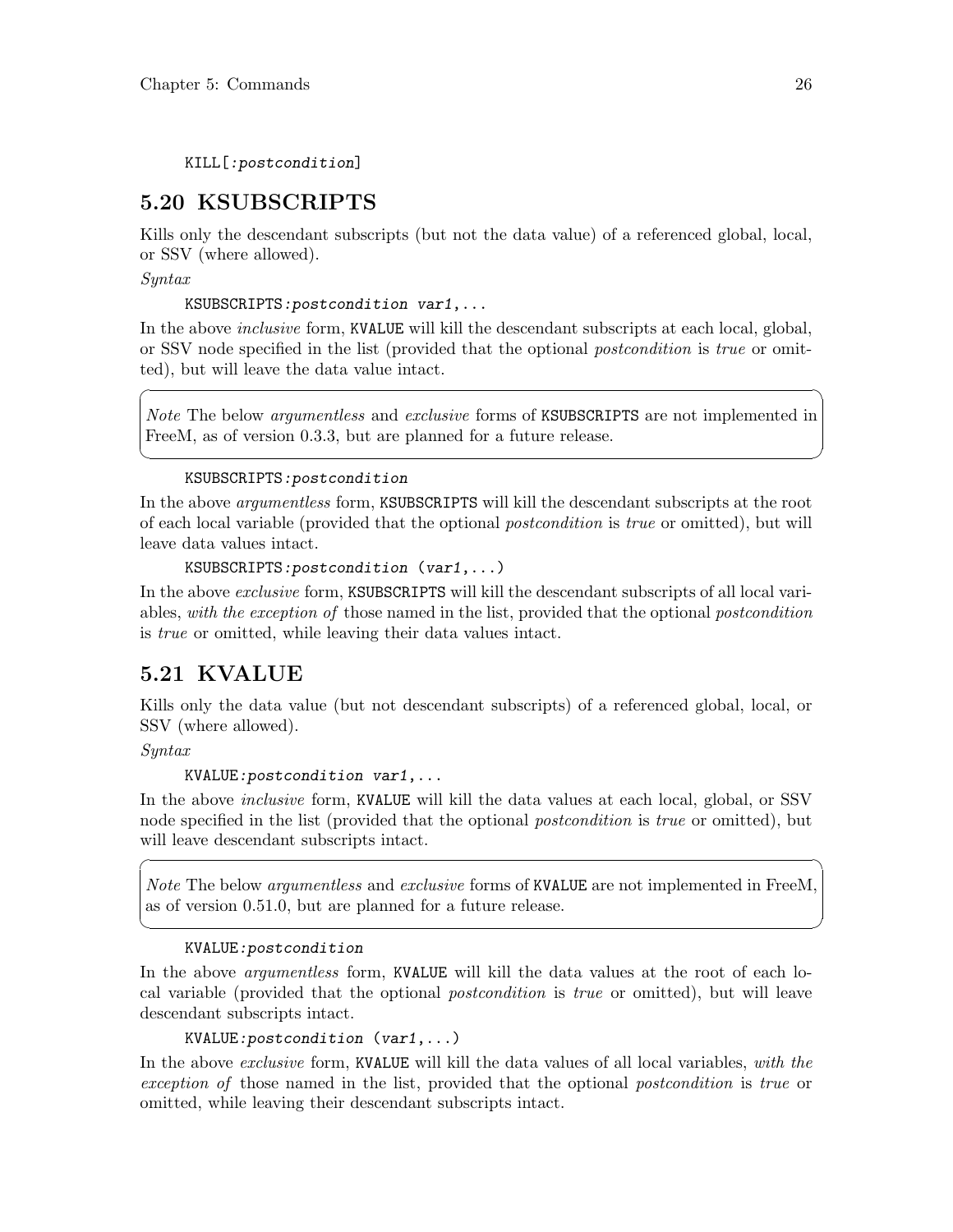```
KILL[:postcondition]
```

## 5.20 KSUBSCRIPTS

Kills only the descendant subscripts (but not the data value) of a referenced global, local, or SSV (where allowed).

*Syntax*

```
KSUBSCRIPTS:postcondition var1,...
```

In the above *inclusive* form, KVALUE will kill the descendant subscripts at each local, global, or SSV node specified in the list (provided that the optional *postcondition* is *true* or omitted), but will leave the data value intact.

> *Note* The below *argumentless* and *exclusive* forms of KSUBSCRIPTS are not implemented in FreeM, as of version 0.3.3, but are planned for a future release.

```
KSUBSCRIPTS:postcondition
```

In the above *argumentless* form, KSUBSCRIPTS will kill the descendant subscripts at the root of each local variable (provided that the optional *postcondition* is *true* or omitted), but will leave data values intact.

```
KSUBSCRIPTS:postcondition (var1,...)
```

In the above *exclusive* form, KSUBSCRIPTS will kill the descendant subscripts of all local variables, *with the exception of* those named in the list, provided that the optional *postcondition* is *true* or omitted, while leaving their data values intact.

## 5.21 KVALUE

Kills only the data value (but not descendant subscripts) of a referenced global, local, or SSV (where allowed).

*Syntax*

```
KVALUE:postcondition var1,...
```

In the above *inclusive* form, KVALUE will kill the data values at each local, global, or SSV node specified in the list (provided that the optional *postcondition* is *true* or omitted), but will leave descendant subscripts intact.

> *Note* The below *argumentless* and *exclusive* forms of KVALUE are not implemented in FreeM, as of version 0.51.0, but are planned for a future release.

```
KVALUE:postcondition
```

In the above *argumentless* form, KVALUE will kill the data values at the root of each local variable (provided that the optional *postcondition* is *true* or omitted), but will leave descendant subscripts intact.

```
KVALUE:postcondition (var1,...)
```

In the above *exclusive* form, KVALUE will kill the data values of all local variables, *with the exception of* those named in the list, provided that the optional *postcondition* is *true* or omitted, while leaving their descendant subscripts intact.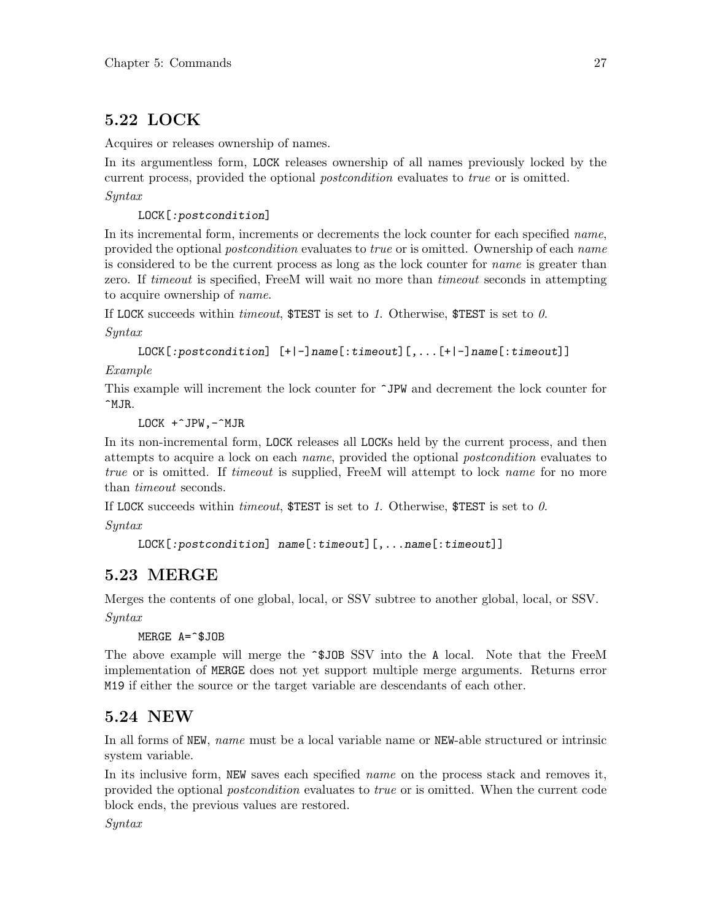## 5.22 LOCK

Acquires or releases ownership of names.

In its argumentless form, `LOCK` releases ownership of all names previously locked by the current process, provided the optional *postcondition* evaluates to *true* or is omitted.

*Syntax*

```
LOCK[:postcondition]
```

In its incremental form, increments or decrements the lock counter for each specified *name*, provided the optional *postcondition* evaluates to *true* or is omitted. Ownership of each *name* is considered to be the current process as long as the lock counter for *name* is greater than zero. If *timeout* is specified, FreeM will wait no more than *timeout* seconds in attempting to acquire ownership of *name*.

If `LOCK` succeeds within *timeout*, `$TEST` is set to *1*. Otherwise, `$TEST` is set to *0*.

*Syntax*

```
LOCK[:postcondition] [+|-]name[:timeout][,...[+|-]name[:timeout]]
```

*Example*

This example will increment the lock counter for `^JPW` and decrement the lock counter for `^MJR`.

```
LOCK +^JPW,-^MJR
```

In its non-incremental form, `LOCK` releases all `LOCK`s held by the current process, and then attempts to acquire a lock on each *name*, provided the optional *postcondition* evaluates to *true* or is omitted. If *timeout* is supplied, FreeM will attempt to lock *name* for no more than *timeout* seconds.

If `LOCK` succeeds within *timeout*, `$TEST` is set to *1*. Otherwise, `$TEST` is set to *0*.

*Syntax*

```
LOCK[:postcondition] name[:timeout][,...name[:timeout]]
```

## 5.23 MERGE

Merges the contents of one global, local, or SSV subtree to another global, local, or SSV.

*Syntax*

```
MERGE A=^$JOB
```

The above example will merge the `^$JOB` SSV into the `A` local. Note that the FreeM implementation of `MERGE` does not yet support multiple merge arguments. Returns error `M19` if either the source or the target variable are descendants of each other.

## 5.24 NEW

In all forms of `NEW`, *name* must be a local variable name or `NEW`-able structured or intrinsic system variable.

In its inclusive form, `NEW` saves each specified *name* on the process stack and removes it, provided the optional *postcondition* evaluates to *true* or is omitted. When the current code block ends, the previous values are restored.

*Syntax*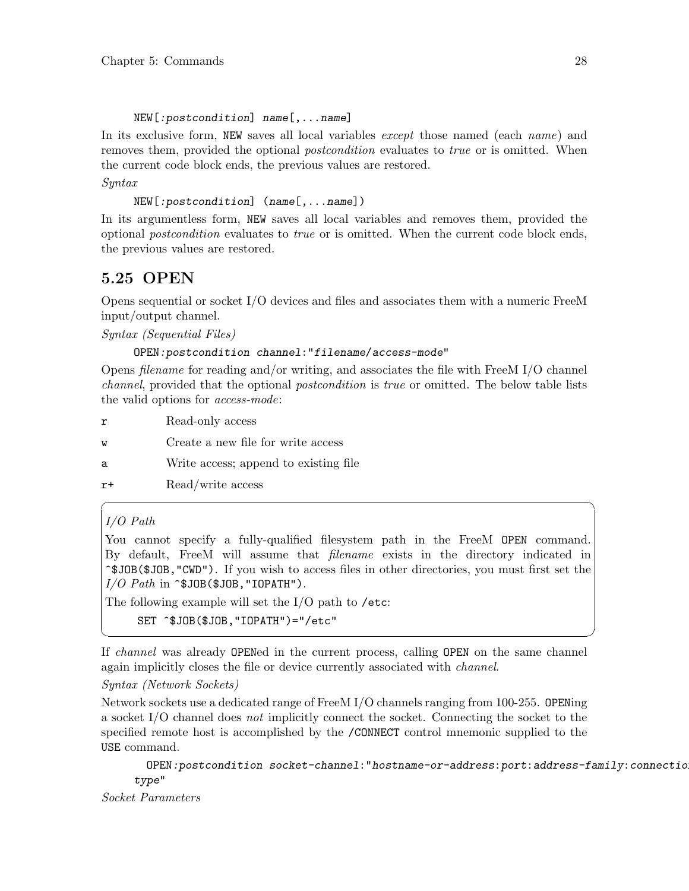```
NEW[:postcondition] name[,...name]
```

In its exclusive form, NEW saves all local variables *except* those named (each *name*) and removes them, provided the optional *postcondition* evaluates to *true* or is omitted. When the current code block ends, the previous values are restored.

*Syntax*

```
NEW[:postcondition] (name[,...name])
```

In its argumentless form, NEW saves all local variables and removes them, provided the optional *postcondition* evaluates to *true* or is omitted. When the current code block ends, the previous values are restored.

## 5.25 OPEN

Opens sequential or socket I/O devices and files and associates them with a numeric FreeM input/output channel.

*Syntax (Sequential Files)*

```
OPEN:postcondition channel:"filename/access-mode"
```

Opens *filename* for reading and/or writing, and associates the file with FreeM I/O channel *channel*, provided that the optional *postcondition* is *true* or omitted. The below table lists the valid options for *access-mode*:

| | |
|---|---|
| `r` | Read-only access |
| `w` | Create a new file for write access |
| `a` | Write access; append to existing file |
| `r+` | Read/write access |

> *I/O Path*
>
> You cannot specify a fully-qualified filesystem path in the FreeM OPEN command. By default, FreeM will assume that *filename* exists in the directory indicated in `^$JOB($JOB,"CWD")`. If you wish to access files in other directories, you must first set the *I/O Path* in `^$JOB($JOB,"IOPATH")`.
>
> The following example will set the I/O path to `/etc`:
>
> ```
> SET ^$JOB($JOB,"IOPATH")="/etc"
> ```

If *channel* was already OPENed in the current process, calling OPEN on the same channel again implicitly closes the file or device currently associated with *channel*.

*Syntax (Network Sockets)*

Network sockets use a dedicated range of FreeM I/O channels ranging from 100-255. OPENing a socket I/O channel does *not* implicitly connect the socket. Connecting the socket to the specified remote host is accomplished by the `/CONNECT` control mnemonic supplied to the USE command.

```
OPEN:postcondition socket-channel:"hostname-or-address:port:address-family:connection-type"
```

*Socket Parameters*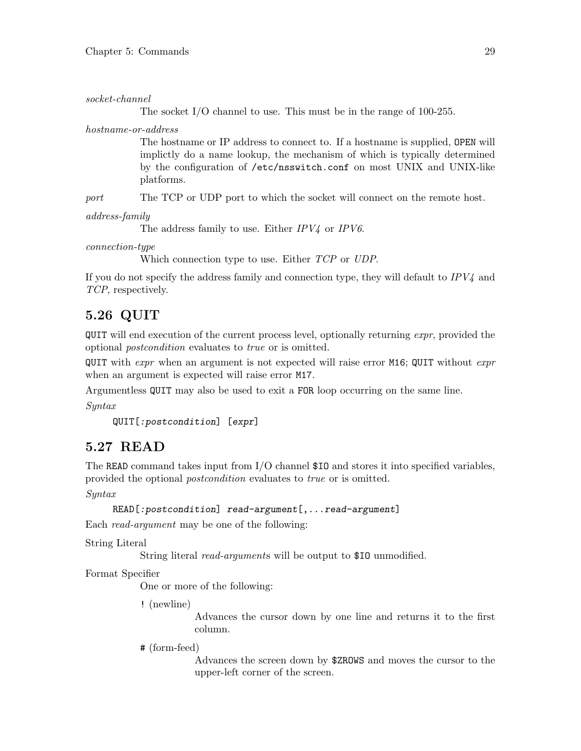*socket-channel*

The socket I/O channel to use. This must be in the range of 100-255.

*hostname-or-address*

The hostname or IP address to connect to. If a hostname is supplied, `OPEN` will implictly do a name lookup, the mechanism of which is typically determined by the configuration of `/etc/nsswitch.conf` on most UNIX and UNIX-like platforms.

*port*

The TCP or UDP port to which the socket will connect on the remote host.

*address-family*

The address family to use. Either *IPV4* or *IPV6*.

*connection-type*

Which connection type to use. Either *TCP* or *UDP*.

If you do not specify the address family and connection type, they will default to *IPV4* and *TCP*, respectively.

## 5.26 QUIT

`QUIT` will end execution of the current process level, optionally returning *expr*, provided the optional *postcondition* evaluates to *true* or is omitted.

`QUIT` with *expr* when an argument is not expected will raise error `M16`; `QUIT` without *expr* when an argument is expected will raise error `M17`.

Argumentless `QUIT` may also be used to exit a `FOR` loop occurring on the same line.

*Syntax*

```
QUIT[:postcondition] [expr]
```

## 5.27 READ

The `READ` command takes input from I/O channel `$IO` and stores it into specified variables, provided the optional *postcondition* evaluates to *true* or is omitted.

*Syntax*

```
READ[:postcondition] read-argument[,...read-argument]
```

Each *read-argument* may be one of the following:

String Literal

String literal *read-argument*s will be output to `$IO` unmodified.

Format Specifier

One or more of the following:

`!` (newline)

Advances the cursor down by one line and returns it to the first column.

`#` (form-feed)

Advances the screen down by `$ZROWS` and moves the cursor to the upper-left corner of the screen.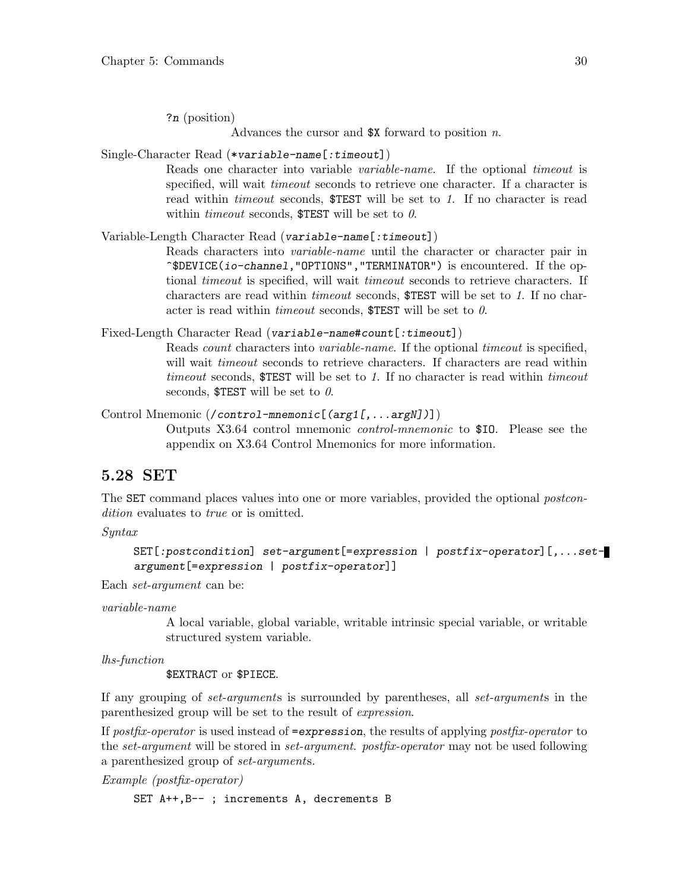?*n* (position)

Advances the cursor and `$X` forward to position *n*.

Single-Character Read (`*variable-name[:timeout]`)

Reads one character into variable *variable-name*. If the optional *timeout* is specified, will wait *timeout* seconds to retrieve one character. If a character is read within *timeout* seconds, `$TEST` will be set to *1*. If no character is read within *timeout* seconds, `$TEST` will be set to *0*.

Variable-Length Character Read (`variable-name[:timeout]`)

Reads characters into *variable-name* until the character or character pair in `^$DEVICE(io-channel,"OPTIONS","TERMINATOR")` is encountered. If the optional *timeout* is specified, will wait *timeout* seconds to retrieve characters. If characters are read within *timeout* seconds, `$TEST` will be set to *1*. If no character is read within *timeout* seconds, `$TEST` will be set to *0*.

Fixed-Length Character Read (`variable-name#count[:timeout]`)

Reads *count* characters into *variable-name*. If the optional *timeout* is specified, will wait *timeout* seconds to retrieve characters. If characters are read within *timeout* seconds, `$TEST` will be set to *1*. If no character is read within *timeout* seconds, `$TEST` will be set to *0*.

Control Mnemonic (`/control-mnemonic[(arg1[,...argN])]`)

Outputs X3.64 control mnemonic *control-mnemonic* to `$IO`. Please see the appendix on X3.64 Control Mnemonics for more information.

## 5.28 SET

The `SET` command places values into one or more variables, provided the optional *postcondition* evaluates to *true* or is omitted.

*Syntax*

```
SET[:postcondition] set-argument[=expression | postfix-operator][,...set-argument[=expression | postfix-operator]]
```

Each *set-argument* can be:

*variable-name*

A local variable, global variable, writable intrinsic special variable, or writable structured system variable.

*lhs-function*

`$EXTRACT` or `$PIECE`.

If any grouping of *set-argument*s is surrounded by parentheses, all *set-argument*s in the parenthesized group will be set to the result of *expression*.

If *postfix-operator* is used instead of `=expression`, the results of applying *postfix-operator* to the *set-argument* will be stored in *set-argument*. *postfix-operator* may not be used following a parenthesized group of *set-argument*s.

*Example (postfix-operator)*

```
SET A++,B-- ; increments A, decrements B
```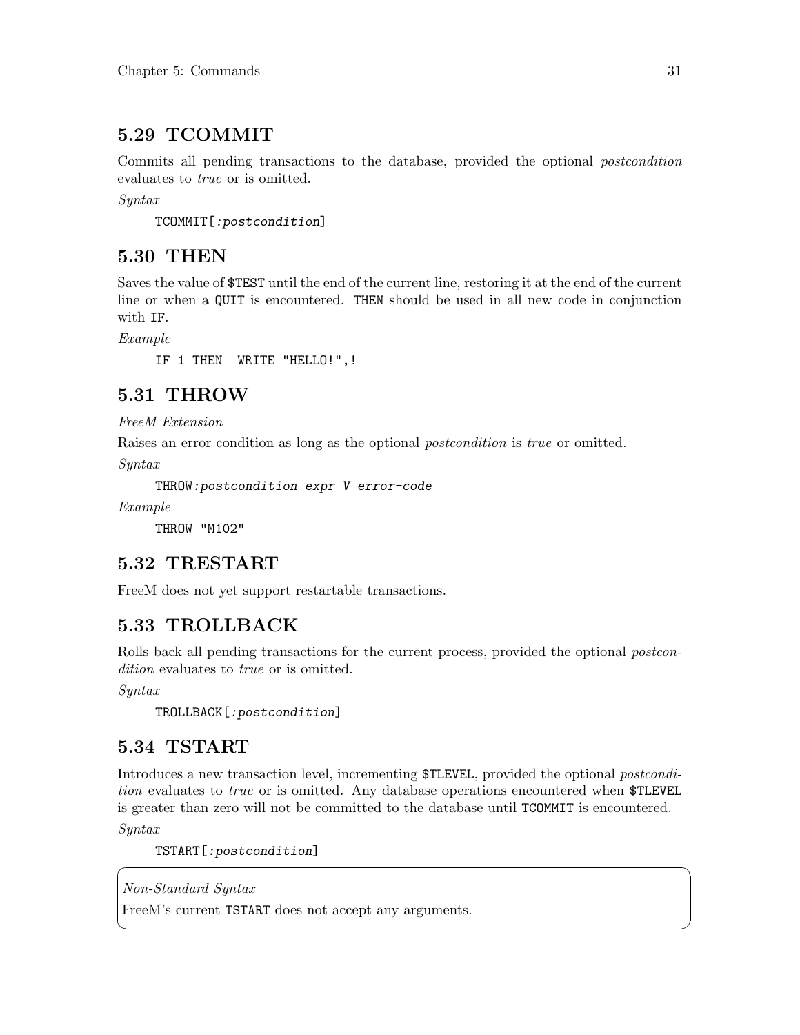## 5.29 TCOMMIT

Commits all pending transactions to the database, provided the optional *postcondition* evaluates to *true* or is omitted.

*Syntax*

```
TCOMMIT[:postcondition]
```

## 5.30 THEN

Saves the value of `$TEST` until the end of the current line, restoring it at the end of the current line or when a `QUIT` is encountered. `THEN` should be used in all new code in conjunction with `IF`.

*Example*

```
IF 1 THEN  WRITE "HELLO!",!
```

## 5.31 THROW

*FreeM Extension*

Raises an error condition as long as the optional *postcondition* is *true* or omitted.

*Syntax*

```
THROW:postcondition expr V error-code
```

*Example*

```
THROW "M102"
```

## 5.32 TRESTART

FreeM does not yet support restartable transactions.

## 5.33 TROLLBACK

Rolls back all pending transactions for the current process, provided the optional *postcondition* evaluates to *true* or is omitted.

*Syntax*

```
TROLLBACK[:postcondition]
```

## 5.34 TSTART

Introduces a new transaction level, incrementing `$TLEVEL`, provided the optional *postcondition* evaluates to *true* or is omitted. Any database operations encountered when `$TLEVEL` is greater than zero will not be committed to the database until `TCOMMIT` is encountered.

*Syntax*

```
TSTART[:postcondition]
```

*Non-Standard Syntax*

FreeM's current `TSTART` does not accept any arguments.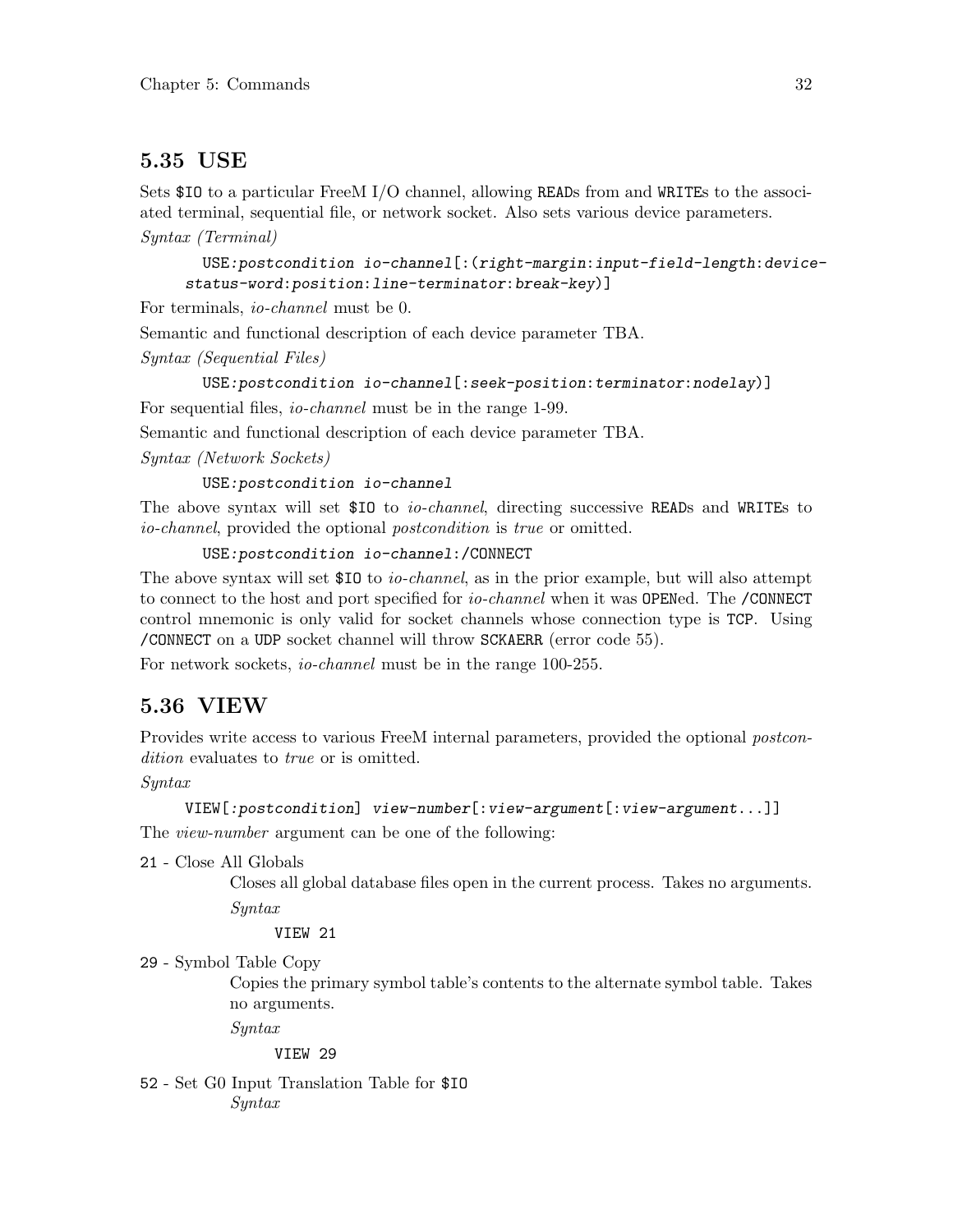## 5.35 USE

Sets `$IO` to a particular FreeM I/O channel, allowing `READ`s from and `WRITE`s to the associated terminal, sequential file, or network socket. Also sets various device parameters.

*Syntax (Terminal)*

```
USE:postcondition io-channel[:(right-margin:input-field-length:device-status-word:position:line-terminator:break-key)]
```

For terminals, *io-channel* must be 0.

Semantic and functional description of each device parameter TBA.

*Syntax (Sequential Files)*

```
USE:postcondition io-channel[:seek-position:terminator:nodelay)]
```

For sequential files, *io-channel* must be in the range 1-99.

Semantic and functional description of each device parameter TBA.

*Syntax (Network Sockets)*

```
USE:postcondition io-channel
```

The above syntax will set `$IO` to *io-channel*, directing successive `READ`s and `WRITE`s to *io-channel*, provided the optional *postcondition* is *true* or omitted.

```
USE:postcondition io-channel:/CONNECT
```

The above syntax will set `$IO` to *io-channel*, as in the prior example, but will also attempt to connect to the host and port specified for *io-channel* when it was `OPEN`ed. The `/CONNECT` control mnemonic is only valid for socket channels whose connection type is `TCP`. Using `/CONNECT` on a `UDP` socket channel will throw `SCKAERR` (error code 55).

For network sockets, *io-channel* must be in the range 100-255.

## 5.36 VIEW

Provides write access to various FreeM internal parameters, provided the optional *postcondition* evaluates to *true* or is omitted.

*Syntax*

```
VIEW[:postcondition] view-number[:view-argument[:view-argument...]]
```

The *view-number* argument can be one of the following:

`21` - Close All Globals

Closes all global database files open in the current process. Takes no arguments.

*Syntax*

```
VIEW 21
```

`29` - Symbol Table Copy

Copies the primary symbol table's contents to the alternate symbol table. Takes no arguments.

*Syntax*

```
VIEW 29
```

`52` - Set G0 Input Translation Table for `$IO`

*Syntax*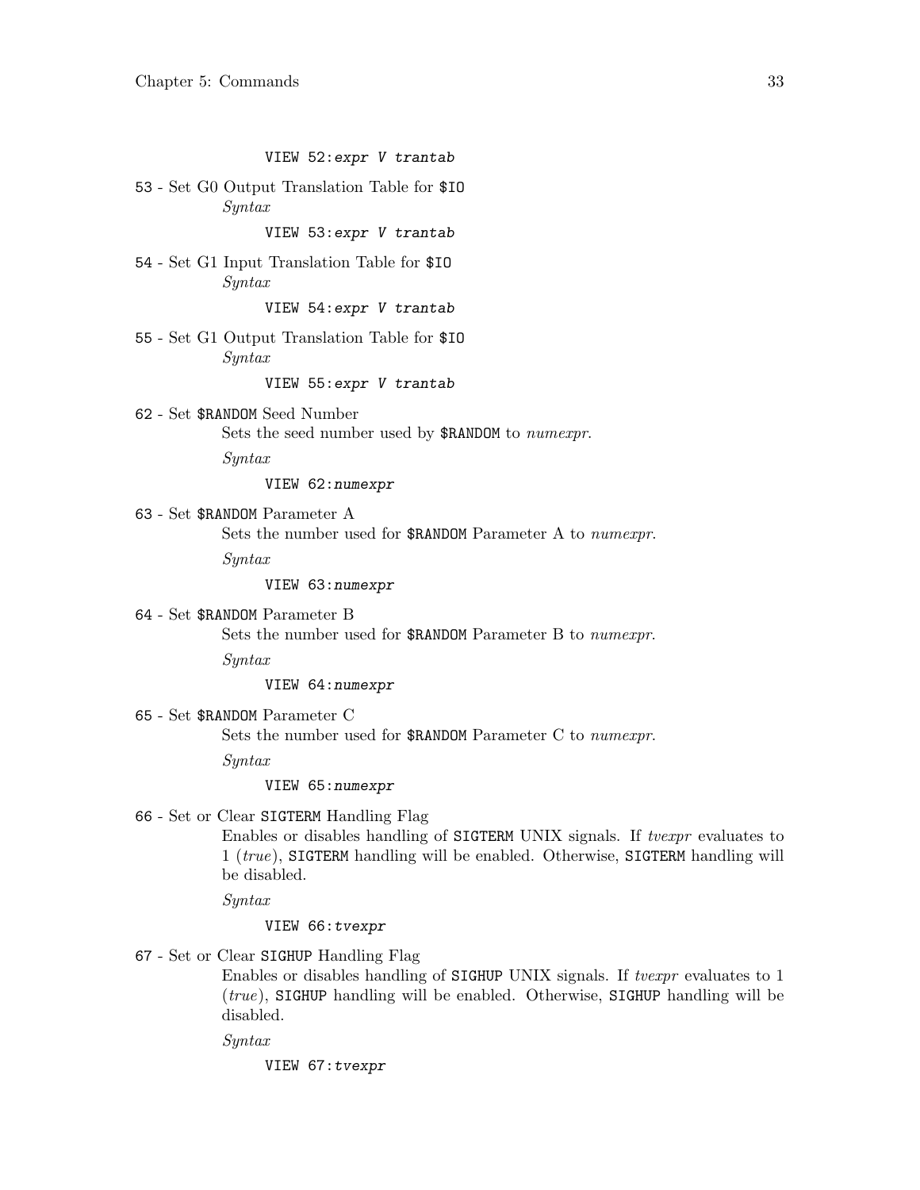```
VIEW 52:expr V trantab
```

53 - Set G0 Output Translation Table for `$IO`

*Syntax*

```
VIEW 53:expr V trantab
```

54 - Set G1 Input Translation Table for `$IO`

*Syntax*

```
VIEW 54:expr V trantab
```

55 - Set G1 Output Translation Table for `$IO`

*Syntax*

```
VIEW 55:expr V trantab
```

62 - Set `$RANDOM` Seed Number

Sets the seed number used by `$RANDOM` to *numexpr*.

*Syntax*

```
VIEW 62:numexpr
```

63 - Set `$RANDOM` Parameter A

Sets the number used for `$RANDOM` Parameter A to *numexpr*.

*Syntax*

```
VIEW 63:numexpr
```

64 - Set `$RANDOM` Parameter B

Sets the number used for `$RANDOM` Parameter B to *numexpr*.

*Syntax*

```
VIEW 64:numexpr
```

65 - Set `$RANDOM` Parameter C

Sets the number used for `$RANDOM` Parameter C to *numexpr*.

*Syntax*

```
VIEW 65:numexpr
```

66 - Set or Clear `SIGTERM` Handling Flag

Enables or disables handling of `SIGTERM` UNIX signals. If *tvexpr* evaluates to 1 (*true*), `SIGTERM` handling will be enabled. Otherwise, `SIGTERM` handling will be disabled.

*Syntax*

```
VIEW 66:tvexpr
```

67 - Set or Clear `SIGHUP` Handling Flag

Enables or disables handling of `SIGHUP` UNIX signals. If *tvexpr* evaluates to 1 (*true*), `SIGHUP` handling will be enabled. Otherwise, `SIGHUP` handling will be disabled.

*Syntax*

```
VIEW 67:tvexpr
```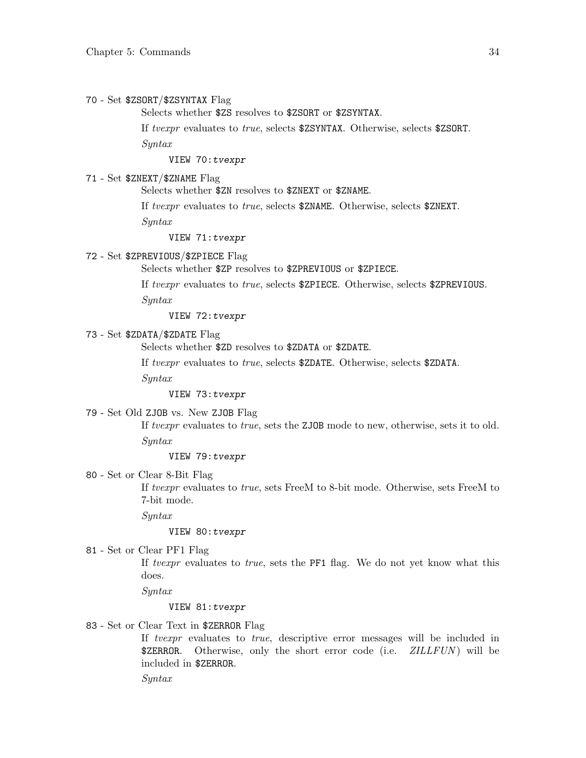`70` - Set `$ZSORT/$ZSYNTAX` Flag

Selects whether `$ZS` resolves to `$ZSORT` or `$ZSYNTAX`.

If *tvexpr* evaluates to *true*, selects `$ZSYNTAX`. Otherwise, selects `$ZSORT`.

*Syntax*

```
VIEW 70:tvexpr
```

`71` - Set `$ZNEXT/$ZNAME` Flag

Selects whether `$ZN` resolves to `$ZNEXT` or `$ZNAME`.

If *tvexpr* evaluates to *true*, selects `$ZNAME`. Otherwise, selects `$ZNEXT`.

*Syntax*

```
VIEW 71:tvexpr
```

`72` - Set `$ZPREVIOUS/$ZPIECE` Flag

Selects whether `$ZP` resolves to `$ZPREVIOUS` or `$ZPIECE`.

If *tvexpr* evaluates to *true*, selects `$ZPIECE`. Otherwise, selects `$ZPREVIOUS`.

*Syntax*

```
VIEW 72:tvexpr
```

`73` - Set `$ZDATA/$ZDATE` Flag

Selects whether `$ZD` resolves to `$ZDATA` or `$ZDATE`.

If *tvexpr* evaluates to *true*, selects `$ZDATE`. Otherwise, selects `$ZDATA`.

*Syntax*

```
VIEW 73:tvexpr
```

`79` - Set Old `ZJOB` vs. New `ZJOB` Flag

If *tvexpr* evaluates to *true*, sets the `ZJOB` mode to new, otherwise, sets it to old.

*Syntax*

```
VIEW 79:tvexpr
```

`80` - Set or Clear 8-Bit Flag

If *tvexpr* evaluates to *true*, sets FreeM to 8-bit mode. Otherwise, sets FreeM to 7-bit mode.

*Syntax*

```
VIEW 80:tvexpr
```

`81` - Set or Clear PF1 Flag

If *tvexpr* evaluates to *true*, sets the `PF1` flag. We do not yet know what this does.

*Syntax*

```
VIEW 81:tvexpr
```

`83` - Set or Clear Text in `$ZERROR` Flag

If *tvexpr* evaluates to *true*, descriptive error messages will be included in `$ZERROR`. Otherwise, only the short error code (i.e. *ZILLFUN*) will be included in `$ZERROR`.

*Syntax*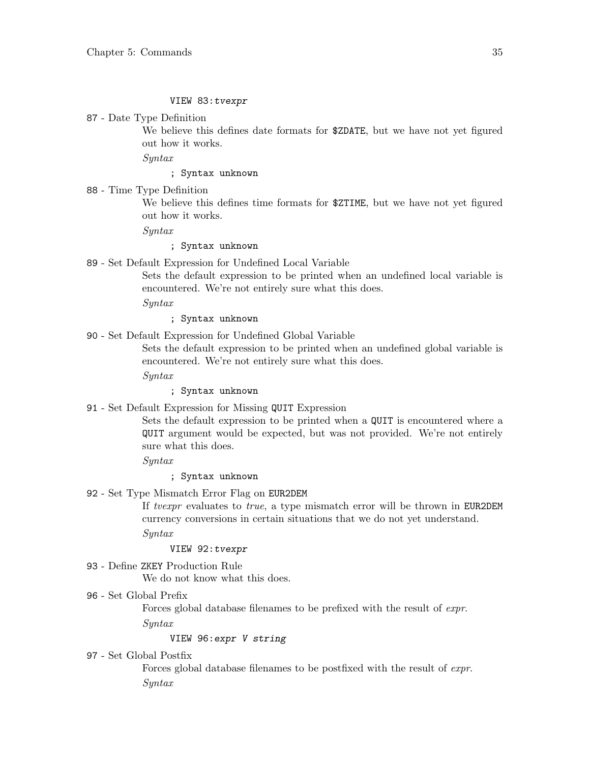```
VIEW 83:tvexpr
```

87 - Date Type Definition

We believe this defines date formats for `$ZDATE`, but we have not yet figured out how it works.

*Syntax*

```
; Syntax unknown
```

88 - Time Type Definition

We believe this defines time formats for `$ZTIME`, but we have not yet figured out how it works.

*Syntax*

```
; Syntax unknown
```

89 - Set Default Expression for Undefined Local Variable

Sets the default expression to be printed when an undefined local variable is encountered. We're not entirely sure what this does.

*Syntax*

```
; Syntax unknown
```

90 - Set Default Expression for Undefined Global Variable

Sets the default expression to be printed when an undefined global variable is encountered. We're not entirely sure what this does.

*Syntax*

```
; Syntax unknown
```

91 - Set Default Expression for Missing `QUIT` Expression

Sets the default expression to be printed when a `QUIT` is encountered where a `QUIT` argument would be expected, but was not provided. We're not entirely sure what this does.

*Syntax*

```
; Syntax unknown
```

92 - Set Type Mismatch Error Flag on `EUR2DEM`

If *tvexpr* evaluates to *true*, a type mismatch error will be thrown in `EUR2DEM` currency conversions in certain situations that we do not yet understand.

*Syntax*

```
VIEW 92:tvexpr
```

93 - Define `ZKEY` Production Rule

We do not know what this does.

96 - Set Global Prefix

Forces global database filenames to be prefixed with the result of *expr*.

*Syntax*

```
VIEW 96:expr V string
```

97 - Set Global Postfix

Forces global database filenames to be postfixed with the result of *expr*.

*Syntax*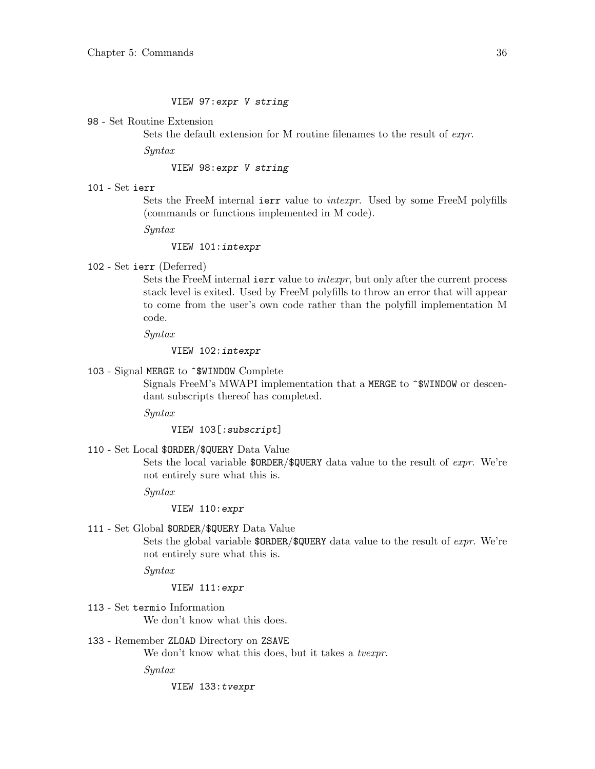```
VIEW 97:expr V string
```

`98` - Set Routine Extension

Sets the default extension for M routine filenames to the result of *expr*.

*Syntax*

```
VIEW 98:expr V string
```

`101` - Set `ierr`

Sets the FreeM internal `ierr` value to *intexpr*. Used by some FreeM polyfills (commands or functions implemented in M code).

*Syntax*

```
VIEW 101:intexpr
```

`102` - Set `ierr` (Deferred)

Sets the FreeM internal `ierr` value to *intexpr*, but only after the current process stack level is exited. Used by FreeM polyfills to throw an error that will appear to come from the user's own code rather than the polyfill implementation M code.

*Syntax*

```
VIEW 102:intexpr
```

`103` - Signal `MERGE` to `^$WINDOW` Complete

Signals FreeM's MWAPI implementation that a `MERGE` to `^$WINDOW` or descendant subscripts thereof has completed.

*Syntax*

```
VIEW 103[:subscript]
```

`110` - Set Local `$ORDER`/`$QUERY` Data Value

Sets the local variable `$ORDER`/`$QUERY` data value to the result of *expr*. We're not entirely sure what this is.

*Syntax*

```
VIEW 110:expr
```

`111` - Set Global `$ORDER`/`$QUERY` Data Value

Sets the global variable `$ORDER`/`$QUERY` data value to the result of *expr*. We're not entirely sure what this is.

*Syntax*

```
VIEW 111:expr
```

`113` - Set `termio` Information

We don't know what this does.

`133` - Remember `ZLOAD` Directory on `ZSAVE`

We don't know what this does, but it takes a *tvexpr*.

*Syntax*

```
VIEW 133:tvexpr
```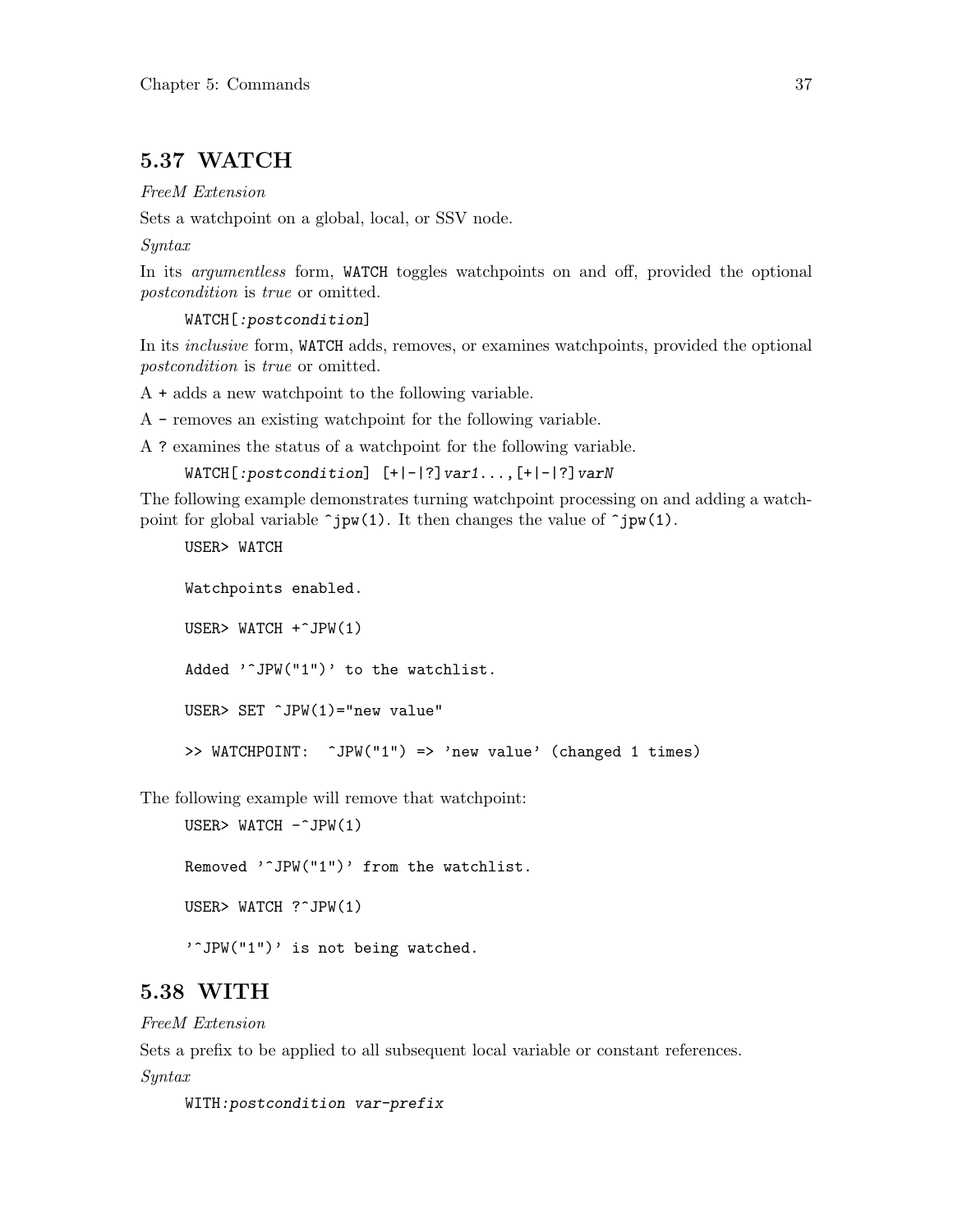## 5.37 WATCH

*FreeM Extension*

Sets a watchpoint on a global, local, or SSV node.

*Syntax*

In its *argumentless* form, `WATCH` toggles watchpoints on and off, provided the optional *postcondition* is *true* or omitted.

```
WATCH[:postcondition]
```

In its *inclusive* form, `WATCH` adds, removes, or examines watchpoints, provided the optional *postcondition* is *true* or omitted.

A `+` adds a new watchpoint to the following variable.

A `-` removes an existing watchpoint for the following variable.

A `?` examines the status of a watchpoint for the following variable.

```
WATCH[:postcondition] [+|-|?]var1...,[+|-|?]varN
```

The following example demonstrates turning watchpoint processing on and adding a watchpoint for global variable `^jpw(1)`. It then changes the value of `^jpw(1)`.

```
USER> WATCH

Watchpoints enabled.

USER> WATCH +^JPW(1)

Added '^JPW("1")' to the watchlist.

USER> SET ^JPW(1)="new value"

>> WATCHPOINT:  ^JPW("1") => 'new value' (changed 1 times)
```

The following example will remove that watchpoint:

```
USER> WATCH -^JPW(1)

Removed '^JPW("1")' from the watchlist.

USER> WATCH ?^JPW(1)

'^JPW("1")' is not being watched.
```

## 5.38 WITH

*FreeM Extension*

Sets a prefix to be applied to all subsequent local variable or constant references.

*Syntax*

```
WITH:postcondition var-prefix
```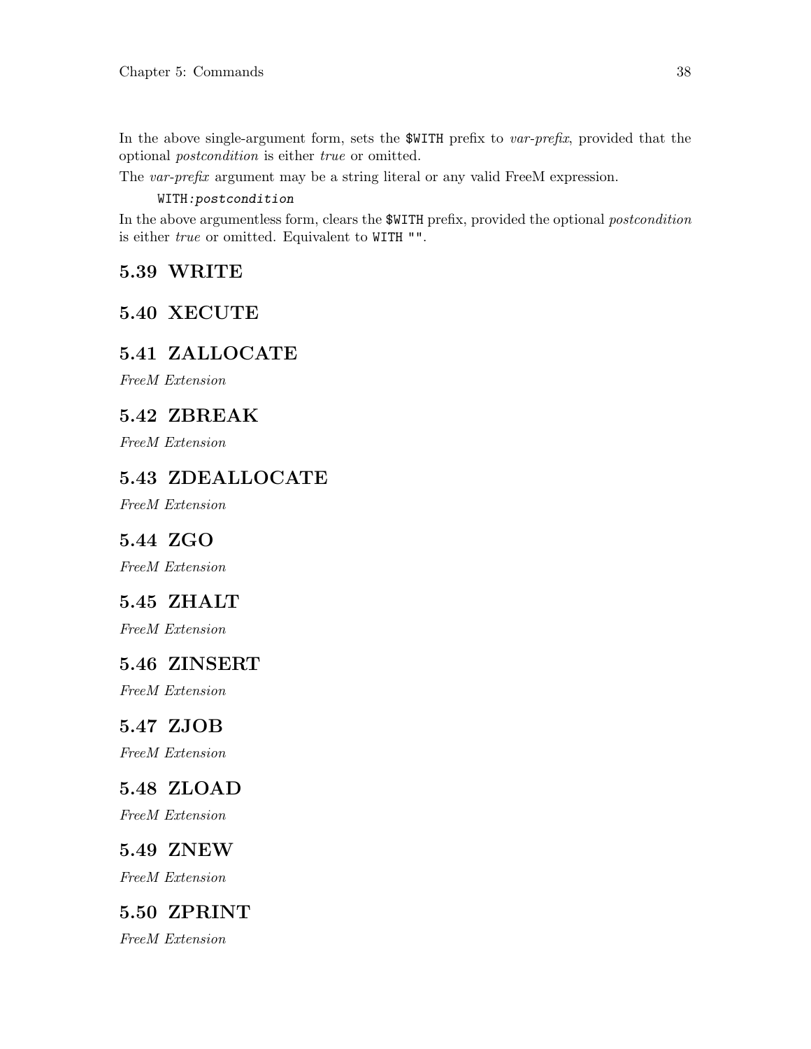In the above single-argument form, sets the `$WITH` prefix to *var-prefix*, provided that the optional *postcondition* is either *true* or omitted.

The *var-prefix* argument may be a string literal or any valid FreeM expression.

```
WITH:postcondition
```

In the above argumentless form, clears the `$WITH` prefix, provided the optional *postcondition* is either *true* or omitted. Equivalent to `WITH ""`.

## 5.39 WRITE

## 5.40 XECUTE

## 5.41 ZALLOCATE

*FreeM Extension*

## 5.42 ZBREAK

*FreeM Extension*

## 5.43 ZDEALLOCATE

*FreeM Extension*

## 5.44 ZGO

*FreeM Extension*

## 5.45 ZHALT

*FreeM Extension*

## 5.46 ZINSERT

*FreeM Extension*

## 5.47 ZJOB

*FreeM Extension*

## 5.48 ZLOAD

*FreeM Extension*

## 5.49 ZNEW

*FreeM Extension*

## 5.50 ZPRINT

*FreeM Extension*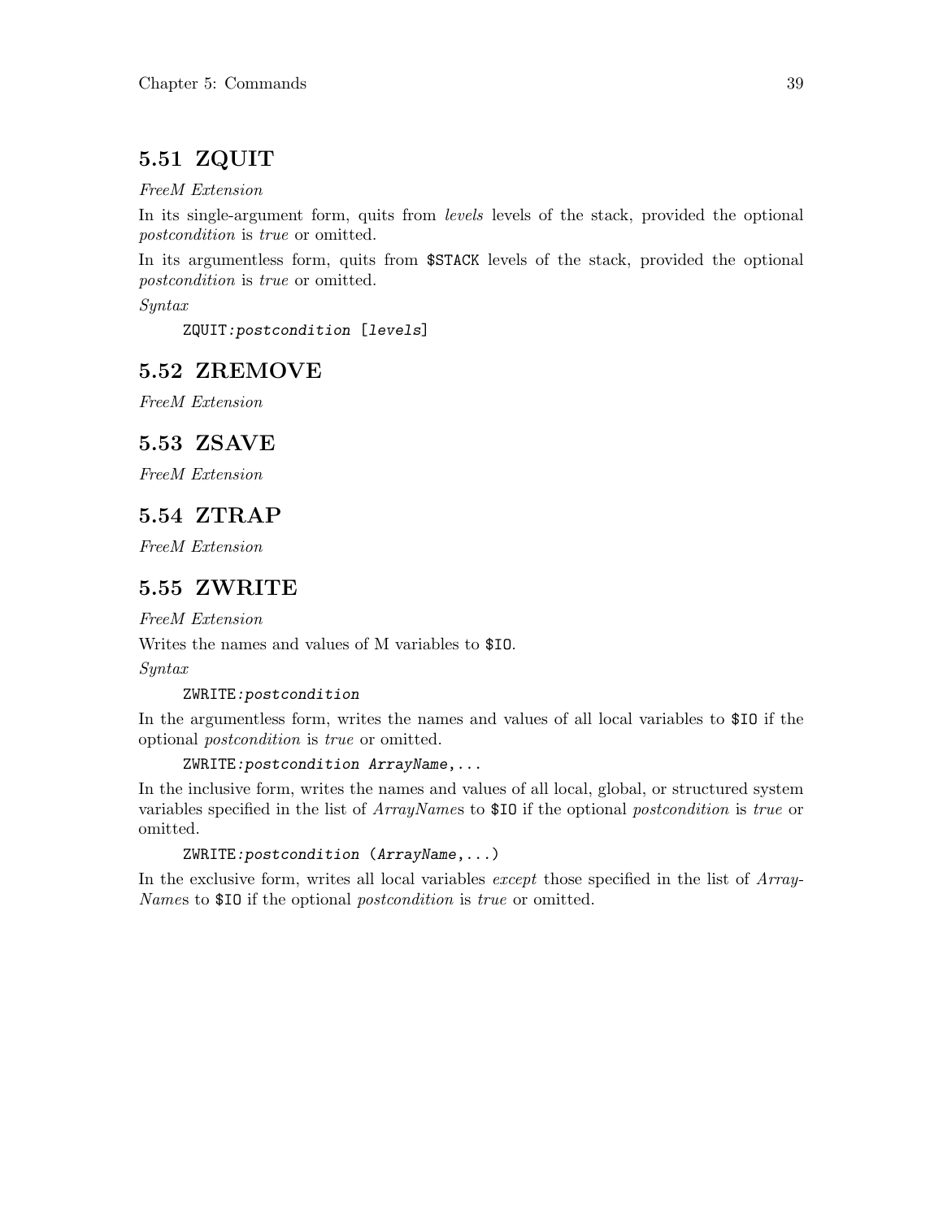## 5.51 ZQUIT

*FreeM Extension*

In its single-argument form, quits from *levels* levels of the stack, provided the optional *postcondition* is *true* or omitted.

In its argumentless form, quits from `$STACK` levels of the stack, provided the optional *postcondition* is *true* or omitted.

*Syntax*

```
ZQUIT:postcondition [levels]
```

## 5.52 ZREMOVE

*FreeM Extension*

## 5.53 ZSAVE

*FreeM Extension*

## 5.54 ZTRAP

*FreeM Extension*

## 5.55 ZWRITE

*FreeM Extension*

Writes the names and values of M variables to `$IO`.

*Syntax*

```
ZWRITE:postcondition
```

In the argumentless form, writes the names and values of all local variables to `$IO` if the optional *postcondition* is *true* or omitted.

```
ZWRITE:postcondition ArrayName,...
```

In the inclusive form, writes the names and values of all local, global, or structured system variables specified in the list of *ArrayName*s to `$IO` if the optional *postcondition* is *true* or omitted.

```
ZWRITE:postcondition (ArrayName,...)
```

In the exclusive form, writes all local variables *except* those specified in the list of *ArrayName*s to `$IO` if the optional *postcondition* is *true* or omitted.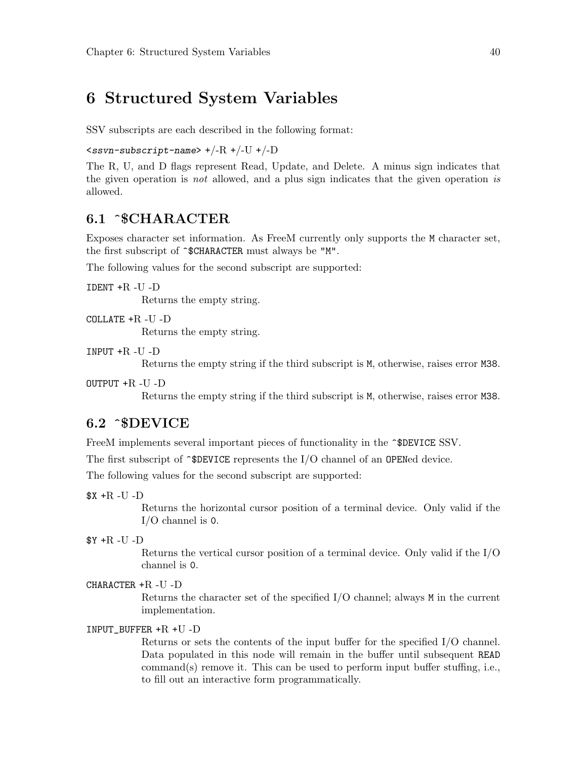# 6 Structured System Variables

SSV subscripts are each described in the following format:

`<ssvn-subscript-name>` +/-R +/-U +/-D

The R, U, and D flags represent Read, Update, and Delete. A minus sign indicates that the given operation is *not* allowed, and a plus sign indicates that the given operation *is* allowed.

## 6.1 ^$CHARACTER

Exposes character set information. As FreeM currently only supports the `M` character set, the first subscript of `^$CHARACTER` must always be `"M"`.

The following values for the second subscript are supported:

`IDENT` +R -U -D
: Returns the empty string.

`COLLATE` +R -U -D
: Returns the empty string.

`INPUT` +R -U -D
: Returns the empty string if the third subscript is `M`, otherwise, raises error `M38`.

`OUTPUT` +R -U -D
: Returns the empty string if the third subscript is `M`, otherwise, raises error `M38`.

## 6.2 ^$DEVICE

FreeM implements several important pieces of functionality in the `^$DEVICE` SSV.

The first subscript of `^$DEVICE` represents the I/O channel of an `OPEN`ed device.

The following values for the second subscript are supported:

`$X` +R -U -D
: Returns the horizontal cursor position of a terminal device. Only valid if the I/O channel is `0`.

`$Y` +R -U -D
: Returns the vertical cursor position of a terminal device. Only valid if the I/O channel is `0`.

`CHARACTER` +R -U -D
: Returns the character set of the specified I/O channel; always `M` in the current implementation.

`INPUT_BUFFER` +R +U -D
: Returns or sets the contents of the input buffer for the specified I/O channel. Data populated in this node will remain in the buffer until subsequent `READ` command(s) remove it. This can be used to perform input buffer stuffing, i.e., to fill out an interactive form programmatically.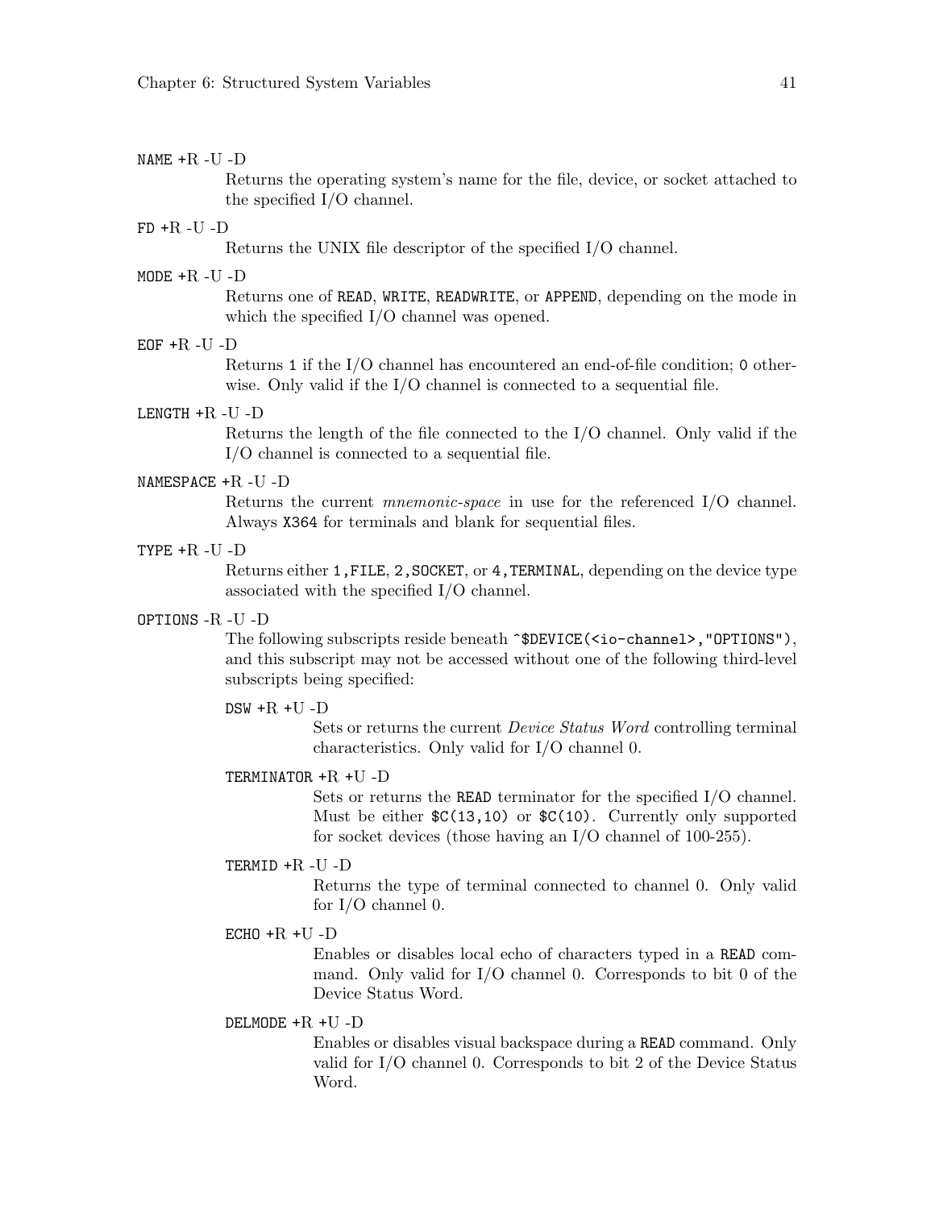`NAME` +R -U -D

Returns the operating system's name for the file, device, or socket attached to the specified I/O channel.

`FD` +R -U -D

Returns the UNIX file descriptor of the specified I/O channel.

`MODE` +R -U -D

Returns one of `READ`, `WRITE`, `READWRITE`, or `APPEND`, depending on the mode in which the specified I/O channel was opened.

`EOF` +R -U -D

Returns `1` if the I/O channel has encountered an end-of-file condition; `0` otherwise. Only valid if the I/O channel is connected to a sequential file.

`LENGTH` +R -U -D

Returns the length of the file connected to the I/O channel. Only valid if the I/O channel is connected to a sequential file.

`NAMESPACE` +R -U -D

Returns the current *mnemonic-space* in use for the referenced I/O channel. Always `X364` for terminals and blank for sequential files.

`TYPE` +R -U -D

Returns either `1,FILE`, `2,SOCKET`, or `4,TERMINAL`, depending on the device type associated with the specified I/O channel.

`OPTIONS` -R -U -D

The following subscripts reside beneath `^$DEVICE(<io-channel>,"OPTIONS")`, and this subscript may not be accessed without one of the following third-level subscripts being specified:

> `DSW` +R +U -D
>
> Sets or returns the current *Device Status Word* controlling terminal characteristics. Only valid for I/O channel 0.
>
> `TERMINATOR` +R +U -D
>
> Sets or returns the `READ` terminator for the specified I/O channel. Must be either `$C(13,10)` or `$C(10)`. Currently only supported for socket devices (those having an I/O channel of 100-255).
>
> `TERMID` +R -U -D
>
> Returns the type of terminal connected to channel 0. Only valid for I/O channel 0.
>
> `ECHO` +R +U -D
>
> Enables or disables local echo of characters typed in a `READ` command. Only valid for I/O channel 0. Corresponds to bit 0 of the Device Status Word.
>
> `DELMODE` +R +U -D
>
> Enables or disables visual backspace during a `READ` command. Only valid for I/O channel 0. Corresponds to bit 2 of the Device Status Word.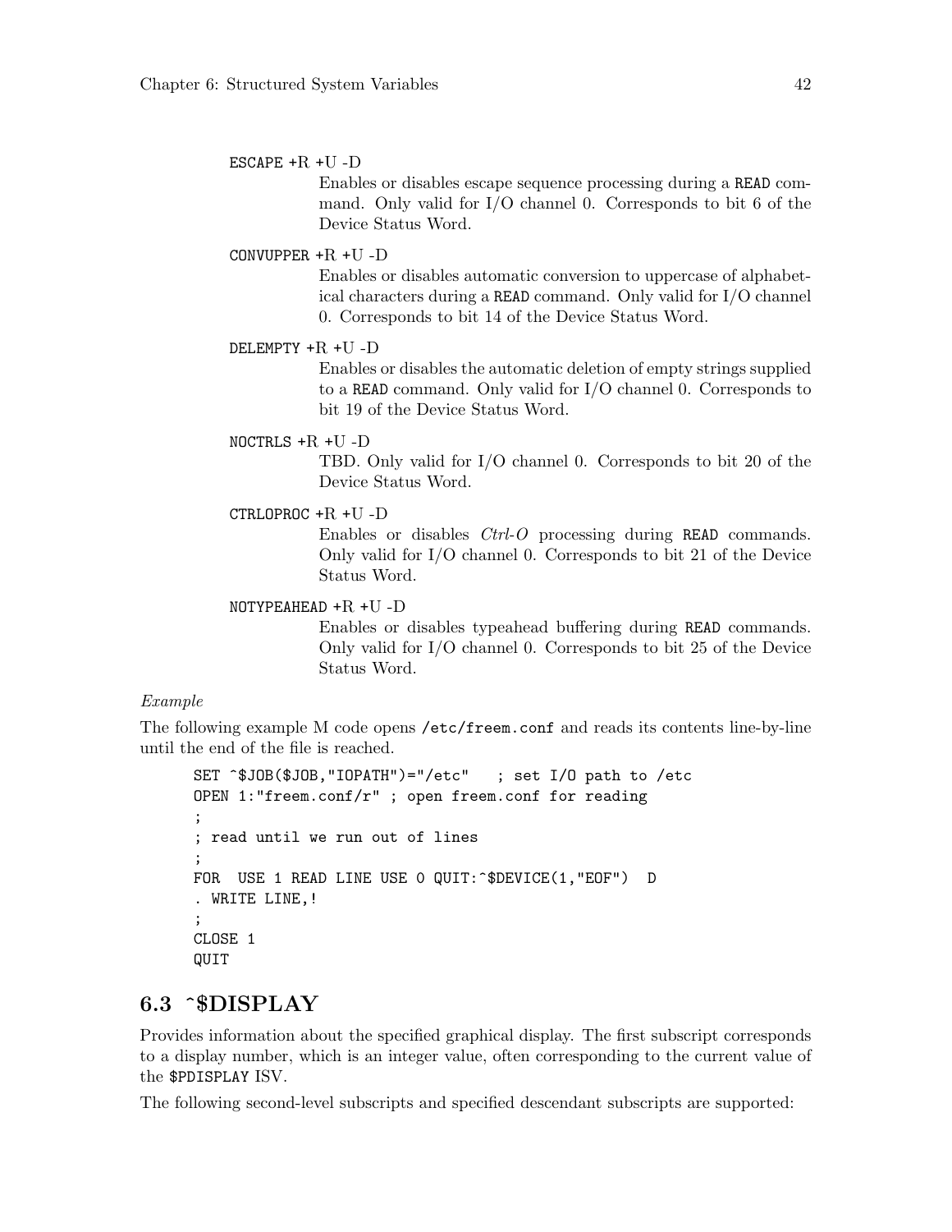`ESCAPE` +R +U -D
: Enables or disables escape sequence processing during a `READ` command. Only valid for I/O channel 0. Corresponds to bit 6 of the Device Status Word.

`CONVUPPER` +R +U -D
: Enables or disables automatic conversion to uppercase of alphabetical characters during a `READ` command. Only valid for I/O channel 0. Corresponds to bit 14 of the Device Status Word.

`DELEMPTY` +R +U -D
: Enables or disables the automatic deletion of empty strings supplied to a `READ` command. Only valid for I/O channel 0. Corresponds to bit 19 of the Device Status Word.

`NOCTRLS` +R +U -D
: TBD. Only valid for I/O channel 0. Corresponds to bit 20 of the Device Status Word.

`CTRLOPROC` +R +U -D
: Enables or disables *Ctrl-O* processing during `READ` commands. Only valid for I/O channel 0. Corresponds to bit 21 of the Device Status Word.

`NOTYPEAHEAD` +R +U -D
: Enables or disables typeahead buffering during `READ` commands. Only valid for I/O channel 0. Corresponds to bit 25 of the Device Status Word.

*Example*

The following example M code opens `/etc/freem.conf` and reads its contents line-by-line until the end of the file is reached.

```
SET ^$JOB($JOB,"IOPATH")="/etc"   ; set I/O path to /etc
OPEN 1:"freem.conf/r" ; open freem.conf for reading
;
; read until we run out of lines
;
FOR  USE 1 READ LINE USE 0 QUIT:^$DEVICE(1,"EOF")  D
. WRITE LINE,!
;
CLOSE 1
QUIT
```

## 6.3 ^$DISPLAY

Provides information about the specified graphical display. The first subscript corresponds to a display number, which is an integer value, often corresponding to the current value of the `$PDISPLAY` ISV.

The following second-level subscripts and specified descendant subscripts are supported: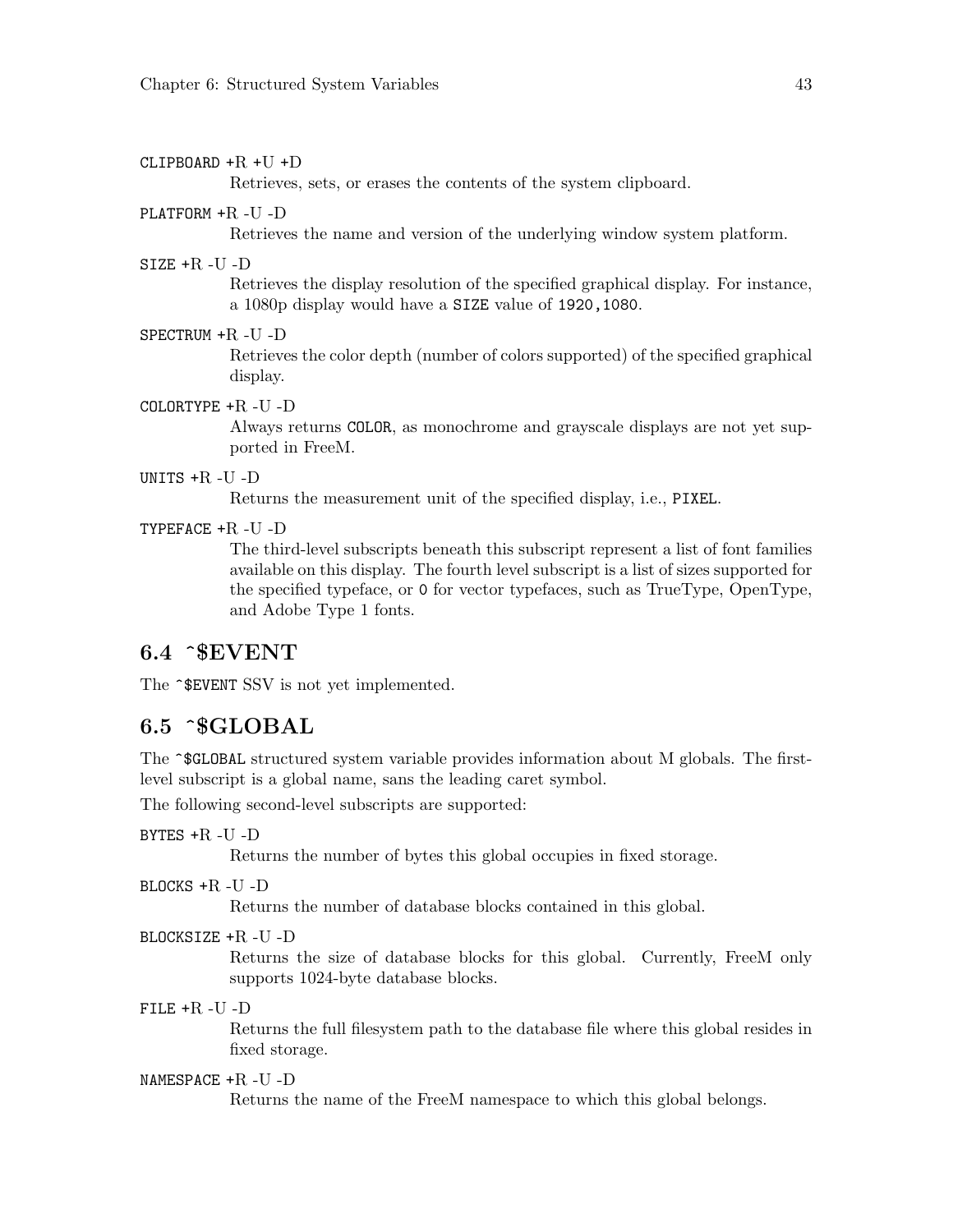`CLIPBOARD` +R +U +D
: Retrieves, sets, or erases the contents of the system clipboard.

`PLATFORM` +R -U -D
: Retrieves the name and version of the underlying window system platform.

`SIZE` +R -U -D
: Retrieves the display resolution of the specified graphical display. For instance, a 1080p display would have a `SIZE` value of `1920,1080`.

`SPECTRUM` +R -U -D
: Retrieves the color depth (number of colors supported) of the specified graphical display.

`COLORTYPE` +R -U -D
: Always returns `COLOR`, as monochrome and grayscale displays are not yet supported in FreeM.

`UNITS` +R -U -D
: Returns the measurement unit of the specified display, i.e., `PIXEL`.

`TYPEFACE` +R -U -D
: The third-level subscripts beneath this subscript represent a list of font families available on this display. The fourth level subscript is a list of sizes supported for the specified typeface, or `0` for vector typefaces, such as TrueType, OpenType, and Adobe Type 1 fonts.

## 6.4 ^$EVENT

The `^$EVENT` SSV is not yet implemented.

## 6.5 ^$GLOBAL

The `^$GLOBAL` structured system variable provides information about M globals. The first-level subscript is a global name, sans the leading caret symbol.

The following second-level subscripts are supported:

`BYTES` +R -U -D
: Returns the number of bytes this global occupies in fixed storage.

`BLOCKS` +R -U -D
: Returns the number of database blocks contained in this global.

`BLOCKSIZE` +R -U -D
: Returns the size of database blocks for this global. Currently, FreeM only supports 1024-byte database blocks.

`FILE` +R -U -D
: Returns the full filesystem path to the database file where this global resides in fixed storage.

`NAMESPACE` +R -U -D
: Returns the name of the FreeM namespace to which this global belongs.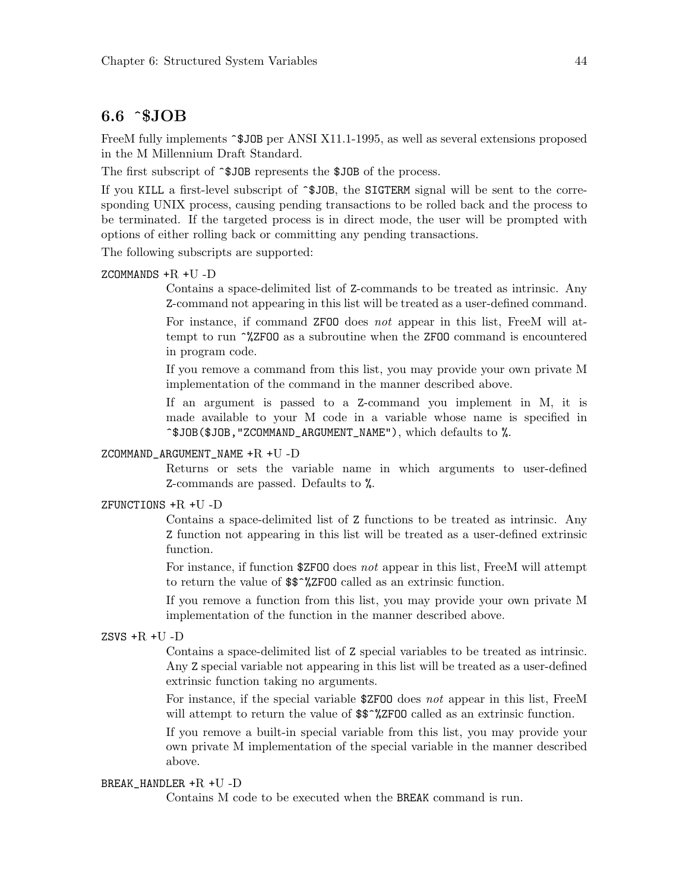## 6.6 ^$JOB

FreeM fully implements `^$JOB` per ANSI X11.1-1995, as well as several extensions proposed in the M Millennium Draft Standard.

The first subscript of `^$JOB` represents the `$JOB` of the process.

If you `KILL` a first-level subscript of `^$JOB`, the `SIGTERM` signal will be sent to the corresponding UNIX process, causing pending transactions to be rolled back and the process to be terminated. If the targeted process is in direct mode, the user will be prompted with options of either rolling back or committing any pending transactions.

The following subscripts are supported:

`ZCOMMANDS` +R +U -D

: Contains a space-delimited list of `Z`-commands to be treated as intrinsic. Any `Z`-command not appearing in this list will be treated as a user-defined command.

  For instance, if command `ZFOO` does *not* appear in this list, FreeM will attempt to run `^%ZFOO` as a subroutine when the `ZFOO` command is encountered in program code.

  If you remove a command from this list, you may provide your own private M implementation of the command in the manner described above.

  If an argument is passed to a `Z`-command you implement in M, it is made available to your M code in a variable whose name is specified in `^$JOB($JOB,"ZCOMMAND_ARGUMENT_NAME")`, which defaults to `%`.

`ZCOMMAND_ARGUMENT_NAME` +R +U -D

: Returns or sets the variable name in which arguments to user-defined `Z`-commands are passed. Defaults to `%`.

`ZFUNCTIONS` +R +U -D

: Contains a space-delimited list of `Z` functions to be treated as intrinsic. Any `Z` function not appearing in this list will be treated as a user-defined extrinsic function.

  For instance, if function `$ZFOO` does *not* appear in this list, FreeM will attempt to return the value of `$$^%ZFOO` called as an extrinsic function.

  If you remove a function from this list, you may provide your own private M implementation of the function in the manner described above.

`ZSVS` +R +U -D

: Contains a space-delimited list of `Z` special variables to be treated as intrinsic. Any `Z` special variable not appearing in this list will be treated as a user-defined extrinsic function taking no arguments.

  For instance, if the special variable `$ZFOO` does *not* appear in this list, FreeM will attempt to return the value of `$$^%ZFOO` called as an extrinsic function.

  If you remove a built-in special variable from this list, you may provide your own private M implementation of the special variable in the manner described above.

`BREAK_HANDLER` +R +U -D

: Contains M code to be executed when the `BREAK` command is run.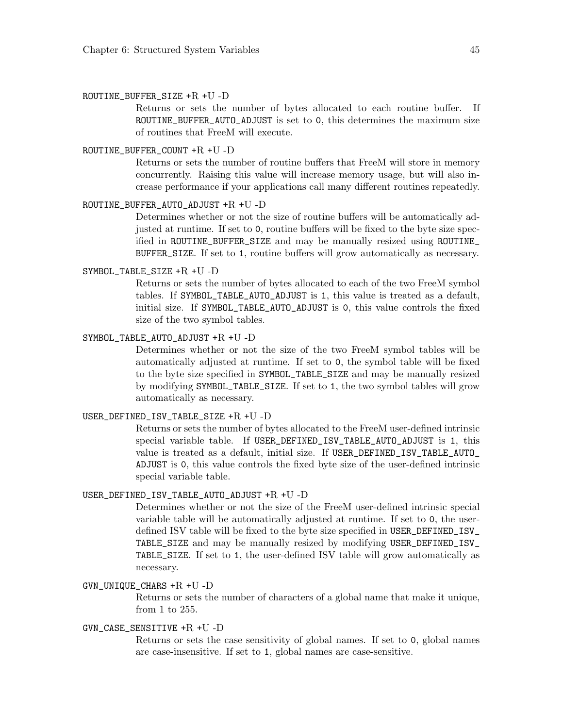ROUTINE_BUFFER_SIZE +R +U -D

Returns or sets the number of bytes allocated to each routine buffer. If ROUTINE_BUFFER_AUTO_ADJUST is set to 0, this determines the maximum size of routines that FreeM will execute.

ROUTINE_BUFFER_COUNT +R +U -D

Returns or sets the number of routine buffers that FreeM will store in memory concurrently. Raising this value will increase memory usage, but will also increase performance if your applications call many different routines repeatedly.

ROUTINE_BUFFER_AUTO_ADJUST +R +U -D

Determines whether or not the size of routine buffers will be automatically adjusted at runtime. If set to 0, routine buffers will be fixed to the byte size specified in ROUTINE_BUFFER_SIZE and may be manually resized using ROUTINE_BUFFER_SIZE. If set to 1, routine buffers will grow automatically as necessary.

SYMBOL_TABLE_SIZE +R +U -D

Returns or sets the number of bytes allocated to each of the two FreeM symbol tables. If SYMBOL_TABLE_AUTO_ADJUST is 1, this value is treated as a default, initial size. If SYMBOL_TABLE_AUTO_ADJUST is 0, this value controls the fixed size of the two symbol tables.

SYMBOL_TABLE_AUTO_ADJUST +R +U -D

Determines whether or not the size of the two FreeM symbol tables will be automatically adjusted at runtime. If set to 0, the symbol table will be fixed to the byte size specified in SYMBOL_TABLE_SIZE and may be manually resized by modifying SYMBOL_TABLE_SIZE. If set to 1, the two symbol tables will grow automatically as necessary.

USER_DEFINED_ISV_TABLE_SIZE +R +U -D

Returns or sets the number of bytes allocated to the FreeM user-defined intrinsic special variable table. If USER_DEFINED_ISV_TABLE_AUTO_ADJUST is 1, this value is treated as a default, initial size. If USER_DEFINED_ISV_TABLE_AUTO_ADJUST is 0, this value controls the fixed byte size of the user-defined intrinsic special variable table.

USER_DEFINED_ISV_TABLE_AUTO_ADJUST +R +U -D

Determines whether or not the size of the FreeM user-defined intrinsic special variable table will be automatically adjusted at runtime. If set to 0, the user-defined ISV table will be fixed to the byte size specified in USER_DEFINED_ISV_TABLE_SIZE and may be manually resized by modifying USER_DEFINED_ISV_TABLE_SIZE. If set to 1, the user-defined ISV table will grow automatically as necessary.

GVN_UNIQUE_CHARS +R +U -D

Returns or sets the number of characters of a global name that make it unique, from 1 to 255.

GVN_CASE_SENSITIVE +R +U -D

Returns or sets the case sensitivity of global names. If set to 0, global names are case-insensitive. If set to 1, global names are case-sensitive.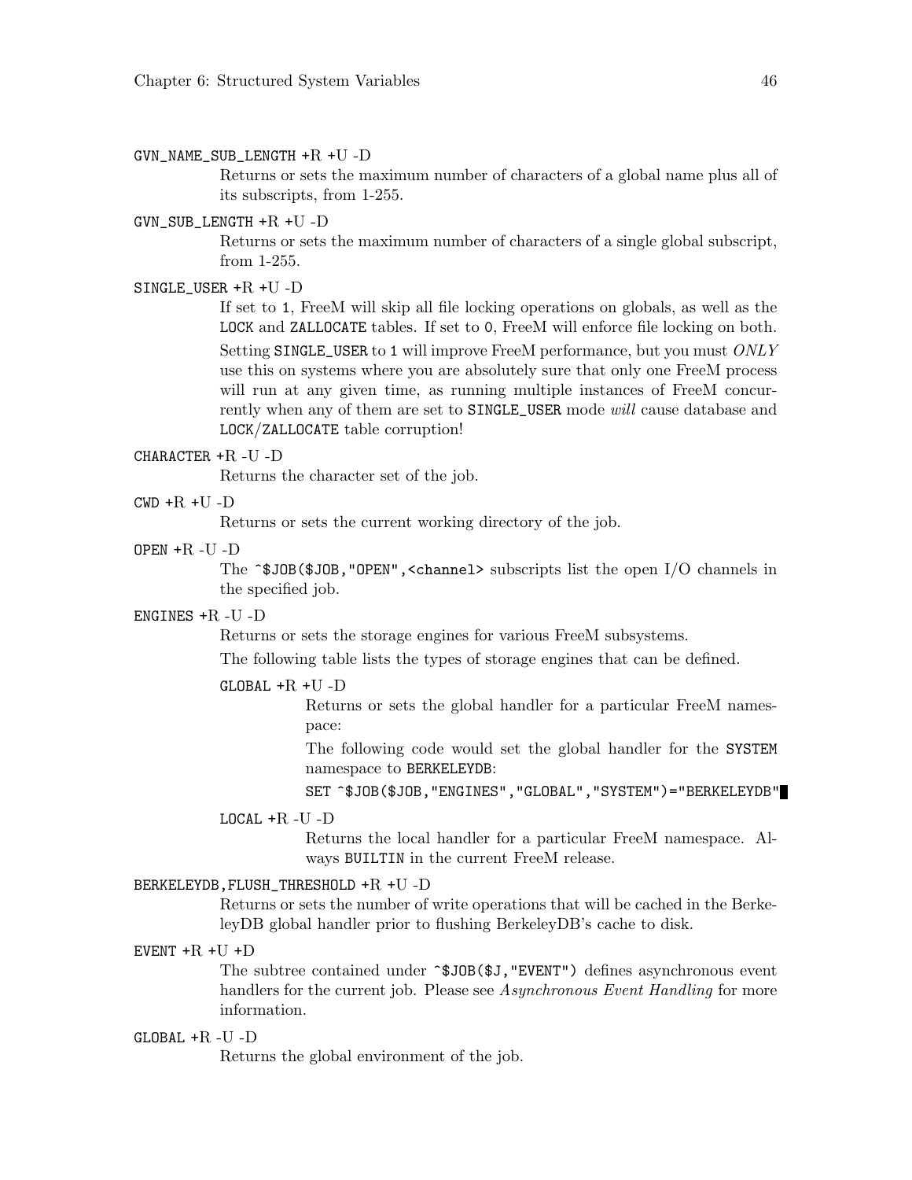`GVN_NAME_SUB_LENGTH` +R +U -D

Returns or sets the maximum number of characters of a global name plus all of its subscripts, from 1-255.

`GVN_SUB_LENGTH` +R +U -D

Returns or sets the maximum number of characters of a single global subscript, from 1-255.

`SINGLE_USER` +R +U -D

If set to `1`, FreeM will skip all file locking operations on globals, as well as the `LOCK` and `ZALLOCATE` tables. If set to `0`, FreeM will enforce file locking on both.

Setting `SINGLE_USER` to `1` will improve FreeM performance, but you must *ONLY* use this on systems where you are absolutely sure that only one FreeM process will run at any given time, as running multiple instances of FreeM concurrently when any of them are set to `SINGLE_USER` mode *will* cause database and `LOCK/ZALLOCATE` table corruption!

`CHARACTER` +R -U -D

Returns the character set of the job.

`CWD` +R +U -D

Returns or sets the current working directory of the job.

`OPEN` +R -U -D

The `^$JOB($JOB,"OPEN",<channel>` subscripts list the open I/O channels in the specified job.

`ENGINES` +R -U -D

Returns or sets the storage engines for various FreeM subsystems.

The following table lists the types of storage engines that can be defined.

`GLOBAL` +R +U -D

Returns or sets the global handler for a particular FreeM namespace:

The following code would set the global handler for the `SYSTEM` namespace to `BERKELEYDB`:

```
SET ^$JOB($JOB,"ENGINES","GLOBAL","SYSTEM")="BERKELEYDB"
```

`LOCAL` +R -U -D

Returns the local handler for a particular FreeM namespace. Always `BUILTIN` in the current FreeM release.

`BERKELEYDB,FLUSH_THRESHOLD` +R +U -D

Returns or sets the number of write operations that will be cached in the BerkeleyDB global handler prior to flushing BerkeleyDB's cache to disk.

`EVENT` +R +U +D

The subtree contained under `^$JOB($J,"EVENT")` defines asynchronous event handlers for the current job. Please see *Asynchronous Event Handling* for more information.

`GLOBAL` +R -U -D

Returns the global environment of the job.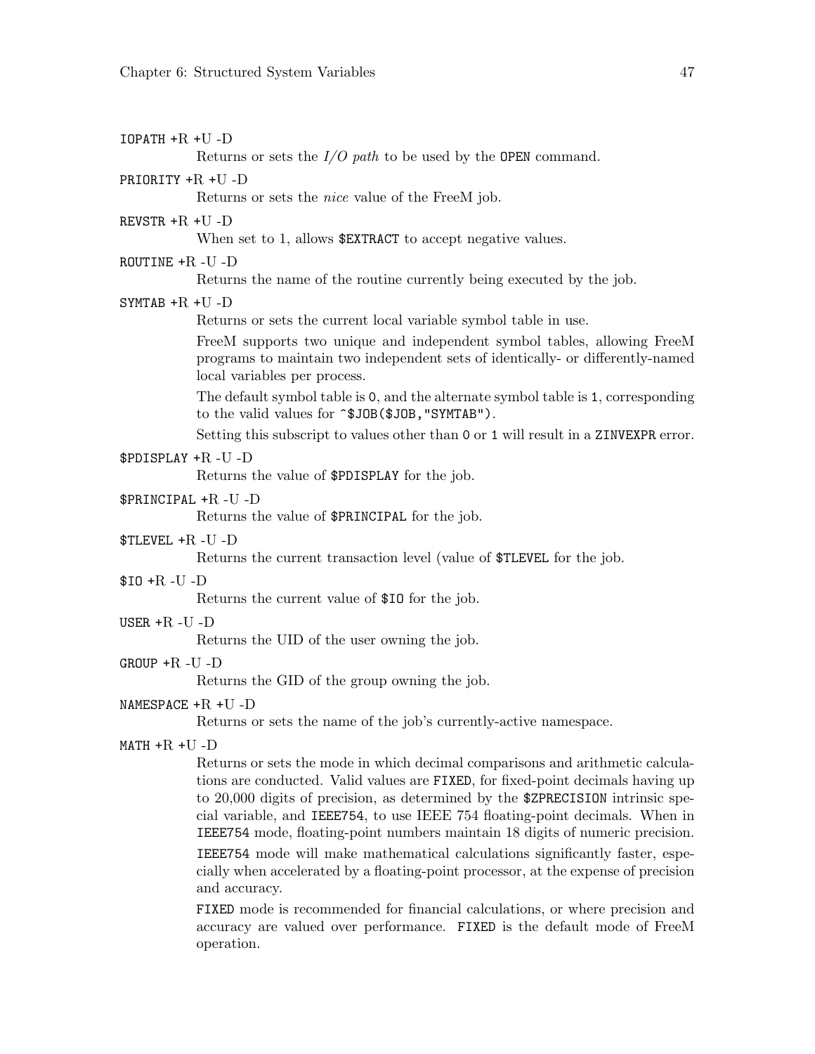`IOPATH` +R +U -D
: Returns or sets the *I/O path* to be used by the `OPEN` command.

`PRIORITY` +R +U -D
: Returns or sets the *nice* value of the FreeM job.

`REVSTR` +R +U -D
: When set to 1, allows `$EXTRACT` to accept negative values.

`ROUTINE` +R -U -D
: Returns the name of the routine currently being executed by the job.

`SYMTAB` +R +U -D
: Returns or sets the current local variable symbol table in use.

  FreeM supports two unique and independent symbol tables, allowing FreeM programs to maintain two independent sets of identically- or differently-named local variables per process.

  The default symbol table is `0`, and the alternate symbol table is `1`, corresponding to the valid values for `^$JOB($JOB,"SYMTAB")`.

  Setting this subscript to values other than `0` or `1` will result in a `ZINVEXPR` error.

`$PDISPLAY` +R -U -D
: Returns the value of `$PDISPLAY` for the job.

`$PRINCIPAL` +R -U -D
: Returns the value of `$PRINCIPAL` for the job.

`$TLEVEL` +R -U -D
: Returns the current transaction level (value of `$TLEVEL` for the job.

`$IO` +R -U -D
: Returns the current value of `$IO` for the job.

`USER` +R -U -D
: Returns the UID of the user owning the job.

`GROUP` +R -U -D
: Returns the GID of the group owning the job.

`NAMESPACE` +R +U -D
: Returns or sets the name of the job's currently-active namespace.

`MATH` +R +U -D
: Returns or sets the mode in which decimal comparisons and arithmetic calculations are conducted. Valid values are `FIXED`, for fixed-point decimals having up to 20,000 digits of precision, as determined by the `$ZPRECISION` intrinsic special variable, and `IEEE754`, to use IEEE 754 floating-point decimals. When in `IEEE754` mode, floating-point numbers maintain 18 digits of numeric precision.

  `IEEE754` mode will make mathematical calculations significantly faster, especially when accelerated by a floating-point processor, at the expense of precision and accuracy.

  `FIXED` mode is recommended for financial calculations, or where precision and accuracy are valued over performance. `FIXED` is the default mode of FreeM operation.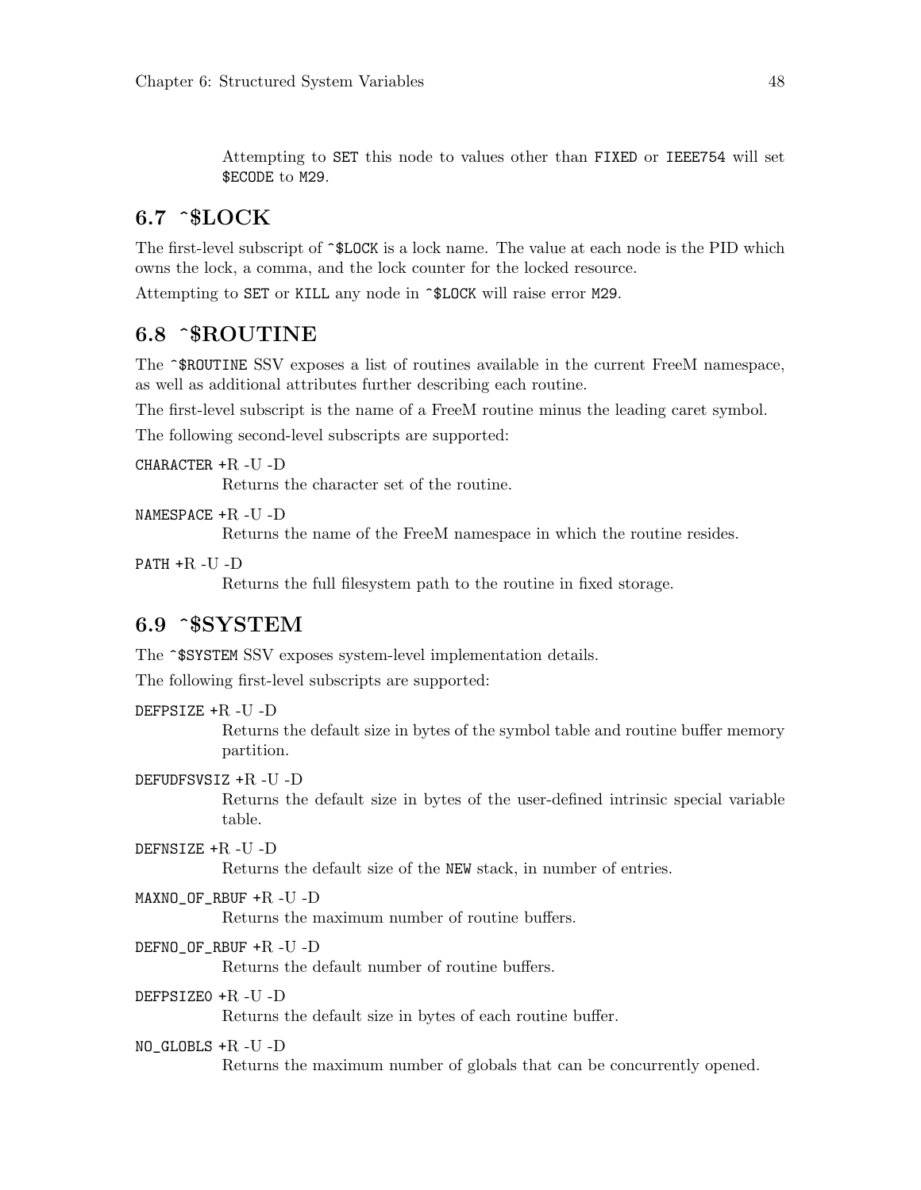Attempting to `SET` this node to values other than `FIXED` or `IEEE754` will set `$ECODE` to `M29`.

## 6.7 ^$LOCK

The first-level subscript of `^$LOCK` is a lock name. The value at each node is the PID which owns the lock, a comma, and the lock counter for the locked resource.

Attempting to `SET` or `KILL` any node in `^$LOCK` will raise error `M29`.

## 6.8 ^$ROUTINE

The `^$ROUTINE` SSV exposes a list of routines available in the current FreeM namespace, as well as additional attributes further describing each routine.

The first-level subscript is the name of a FreeM routine minus the leading caret symbol.

The following second-level subscripts are supported:

`CHARACTER` +R -U -D
: Returns the character set of the routine.

`NAMESPACE` +R -U -D
: Returns the name of the FreeM namespace in which the routine resides.

`PATH` +R -U -D
: Returns the full filesystem path to the routine in fixed storage.

## 6.9 ^$SYSTEM

The `^$SYSTEM` SSV exposes system-level implementation details.

The following first-level subscripts are supported:

`DEFPSIZE` +R -U -D
: Returns the default size in bytes of the symbol table and routine buffer memory partition.

`DEFUDFSVSIZ` +R -U -D
: Returns the default size in bytes of the user-defined intrinsic special variable table.

`DEFNSIZE` +R -U -D
: Returns the default size of the `NEW` stack, in number of entries.

`MAXNO_OF_RBUF` +R -U -D
: Returns the maximum number of routine buffers.

`DEFNO_OF_RBUF` +R -U -D
: Returns the default number of routine buffers.

`DEFPSIZE0` +R -U -D
: Returns the default size in bytes of each routine buffer.

`NO_GLOBLS` +R -U -D
: Returns the maximum number of globals that can be concurrently opened.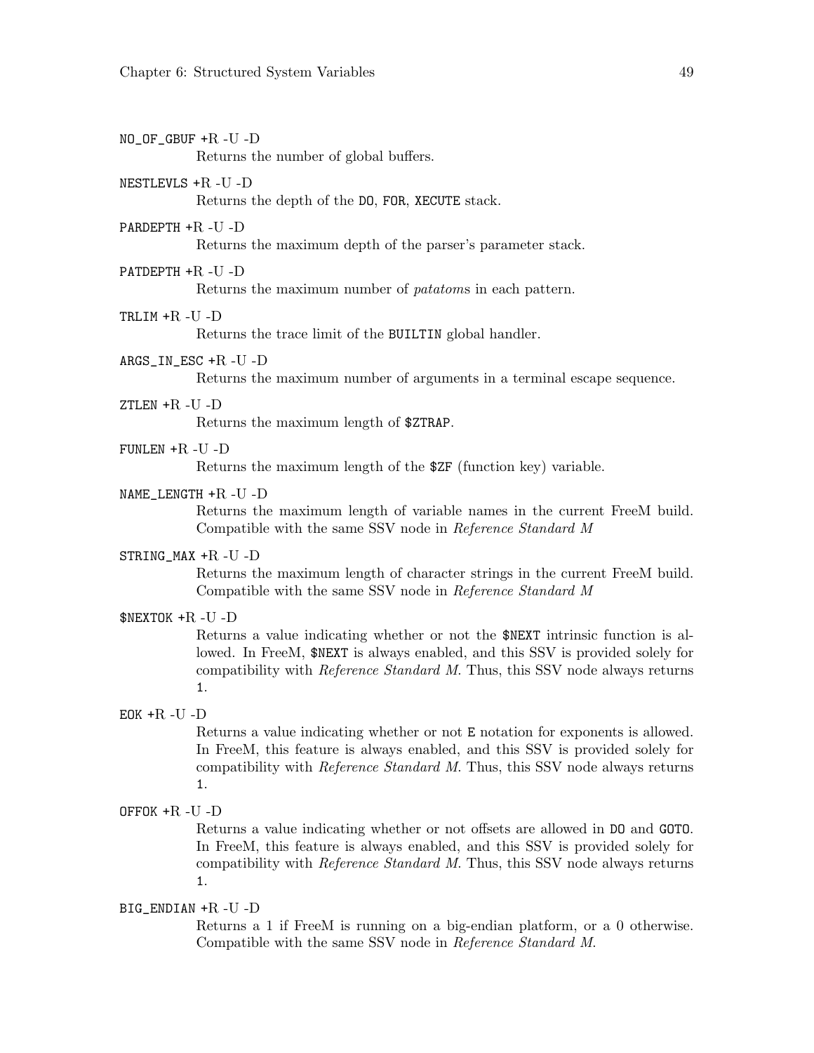`NO_OF_GBUF` +R -U -D
: Returns the number of global buffers.

`NESTLEVLS` +R -U -D
: Returns the depth of the `DO`, `FOR`, `XECUTE` stack.

`PARDEPTH` +R -U -D
: Returns the maximum depth of the parser's parameter stack.

`PATDEPTH` +R -U -D
: Returns the maximum number of *patatom*s in each pattern.

`TRLIM` +R -U -D
: Returns the trace limit of the `BUILTIN` global handler.

`ARGS_IN_ESC` +R -U -D
: Returns the maximum number of arguments in a terminal escape sequence.

`ZTLEN` +R -U -D
: Returns the maximum length of `$ZTRAP`.

`FUNLEN` +R -U -D
: Returns the maximum length of the `$ZF` (function key) variable.

`NAME_LENGTH` +R -U -D
: Returns the maximum length of variable names in the current FreeM build. Compatible with the same SSV node in *Reference Standard M*

`STRING_MAX` +R -U -D
: Returns the maximum length of character strings in the current FreeM build. Compatible with the same SSV node in *Reference Standard M*

`$NEXTOK` +R -U -D
: Returns a value indicating whether or not the `$NEXT` intrinsic function is allowed. In FreeM, `$NEXT` is always enabled, and this SSV is provided solely for compatibility with *Reference Standard M*. Thus, this SSV node always returns `1`.

`EOK` +R -U -D
: Returns a value indicating whether or not `E` notation for exponents is allowed. In FreeM, this feature is always enabled, and this SSV is provided solely for compatibility with *Reference Standard M*. Thus, this SSV node always returns `1`.

`OFFOK` +R -U -D
: Returns a value indicating whether or not offsets are allowed in `DO` and `GOTO`. In FreeM, this feature is always enabled, and this SSV is provided solely for compatibility with *Reference Standard M*. Thus, this SSV node always returns `1`.

`BIG_ENDIAN` +R -U -D
: Returns a 1 if FreeM is running on a big-endian platform, or a 0 otherwise. Compatible with the same SSV node in *Reference Standard M*.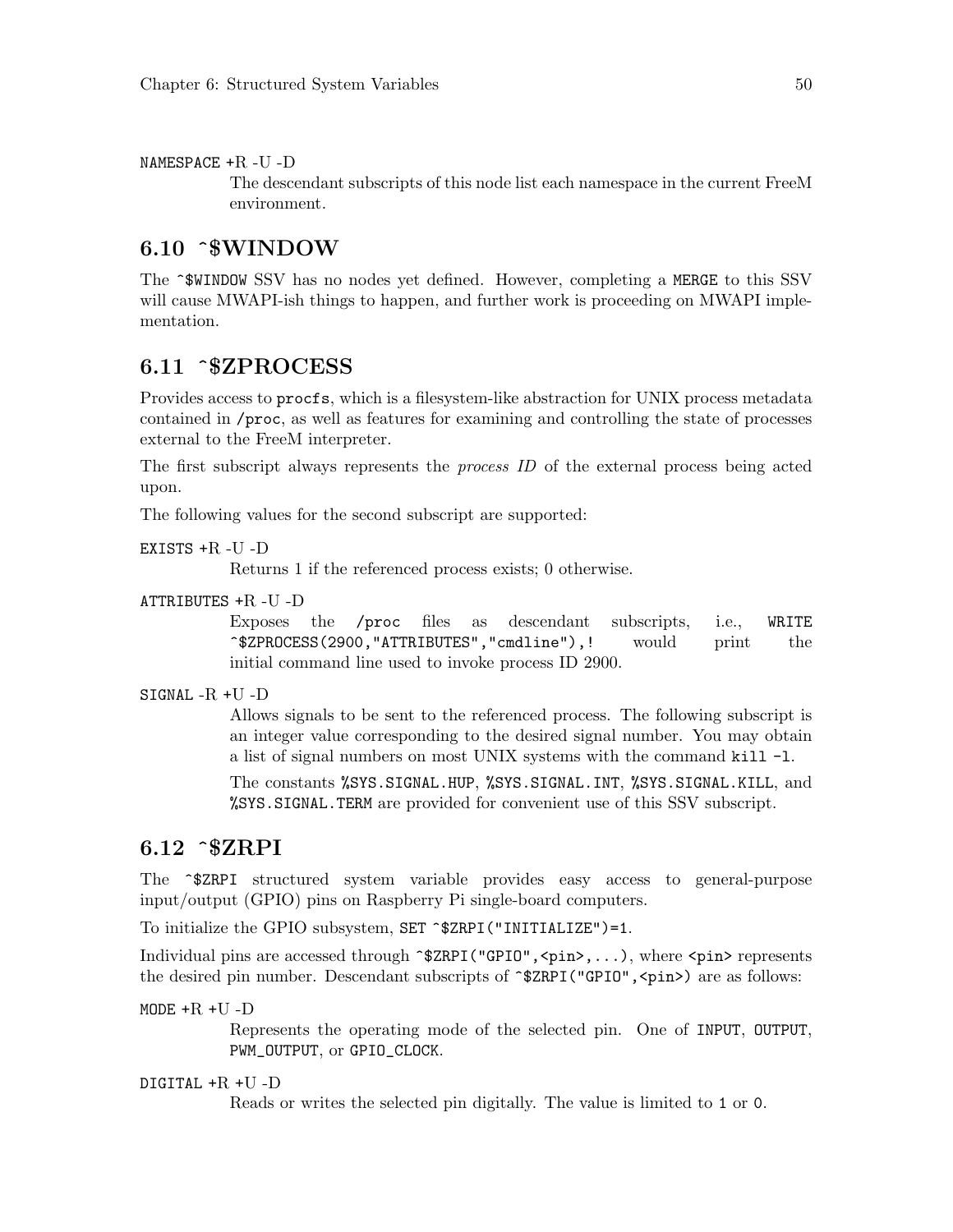`NAMESPACE` +R -U -D

The descendant subscripts of this node list each namespace in the current FreeM environment.

## 6.10 ^$WINDOW

The `^$WINDOW` SSV has no nodes yet defined. However, completing a `MERGE` to this SSV will cause MWAPI-ish things to happen, and further work is proceeding on MWAPI implementation.

## 6.11 ^$ZPROCESS

Provides access to `procfs`, which is a filesystem-like abstraction for UNIX process metadata contained in `/proc`, as well as features for examining and controlling the state of processes external to the FreeM interpreter.

The first subscript always represents the *process ID* of the external process being acted upon.

The following values for the second subscript are supported:

`EXISTS` +R -U -D

Returns 1 if the referenced process exists; 0 otherwise.

`ATTRIBUTES` +R -U -D

Exposes the `/proc` files as descendant subscripts, i.e., `WRITE ^$ZPROCESS(2900,"ATTRIBUTES","cmdline"),!` would print the initial command line used to invoke process ID 2900.

`SIGNAL` -R +U -D

Allows signals to be sent to the referenced process. The following subscript is an integer value corresponding to the desired signal number. You may obtain a list of signal numbers on most UNIX systems with the command `kill -l`.

The constants `%SYS.SIGNAL.HUP`, `%SYS.SIGNAL.INT`, `%SYS.SIGNAL.KILL`, and `%SYS.SIGNAL.TERM` are provided for convenient use of this SSV subscript.

## 6.12 ^$ZRPI

The `^$ZRPI` structured system variable provides easy access to general-purpose input/output (GPIO) pins on Raspberry Pi single-board computers.

To initialize the GPIO subsystem, `SET ^$ZRPI("INITIALIZE")=1`.

Individual pins are accessed through `^$ZRPI("GPIO",<pin>,...)`, where `<pin>` represents the desired pin number. Descendant subscripts of `^$ZRPI("GPIO",<pin>)` are as follows:

`MODE` +R +U -D

Represents the operating mode of the selected pin. One of `INPUT`, `OUTPUT`, `PWM_OUTPUT`, or `GPIO_CLOCK`.

`DIGITAL` +R +U -D

Reads or writes the selected pin digitally. The value is limited to `1` or `0`.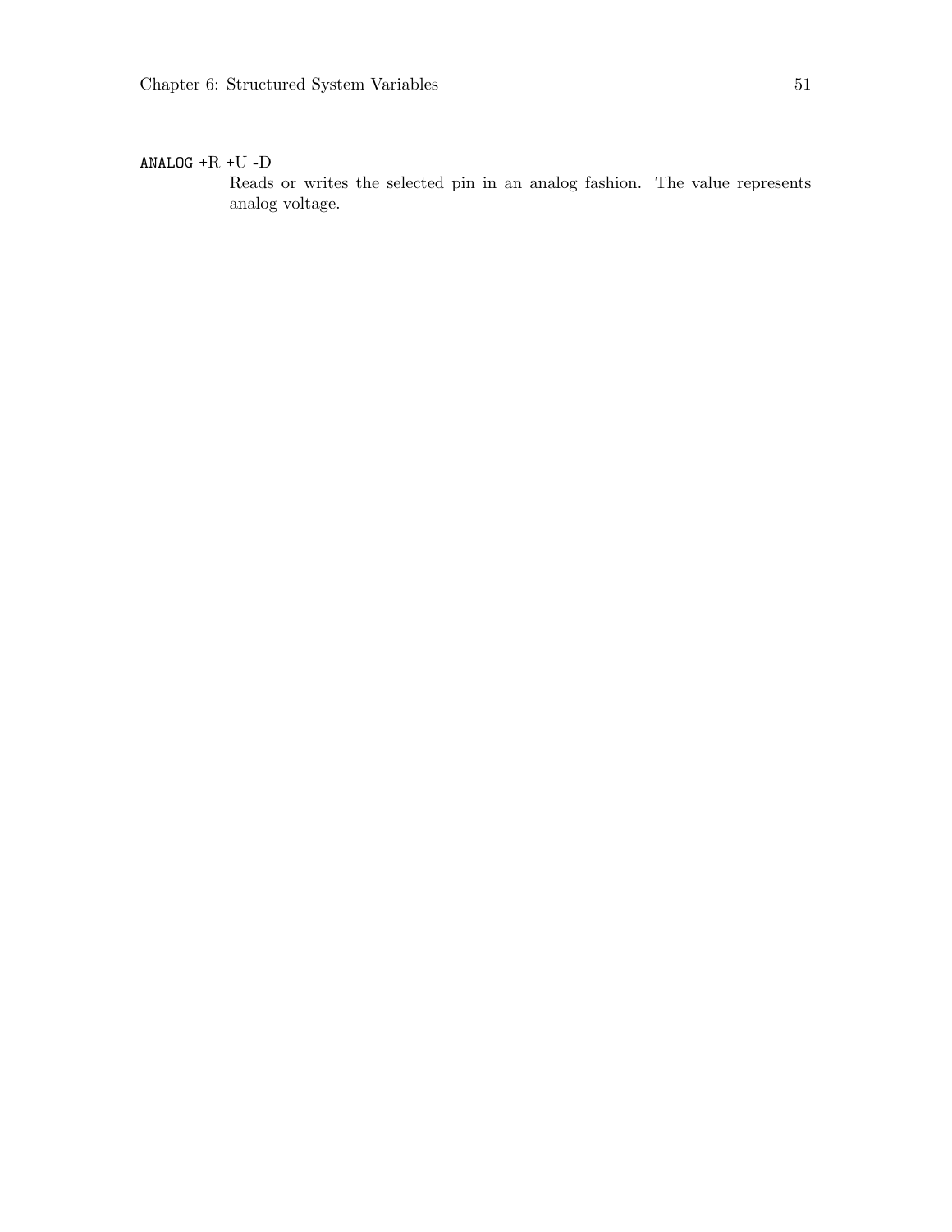`ANALOG` +R +U -D

Reads or writes the selected pin in an analog fashion. The value represents analog voltage.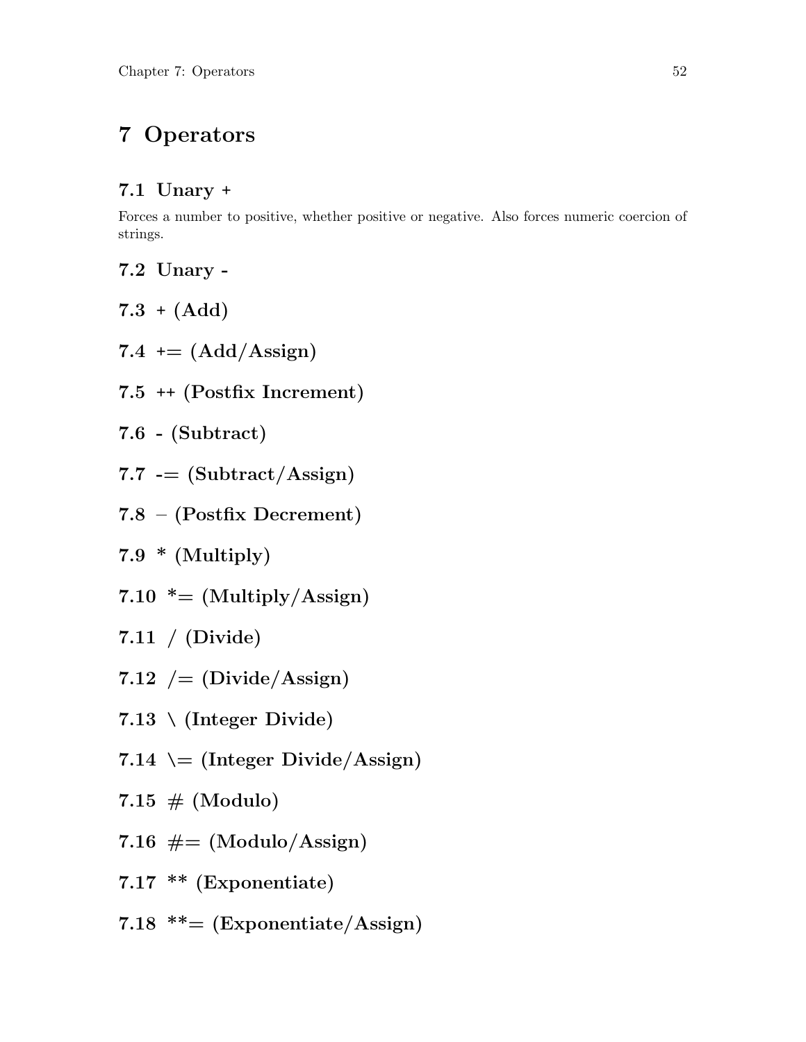# 7 Operators

## 7.1 Unary +

Forces a number to positive, whether positive or negative. Also forces numeric coercion of strings.

## 7.2 Unary -

## 7.3 + (Add)

## 7.4 += (Add/Assign)

## 7.5 ++ (Postfix Increment)

## 7.6 - (Subtract)

## 7.7 -= (Subtract/Assign)

## 7.8 – (Postfix Decrement)

## 7.9 * (Multiply)

## 7.10 *= (Multiply/Assign)

## 7.11 / (Divide)

## 7.12 /= (Divide/Assign)

## 7.13 \ (Integer Divide)

## 7.14 \= (Integer Divide/Assign)

## 7.15 # (Modulo)

## 7.16 #= (Modulo/Assign)

## 7.17 ** (Exponentiate)

## 7.18 **= (Exponentiate/Assign)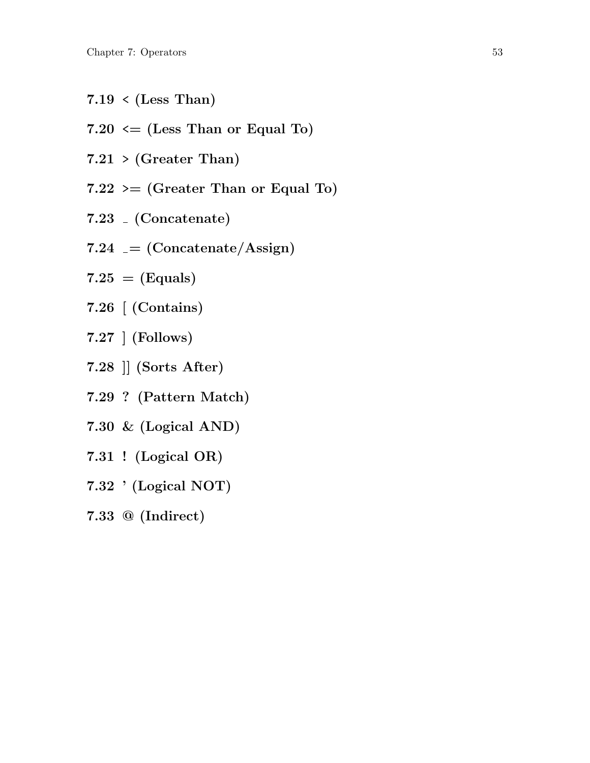## 7.19 < (Less Than)

## 7.20 <= (Less Than or Equal To)

## 7.21 > (Greater Than)

## 7.22 >= (Greater Than or Equal To)

## 7.23 _ (Concatenate)

## 7.24 _= (Concatenate/Assign)

## 7.25 = (Equals)

## 7.26 [ (Contains)

## 7.27 ] (Follows)

## 7.28 ]] (Sorts After)

## 7.29 ? (Pattern Match)

## 7.30 & (Logical AND)

## 7.31 ! (Logical OR)

## 7.32 ' (Logical NOT)

## 7.33 @ (Indirect)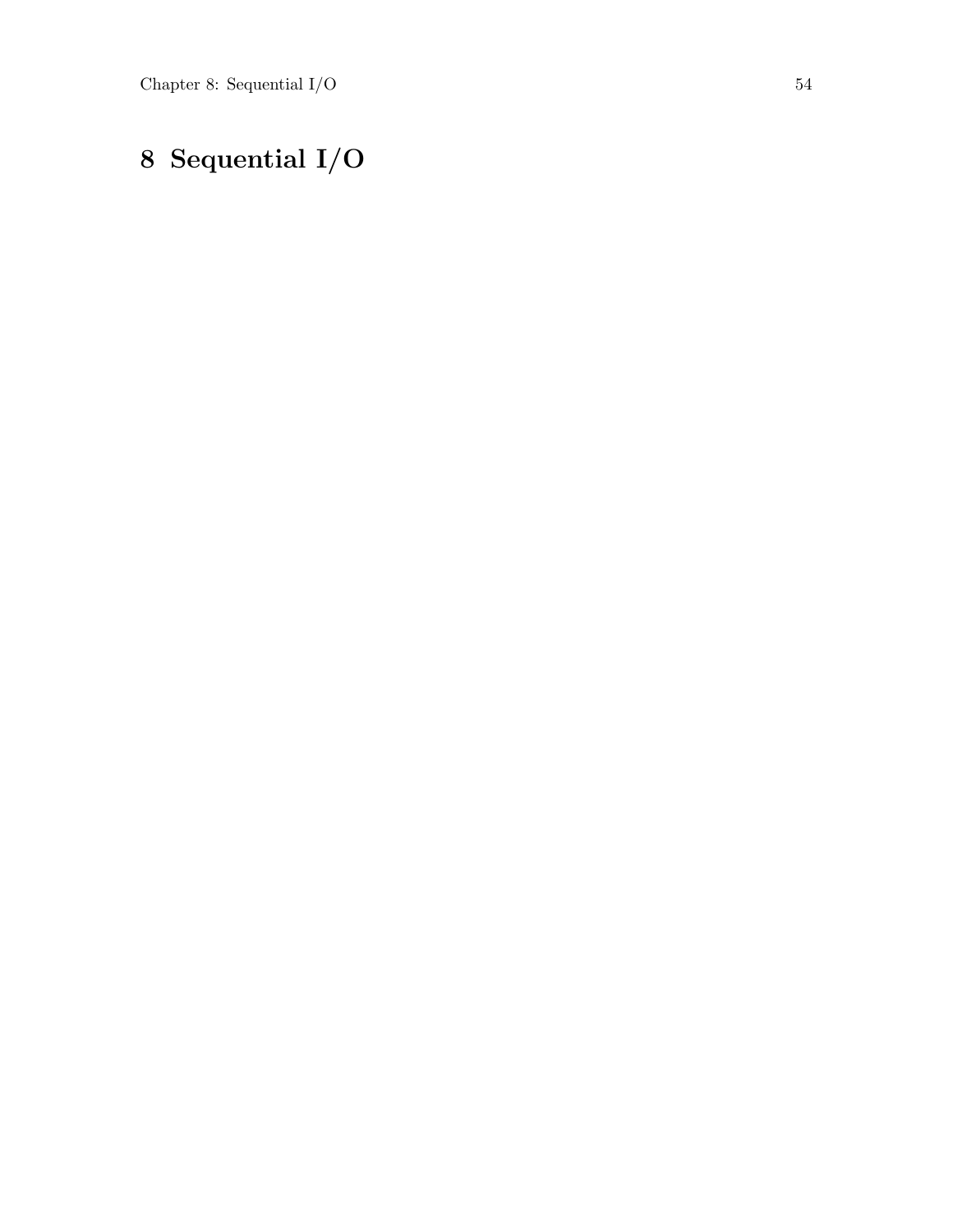# 8 Sequential I/O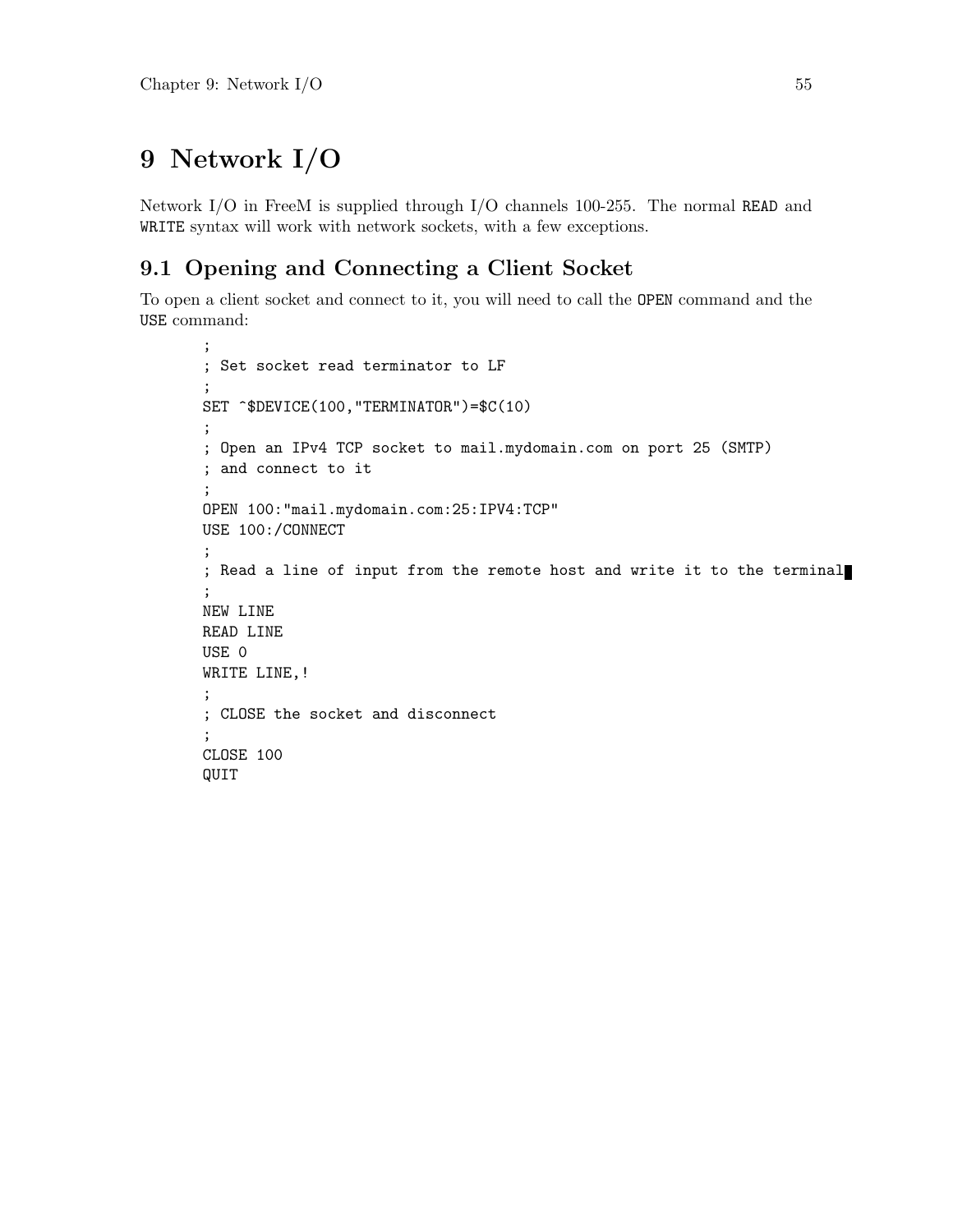# 9 Network I/O

Network I/O in FreeM is supplied through I/O channels 100-255. The normal `READ` and `WRITE` syntax will work with network sockets, with a few exceptions.

## 9.1 Opening and Connecting a Client Socket

To open a client socket and connect to it, you will need to call the `OPEN` command and the `USE` command:

```
;
; Set socket read terminator to LF
;
SET ^$DEVICE(100,"TERMINATOR")=$C(10)
;
; Open an IPv4 TCP socket to mail.mydomain.com on port 25 (SMTP)
; and connect to it
;
OPEN 100:"mail.mydomain.com:25:IPV4:TCP"
USE 100:/CONNECT
;
; Read a line of input from the remote host and write it to the terminal
;
NEW LINE
READ LINE
USE 0
WRITE LINE,!
;
; CLOSE the socket and disconnect
;
CLOSE 100
QUIT
```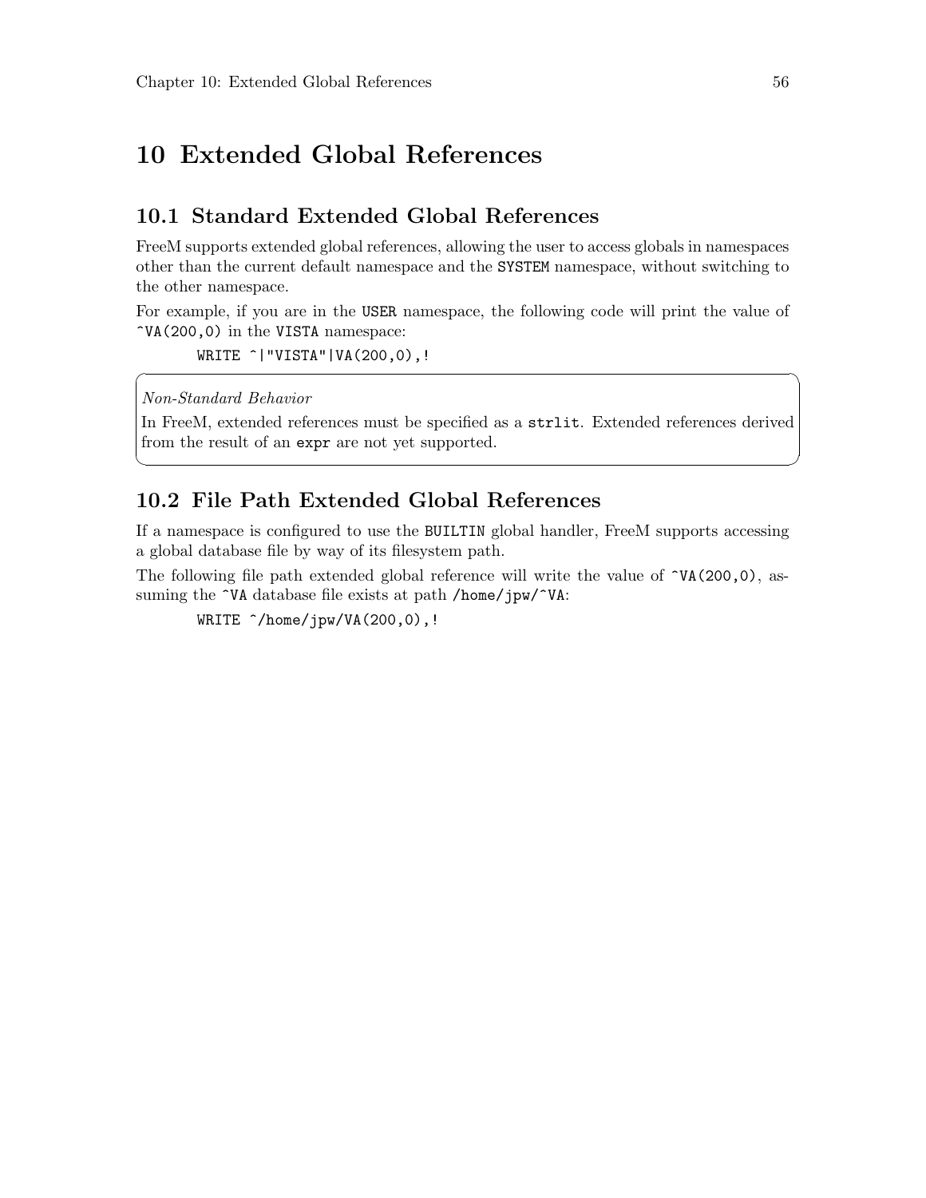# 10 Extended Global References

## 10.1 Standard Extended Global References

FreeM supports extended global references, allowing the user to access globals in namespaces other than the current default namespace and the `SYSTEM` namespace, without switching to the other namespace.

For example, if you are in the `USER` namespace, the following code will print the value of `^VA(200,0)` in the `VISTA` namespace:

```
WRITE ^|"VISTA"|VA(200,0),!
```

> *Non-Standard Behavior*
>
> In FreeM, extended references must be specified as a `strlit`. Extended references derived from the result of an `expr` are not yet supported.

## 10.2 File Path Extended Global References

If a namespace is configured to use the `BUILTIN` global handler, FreeM supports accessing a global database file by way of its filesystem path.

The following file path extended global reference will write the value of `^VA(200,0)`, assuming the `^VA` database file exists at path `/home/jpw/^VA`:

```
WRITE ^/home/jpw/VA(200,0),!
```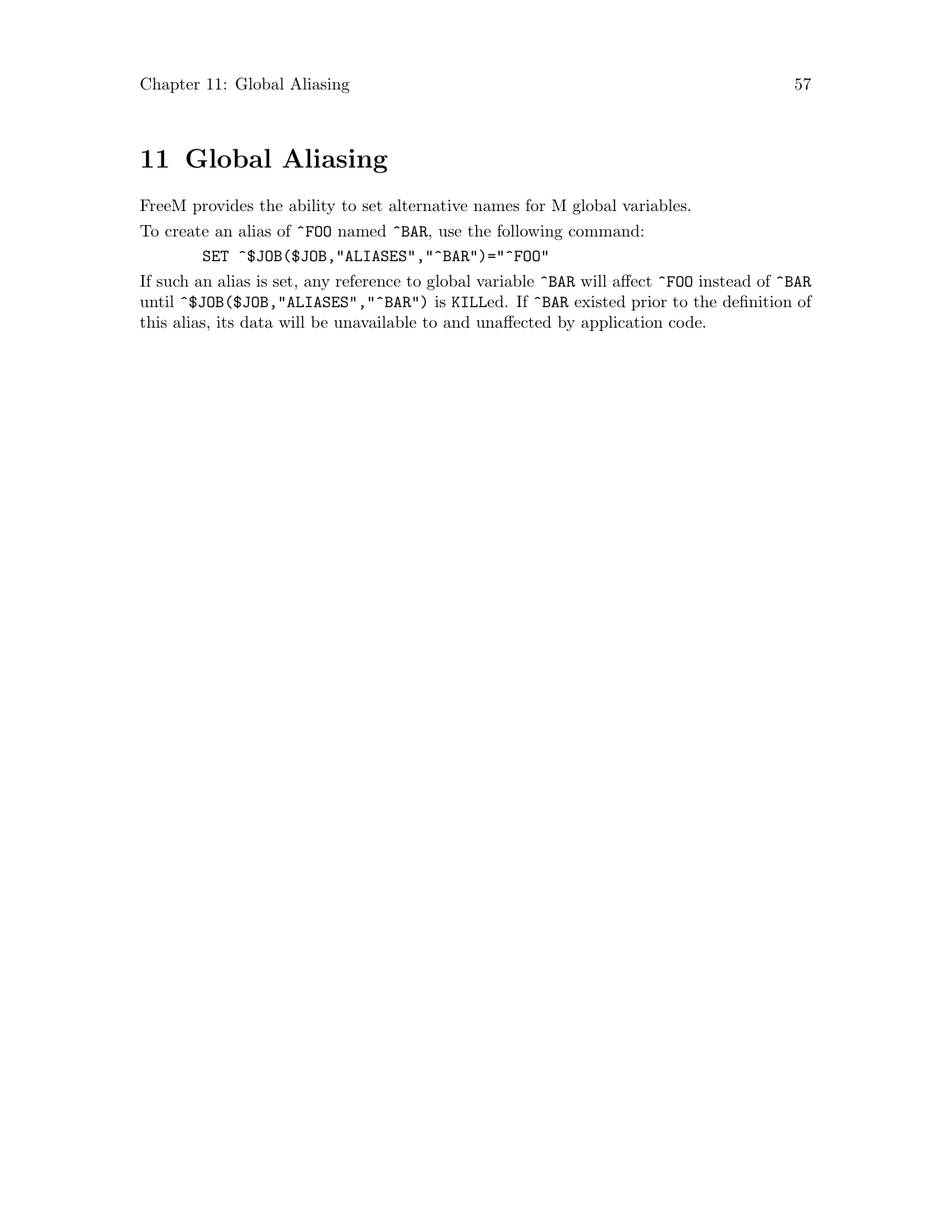# 11 Global Aliasing

FreeM provides the ability to set alternative names for M global variables.

To create an alias of `^FOO` named `^BAR`, use the following command:

```
SET ^$JOB($JOB,"ALIASES","^BAR")="^FOO"
```

If such an alias is set, any reference to global variable `^BAR` will affect `^FOO` instead of `^BAR` until `^$JOB($JOB,"ALIASES","^BAR")` is `KILL`ed. If `^BAR` existed prior to the definition of this alias, its data will be unavailable to and unaffected by application code.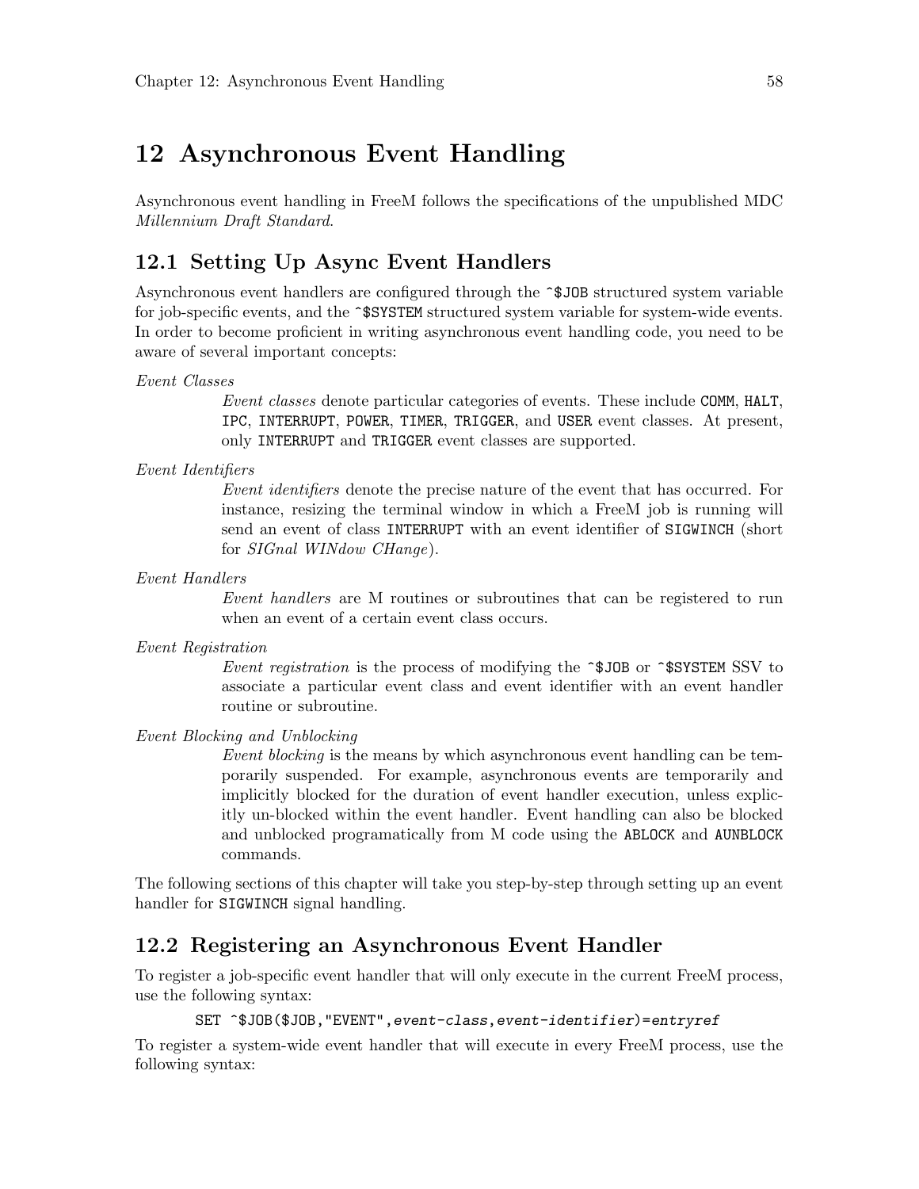# 12 Asynchronous Event Handling

Asynchronous event handling in FreeM follows the specifications of the unpublished MDC *Millennium Draft Standard*.

## 12.1 Setting Up Async Event Handlers

Asynchronous event handlers are configured through the `^$JOB` structured system variable for job-specific events, and the `^$SYSTEM` structured system variable for system-wide events. In order to become proficient in writing asynchronous event handling code, you need to be aware of several important concepts:

*Event Classes*
: *Event classes* denote particular categories of events. These include `COMM`, `HALT`, `IPC`, `INTERRUPT`, `POWER`, `TIMER`, `TRIGGER`, and `USER` event classes. At present, only `INTERRUPT` and `TRIGGER` event classes are supported.

*Event Identifiers*
: *Event identifiers* denote the precise nature of the event that has occurred. For instance, resizing the terminal window in which a FreeM job is running will send an event of class `INTERRUPT` with an event identifier of `SIGWINCH` (short for *SIGnal WINdow CHange*).

*Event Handlers*
: *Event handlers* are M routines or subroutines that can be registered to run when an event of a certain event class occurs.

*Event Registration*
: *Event registration* is the process of modifying the `^$JOB` or `^$SYSTEM` SSV to associate a particular event class and event identifier with an event handler routine or subroutine.

*Event Blocking and Unblocking*
: *Event blocking* is the means by which asynchronous event handling can be temporarily suspended. For example, asynchronous events are temporarily and implicitly blocked for the duration of event handler execution, unless explicitly un-blocked within the event handler. Event handling can also be blocked and unblocked programatically from M code using the `ABLOCK` and `AUNBLOCK` commands.

The following sections of this chapter will take you step-by-step through setting up an event handler for `SIGWINCH` signal handling.

## 12.2 Registering an Asynchronous Event Handler

To register a job-specific event handler that will only execute in the current FreeM process, use the following syntax:

```
SET ^$JOB($JOB,"EVENT",event-class,event-identifier)=entryref
```

To register a system-wide event handler that will execute in every FreeM process, use the following syntax: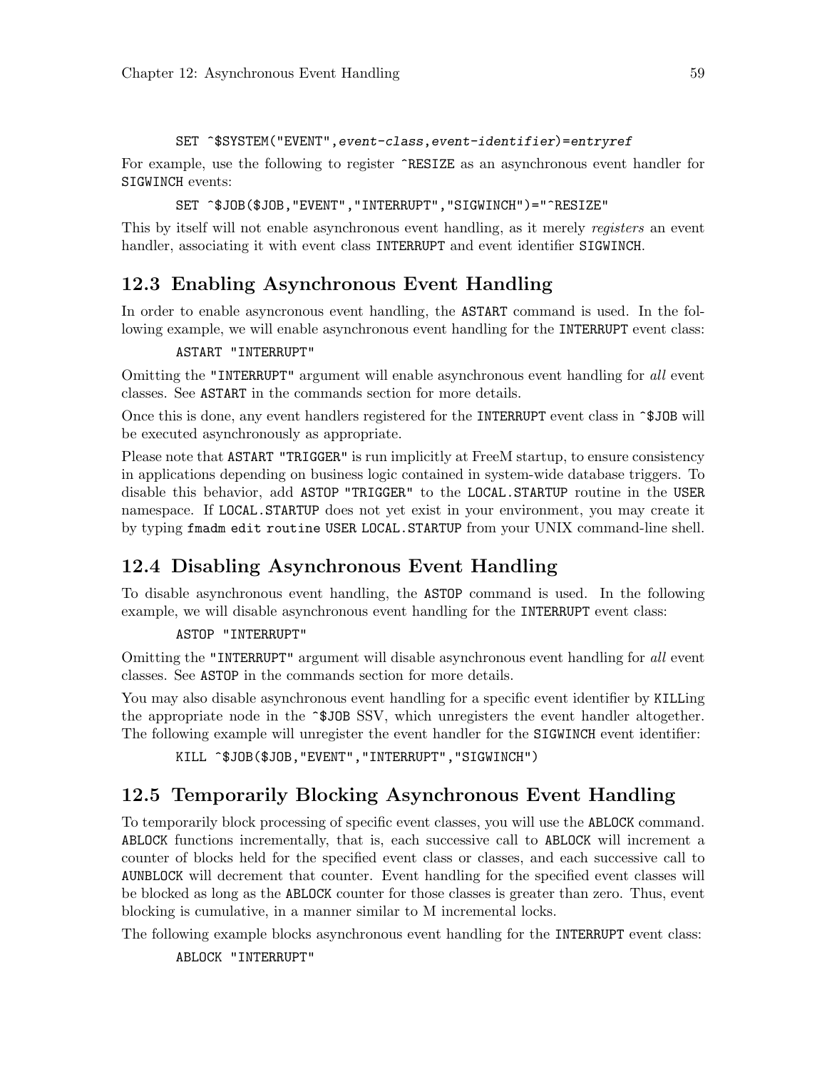```
SET ^$SYSTEM("EVENT",event-class,event-identifier)=entryref
```

For example, use the following to register `^RESIZE` as an asynchronous event handler for `SIGWINCH` events:

```
SET ^$JOB($JOB,"EVENT","INTERRUPT","SIGWINCH")="^RESIZE"
```

This by itself will not enable asynchronous event handling, as it merely *registers* an event handler, associating it with event class `INTERRUPT` and event identifier `SIGWINCH`.

## 12.3 Enabling Asynchronous Event Handling

In order to enable asyncronous event handling, the `ASTART` command is used. In the following example, we will enable asynchronous event handling for the `INTERRUPT` event class:

```
ASTART "INTERRUPT"
```

Omitting the `"INTERRUPT"` argument will enable asynchronous event handling for *all* event classes. See `ASTART` in the commands section for more details.

Once this is done, any event handlers registered for the `INTERRUPT` event class in `^$JOB` will be executed asynchronously as appropriate.

Please note that `ASTART "TRIGGER"` is run implicitly at FreeM startup, to ensure consistency in applications depending on business logic contained in system-wide database triggers. To disable this behavior, add `ASTOP "TRIGGER"` to the `LOCAL.STARTUP` routine in the `USER` namespace. If `LOCAL.STARTUP` does not yet exist in your environment, you may create it by typing `fmadm edit routine USER LOCAL.STARTUP` from your UNIX command-line shell.

## 12.4 Disabling Asynchronous Event Handling

To disable asynchronous event handling, the `ASTOP` command is used. In the following example, we will disable asynchronous event handling for the `INTERRUPT` event class:

```
ASTOP "INTERRUPT"
```

Omitting the `"INTERRUPT"` argument will disable asynchronous event handling for *all* event classes. See `ASTOP` in the commands section for more details.

You may also disable asynchronous event handling for a specific event identifier by `KILL`ing the appropriate node in the `^$JOB` SSV, which unregisters the event handler altogether. The following example will unregister the event handler for the `SIGWINCH` event identifier:

```
KILL ^$JOB($JOB,"EVENT","INTERRUPT","SIGWINCH")
```

## 12.5 Temporarily Blocking Asynchronous Event Handling

To temporarily block processing of specific event classes, you will use the `ABLOCK` command. `ABLOCK` functions incrementally, that is, each successive call to `ABLOCK` will increment a counter of blocks held for the specified event class or classes, and each successive call to `AUNBLOCK` will decrement that counter. Event handling for the specified event classes will be blocked as long as the `ABLOCK` counter for those classes is greater than zero. Thus, event blocking is cumulative, in a manner similar to M incremental locks.

The following example blocks asynchronous event handling for the `INTERRUPT` event class:

```
ABLOCK "INTERRUPT"
```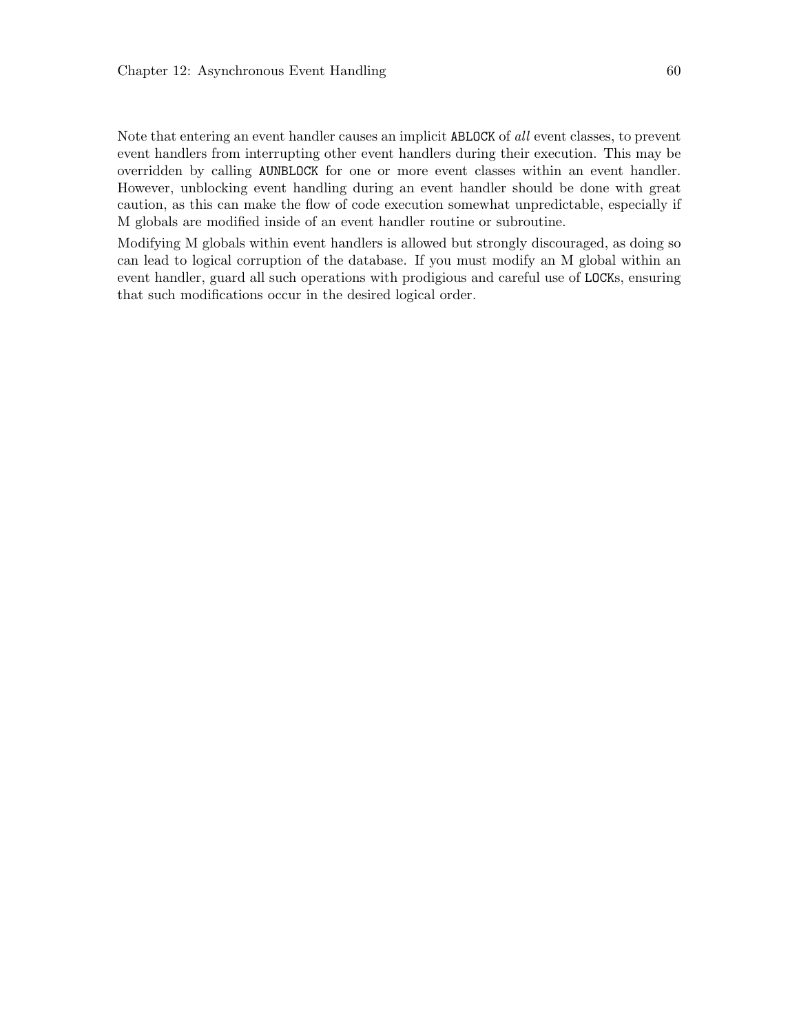Note that entering an event handler causes an implicit `ABLOCK` of *all* event classes, to prevent event handlers from interrupting other event handlers during their execution. This may be overridden by calling `AUNBLOCK` for one or more event classes within an event handler. However, unblocking event handling during an event handler should be done with great caution, as this can make the flow of code execution somewhat unpredictable, especially if M globals are modified inside of an event handler routine or subroutine.

Modifying M globals within event handlers is allowed but strongly discouraged, as doing so can lead to logical corruption of the database. If you must modify an M global within an event handler, guard all such operations with prodigious and careful use of `LOCK`s, ensuring that such modifications occur in the desired logical order.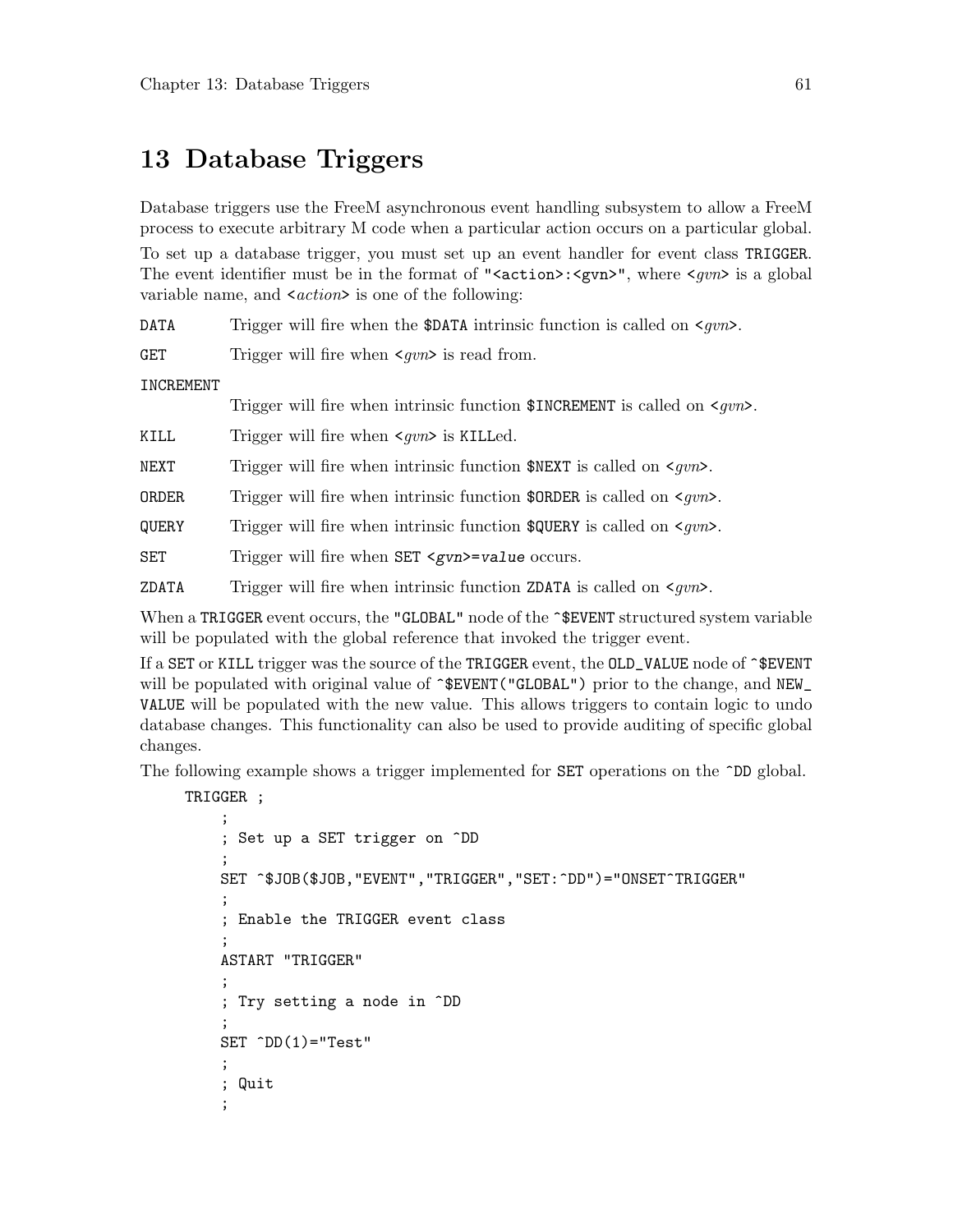# 13 Database Triggers

Database triggers use the FreeM asynchronous event handling subsystem to allow a FreeM process to execute arbitrary M code when a particular action occurs on a particular global.

To set up a database trigger, you must set up an event handler for event class `TRIGGER`. The event identifier must be in the format of `"<action>:<gvn>"`, where *<gvn>* is a global variable name, and *<action>* is one of the following:

`DATA` Trigger will fire when the `$DATA` intrinsic function is called on *<gvn>*.

`GET` Trigger will fire when *<gvn>* is read from.

`INCREMENT` Trigger will fire when intrinsic function `$INCREMENT` is called on *<gvn>*.

`KILL` Trigger will fire when *<gvn>* is `KILL`ed.

`NEXT` Trigger will fire when intrinsic function `$NEXT` is called on *<gvn>*.

`ORDER` Trigger will fire when intrinsic function `$ORDER` is called on *<gvn>*.

`QUERY` Trigger will fire when intrinsic function `$QUERY` is called on *<gvn>*.

`SET` Trigger will fire when `SET <gvn>=value` occurs.

`ZDATA` Trigger will fire when intrinsic function `ZDATA` is called on *<gvn>*.

When a `TRIGGER` event occurs, the `"GLOBAL"` node of the `^$EVENT` structured system variable will be populated with the global reference that invoked the trigger event.

If a `SET` or `KILL` trigger was the source of the `TRIGGER` event, the `OLD_VALUE` node of `^$EVENT` will be populated with original value of `^$EVENT("GLOBAL")` prior to the change, and `NEW_VALUE` will be populated with the new value. This allows triggers to contain logic to undo database changes. This functionality can also be used to provide auditing of specific global changes.

The following example shows a trigger implemented for `SET` operations on the `^DD` global.

```
TRIGGER ;
    ;
    ; Set up a SET trigger on ^DD
    ;
    SET ^$JOB($JOB,"EVENT","TRIGGER","SET:^DD")="ONSET^TRIGGER"
    ;
    ; Enable the TRIGGER event class
    ;
    ASTART "TRIGGER"
    ;
    ; Try setting a node in ^DD
    ;
    SET ^DD(1)="Test"
    ;
    ; Quit
    ;
```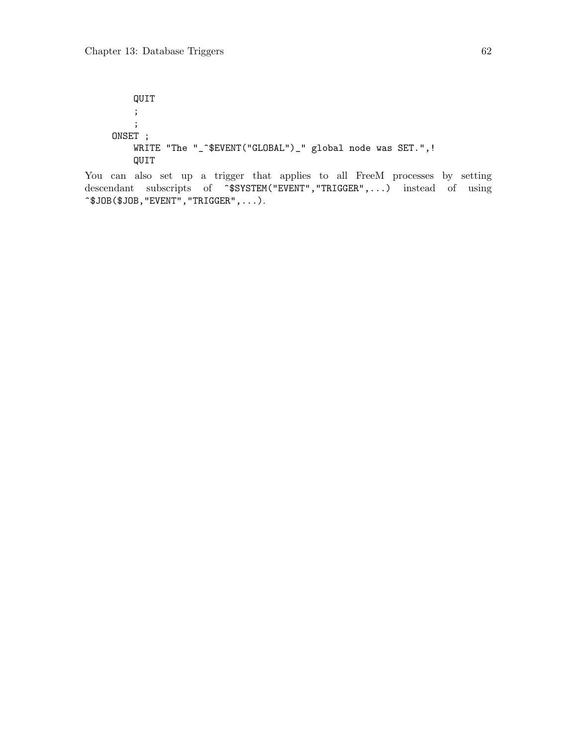```
        QUIT
        ;
        ;
    ONSET ;
        WRITE "The "_^$EVENT("GLOBAL")_" global node was SET.",!
        QUIT
```

You can also set up a trigger that applies to all FreeM processes by setting descendant subscripts of `^$SYSTEM("EVENT","TRIGGER",...)` instead of using `^$JOB($JOB,"EVENT","TRIGGER",...)`.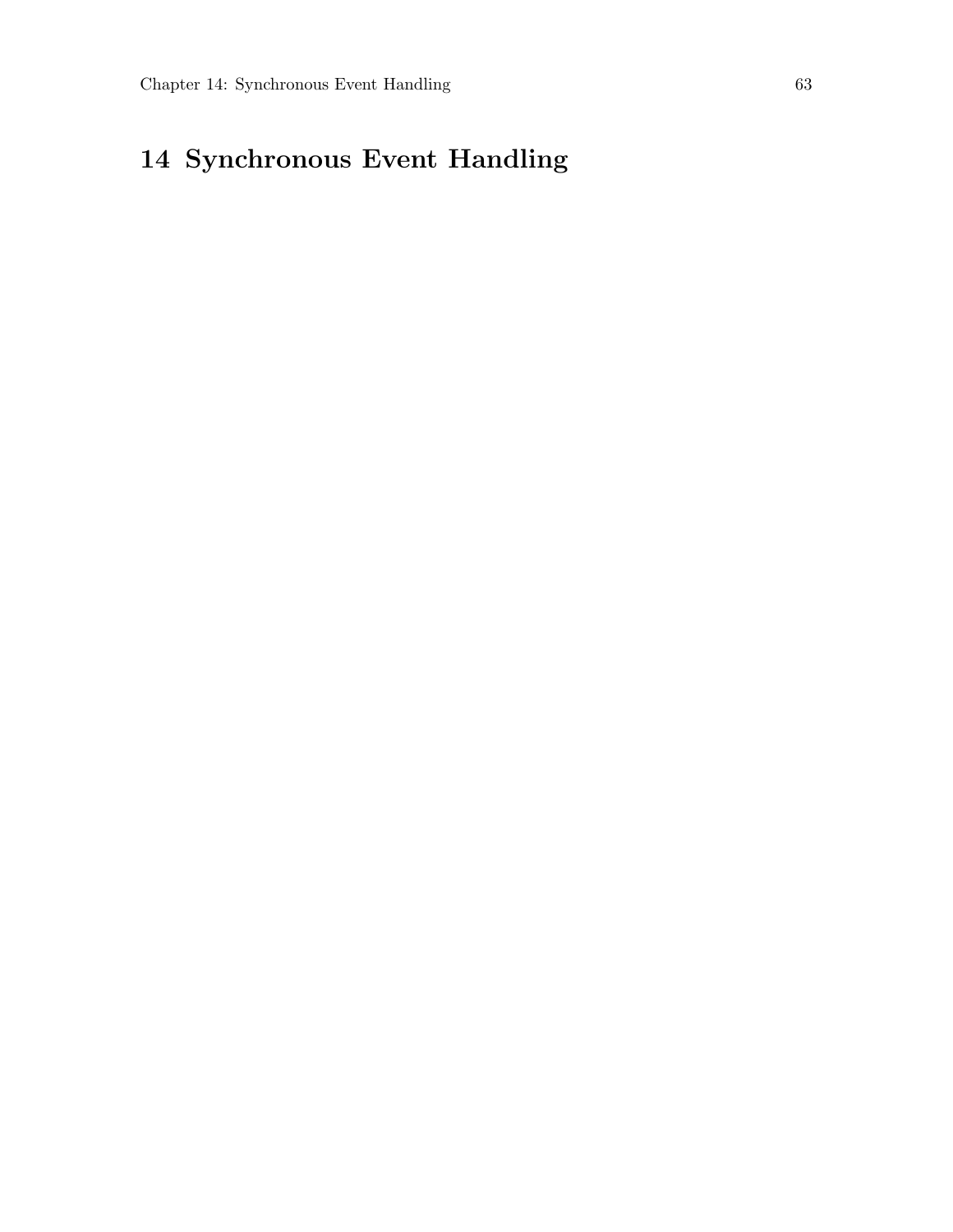# 14 Synchronous Event Handling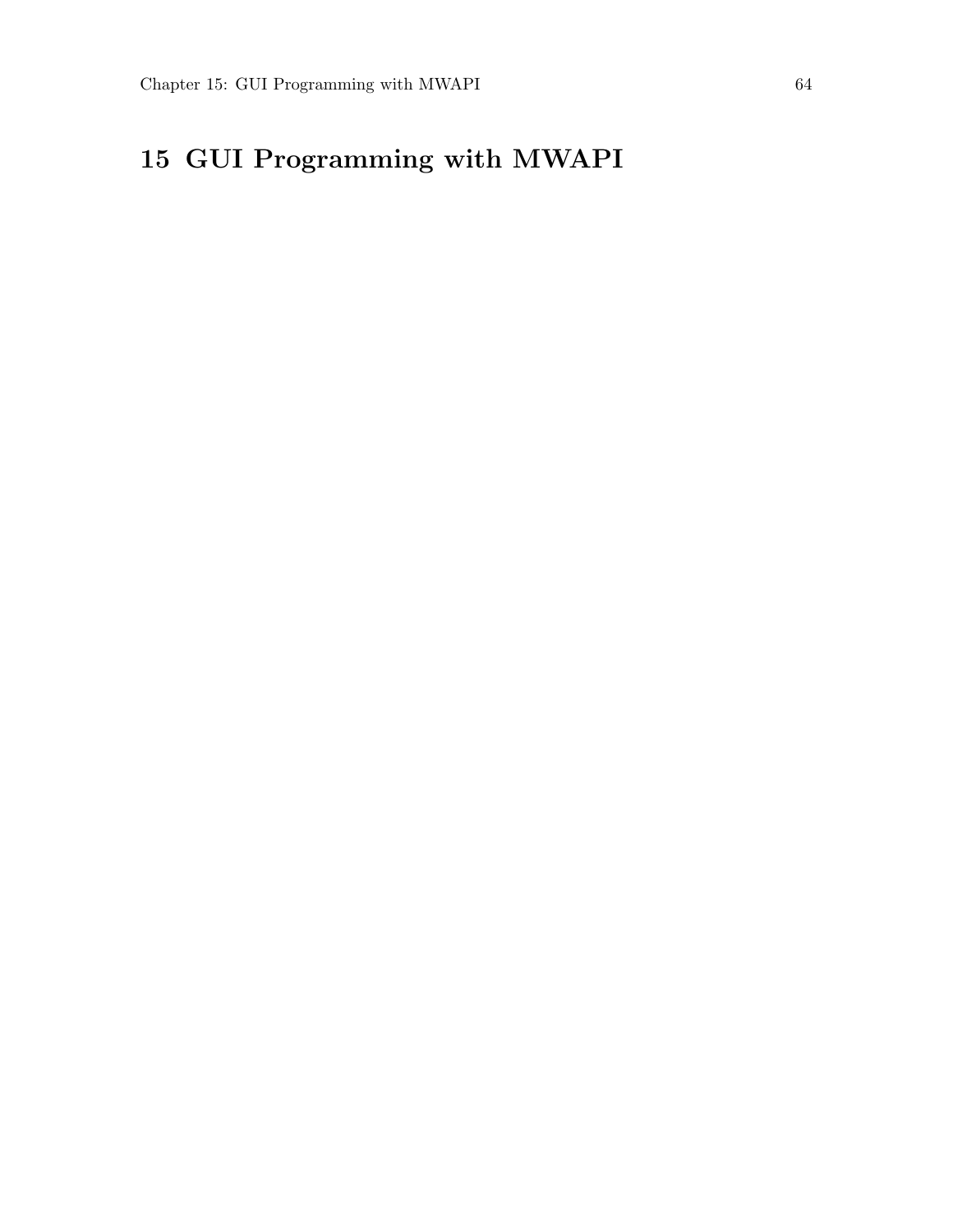# 15 GUI Programming with MWAPI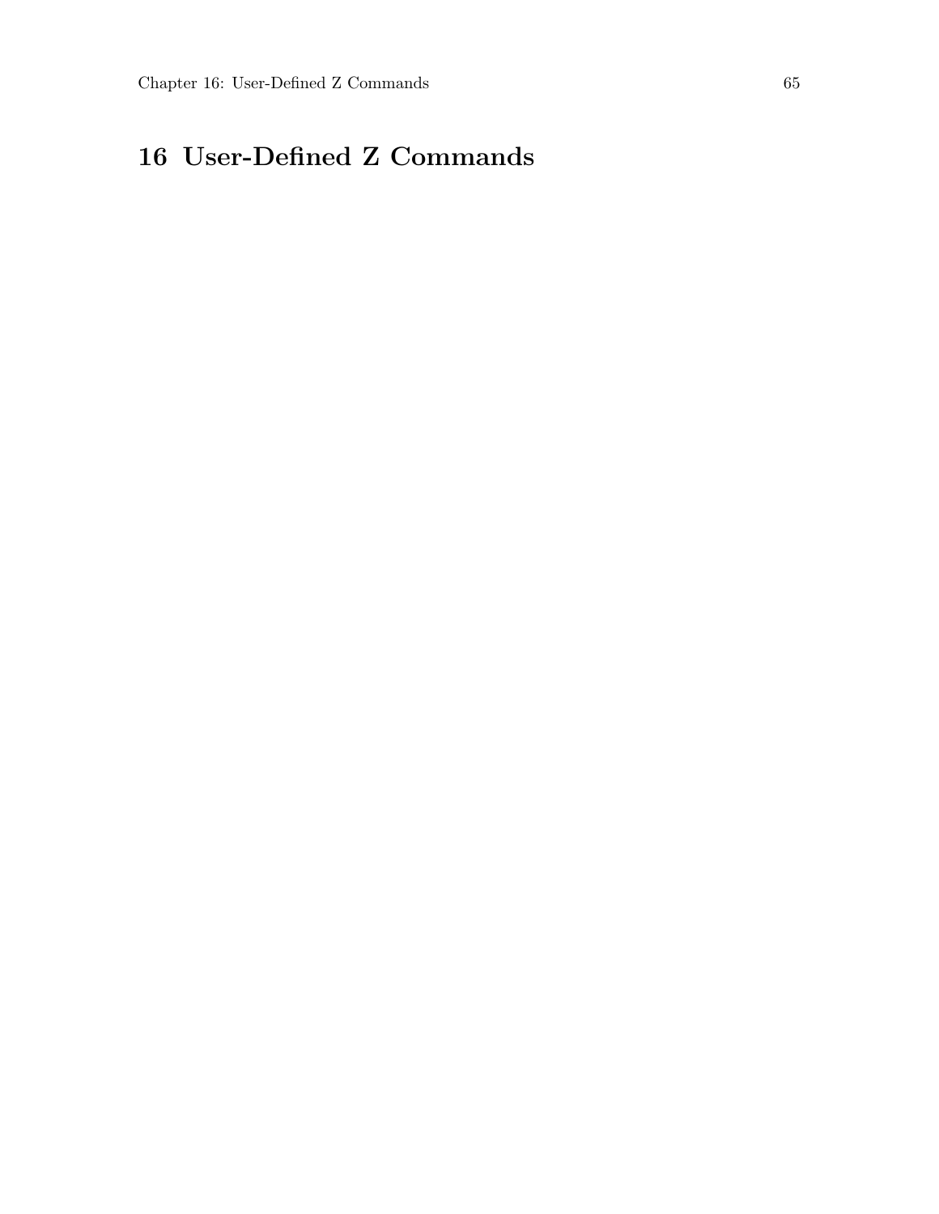# 16 User-Defined Z Commands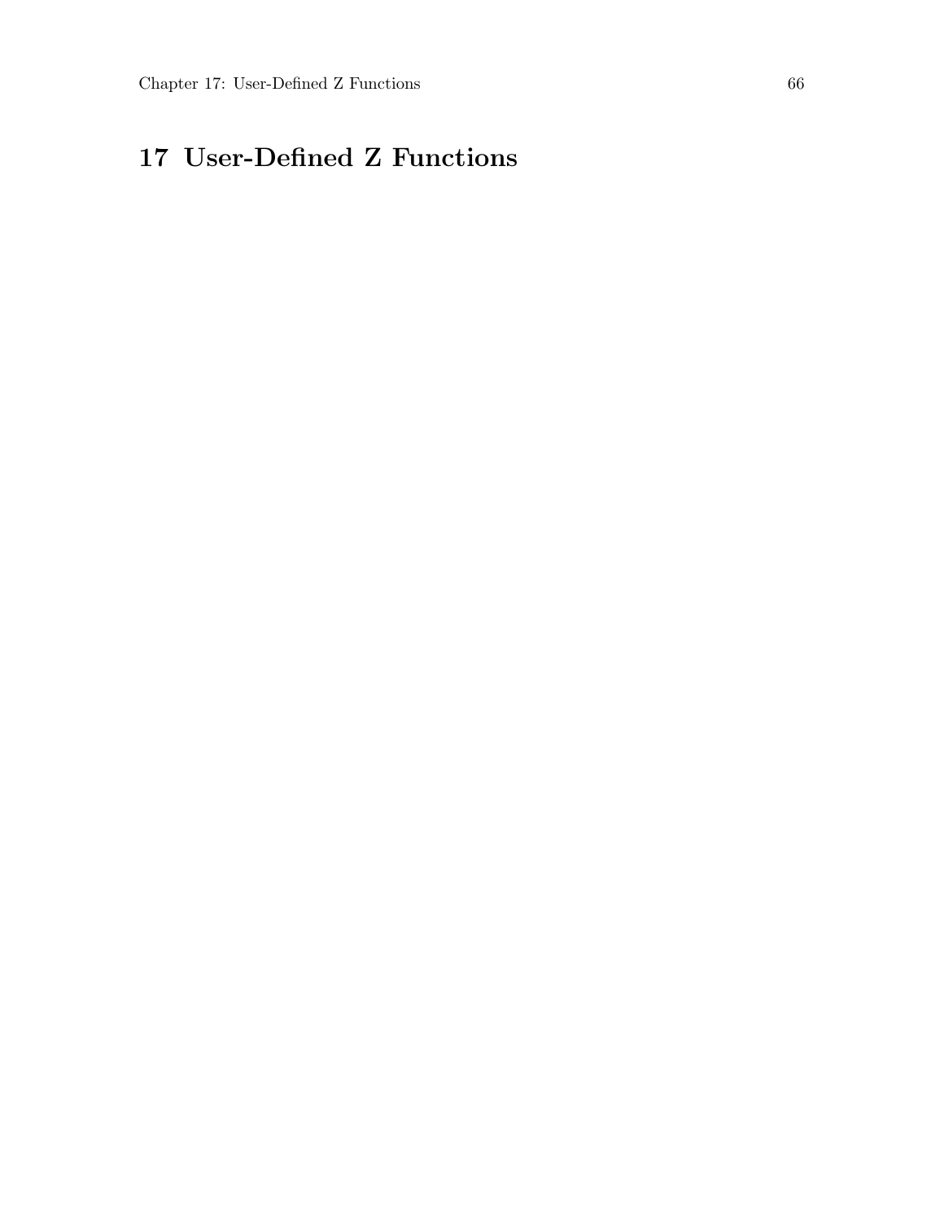# 17 User-Defined Z Functions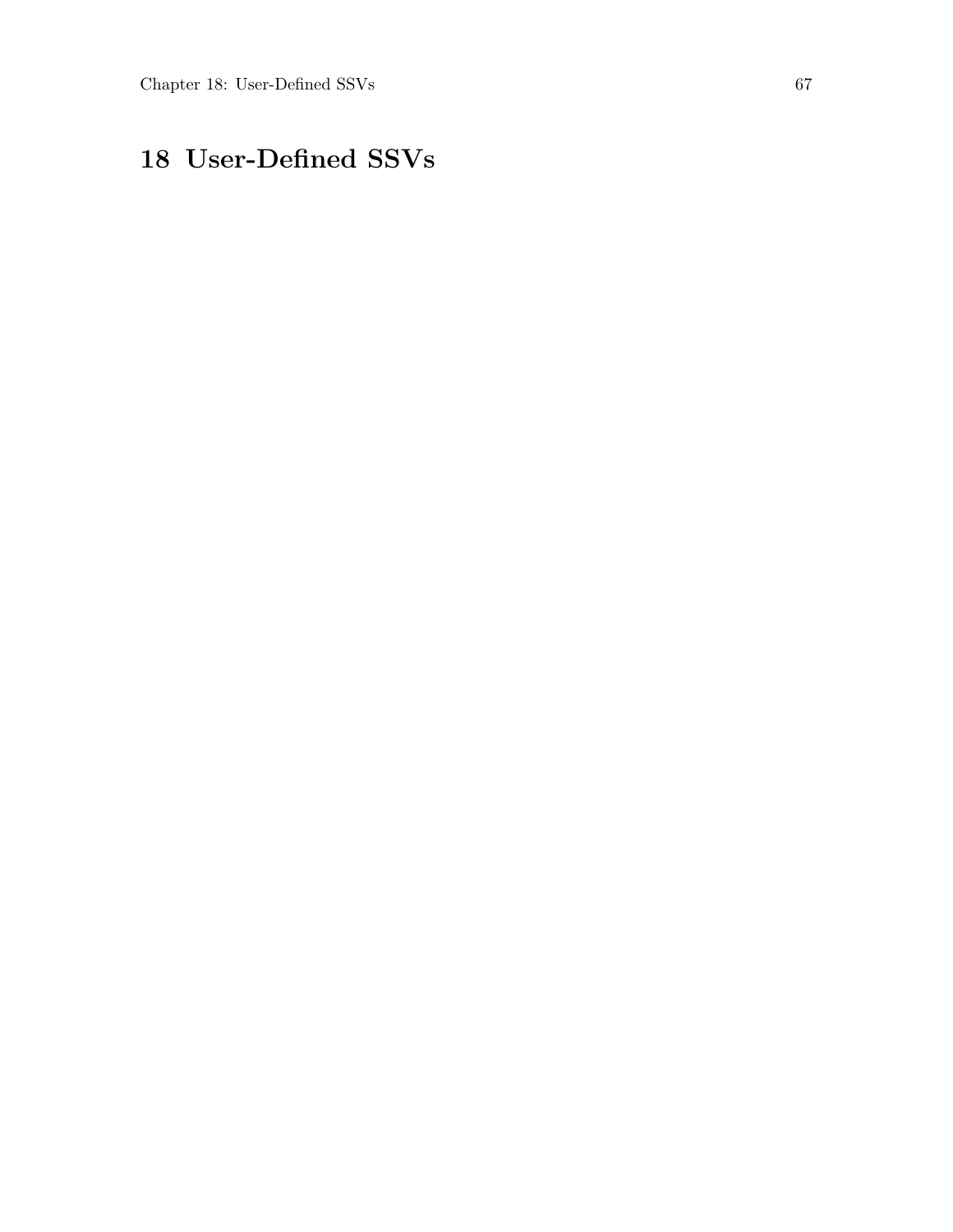# 18 User-Defined SSVs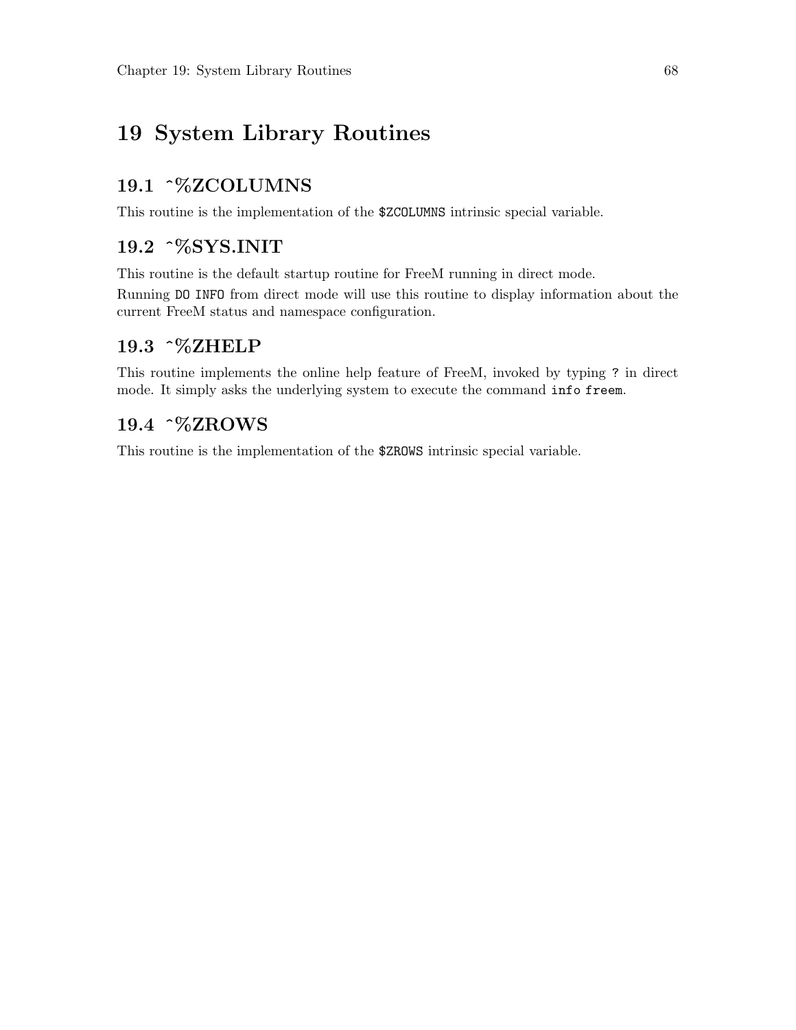# 19 System Library Routines

## 19.1 ^%ZCOLUMNS

This routine is the implementation of the `$ZCOLUMNS` intrinsic special variable.

## 19.2 ^%SYS.INIT

This routine is the default startup routine for FreeM running in direct mode.

Running `DO INFO` from direct mode will use this routine to display information about the current FreeM status and namespace configuration.

## 19.3 ^%ZHELP

This routine implements the online help feature of FreeM, invoked by typing `?` in direct mode. It simply asks the underlying system to execute the command `info freem`.

## 19.4 ^%ZROWS

This routine is the implementation of the `$ZROWS` intrinsic special variable.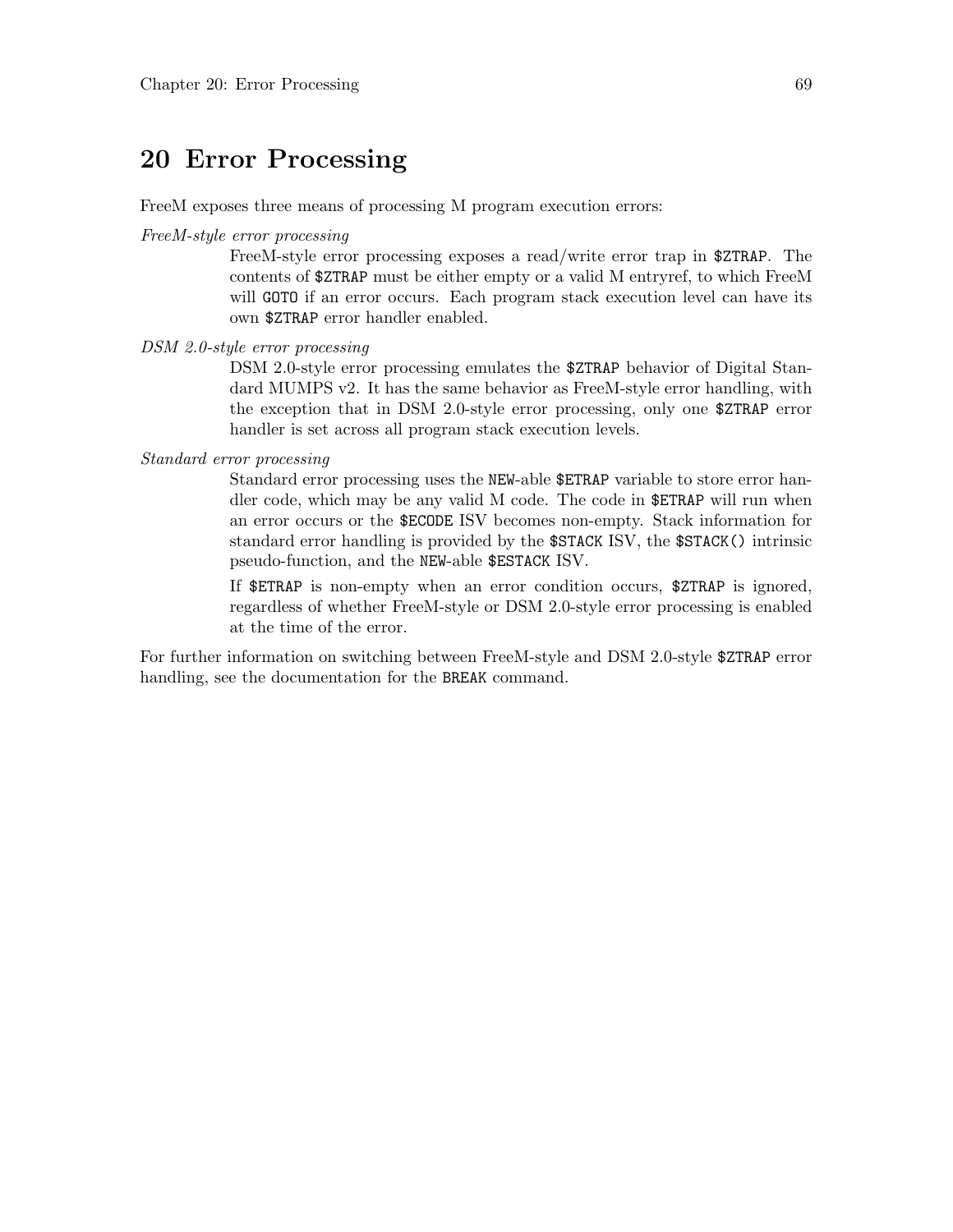# 20 Error Processing

FreeM exposes three means of processing M program execution errors:

*FreeM-style error processing*

FreeM-style error processing exposes a read/write error trap in `$ZTRAP`. The contents of `$ZTRAP` must be either empty or a valid M entryref, to which FreeM will `GOTO` if an error occurs. Each program stack execution level can have its own `$ZTRAP` error handler enabled.

*DSM 2.0-style error processing*

DSM 2.0-style error processing emulates the `$ZTRAP` behavior of Digital Standard MUMPS v2. It has the same behavior as FreeM-style error handling, with the exception that in DSM 2.0-style error processing, only one `$ZTRAP` error handler is set across all program stack execution levels.

*Standard error processing*

Standard error processing uses the `NEW`-able `$ETRAP` variable to store error handler code, which may be any valid M code. The code in `$ETRAP` will run when an error occurs or the `$ECODE` ISV becomes non-empty. Stack information for standard error handling is provided by the `$STACK` ISV, the `$STACK()` intrinsic pseudo-function, and the `NEW`-able `$ESTACK` ISV.

If `$ETRAP` is non-empty when an error condition occurs, `$ZTRAP` is ignored, regardless of whether FreeM-style or DSM 2.0-style error processing is enabled at the time of the error.

For further information on switching between FreeM-style and DSM 2.0-style `$ZTRAP` error handling, see the documentation for the `BREAK` command.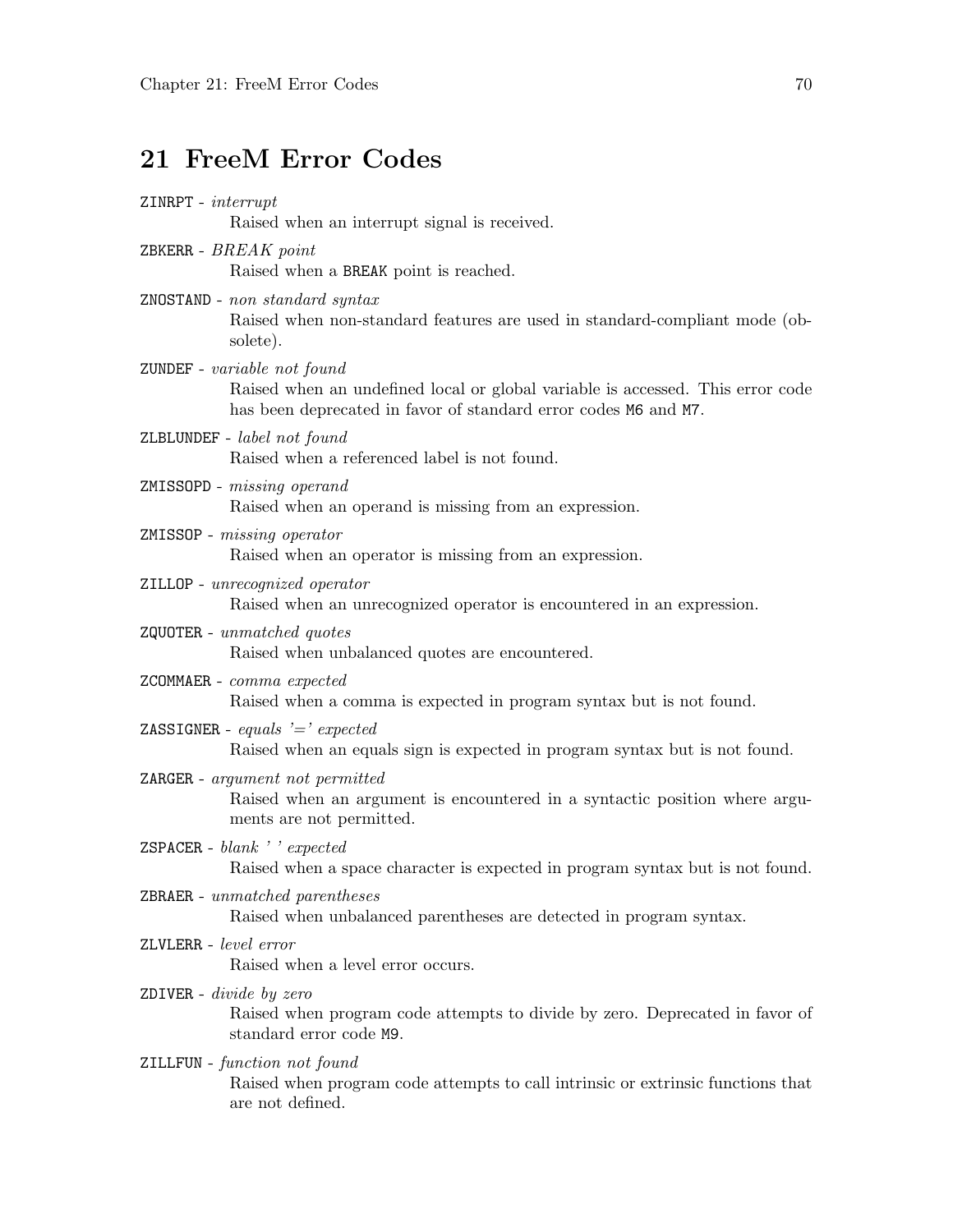# 21 FreeM Error Codes

`ZINRPT` - *interrupt*
: Raised when an interrupt signal is received.

`ZBKERR` - *BREAK point*
: Raised when a `BREAK` point is reached.

`ZNOSTAND` - *non standard syntax*
: Raised when non-standard features are used in standard-compliant mode (obsolete).

`ZUNDEF` - *variable not found*
: Raised when an undefined local or global variable is accessed. This error code has been deprecated in favor of standard error codes `M6` and `M7`.

`ZLBLUNDEF` - *label not found*
: Raised when a referenced label is not found.

`ZMISSOPD` - *missing operand*
: Raised when an operand is missing from an expression.

`ZMISSOP` - *missing operator*
: Raised when an operator is missing from an expression.

`ZILLOP` - *unrecognized operator*
: Raised when an unrecognized operator is encountered in an expression.

`ZQUOTER` - *unmatched quotes*
: Raised when unbalanced quotes are encountered.

`ZCOMMAER` - *comma expected*
: Raised when a comma is expected in program syntax but is not found.

`ZASSIGNER` - *equals '=' expected*
: Raised when an equals sign is expected in program syntax but is not found.

`ZARGER` - *argument not permitted*
: Raised when an argument is encountered in a syntactic position where arguments are not permitted.

`ZSPACER` - *blank ' ' expected*
: Raised when a space character is expected in program syntax but is not found.

`ZBRAER` - *unmatched parentheses*
: Raised when unbalanced parentheses are detected in program syntax.

`ZLVLERR` - *level error*
: Raised when a level error occurs.

`ZDIVER` - *divide by zero*
: Raised when program code attempts to divide by zero. Deprecated in favor of standard error code `M9`.

`ZILLFUN` - *function not found*
: Raised when program code attempts to call intrinsic or extrinsic functions that are not defined.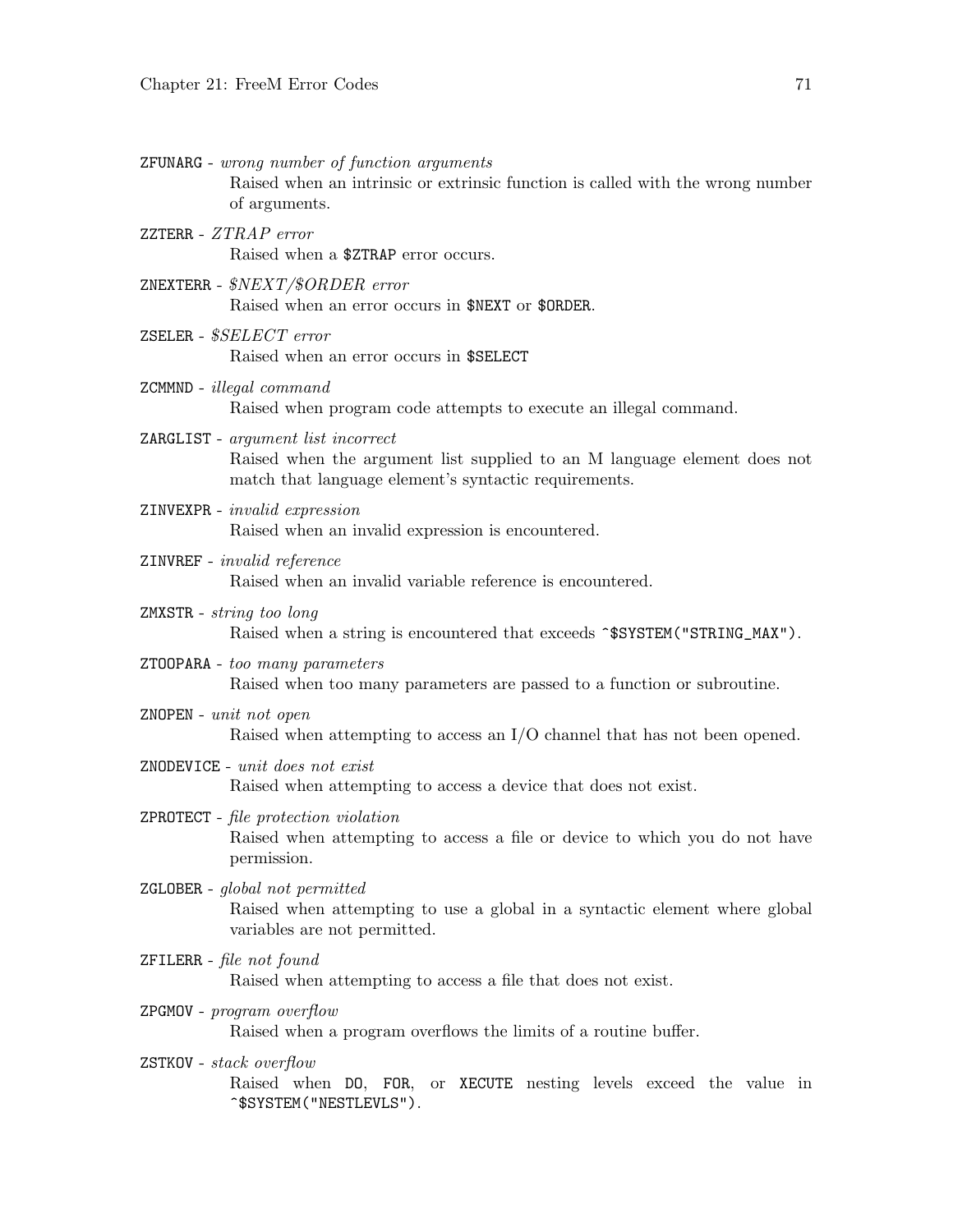`ZFUNARG` - *wrong number of function arguments*
: Raised when an intrinsic or extrinsic function is called with the wrong number of arguments.

`ZZTERR` - *ZTRAP error*
: Raised when a `$ZTRAP` error occurs.

`ZNEXTERR` - *$NEXT/$ORDER error*
: Raised when an error occurs in `$NEXT` or `$ORDER`.

`ZSELER` - *$SELECT error*
: Raised when an error occurs in `$SELECT`

`ZCMMND` - *illegal command*
: Raised when program code attempts to execute an illegal command.

`ZARGLIST` - *argument list incorrect*
: Raised when the argument list supplied to an M language element does not match that language element's syntactic requirements.

`ZINVEXPR` - *invalid expression*
: Raised when an invalid expression is encountered.

`ZINVREF` - *invalid reference*
: Raised when an invalid variable reference is encountered.

`ZMXSTR` - *string too long*
: Raised when a string is encountered that exceeds `^$SYSTEM("STRING_MAX")`.

`ZTOOPARA` - *too many parameters*
: Raised when too many parameters are passed to a function or subroutine.

`ZNOPEN` - *unit not open*
: Raised when attempting to access an I/O channel that has not been opened.

`ZNODEVICE` - *unit does not exist*
: Raised when attempting to access a device that does not exist.

`ZPROTECT` - *file protection violation*
: Raised when attempting to access a file or device to which you do not have permission.

`ZGLOBER` - *global not permitted*
: Raised when attempting to use a global in a syntactic element where global variables are not permitted.

`ZFILERR` - *file not found*
: Raised when attempting to access a file that does not exist.

`ZPGMOV` - *program overflow*
: Raised when a program overflows the limits of a routine buffer.

`ZSTKOV` - *stack overflow*
: Raised when `DO`, `FOR`, or `XECUTE` nesting levels exceed the value in `^$SYSTEM("NESTLEVLS")`.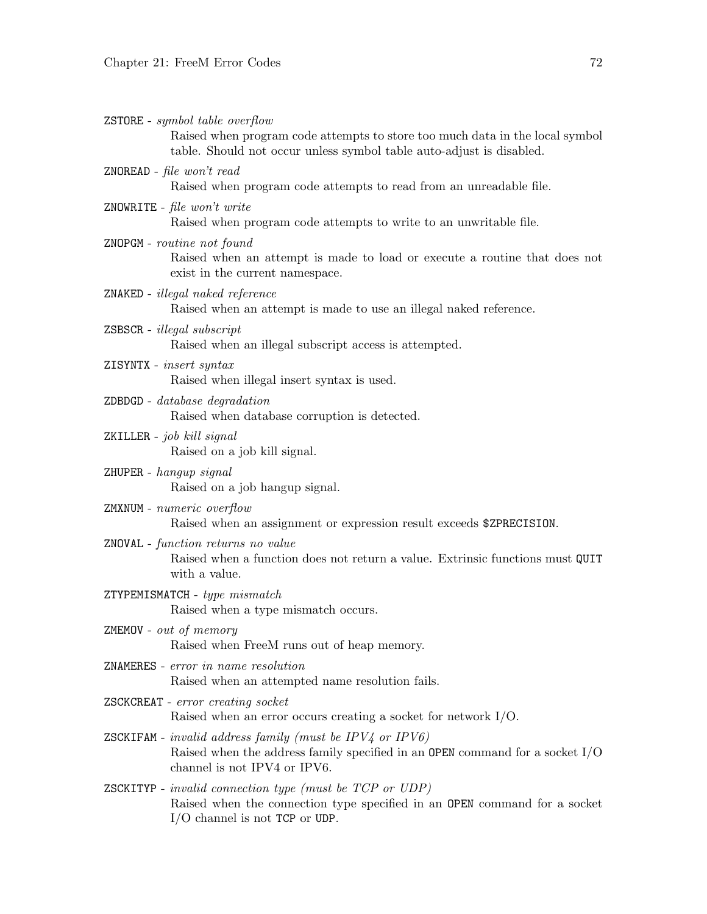`ZSTORE` - *symbol table overflow*
: Raised when program code attempts to store too much data in the local symbol table. Should not occur unless symbol table auto-adjust is disabled.

`ZNOREAD` - *file won't read*
: Raised when program code attempts to read from an unreadable file.

`ZNOWRITE` - *file won't write*
: Raised when program code attempts to write to an unwritable file.

`ZNOPGM` - *routine not found*
: Raised when an attempt is made to load or execute a routine that does not exist in the current namespace.

`ZNAKED` - *illegal naked reference*
: Raised when an attempt is made to use an illegal naked reference.

`ZSBSCR` - *illegal subscript*
: Raised when an illegal subscript access is attempted.

`ZISYNTX` - *insert syntax*
: Raised when illegal insert syntax is used.

`ZDBDGD` - *database degradation*
: Raised when database corruption is detected.

`ZKILLER` - *job kill signal*
: Raised on a job kill signal.

`ZHUPER` - *hangup signal*
: Raised on a job hangup signal.

`ZMXNUM` - *numeric overflow*
: Raised when an assignment or expression result exceeds `$ZPRECISION`.

`ZNOVAL` - *function returns no value*
: Raised when a function does not return a value. Extrinsic functions must `QUIT` with a value.

`ZTYPEMISMATCH` - *type mismatch*
: Raised when a type mismatch occurs.

`ZMEMOV` - *out of memory*
: Raised when FreeM runs out of heap memory.

`ZNAMERES` - *error in name resolution*
: Raised when an attempted name resolution fails.

`ZSCKCREAT` - *error creating socket*
: Raised when an error occurs creating a socket for network I/O.

`ZSCKIFAM` - *invalid address family (must be IPV4 or IPV6)*
: Raised when the address family specified in an `OPEN` command for a socket I/O channel is not IPV4 or IPV6.

`ZSCKITYP` - *invalid connection type (must be TCP or UDP)*
: Raised when the connection type specified in an `OPEN` command for a socket I/O channel is not `TCP` or `UDP`.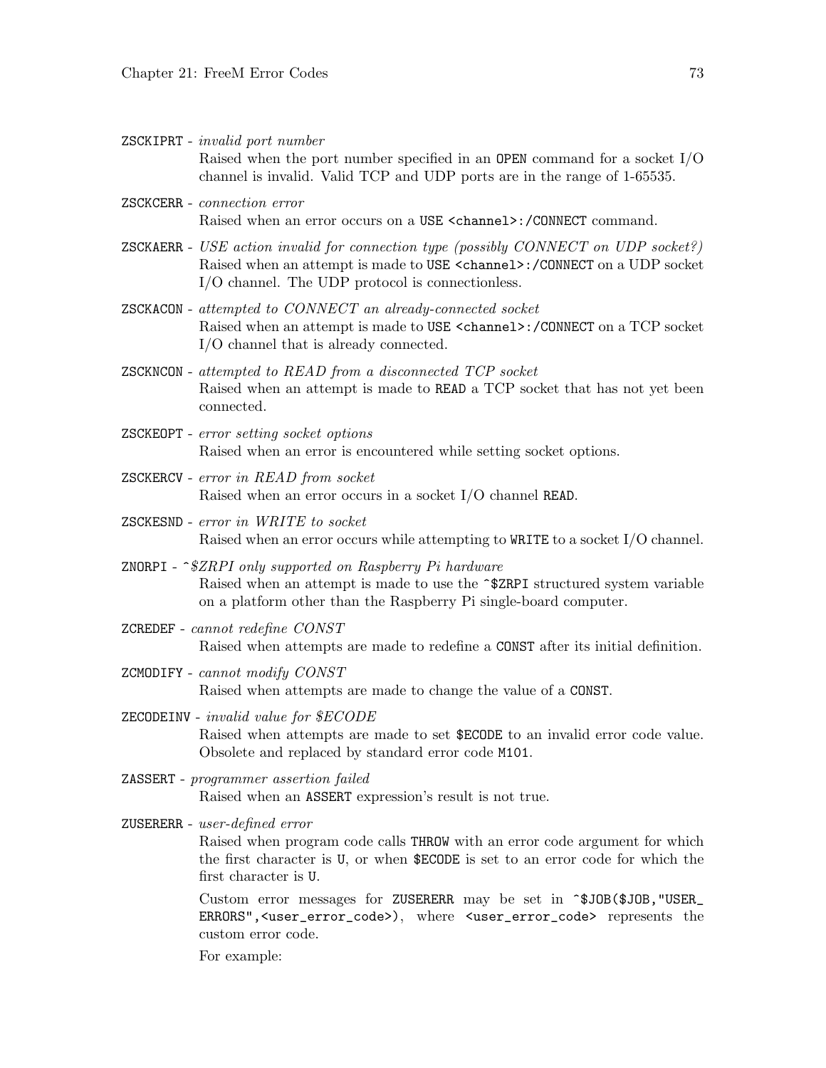`ZSCKIPRT` - *invalid port number*
: Raised when the port number specified in an `OPEN` command for a socket I/O channel is invalid. Valid TCP and UDP ports are in the range of 1-65535.

`ZSCKCERR` - *connection error*
: Raised when an error occurs on a `USE <channel>:/CONNECT` command.

`ZSCKAERR` - *USE action invalid for connection type (possibly CONNECT on UDP socket?)*
: Raised when an attempt is made to `USE <channel>:/CONNECT` on a UDP socket I/O channel. The UDP protocol is connectionless.

`ZSCKACON` - *attempted to CONNECT an already-connected socket*
: Raised when an attempt is made to `USE <channel>:/CONNECT` on a TCP socket I/O channel that is already connected.

`ZSCKNCON` - *attempted to READ from a disconnected TCP socket*
: Raised when an attempt is made to `READ` a TCP socket that has not yet been connected.

`ZSCKEOPT` - *error setting socket options*
: Raised when an error is encountered while setting socket options.

`ZSCKERCV` - *error in READ from socket*
: Raised when an error occurs in a socket I/O channel `READ`.

`ZSCKESND` - *error in WRITE to socket*
: Raised when an error occurs while attempting to `WRITE` to a socket I/O channel.

`ZNORPI` - *^$ZRPI only supported on Raspberry Pi hardware*
: Raised when an attempt is made to use the `^$ZRPI` structured system variable on a platform other than the Raspberry Pi single-board computer.

`ZCREDEF` - *cannot redefine CONST*
: Raised when attempts are made to redefine a `CONST` after its initial definition.

`ZCMODIFY` - *cannot modify CONST*
: Raised when attempts are made to change the value of a `CONST`.

`ZECODEINV` - *invalid value for $ECODE*
: Raised when attempts are made to set `$ECODE` to an invalid error code value. Obsolete and replaced by standard error code `M101`.

`ZASSERT` - *programmer assertion failed*
: Raised when an `ASSERT` expression's result is not true.

`ZUSERERR` - *user-defined error*
: Raised when program code calls `THROW` with an error code argument for which the first character is `U`, or when `$ECODE` is set to an error code for which the first character is `U`.

  Custom error messages for `ZUSERERR` may be set in `^$JOB($JOB,"USER_ERRORS",<user_error_code>)`, where `<user_error_code>` represents the custom error code.

  For example: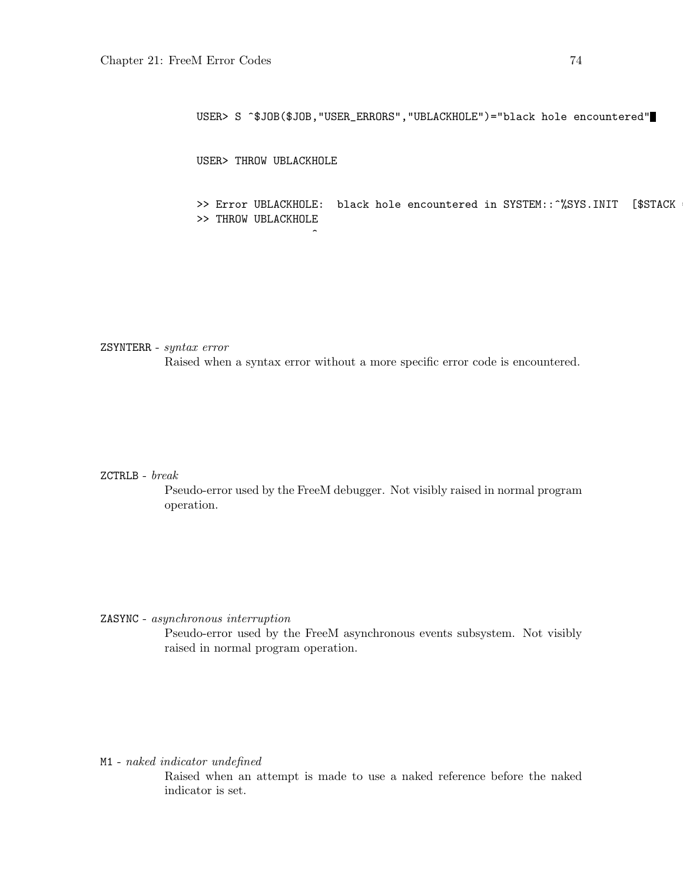```
USER> S ^$JOB($JOB,"USER_ERRORS","UBLACKHOLE")="black hole encountered"

USER> THROW UBLACKHOLE

>> Error UBLACKHOLE:  black hole encountered in SYSTEM::^%SYS.INIT  [$STACK
>> THROW UBLACKHOLE
                    ^
```

ZSYNTERR - *syntax error*

Raised when a syntax error without a more specific error code is encountered.

ZCTRLB - *break*

Pseudo-error used by the FreeM debugger. Not visibly raised in normal program operation.

ZASYNC - *asynchronous interruption*

Pseudo-error used by the FreeM asynchronous events subsystem. Not visibly raised in normal program operation.

M1 - *naked indicator undefined*

Raised when an attempt is made to use a naked reference before the naked indicator is set.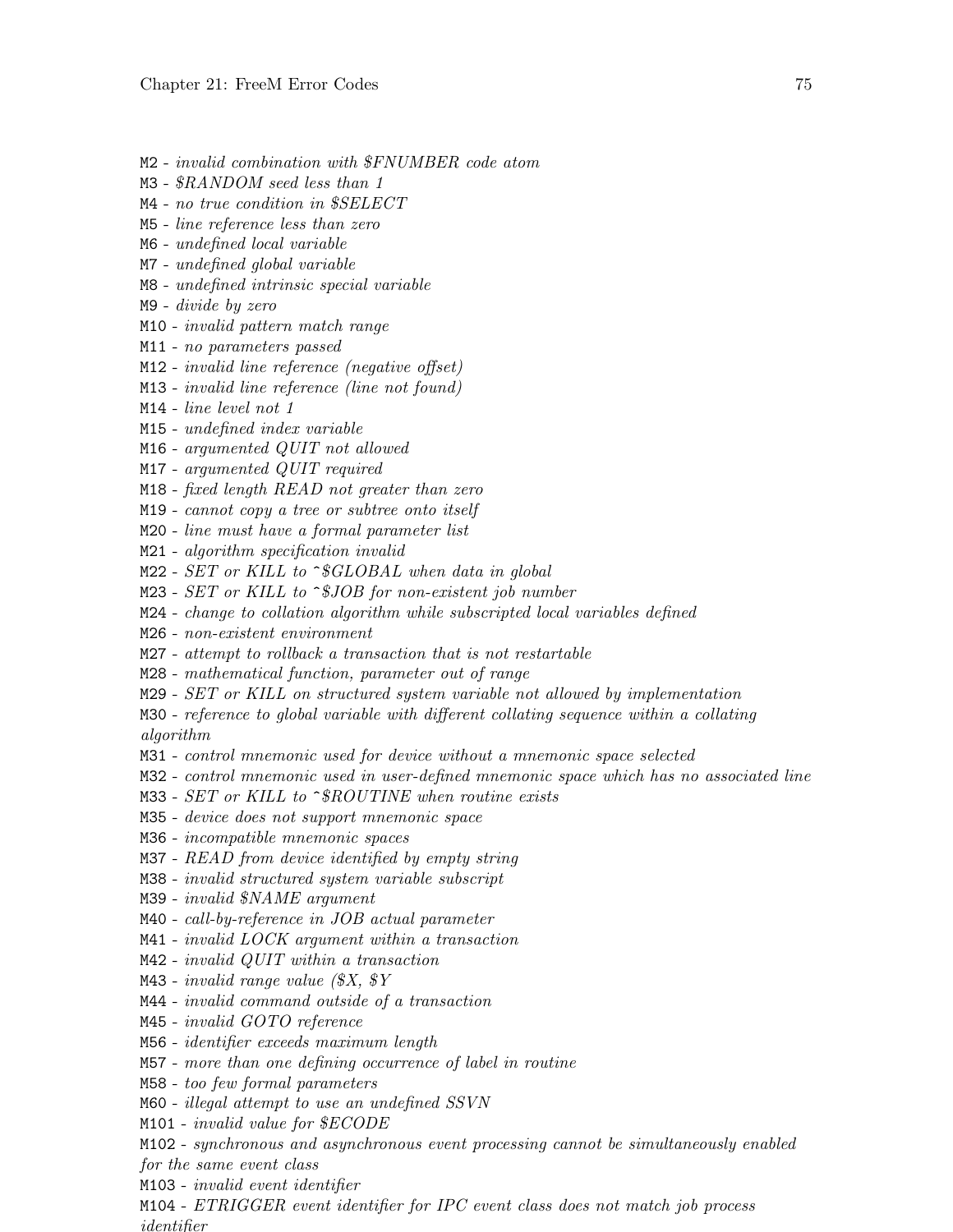M2 - *invalid combination with $FNUMBER code atom*
M3 - *$RANDOM seed less than 1*
M4 - *no true condition in $SELECT*
M5 - *line reference less than zero*
M6 - *undefined local variable*
M7 - *undefined global variable*
M8 - *undefined intrinsic special variable*
M9 - *divide by zero*
M10 - *invalid pattern match range*
M11 - *no parameters passed*
M12 - *invalid line reference (negative offset)*
M13 - *invalid line reference (line not found)*
M14 - *line level not 1*
M15 - *undefined index variable*
M16 - *argumented QUIT not allowed*
M17 - *argumented QUIT required*
M18 - *fixed length READ not greater than zero*
M19 - *cannot copy a tree or subtree onto itself*
M20 - *line must have a formal parameter list*
M21 - *algorithm specification invalid*
M22 - *SET or KILL to ^$GLOBAL when data in global*
M23 - *SET or KILL to ^$JOB for non-existent job number*
M24 - *change to collation algorithm while subscripted local variables defined*
M26 - *non-existent environment*
M27 - *attempt to rollback a transaction that is not restartable*
M28 - *mathematical function, parameter out of range*
M29 - *SET or KILL on structured system variable not allowed by implementation*
M30 - *reference to global variable with different collating sequence within a collating algorithm*
M31 - *control mnemonic used for device without a mnemonic space selected*
M32 - *control mnemonic used in user-defined mnemonic space which has no associated line*
M33 - *SET or KILL to ^$ROUTINE when routine exists*
M35 - *device does not support mnemonic space*
M36 - *incompatible mnemonic spaces*
M37 - *READ from device identified by empty string*
M38 - *invalid structured system variable subscript*
M39 - *invalid $NAME argument*
M40 - *call-by-reference in JOB actual parameter*
M41 - *invalid LOCK argument within a transaction*
M42 - *invalid QUIT within a transaction*
M43 - *invalid range value ($X, $Y*
M44 - *invalid command outside of a transaction*
M45 - *invalid GOTO reference*
M56 - *identifier exceeds maximum length*
M57 - *more than one defining occurrence of label in routine*
M58 - *too few formal parameters*
M60 - *illegal attempt to use an undefined SSVN*
M101 - *invalid value for $ECODE*
M102 - *synchronous and asynchronous event processing cannot be simultaneously enabled for the same event class*
M103 - *invalid event identifier*
M104 - *ETRIGGER event identifier for IPC event class does not match job process identifier*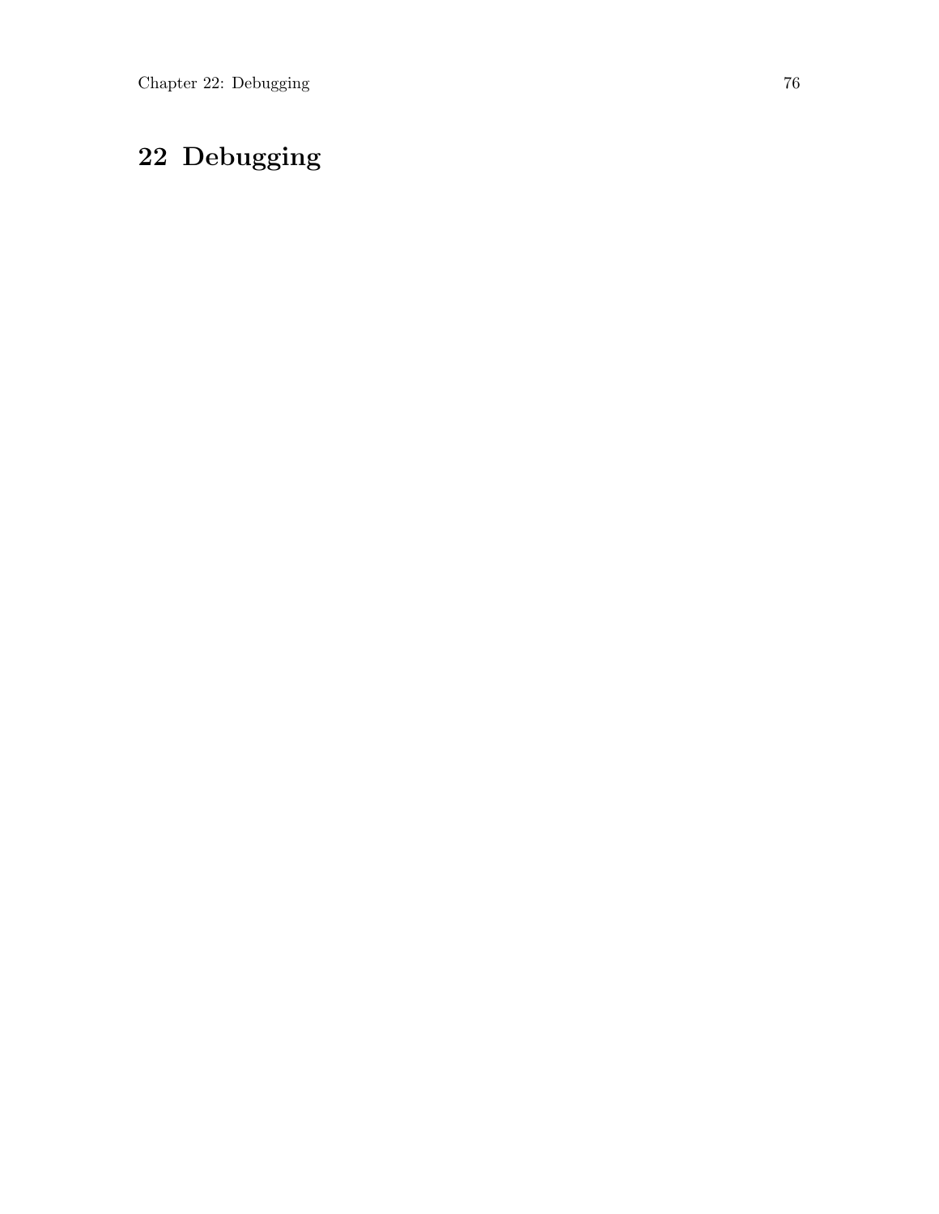# 22 Debugging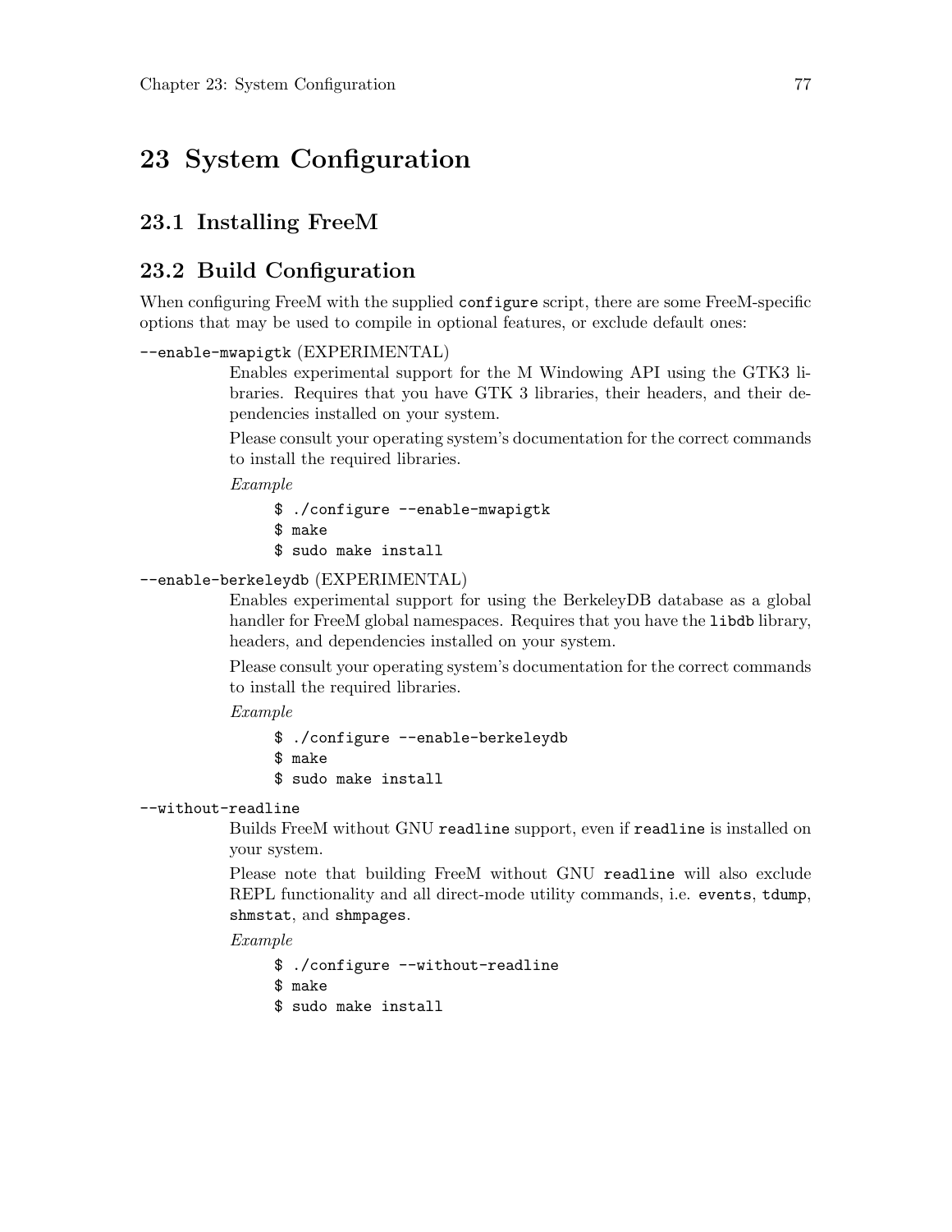# 23 System Configuration

## 23.1 Installing FreeM

## 23.2 Build Configuration

When configuring FreeM with the supplied `configure` script, there are some FreeM-specific options that may be used to compile in optional features, or exclude default ones:

`--enable-mwapigtk` (EXPERIMENTAL)

Enables experimental support for the M Windowing API using the GTK3 libraries. Requires that you have GTK 3 libraries, their headers, and their dependencies installed on your system.

Please consult your operating system's documentation for the correct commands to install the required libraries.

*Example*

```
$ ./configure --enable-mwapigtk
$ make
$ sudo make install
```

`--enable-berkeleydb` (EXPERIMENTAL)

Enables experimental support for using the BerkeleyDB database as a global handler for FreeM global namespaces. Requires that you have the `libdb` library, headers, and dependencies installed on your system.

Please consult your operating system's documentation for the correct commands to install the required libraries.

*Example*

```
$ ./configure --enable-berkeleydb
$ make
$ sudo make install
```

`--without-readline`

Builds FreeM without GNU `readline` support, even if `readline` is installed on your system.

Please note that building FreeM without GNU `readline` will also exclude REPL functionality and all direct-mode utility commands, i.e. `events`, `tdump`, `shmstat`, and `shmpages`.

*Example*

```
$ ./configure --without-readline
$ make
$ sudo make install
```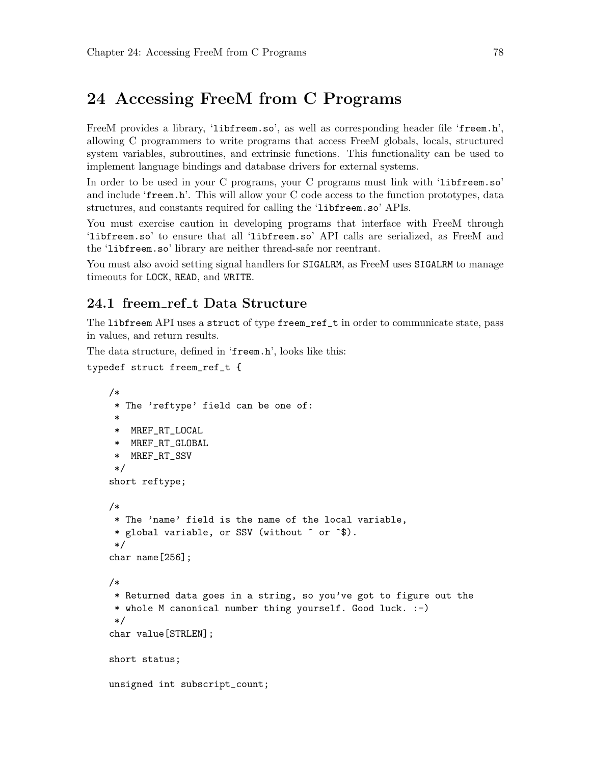# 24 Accessing FreeM from C Programs

FreeM provides a library, 'libfreem.so', as well as corresponding header file 'freem.h', allowing C programmers to write programs that access FreeM globals, locals, structured system variables, subroutines, and extrinsic functions. This functionality can be used to implement language bindings and database drivers for external systems.

In order to be used in your C programs, your C programs must link with 'libfreem.so' and include 'freem.h'. This will allow your C code access to the function prototypes, data structures, and constants required for calling the 'libfreem.so' APIs.

You must exercise caution in developing programs that interface with FreeM through 'libfreem.so' to ensure that all 'libfreem.so' API calls are serialized, as FreeM and the 'libfreem.so' library are neither thread-safe nor reentrant.

You must also avoid setting signal handlers for `SIGALRM`, as FreeM uses `SIGALRM` to manage timeouts for `LOCK`, `READ`, and `WRITE`.

## 24.1 freem_ref_t Data Structure

The `libfreem` API uses a `struct` of type `freem_ref_t` in order to communicate state, pass in values, and return results.

The data structure, defined in 'freem.h', looks like this:

```
typedef struct freem_ref_t {

    /*
     * The 'reftype' field can be one of:
     *
     *  MREF_RT_LOCAL
     *  MREF_RT_GLOBAL
     *  MREF_RT_SSV
     */
    short reftype;

    /*
     * The 'name' field is the name of the local variable,
     * global variable, or SSV (without ^ or ^$).
     */
    char name[256];

    /*
     * Returned data goes in a string, so you've got to figure out the
     * whole M canonical number thing yourself. Good luck. :-)
     */
    char value[STRLEN];

    short status;

    unsigned int subscript_count;
```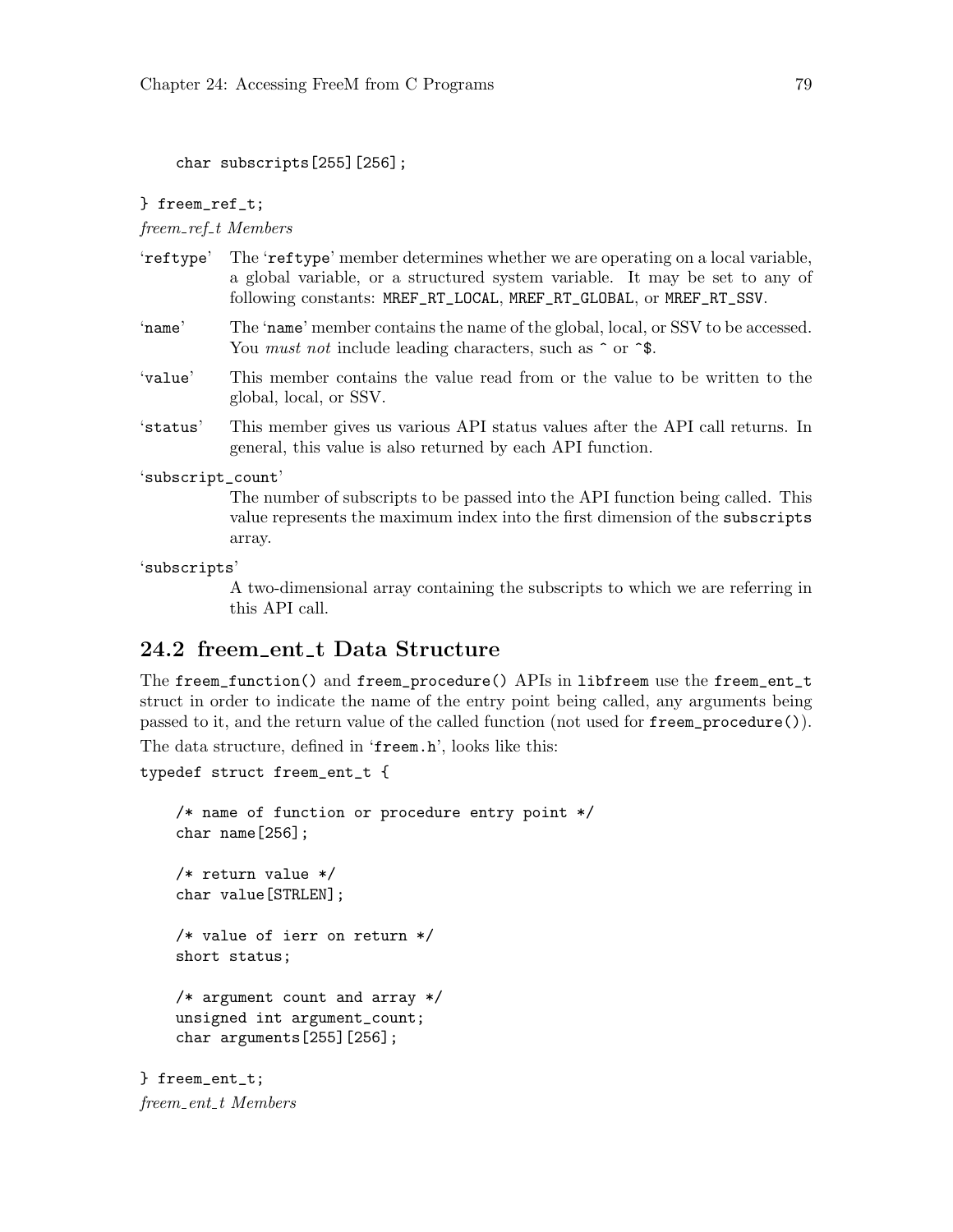```
    char subscripts[255][256];

} freem_ref_t;
```

*freem_ref_t Members*

'reftype'
: The 'reftype' member determines whether we are operating on a local variable, a global variable, or a structured system variable. It may be set to any of following constants: MREF_RT_LOCAL, MREF_RT_GLOBAL, or MREF_RT_SSV.

'name'
: The 'name' member contains the name of the global, local, or SSV to be accessed. You *must not* include leading characters, such as ^ or ^$.

'value'
: This member contains the value read from or the value to be written to the global, local, or SSV.

'status'
: This member gives us various API status values after the API call returns. In general, this value is also returned by each API function.

'subscript_count'
: The number of subscripts to be passed into the API function being called. This value represents the maximum index into the first dimension of the subscripts array.

'subscripts'
: A two-dimensional array containing the subscripts to which we are referring in this API call.

## 24.2 freem_ent_t Data Structure

The freem_function() and freem_procedure() APIs in libfreem use the freem_ent_t struct in order to indicate the name of the entry point being called, any arguments being passed to it, and the return value of the called function (not used for freem_procedure()).

The data structure, defined in 'freem.h', looks like this:

```
typedef struct freem_ent_t {

    /* name of function or procedure entry point */
    char name[256];

    /* return value */
    char value[STRLEN];

    /* value of ierr on return */
    short status;

    /* argument count and array */
    unsigned int argument_count;
    char arguments[255][256];

} freem_ent_t;
```

*freem_ent_t Members*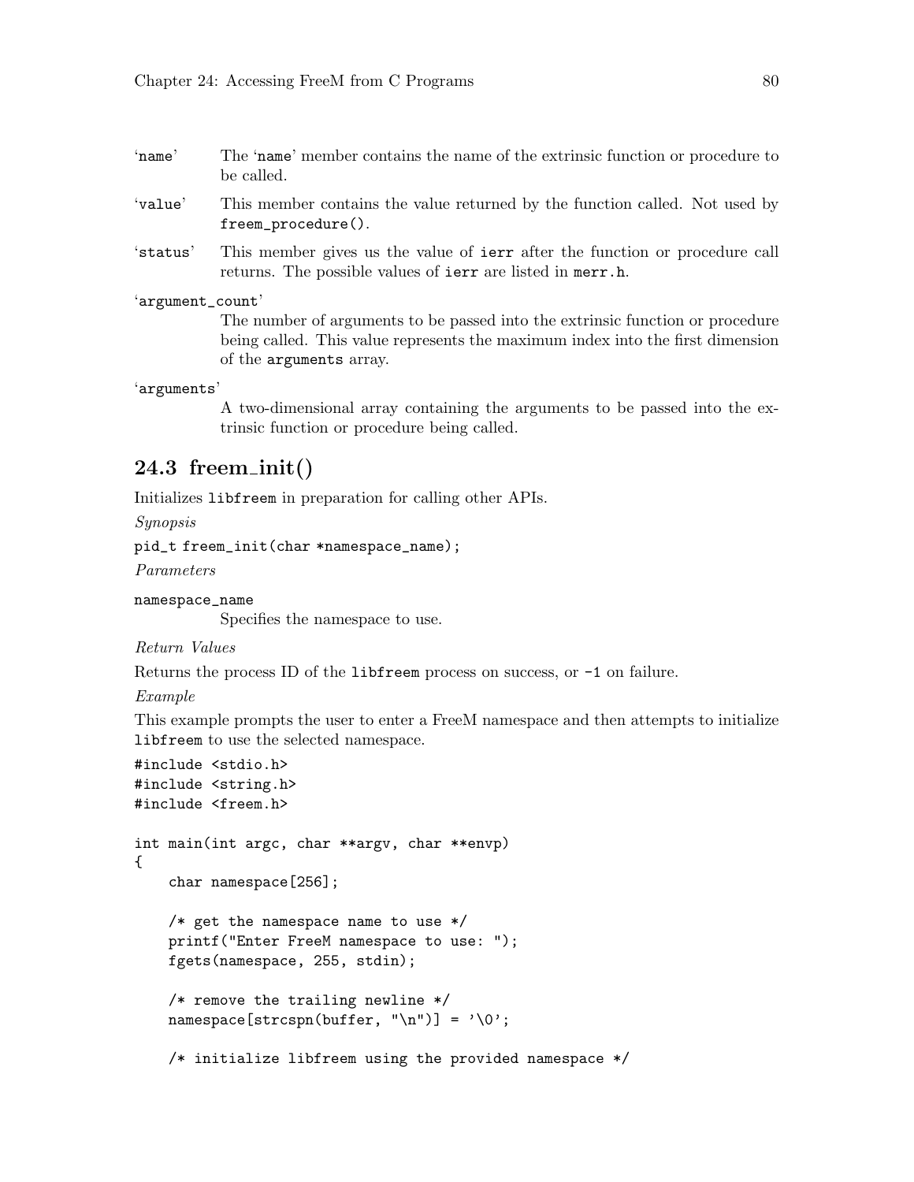'name' The 'name' member contains the name of the extrinsic function or procedure to be called.

'value' This member contains the value returned by the function called. Not used by `freem_procedure()`.

'status' This member gives us the value of `ierr` after the function or procedure call returns. The possible values of `ierr` are listed in `merr.h`.

'argument_count'
The number of arguments to be passed into the extrinsic function or procedure being called. This value represents the maximum index into the first dimension of the `arguments` array.

'arguments'
A two-dimensional array containing the arguments to be passed into the extrinsic function or procedure being called.

## 24.3 freem_init()

Initializes `libfreem` in preparation for calling other APIs.

*Synopsis*

`pid_t freem_init(char *namespace_name);`

*Parameters*

`namespace_name`
Specifies the namespace to use.

*Return Values*

Returns the process ID of the `libfreem` process on success, or `-1` on failure.

*Example*

This example prompts the user to enter a FreeM namespace and then attempts to initialize `libfreem` to use the selected namespace.

```
#include <stdio.h>
#include <string.h>
#include <freem.h>

int main(int argc, char **argv, char **envp)
{
    char namespace[256];

    /* get the namespace name to use */
    printf("Enter FreeM namespace to use: ");
    fgets(namespace, 255, stdin);

    /* remove the trailing newline */
    namespace[strcspn(buffer, "\n")] = '\0';

    /* initialize libfreem using the provided namespace */
```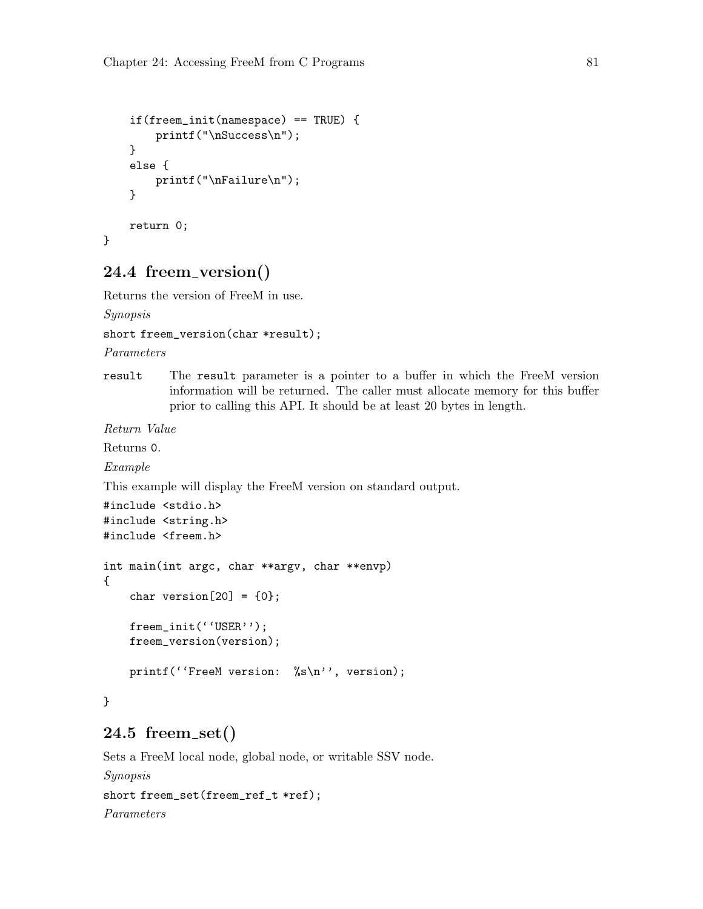```
    if(freem_init(namespace) == TRUE) {
        printf("\nSuccess\n");
    }
    else {
        printf("\nFailure\n");
    }

    return 0;
}
```

## 24.4 freem_version()

Returns the version of FreeM in use.

*Synopsis*

`short freem_version(char *result);`

*Parameters*

`result` The `result` parameter is a pointer to a buffer in which the FreeM version information will be returned. The caller must allocate memory for this buffer prior to calling this API. It should be at least 20 bytes in length.

*Return Value*

Returns `0`.

*Example*

This example will display the FreeM version on standard output.

```
#include <stdio.h>
#include <string.h>
#include <freem.h>

int main(int argc, char **argv, char **envp)
{
    char version[20] = {0};

    freem_init(``USER'');
    freem_version(version);

    printf(``FreeM version:  %s\n'', version);

}
```

## 24.5 freem_set()

Sets a FreeM local node, global node, or writable SSV node.

*Synopsis*

`short freem_set(freem_ref_t *ref);`

*Parameters*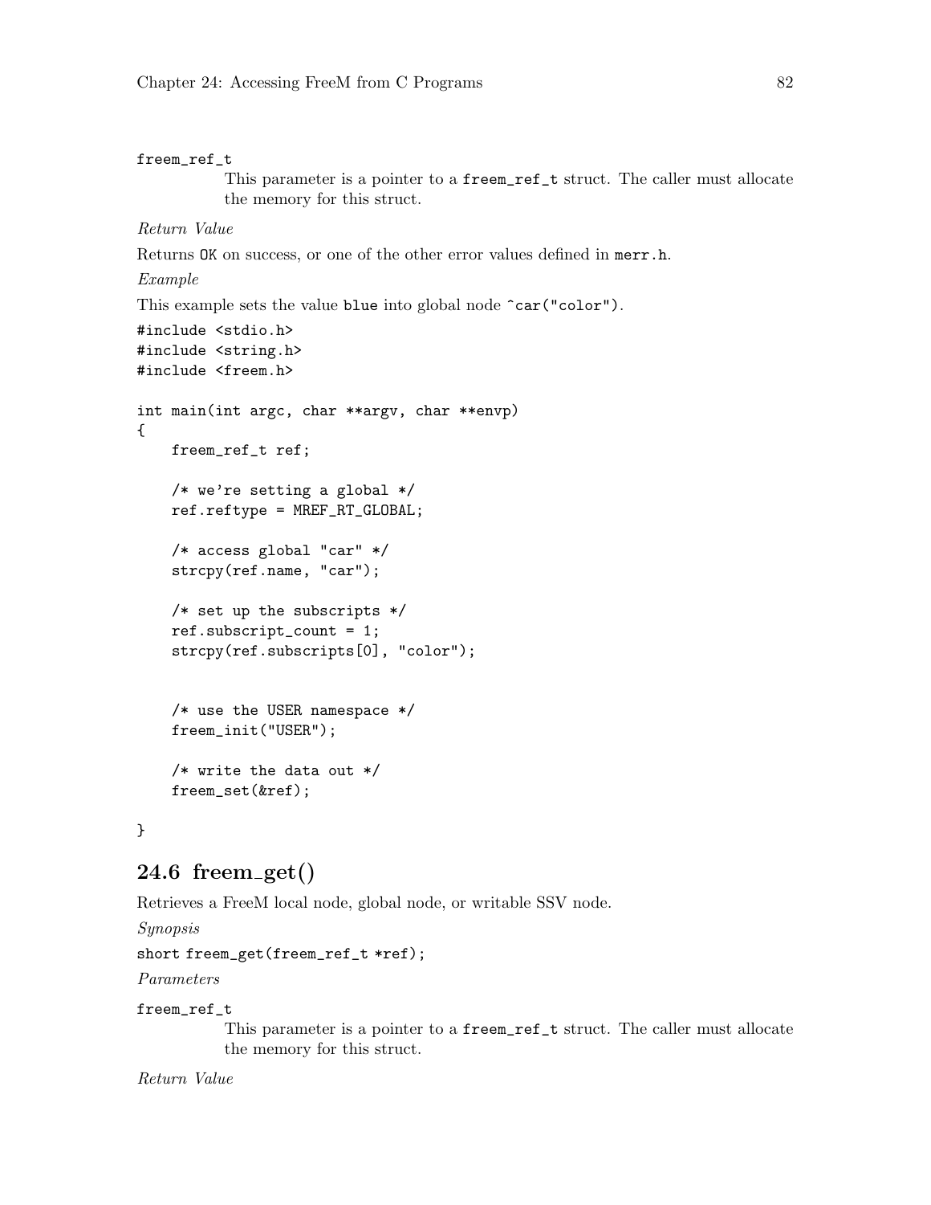`freem_ref_t`
: This parameter is a pointer to a `freem_ref_t` struct. The caller must allocate the memory for this struct.

*Return Value*

Returns `OK` on success, or one of the other error values defined in `merr.h`.

*Example*

This example sets the value `blue` into global node `^car("color")`.

```
#include <stdio.h>
#include <string.h>
#include <freem.h>

int main(int argc, char **argv, char **envp)
{
    freem_ref_t ref;

    /* we're setting a global */
    ref.reftype = MREF_RT_GLOBAL;

    /* access global "car" */
    strcpy(ref.name, "car");

    /* set up the subscripts */
    ref.subscript_count = 1;
    strcpy(ref.subscripts[0], "color");


    /* use the USER namespace */
    freem_init("USER");

    /* write the data out */
    freem_set(&ref);

}
```

## 24.6 freem_get()

Retrieves a FreeM local node, global node, or writable SSV node.

*Synopsis*

`short freem_get(freem_ref_t *ref);`

*Parameters*

`freem_ref_t`
: This parameter is a pointer to a `freem_ref_t` struct. The caller must allocate the memory for this struct.

*Return Value*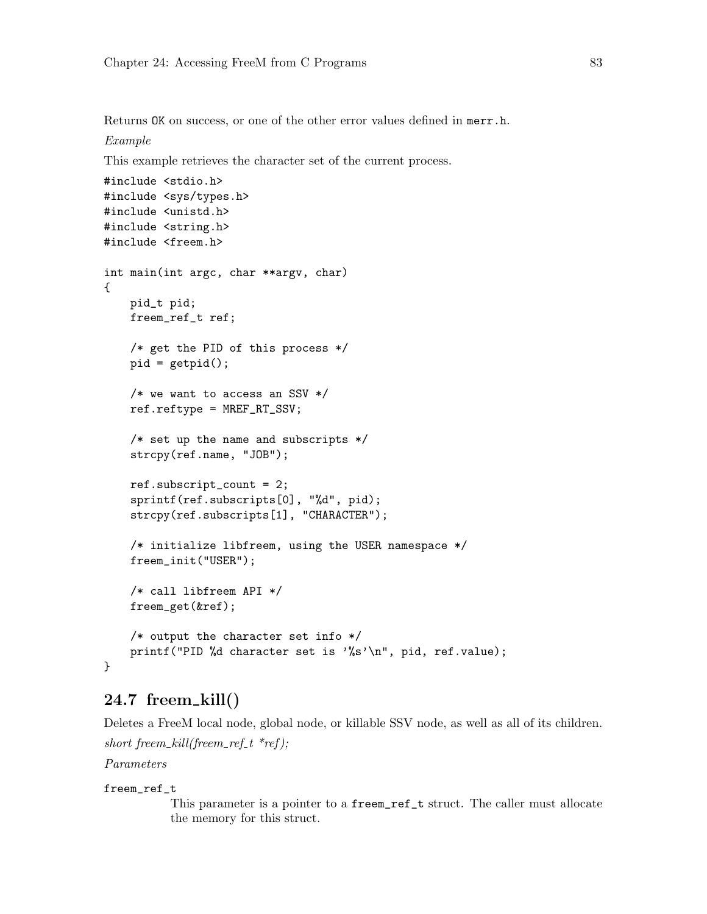Returns `OK` on success, or one of the other error values defined in `merr.h`.

*Example*

This example retrieves the character set of the current process.

```
#include <stdio.h>
#include <sys/types.h>
#include <unistd.h>
#include <string.h>
#include <freem.h>

int main(int argc, char **argv, char)
{
    pid_t pid;
    freem_ref_t ref;

    /* get the PID of this process */
    pid = getpid();

    /* we want to access an SSV */
    ref.reftype = MREF_RT_SSV;

    /* set up the name and subscripts */
    strcpy(ref.name, "JOB");

    ref.subscript_count = 2;
    sprintf(ref.subscripts[0], "%d", pid);
    strcpy(ref.subscripts[1], "CHARACTER");

    /* initialize libfreem, using the USER namespace */
    freem_init("USER");

    /* call libfreem API */
    freem_get(&ref);

    /* output the character set info */
    printf("PID %d character set is '%s'\n", pid, ref.value);
}
```

## 24.7 freem_kill()

Deletes a FreeM local node, global node, or killable SSV node, as well as all of its children.

*short freem_kill(freem_ref_t *ref);*

*Parameters*

`freem_ref_t`
: This parameter is a pointer to a `freem_ref_t` struct. The caller must allocate the memory for this struct.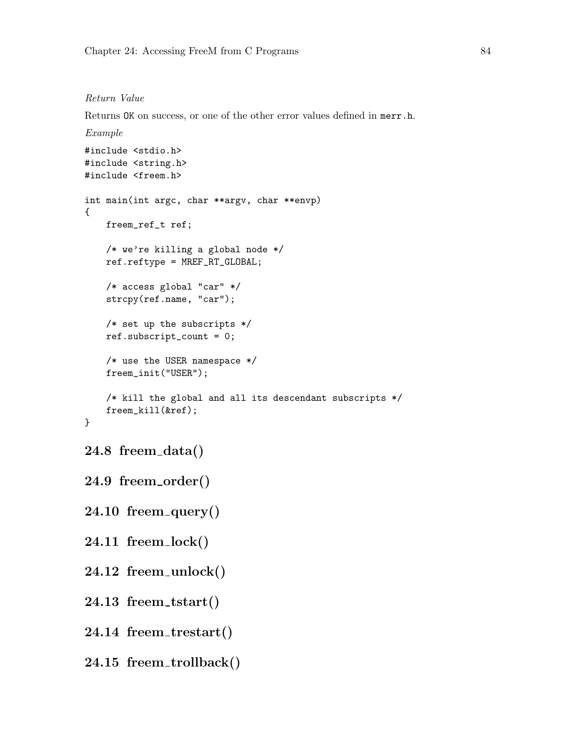*Return Value*

Returns `OK` on success, or one of the other error values defined in `merr.h`.

*Example*

```
#include <stdio.h>
#include <string.h>
#include <freem.h>

int main(int argc, char **argv, char **envp)
{
    freem_ref_t ref;

    /* we're killing a global node */
    ref.reftype = MREF_RT_GLOBAL;

    /* access global "car" */
    strcpy(ref.name, "car");

    /* set up the subscripts */
    ref.subscript_count = 0;

    /* use the USER namespace */
    freem_init("USER");

    /* kill the global and all its descendant subscripts */
    freem_kill(&ref);
}
```

## 24.8 freem_data()

## 24.9 freem_order()

## 24.10 freem_query()

## 24.11 freem_lock()

## 24.12 freem_unlock()

## 24.13 freem_tstart()

## 24.14 freem_trestart()

## 24.15 freem_trollback()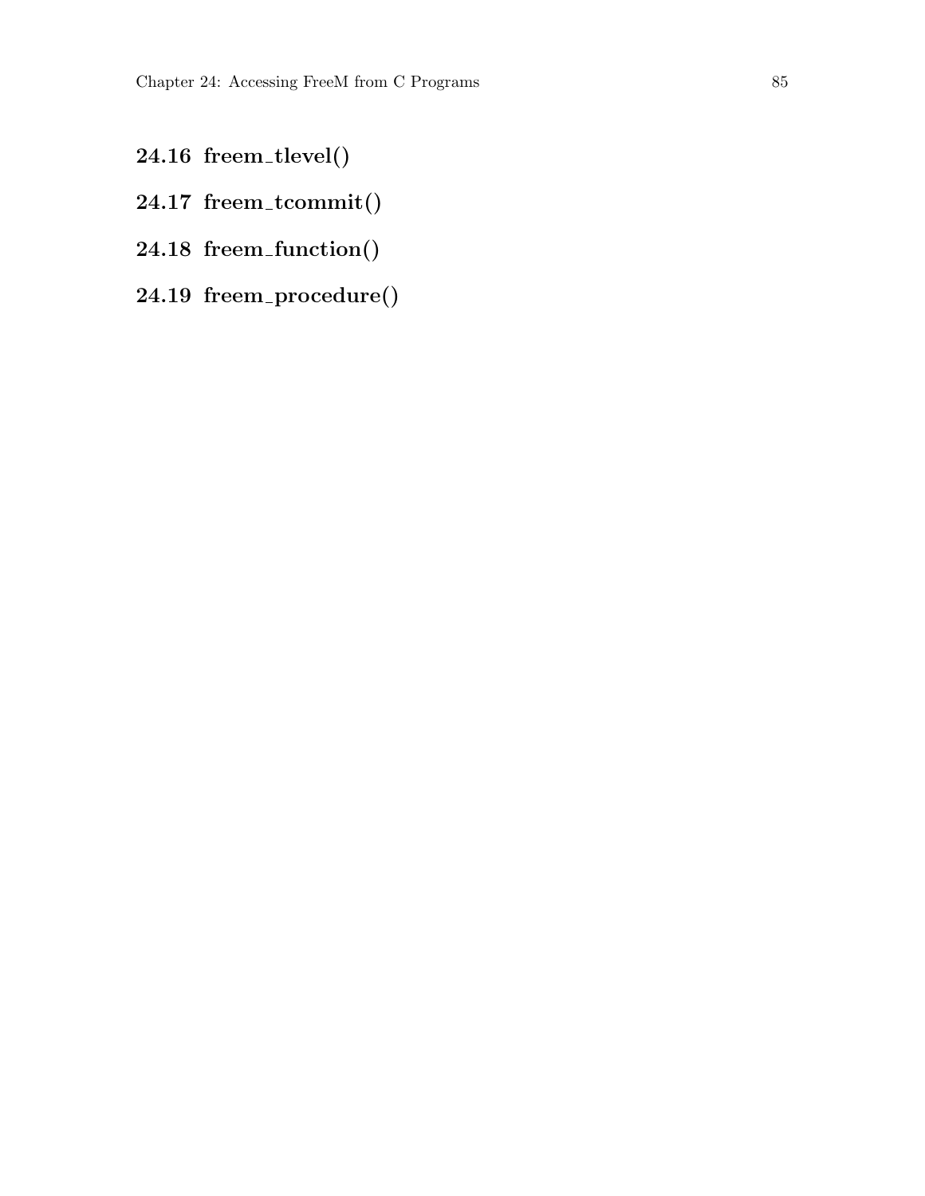## 24.16 freem_tlevel()

## 24.17 freem_tcommit()

## 24.18 freem_function()

## 24.19 freem_procedure()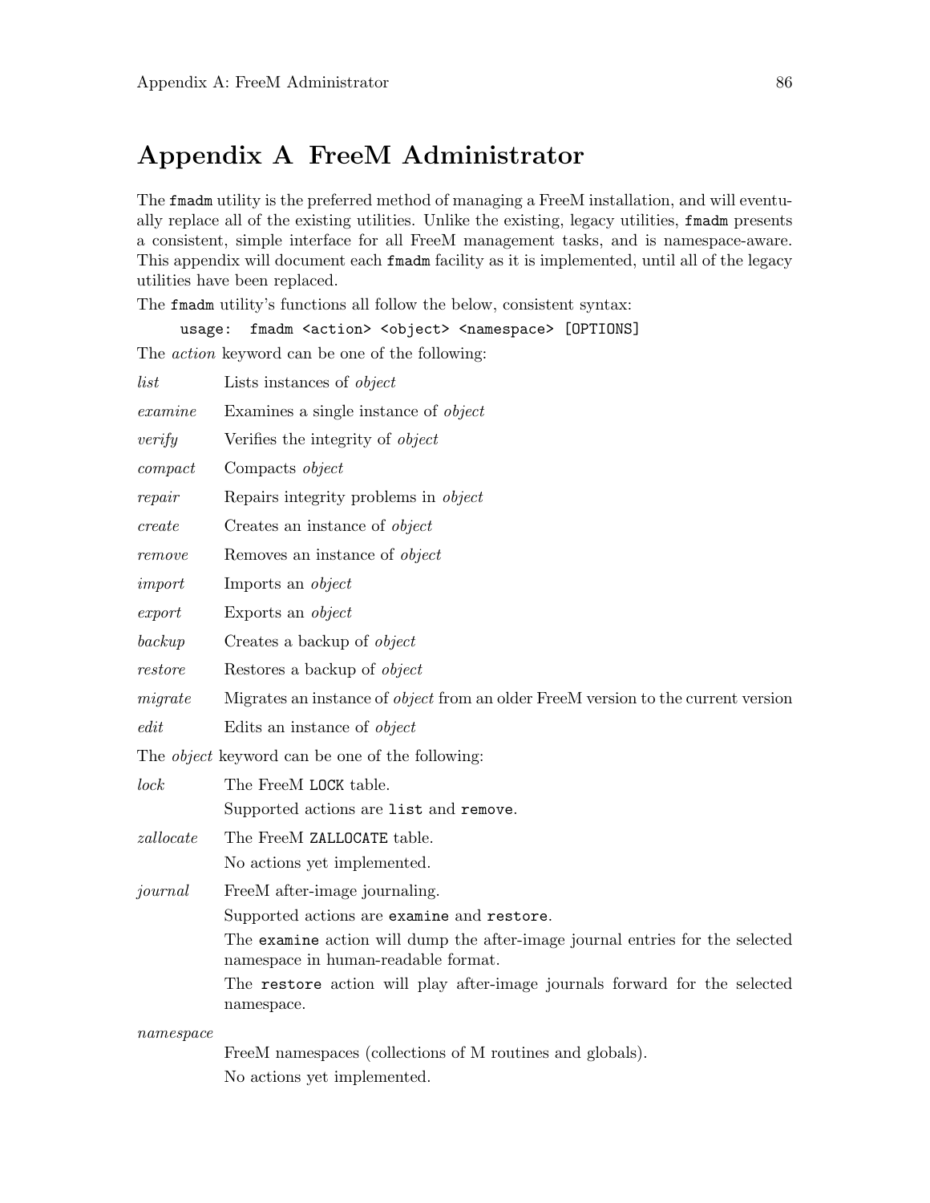# Appendix A FreeM Administrator

The `fmadm` utility is the preferred method of managing a FreeM installation, and will eventually replace all of the existing utilities. Unlike the existing, legacy utilities, `fmadm` presents a consistent, simple interface for all FreeM management tasks, and is namespace-aware. This appendix will document each `fmadm` facility as it is implemented, until all of the legacy utilities have been replaced.

The `fmadm` utility's functions all follow the below, consistent syntax:

```
usage:  fmadm <action> <object> <namespace> [OPTIONS]
```

The *action* keyword can be one of the following:

*list*
: Lists instances of *object*

*examine*
: Examines a single instance of *object*

*verify*
: Verifies the integrity of *object*

*compact*
: Compacts *object*

*repair*
: Repairs integrity problems in *object*

*create*
: Creates an instance of *object*

*remove*
: Removes an instance of *object*

*import*
: Imports an *object*

*export*
: Exports an *object*

*backup*
: Creates a backup of *object*

*restore*
: Restores a backup of *object*

*migrate*
: Migrates an instance of *object* from an older FreeM version to the current version

*edit*
: Edits an instance of *object*

The *object* keyword can be one of the following:

*lock*
: The FreeM `LOCK` table.

  Supported actions are `list` and `remove`.

*zallocate*
: The FreeM `ZALLOCATE` table.

  No actions yet implemented.

*journal*
: FreeM after-image journaling.

  Supported actions are `examine` and `restore`.

  The `examine` action will dump the after-image journal entries for the selected namespace in human-readable format.

  The `restore` action will play after-image journals forward for the selected namespace.

*namespace*
: FreeM namespaces (collections of M routines and globals).

  No actions yet implemented.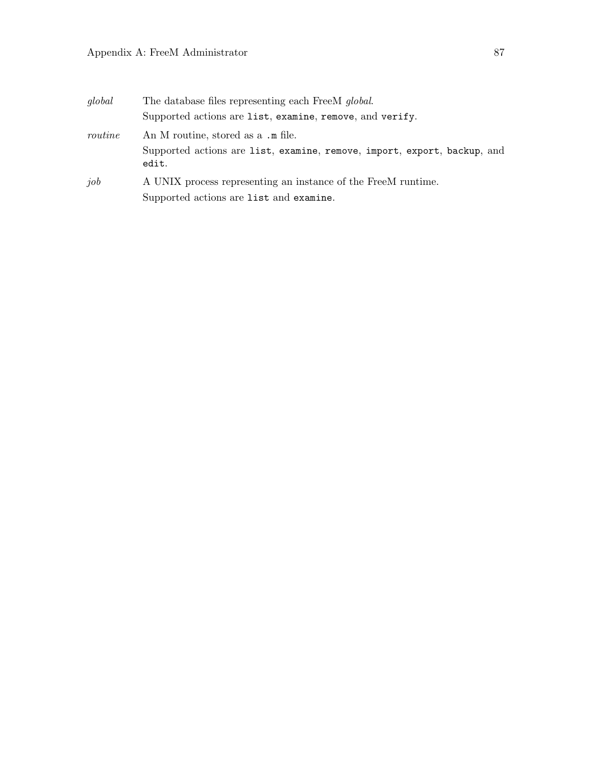*global* The database files representing each FreeM *global*.

Supported actions are `list`, `examine`, `remove`, and `verify`.

*routine* An M routine, stored as a `.m` file.

Supported actions are `list`, `examine`, `remove`, `import`, `export`, `backup`, and `edit`.

*job* A UNIX process representing an instance of the FreeM runtime.

Supported actions are `list` and `examine`.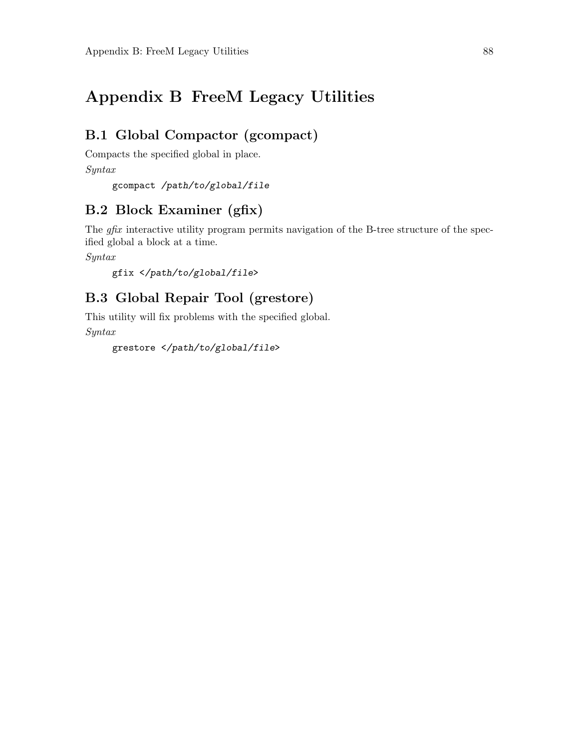# Appendix B FreeM Legacy Utilities

## B.1 Global Compactor (gcompact)

Compacts the specified global in place.

*Syntax*

```
gcompact /path/to/global/file
```

## B.2 Block Examiner (gfix)

The *gfix* interactive utility program permits navigation of the B-tree structure of the specified global a block at a time.

*Syntax*

```
gfix </path/to/global/file>
```

## B.3 Global Repair Tool (grestore)

This utility will fix problems with the specified global.

*Syntax*

```
grestore </path/to/global/file>
```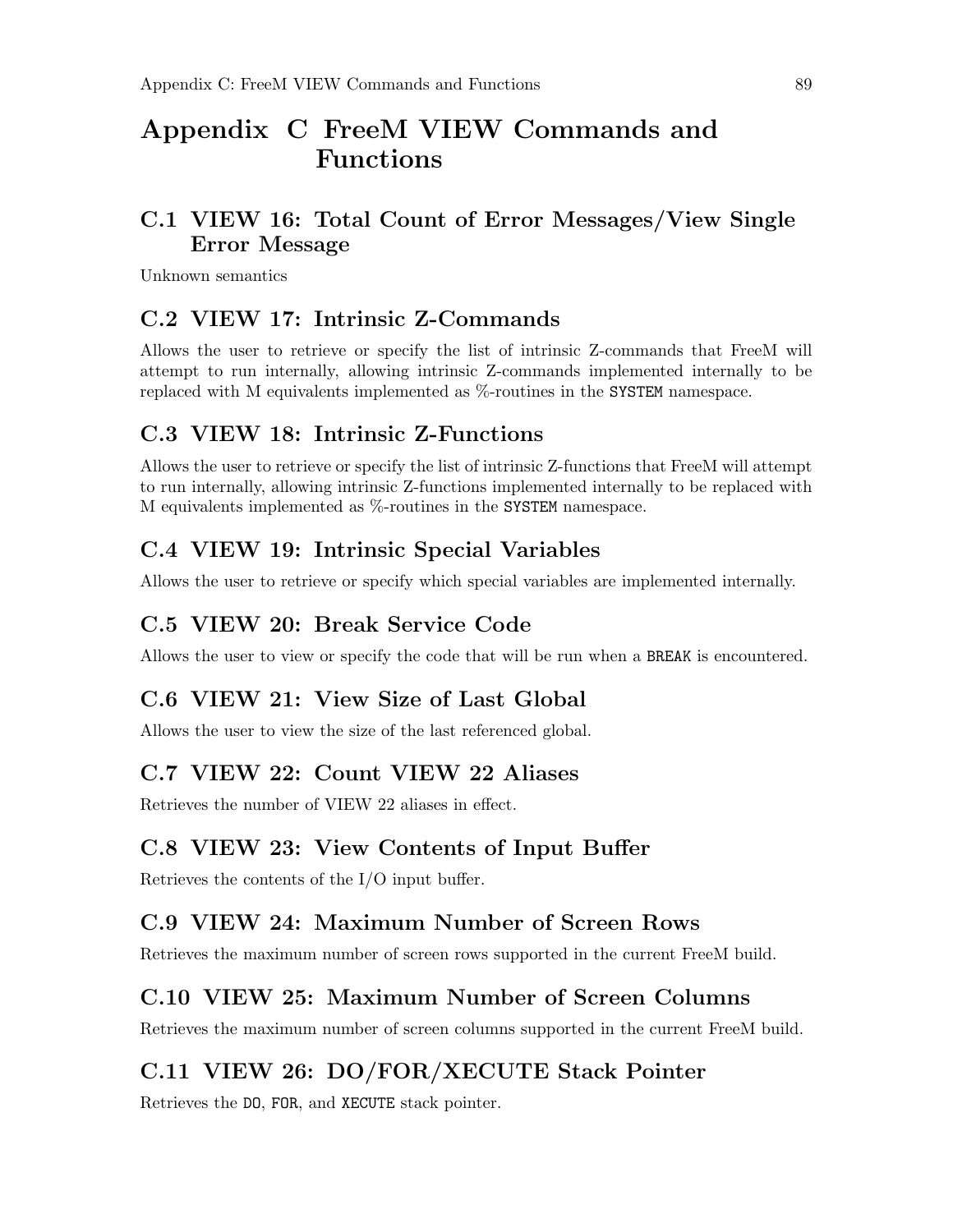# Appendix C FreeM VIEW Commands and Functions

## C.1 VIEW 16: Total Count of Error Messages/View Single Error Message

Unknown semantics

## C.2 VIEW 17: Intrinsic Z-Commands

Allows the user to retrieve or specify the list of intrinsic Z-commands that FreeM will attempt to run internally, allowing intrinsic Z-commands implemented internally to be replaced with M equivalents implemented as %-routines in the `SYSTEM` namespace.

## C.3 VIEW 18: Intrinsic Z-Functions

Allows the user to retrieve or specify the list of intrinsic Z-functions that FreeM will attempt to run internally, allowing intrinsic Z-functions implemented internally to be replaced with M equivalents implemented as %-routines in the `SYSTEM` namespace.

## C.4 VIEW 19: Intrinsic Special Variables

Allows the user to retrieve or specify which special variables are implemented internally.

## C.5 VIEW 20: Break Service Code

Allows the user to view or specify the code that will be run when a `BREAK` is encountered.

## C.6 VIEW 21: View Size of Last Global

Allows the user to view the size of the last referenced global.

## C.7 VIEW 22: Count VIEW 22 Aliases

Retrieves the number of VIEW 22 aliases in effect.

## C.8 VIEW 23: View Contents of Input Buffer

Retrieves the contents of the I/O input buffer.

## C.9 VIEW 24: Maximum Number of Screen Rows

Retrieves the maximum number of screen rows supported in the current FreeM build.

## C.10 VIEW 25: Maximum Number of Screen Columns

Retrieves the maximum number of screen columns supported in the current FreeM build.

## C.11 VIEW 26: DO/FOR/XECUTE Stack Pointer

Retrieves the `DO`, `FOR`, and `XECUTE` stack pointer.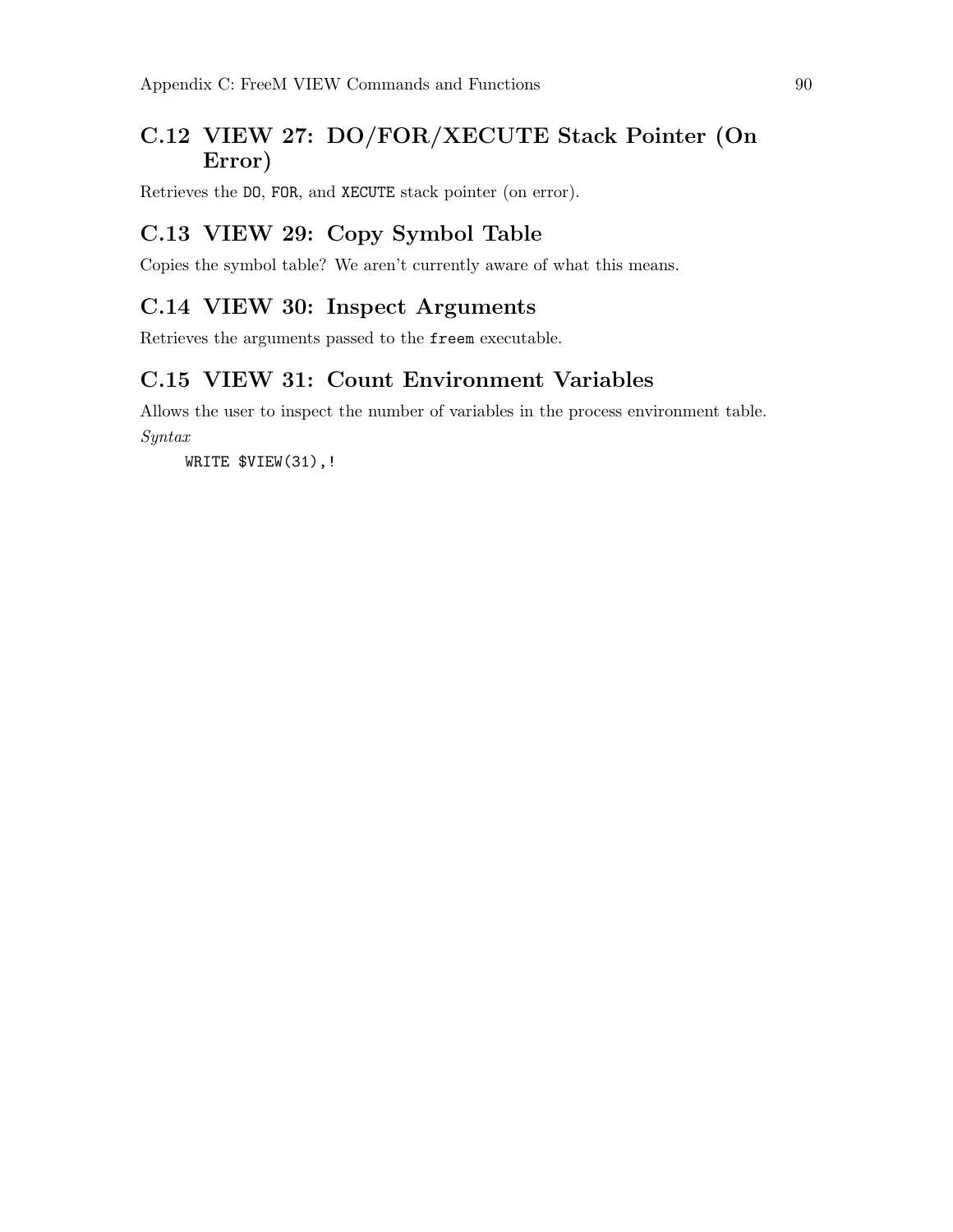## C.12 VIEW 27: DO/FOR/XECUTE Stack Pointer (On Error)

Retrieves the `DO`, `FOR`, and `XECUTE` stack pointer (on error).

## C.13 VIEW 29: Copy Symbol Table

Copies the symbol table? We aren't currently aware of what this means.

## C.14 VIEW 30: Inspect Arguments

Retrieves the arguments passed to the `freem` executable.

## C.15 VIEW 31: Count Environment Variables

Allows the user to inspect the number of variables in the process environment table.

*Syntax*

```
WRITE $VIEW(31),!
```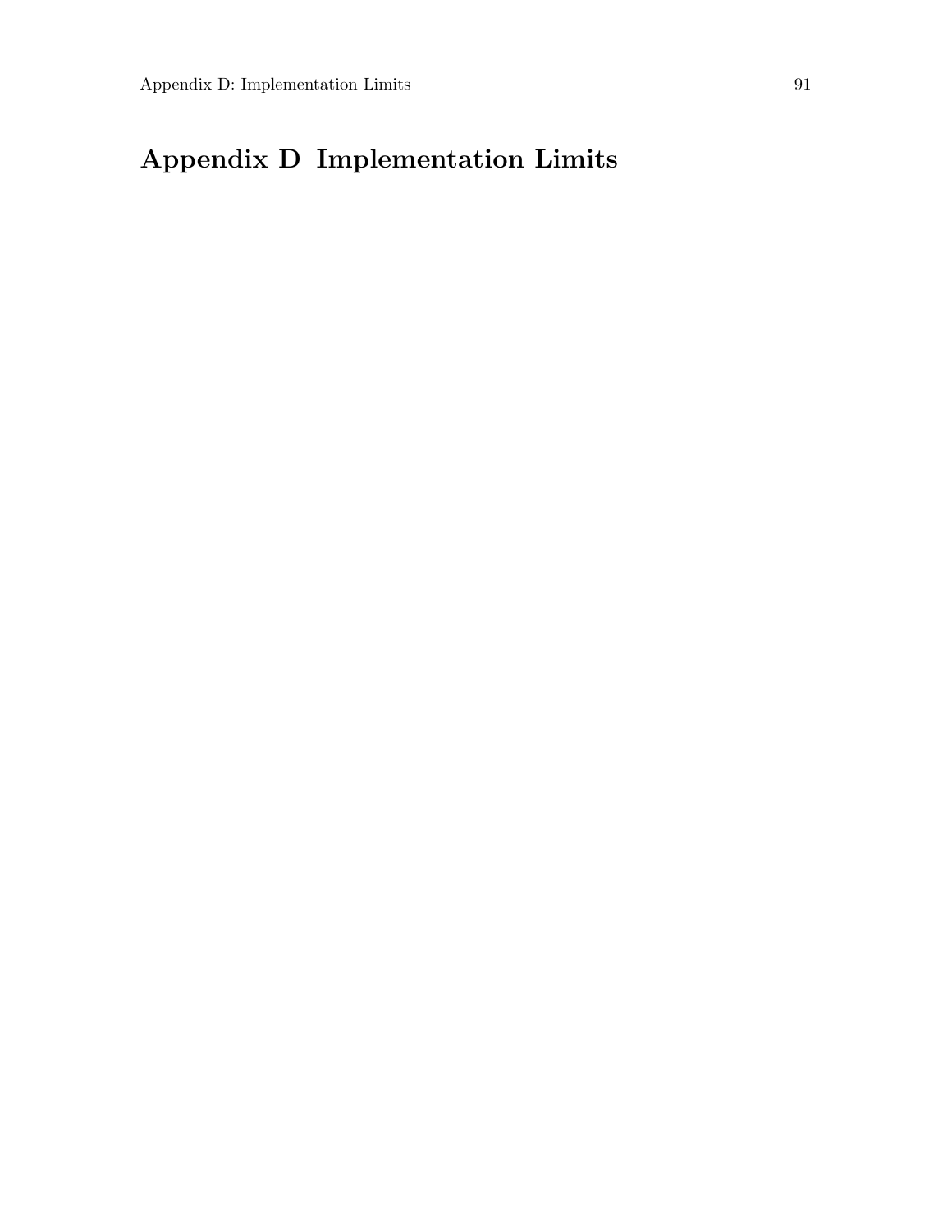# Appendix D Implementation Limits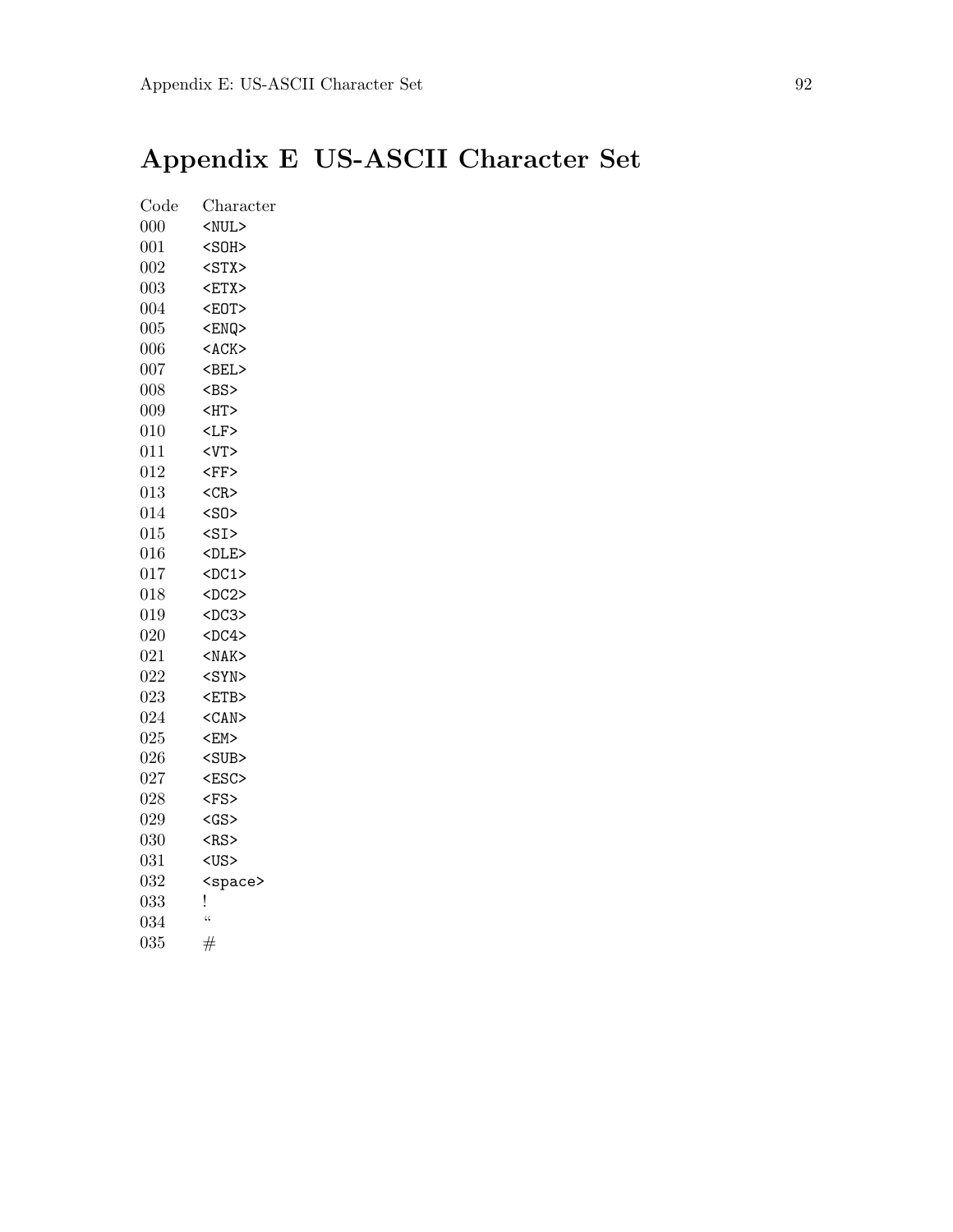# Appendix E US-ASCII Character Set

| Code | Character |
|---|---|
| 000 | <NUL> |
| 001 | <SOH> |
| 002 | <STX> |
| 003 | <ETX> |
| 004 | <EOT> |
| 005 | <ENQ> |
| 006 | <ACK> |
| 007 | <BEL> |
| 008 | <BS> |
| 009 | <HT> |
| 010 | <LF> |
| 011 | <VT> |
| 012 | <FF> |
| 013 | <CR> |
| 014 | <SO> |
| 015 | <SI> |
| 016 | <DLE> |
| 017 | <DC1> |
| 018 | <DC2> |
| 019 | <DC3> |
| 020 | <DC4> |
| 021 | <NAK> |
| 022 | <SYN> |
| 023 | <ETB> |
| 024 | <CAN> |
| 025 | <EM> |
| 026 | <SUB> |
| 027 | <ESC> |
| 028 | <FS> |
| 029 | <GS> |
| 030 | <RS> |
| 031 | <US> |
| 032 | <space> |
| 033 | ! |
| 034 | “ |
| 035 | # |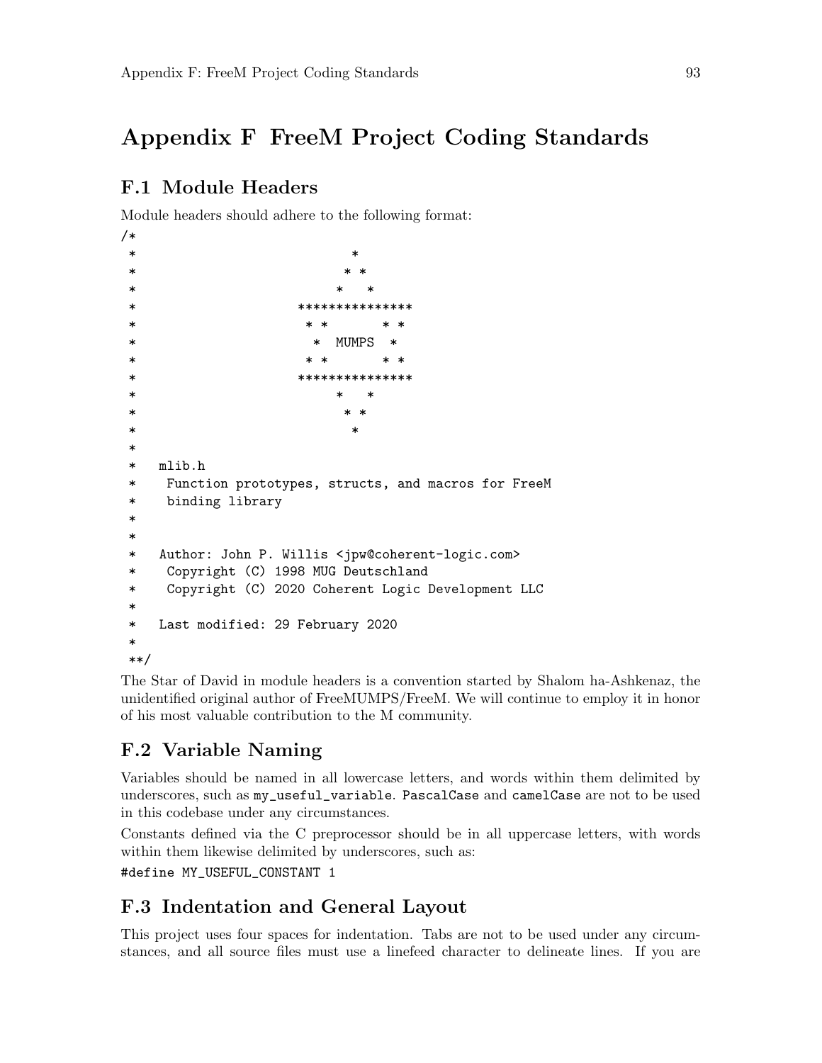# Appendix F FreeM Project Coding Standards

## F.1 Module Headers

Module headers should adhere to the following format:

```
/*
 *                            *
 *                           * *
 *                          *   *
 *                     ***************
 *                      * *       * *
 *                       *  MUMPS  *
 *                      * *       * *
 *                     ***************
 *                          *   *
 *                           * *
 *                            *
 *
 *   mlib.h
 *    Function prototypes, structs, and macros for FreeM
 *    binding library
 *
 *
 *   Author: John P. Willis <jpw@coherent-logic.com>
 *    Copyright (C) 1998 MUG Deutschland
 *    Copyright (C) 2020 Coherent Logic Development LLC
 *
 *   Last modified: 29 February 2020
 *
 **/
```

The Star of David in module headers is a convention started by Shalom ha-Ashkenaz, the unidentified original author of FreeMUMPS/FreeM. We will continue to employ it in honor of his most valuable contribution to the M community.

## F.2 Variable Naming

Variables should be named in all lowercase letters, and words within them delimited by underscores, such as `my_useful_variable`. `PascalCase` and `camelCase` are not to be used in this codebase under any circumstances.

Constants defined via the C preprocessor should be in all uppercase letters, with words within them likewise delimited by underscores, such as:

```
#define MY_USEFUL_CONSTANT 1
```

## F.3 Indentation and General Layout

This project uses four spaces for indentation. Tabs are not to be used under any circumstances, and all source files must use a linefeed character to delineate lines. If you are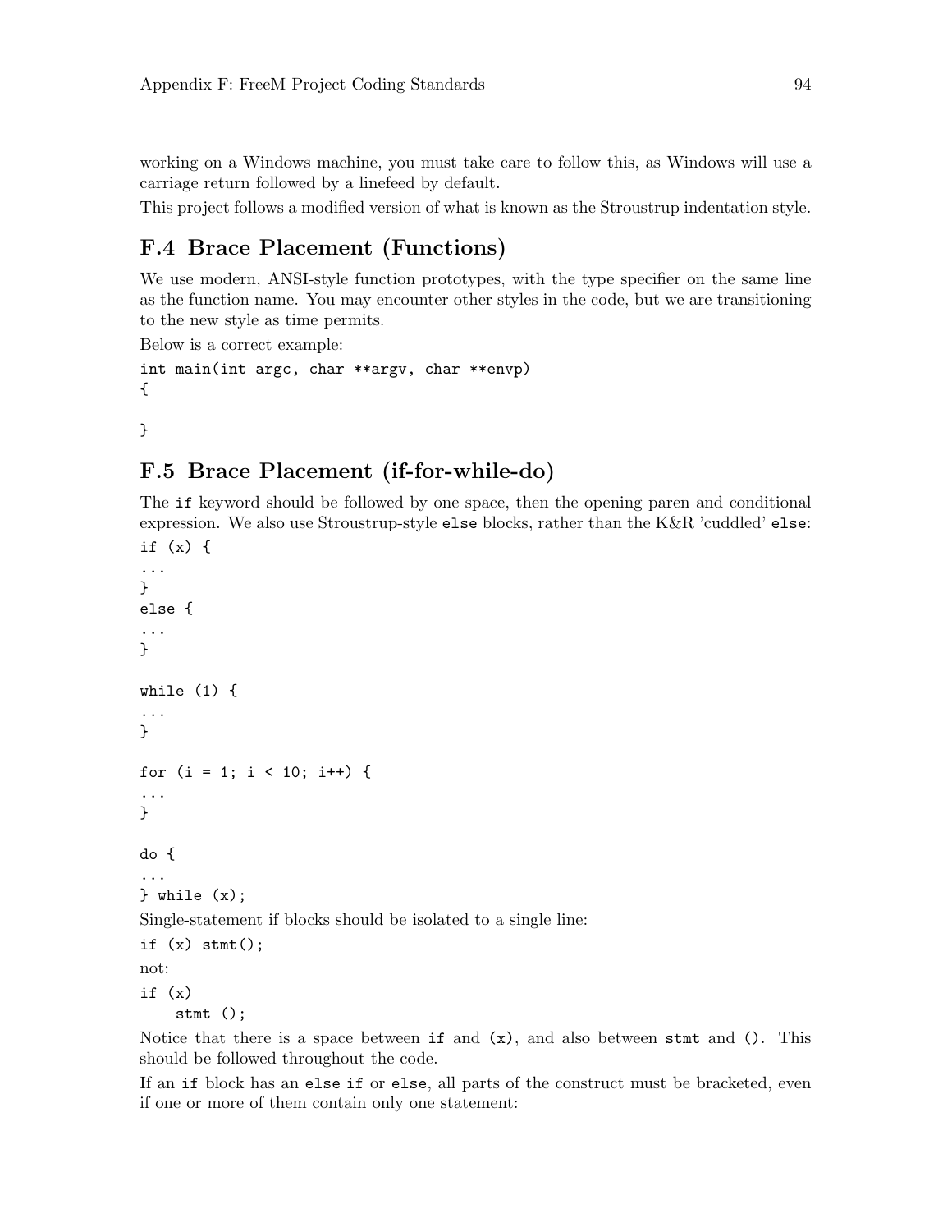working on a Windows machine, you must take care to follow this, as Windows will use a carriage return followed by a linefeed by default.

This project follows a modified version of what is known as the Stroustrup indentation style.

## F.4 Brace Placement (Functions)

We use modern, ANSI-style function prototypes, with the type specifier on the same line as the function name. You may encounter other styles in the code, but we are transitioning to the new style as time permits.

Below is a correct example:

```
int main(int argc, char **argv, char **envp)
{

}
```

## F.5 Brace Placement (if-for-while-do)

The `if` keyword should be followed by one space, then the opening paren and conditional expression. We also use Stroustrup-style `else` blocks, rather than the K&R 'cuddled' `else`:

```
if (x) {
...
}
else {
...
}

while (1) {
...
}

for (i = 1; i < 10; i++) {
...
}

do {
...
} while (x);
```

Single-statement if blocks should be isolated to a single line:

```
if (x) stmt();
```

not:

```
if (x)
    stmt ();
```

Notice that there is a space between `if` and `(x)`, and also between `stmt` and `()`. This should be followed throughout the code.

If an `if` block has an `else if` or `else`, all parts of the construct must be bracketed, even if one or more of them contain only one statement: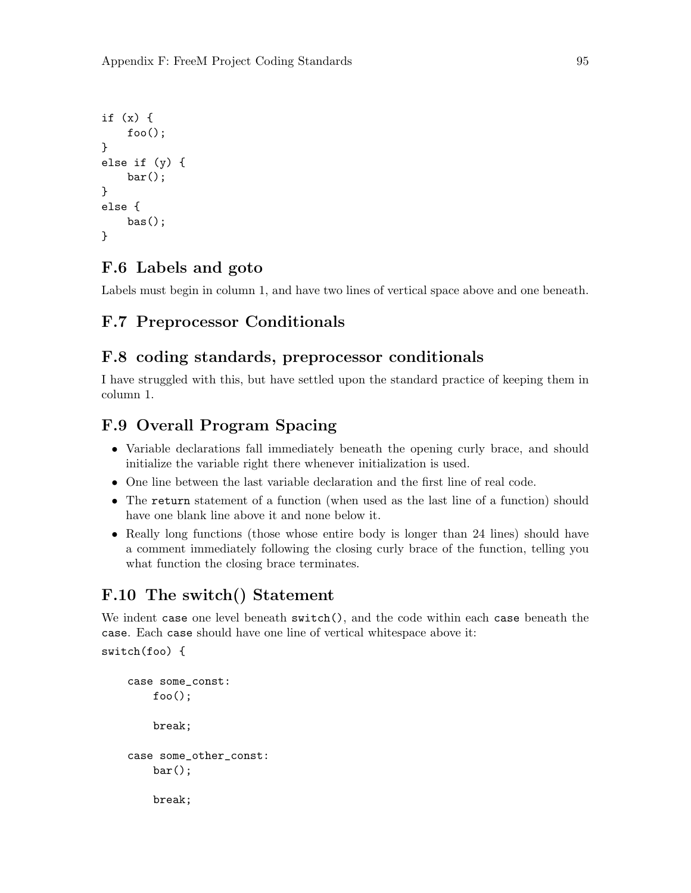```
if (x) {
    foo();
}
else if (y) {
    bar();
}
else {
    bas();
}
```

## F.6 Labels and goto

Labels must begin in column 1, and have two lines of vertical space above and one beneath.

## F.7 Preprocessor Conditionals

## F.8 coding standards, preprocessor conditionals

I have struggled with this, but have settled upon the standard practice of keeping them in column 1.

## F.9 Overall Program Spacing

- Variable declarations fall immediately beneath the opening curly brace, and should initialize the variable right there whenever initialization is used.
- One line between the last variable declaration and the first line of real code.
- The `return` statement of a function (when used as the last line of a function) should have one blank line above it and none below it.
- Really long functions (those whose entire body is longer than 24 lines) should have a comment immediately following the closing curly brace of the function, telling you what function the closing brace terminates.

## F.10 The switch() Statement

We indent `case` one level beneath `switch()`, and the code within each `case` beneath the `case`. Each `case` should have one line of vertical whitespace above it:

```
switch(foo) {

    case some_const:
        foo();

        break;

    case some_other_const:
        bar();

        break;
```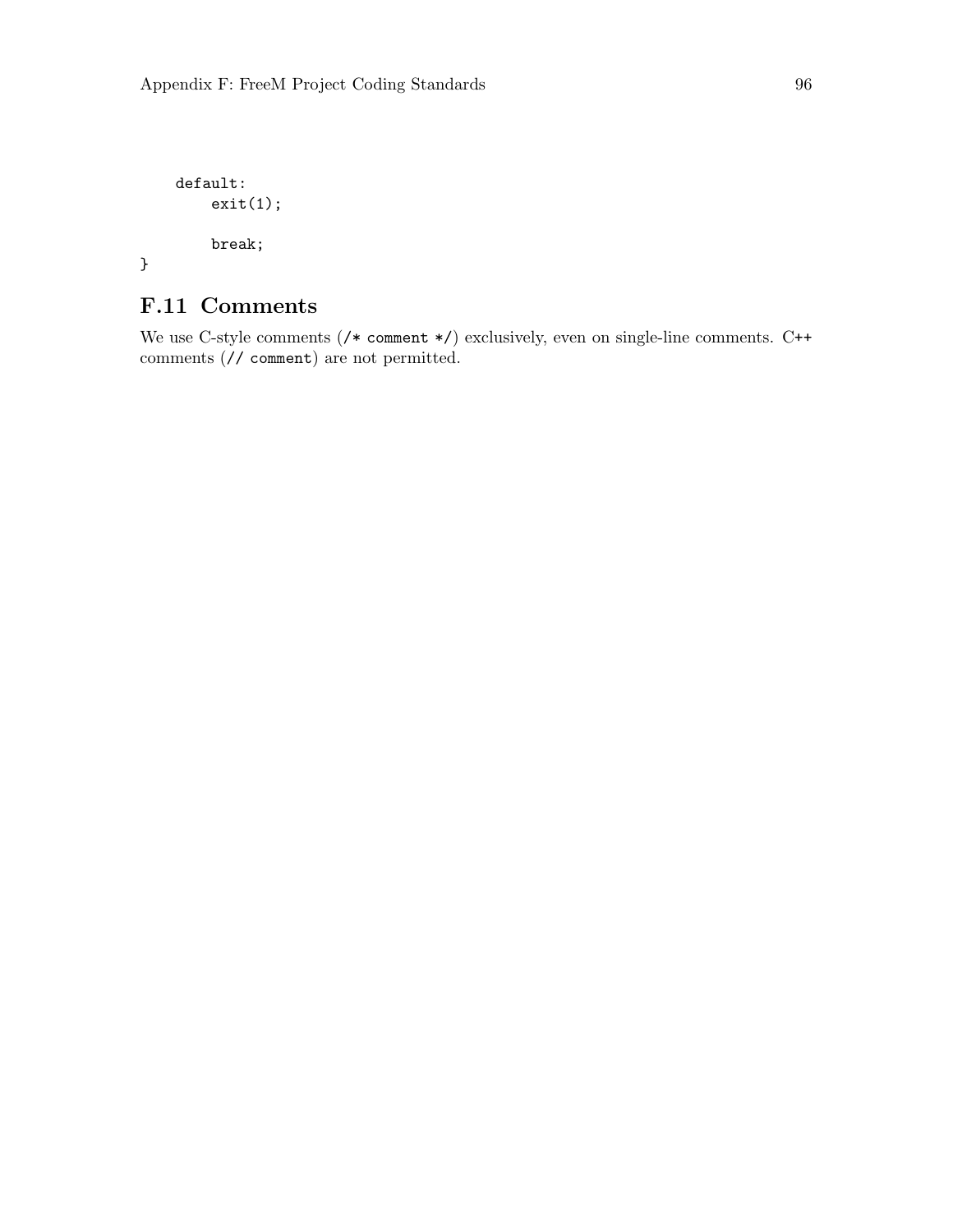```
    default:
        exit(1);

        break;
}
```

## F.11 Comments

We use C-style comments (`/* comment */`) exclusively, even on single-line comments. C++ comments (`// comment`) are not permitted.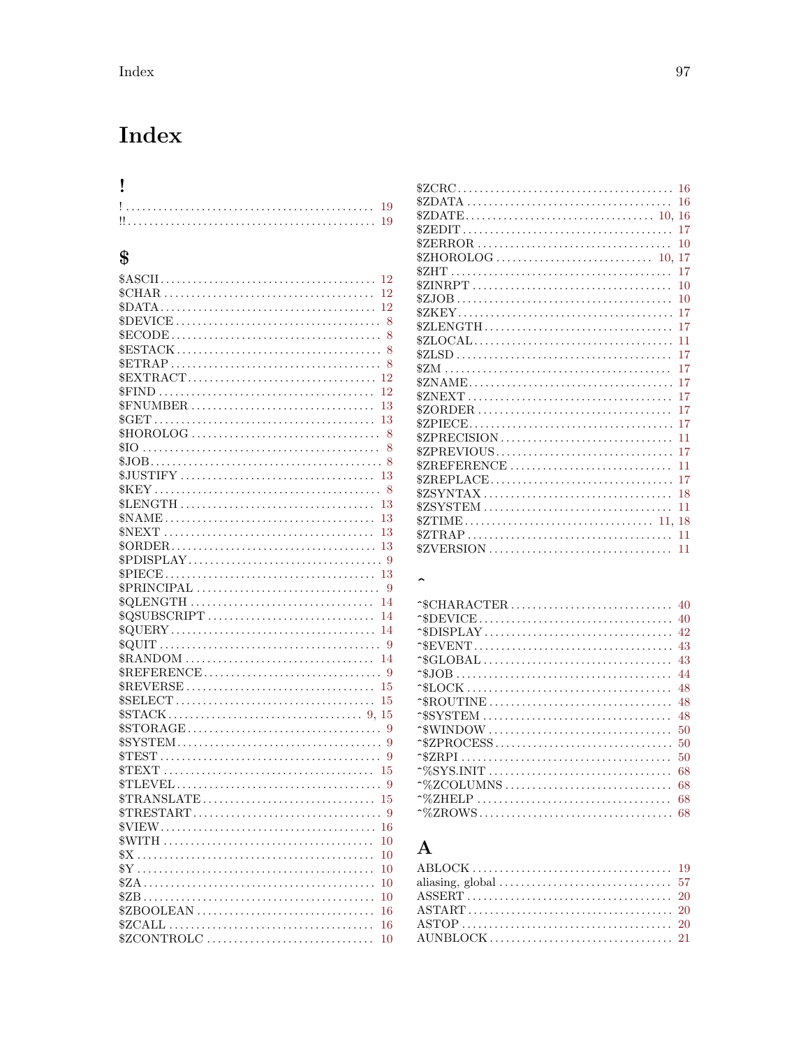# Index

## !

! .............................................. 19
!! .............................................. 19

## $

$ASCII ........................................ 12
$CHAR ........................................ 12
$DATA ........................................ 12
$DEVICE ...................................... 8
$ECODE ....................................... 8
$ESTACK ...................................... 8
$ETRAP ....................................... 8
$EXTRACT .................................. 12
$FIND ......................................... 12
$FNUMBER .................................. 13
$GET .......................................... 13
$HOROLOG .................................... 8
$IO ............................................. 8
$JOB ........................................... 8
$JUSTIFY .................................... 13
$KEY ........................................... 8
$LENGTH .................................... 13
$NAME ....................................... 13
$NEXT ........................................ 13
$ORDER ...................................... 13
$PDISPLAY .................................... 9
$PIECE ....................................... 13
$PRINCIPAL .................................. 9
$QLENGTH .................................. 14
$QSUBSCRIPT .............................. 14
$QUERY ...................................... 14
$QUIT .......................................... 9
$RANDOM ................................... 14
$REFERENCE ................................. 9
$REVERSE ................................... 15
$SELECT ..................................... 15
$STACK .................................. 9, 15
$STORAGE .................................... 9
$SYSTEM ...................................... 9
$TEST .......................................... 9
$TEXT ........................................ 15
$TLEVEL ...................................... 9
$TRANSLATE ............................... 15
$TRESTART ................................... 9
$VIEW ........................................ 16
$WITH ........................................ 10
$X ............................................. 10
$Y ............................................. 10
$ZA ........................................... 10
$ZB ........................................... 10
$ZBOOLEAN ................................. 16
$ZCALL ...................................... 16
$ZCONTROLC .............................. 10
$ZCRC ........................................ 16
$ZDATA ...................................... 16
$ZDATE ................................. 10, 16
$ZEDIT ....................................... 17
$ZERROR .................................... 10
$ZHOROLOG ........................... 10, 17
$ZHT ......................................... 17
$ZINRPT ..................................... 10
$ZJOB ........................................ 10
$ZKEY ........................................ 17
$ZLENGTH .................................. 17
$ZLOCAL .................................... 11
$ZLSD ........................................ 17
$ZM ........................................... 17
$ZNAME ..................................... 17
$ZNEXT ...................................... 17
$ZORDER .................................... 17
$ZPIECE ..................................... 17
$ZPRECISION .............................. 11
$ZPREVIOUS ................................ 17
$ZREFERENCE ............................. 11
$ZREPLACE ................................. 17
$ZSYNTAX .................................. 18
$ZSYSTEM .................................. 11
$ZTIME ................................. 11, 18
$ZTRAP ...................................... 11
$ZVERSION ................................. 11

## ^

^$CHARACTER ............................. 40
^$DEVICE .................................... 40
^$DISPLAY .................................. 42
^$EVENT ..................................... 43
^$GLOBAL ................................... 43
^$JOB ........................................ 44
^$LOCK ...................................... 48
^$ROUTINE ................................. 48
^$SYSTEM .................................. 48
^$WINDOW ................................. 50
^$ZPROCESS ............................... 50
^$ZRPI ....................................... 50
^%SYS.INIT ................................. 68
^%ZCOLUMNS .............................. 68
^%ZHELP .................................... 68
^%ZROWS .................................... 68

## A

ABLOCK ...................................... 19
aliasing, global ............................... 57
ASSERT ...................................... 20
ASTART ...................................... 20
ASTOP ........................................ 20
AUNBLOCK ................................. 21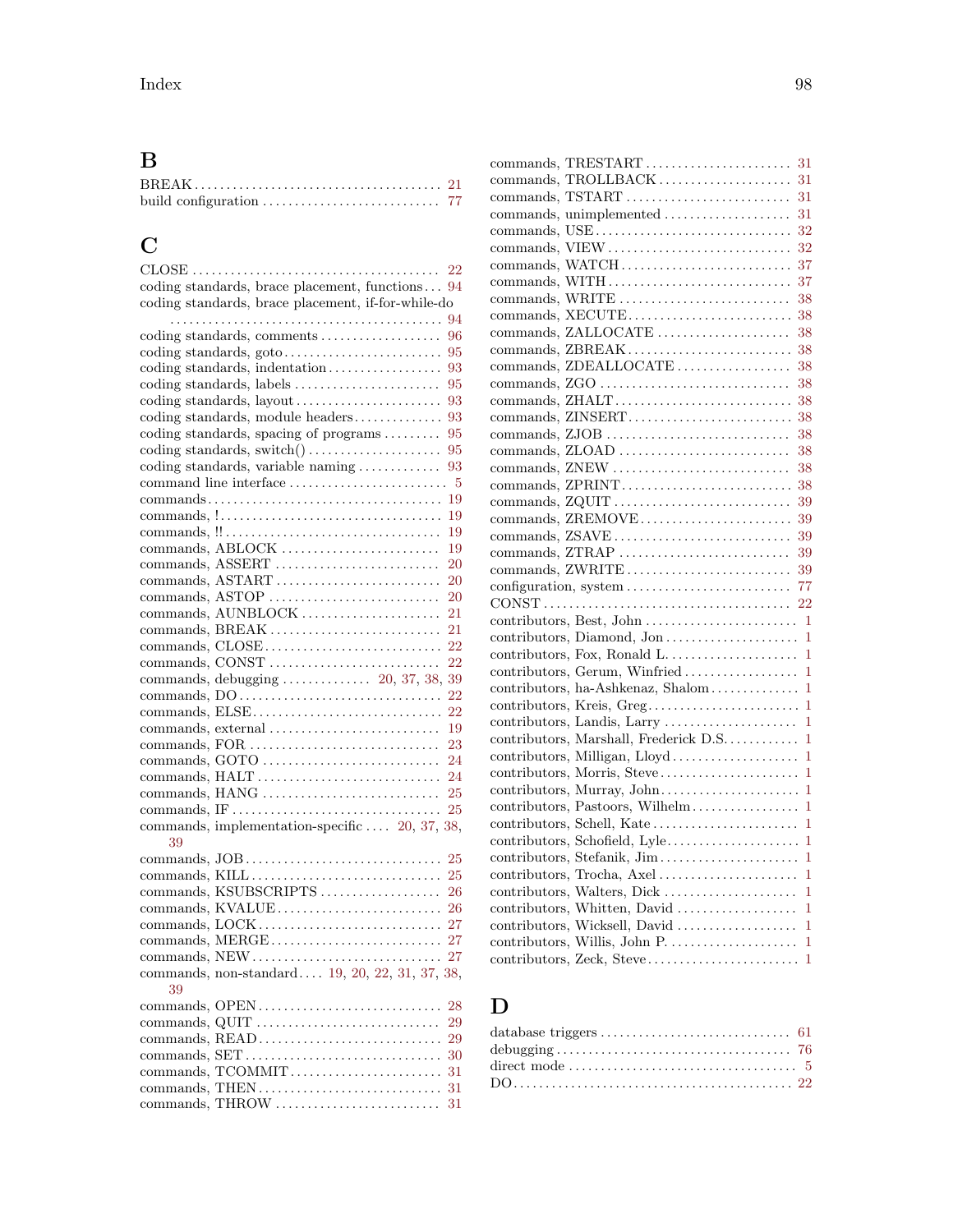## B

BREAK .... 21
build configuration .... 77

## C

CLOSE .... 22
coding standards, brace placement, functions .... 94
coding standards, brace placement, if-for-while-do .... 94
coding standards, comments .... 96
coding standards, goto .... 95
coding standards, indentation .... 93
coding standards, labels .... 95
coding standards, layout .... 93
coding standards, module headers .... 93
coding standards, spacing of programs .... 95
coding standards, switch() .... 95
coding standards, variable naming .... 93
command line interface .... 5
commands .... 19
commands, ! .... 19
commands, !! .... 19
commands, ABLOCK .... 19
commands, ASSERT .... 20
commands, ASTART .... 20
commands, ASTOP .... 20
commands, AUNBLOCK .... 21
commands, BREAK .... 21
commands, CLOSE .... 22
commands, CONST .... 22
commands, debugging .... 20, 37, 38, 39
commands, DO .... 22
commands, ELSE .... 22
commands, external .... 19
commands, FOR .... 23
commands, GOTO .... 24
commands, HALT .... 24
commands, HANG .... 25
commands, IF .... 25
commands, implementation-specific .... 20, 37, 38, 39
commands, JOB .... 25
commands, KILL .... 25
commands, KSUBSCRIPTS .... 26
commands, KVALUE .... 26
commands, LOCK .... 27
commands, MERGE .... 27
commands, NEW .... 27
commands, non-standard .... 19, 20, 22, 31, 37, 38, 39
commands, OPEN .... 28
commands, QUIT .... 29
commands, READ .... 29
commands, SET .... 30
commands, TCOMMIT .... 31
commands, THEN .... 31
commands, THROW .... 31
commands, TRESTART .... 31
commands, TROLLBACK .... 31
commands, TSTART .... 31
commands, unimplemented .... 31
commands, USE .... 32
commands, VIEW .... 32
commands, WATCH .... 37
commands, WITH .... 37
commands, WRITE .... 38
commands, XECUTE .... 38
commands, ZALLOCATE .... 38
commands, ZBREAK .... 38
commands, ZDEALLOCATE .... 38
commands, ZGO .... 38
commands, ZHALT .... 38
commands, ZINSERT .... 38
commands, ZJOB .... 38
commands, ZLOAD .... 38
commands, ZNEW .... 38
commands, ZPRINT .... 38
commands, ZQUIT .... 39
commands, ZREMOVE .... 39
commands, ZSAVE .... 39
commands, ZTRAP .... 39
commands, ZWRITE .... 39
configuration, system .... 77
CONST .... 22
contributors, Best, John .... 1
contributors, Diamond, Jon .... 1
contributors, Fox, Ronald L. .... 1
contributors, Gerum, Winfried .... 1
contributors, ha-Ashkenaz, Shalom .... 1
contributors, Kreis, Greg .... 1
contributors, Landis, Larry .... 1
contributors, Marshall, Frederick D.S. .... 1
contributors, Milligan, Lloyd .... 1
contributors, Morris, Steve .... 1
contributors, Murray, John .... 1
contributors, Pastoors, Wilhelm .... 1
contributors, Schell, Kate .... 1
contributors, Schofield, Lyle .... 1
contributors, Stefanik, Jim .... 1
contributors, Trocha, Axel .... 1
contributors, Walters, Dick .... 1
contributors, Whitten, David .... 1
contributors, Wicksell, David .... 1
contributors, Willis, John P. .... 1
contributors, Zeck, Steve .... 1

## D

database triggers .... 61
debugging .... 76
direct mode .... 5
DO .... 22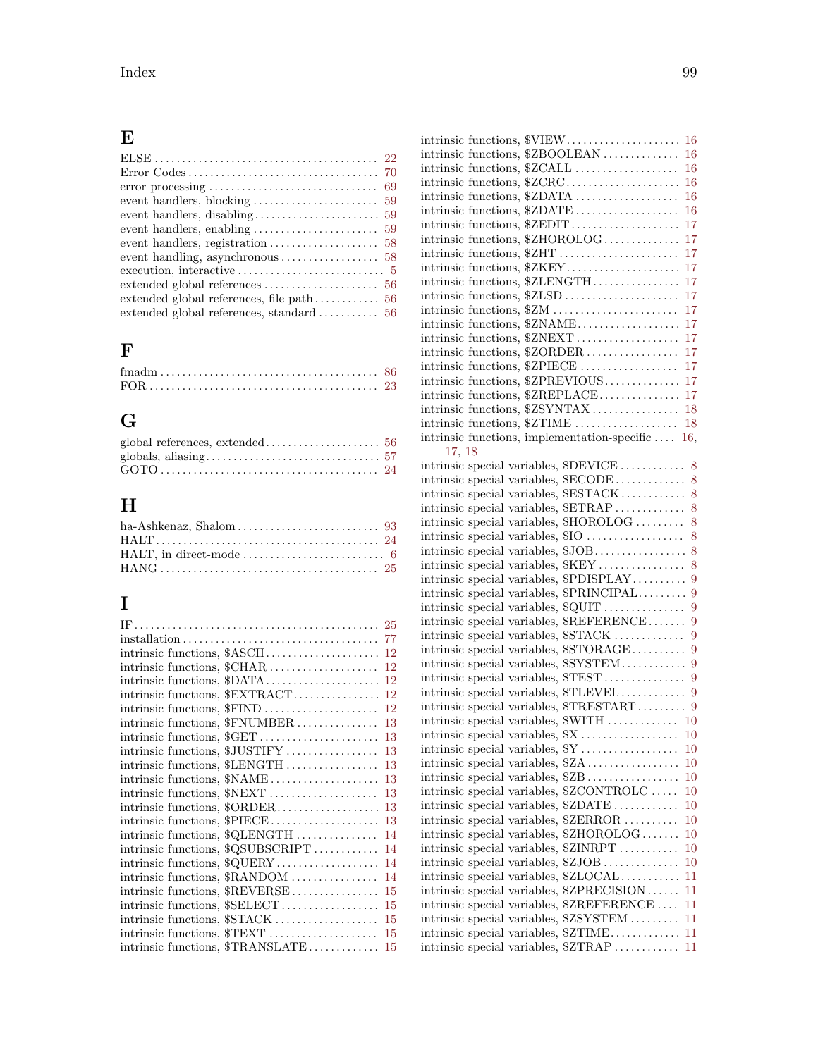## E

ELSE . . . . . . . . . . . . . . . . . . . . . . . . . . . . . . . . . . . . . . . . . 22
Error Codes . . . . . . . . . . . . . . . . . . . . . . . . . . . . . . . . . . . 70
error processing . . . . . . . . . . . . . . . . . . . . . . . . . . . . . . . 69
event handlers, blocking . . . . . . . . . . . . . . . . . . . . . . . 59
event handlers, disabling . . . . . . . . . . . . . . . . . . . . . . 59
event handlers, enabling . . . . . . . . . . . . . . . . . . . . . . . 59
event handlers, registration . . . . . . . . . . . . . . . . . . . 58
event handling, asynchronous . . . . . . . . . . . . . . . . . . 58
execution, interactive . . . . . . . . . . . . . . . . . . . . . . . . . . 5
extended global references . . . . . . . . . . . . . . . . . . . . . 56
extended global references, file path . . . . . . . . . . . . 56
extended global references, standard . . . . . . . . . . . 56

## F

fmadm . . . . . . . . . . . . . . . . . . . . . . . . . . . . . . . . . . . . . . . 86
FOR . . . . . . . . . . . . . . . . . . . . . . . . . . . . . . . . . . . . . . . . . 23

## G

global references, extended . . . . . . . . . . . . . . . . . . . . 56
globals, aliasing . . . . . . . . . . . . . . . . . . . . . . . . . . . . . . . 57
GOTO . . . . . . . . . . . . . . . . . . . . . . . . . . . . . . . . . . . . . . . 24

## H

ha-Ashkenaz, Shalom . . . . . . . . . . . . . . . . . . . . . . . . . 93
HALT . . . . . . . . . . . . . . . . . . . . . . . . . . . . . . . . . . . . . . . . 24
HALT, in direct-mode . . . . . . . . . . . . . . . . . . . . . . . . . . 6
HANG . . . . . . . . . . . . . . . . . . . . . . . . . . . . . . . . . . . . . . . 25

## I

IF . . . . . . . . . . . . . . . . . . . . . . . . . . . . . . . . . . . . . . . . . . . 25
installation . . . . . . . . . . . . . . . . . . . . . . . . . . . . . . . . . . . 77
intrinsic functions, $ASCII . . . . . . . . . . . . . . . . . . . . 12
intrinsic functions, $CHAR . . . . . . . . . . . . . . . . . . . . 12
intrinsic functions, $DATA . . . . . . . . . . . . . . . . . . . . 12
intrinsic functions, $EXTRACT . . . . . . . . . . . . . . . . 12
intrinsic functions, $FIND . . . . . . . . . . . . . . . . . . . . . 12
intrinsic functions, $FNUMBER . . . . . . . . . . . . . . . 13
intrinsic functions, $GET . . . . . . . . . . . . . . . . . . . . . 13
intrinsic functions, $JUSTIFY . . . . . . . . . . . . . . . . . 13
intrinsic functions, $LENGTH . . . . . . . . . . . . . . . . . 13
intrinsic functions, $NAME . . . . . . . . . . . . . . . . . . . . 13
intrinsic functions, $NEXT . . . . . . . . . . . . . . . . . . . . 13
intrinsic functions, $ORDER . . . . . . . . . . . . . . . . . . . 13
intrinsic functions, $PIECE . . . . . . . . . . . . . . . . . . . . 13
intrinsic functions, $QLENGTH . . . . . . . . . . . . . . . 14
intrinsic functions, $QSUBSCRIPT . . . . . . . . . . . . 14
intrinsic functions, $QUERY . . . . . . . . . . . . . . . . . . . 14
intrinsic functions, $RANDOM . . . . . . . . . . . . . . . . 14
intrinsic functions, $REVERSE . . . . . . . . . . . . . . . . 15
intrinsic functions, $SELECT . . . . . . . . . . . . . . . . . . 15
intrinsic functions, $STACK . . . . . . . . . . . . . . . . . . . 15
intrinsic functions, $TEXT . . . . . . . . . . . . . . . . . . . . 15
intrinsic functions, $TRANSLATE . . . . . . . . . . . . . 15
intrinsic functions, $VIEW . . . . . . . . . . . . . . . . . . . . . 16
intrinsic functions, $ZBOOLEAN . . . . . . . . . . . . . . 16
intrinsic functions, $ZCALL . . . . . . . . . . . . . . . . . . . 16
intrinsic functions, $ZCRC . . . . . . . . . . . . . . . . . . . . . 16
intrinsic functions, $ZDATA . . . . . . . . . . . . . . . . . . . 16
intrinsic functions, $ZDATE . . . . . . . . . . . . . . . . . . . 16
intrinsic functions, $ZEDIT . . . . . . . . . . . . . . . . . . . . 17
intrinsic functions, $ZHOROLOG . . . . . . . . . . . . . . 17
intrinsic functions, $ZHT . . . . . . . . . . . . . . . . . . . . . . 17
intrinsic functions, $ZKEY . . . . . . . . . . . . . . . . . . . . . 17
intrinsic functions, $ZLENGTH . . . . . . . . . . . . . . . . 17
intrinsic functions, $ZLSD . . . . . . . . . . . . . . . . . . . . . 17
intrinsic functions, $ZM . . . . . . . . . . . . . . . . . . . . . . . 17
intrinsic functions, $ZNAME . . . . . . . . . . . . . . . . . . . 17
intrinsic functions, $ZNEXT . . . . . . . . . . . . . . . . . . . 17
intrinsic functions, $ZORDER . . . . . . . . . . . . . . . . . 17
intrinsic functions, $ZPIECE . . . . . . . . . . . . . . . . . . 17
intrinsic functions, $ZPREVIOUS . . . . . . . . . . . . . . 17
intrinsic functions, $ZREPLACE . . . . . . . . . . . . . . . 17
intrinsic functions, $ZSYNTAX . . . . . . . . . . . . . . . . 18
intrinsic functions, $ZTIME . . . . . . . . . . . . . . . . . . . 18
intrinsic functions, implementation-specific . . . . 16, 17, 18
intrinsic special variables, $DEVICE . . . . . . . . . . . . 8
intrinsic special variables, $ECODE . . . . . . . . . . . . . 8
intrinsic special variables, $ESTACK . . . . . . . . . . . . 8
intrinsic special variables, $ETRAP . . . . . . . . . . . . . 8
intrinsic special variables, $HOROLOG . . . . . . . . . 8
intrinsic special variables, $IO . . . . . . . . . . . . . . . . . . 8
intrinsic special variables, $JOB . . . . . . . . . . . . . . . . . 8
intrinsic special variables, $KEY . . . . . . . . . . . . . . . . 8
intrinsic special variables, $PDISPLAY . . . . . . . . . . 9
intrinsic special variables, $PRINCIPAL . . . . . . . . . 9
intrinsic special variables, $QUIT . . . . . . . . . . . . . . . 9
intrinsic special variables, $REFERENCE . . . . . . . 9
intrinsic special variables, $STACK . . . . . . . . . . . . . 9
intrinsic special variables, $STORAGE . . . . . . . . . . 9
intrinsic special variables, $SYSTEM . . . . . . . . . . . . 9
intrinsic special variables, $TEST . . . . . . . . . . . . . . . 9
intrinsic special variables, $TLEVEL . . . . . . . . . . . . 9
intrinsic special variables, $TRESTART . . . . . . . . . 9
intrinsic special variables, $WITH . . . . . . . . . . . . . 10
intrinsic special variables, $X . . . . . . . . . . . . . . . . . . 10
intrinsic special variables, $Y . . . . . . . . . . . . . . . . . . 10
intrinsic special variables, $ZA . . . . . . . . . . . . . . . . . 10
intrinsic special variables, $ZB . . . . . . . . . . . . . . . . . 10
intrinsic special variables, $ZCONTROLC . . . . . 10
intrinsic special variables, $ZDATE . . . . . . . . . . . . 10
intrinsic special variables, $ZERROR . . . . . . . . . . 10
intrinsic special variables, $ZHOROLOG . . . . . . . 10
intrinsic special variables, $ZINRPT . . . . . . . . . . . 10
intrinsic special variables, $ZJOB . . . . . . . . . . . . . . 10
intrinsic special variables, $ZLOCAL . . . . . . . . . . . 11
intrinsic special variables, $ZPRECISION . . . . . . 11
intrinsic special variables, $ZREFERENCE . . . . 11
intrinsic special variables, $ZSYSTEM . . . . . . . . . 11
intrinsic special variables, $ZTIME . . . . . . . . . . . . . 11
intrinsic special variables, $ZTRAP . . . . . . . . . . . . 11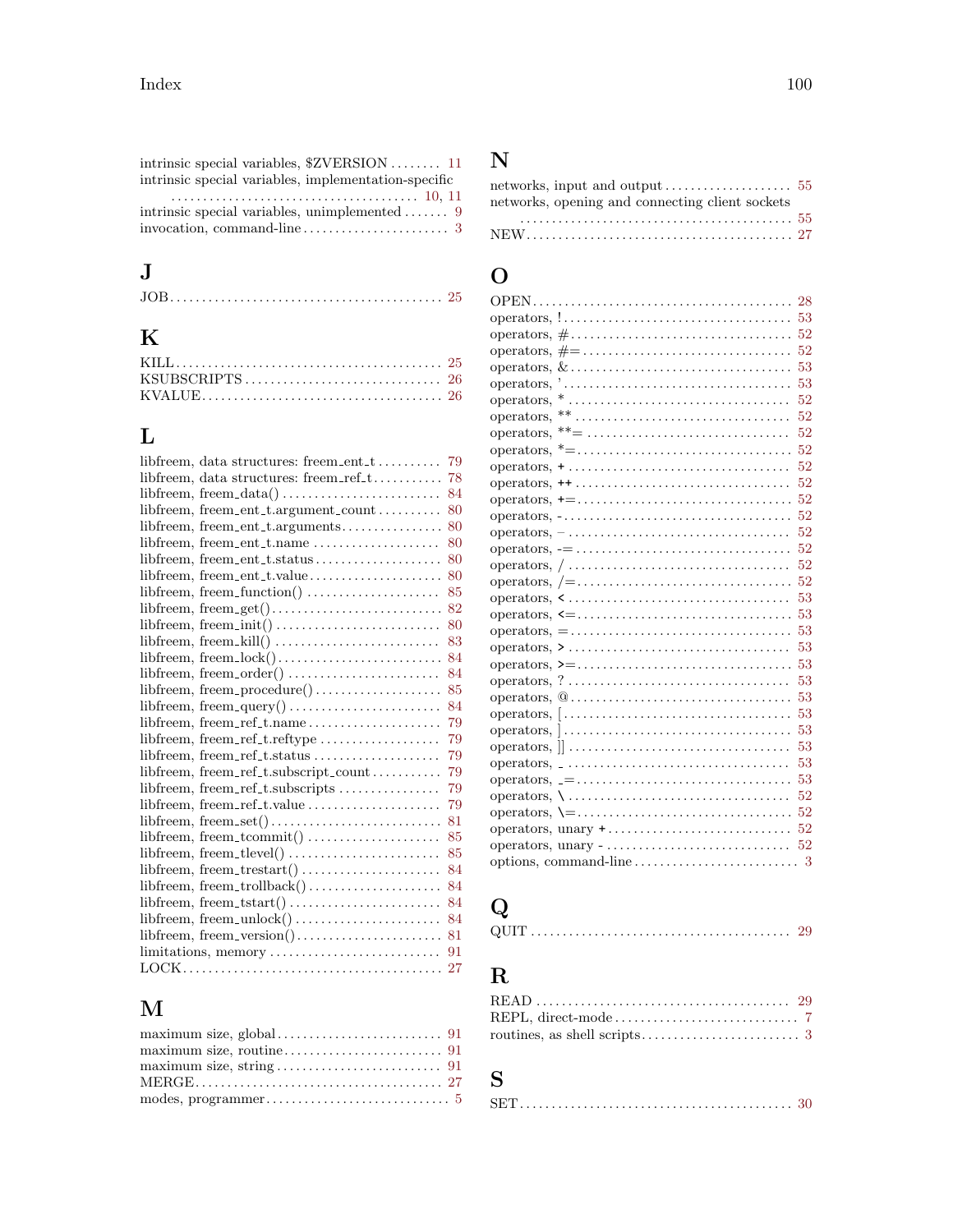intrinsic special variables, $ZVERSION ........ 11
intrinsic special variables, implementation-specific ........ 10, 11
intrinsic special variables, unimplemented ....... 9
invocation, command-line ........ 3

## J

JOB ........ 25

## K

KILL ........ 25
KSUBSCRIPTS ........ 26
KVALUE ........ 26

## L

libfreem, data structures: freem_ent_t ........ 79
libfreem, data structures: freem_ref_t ........ 78
libfreem, freem_data() ........ 84
libfreem, freem_ent_t.argument_count ........ 80
libfreem, freem_ent_t.arguments ........ 80
libfreem, freem_ent_t.name ........ 80
libfreem, freem_ent_t.status ........ 80
libfreem, freem_ent_t.value ........ 80
libfreem, freem_function() ........ 85
libfreem, freem_get() ........ 82
libfreem, freem_init() ........ 80
libfreem, freem_kill() ........ 83
libfreem, freem_lock() ........ 84
libfreem, freem_order() ........ 84
libfreem, freem_procedure() ........ 85
libfreem, freem_query() ........ 84
libfreem, freem_ref_t.name ........ 79
libfreem, freem_ref_t.reftype ........ 79
libfreem, freem_ref_t.status ........ 79
libfreem, freem_ref_t.subscript_count ........ 79
libfreem, freem_ref_t.subscripts ........ 79
libfreem, freem_ref_t.value ........ 79
libfreem, freem_set() ........ 81
libfreem, freem_tcommit() ........ 85
libfreem, freem_tlevel() ........ 85
libfreem, freem_trestart() ........ 84
libfreem, freem_trollback() ........ 84
libfreem, freem_tstart() ........ 84
libfreem, freem_unlock() ........ 84
libfreem, freem_version() ........ 81
limitations, memory ........ 91
LOCK ........ 27

## M

maximum size, global ........ 91
maximum size, routine ........ 91
maximum size, string ........ 91
MERGE ........ 27
modes, programmer ........ 5

## N

networks, input and output ........ 55
networks, opening and connecting client sockets ........ 55
NEW ........ 27

## O

OPEN ........ 28
operators, ! ........ 53
operators, # ........ 52
operators, #= ........ 52
operators, & ........ 53
operators, ' ........ 53
operators, * ........ 52
operators, ** ........ 52
operators, **= ........ 52
operators, *= ........ 52
operators, + ........ 52
operators, ++ ........ 52
operators, += ........ 52
operators, - ........ 52
operators, – ........ 52
operators, -= ........ 52
operators, / ........ 52
operators, /= ........ 52
operators, < ........ 53
operators, <= ........ 53
operators, = ........ 53
operators, > ........ 53
operators, >= ........ 53
operators, ? ........ 53
operators, @ ........ 53
operators, [ ........ 53
operators, ] ........ 53
operators, ]] ........ 53
operators, _ ........ 53
operators, _= ........ 53
operators, \ ........ 52
operators, \= ........ 52
operators, unary + ........ 52
operators, unary - ........ 52
options, command-line ........ 3

## Q

QUIT ........ 29

## R

READ ........ 29
REPL, direct-mode ........ 7
routines, as shell scripts ........ 3

## S

SET ........ 30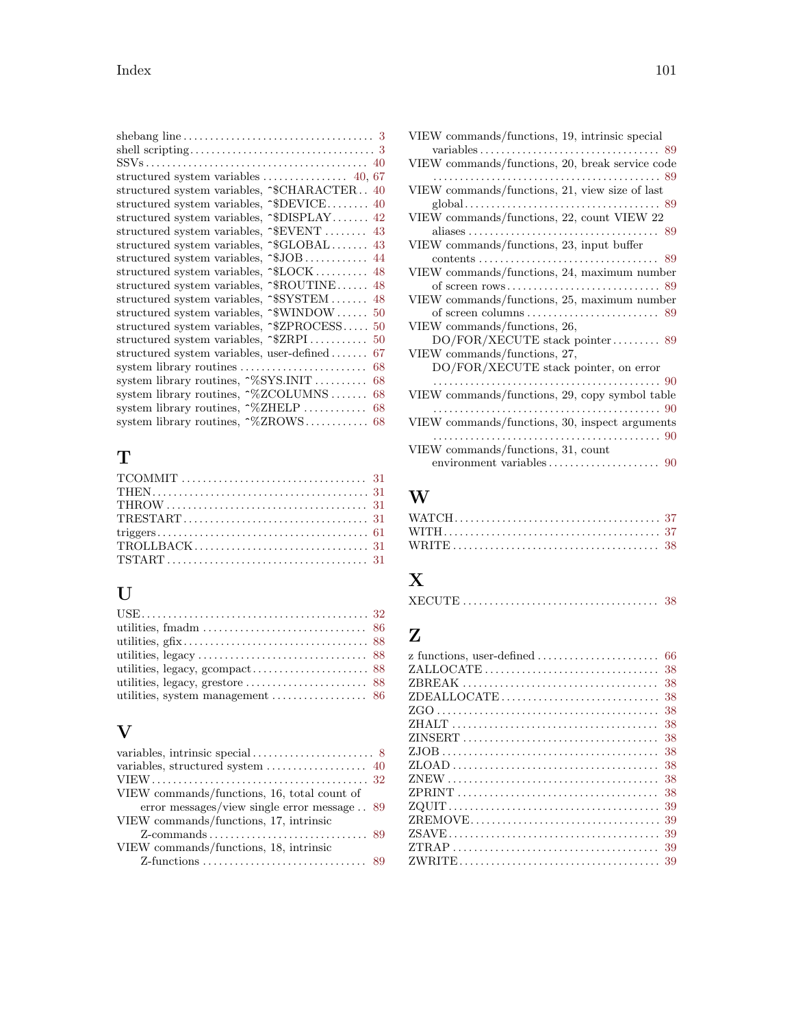shebang line 3
shell scripting 3
SSVs 40
structured system variables 40, 67
structured system variables, ^$CHARACTER 40
structured system variables, ^$DEVICE 40
structured system variables, ^$DISPLAY 42
structured system variables, ^$EVENT 43
structured system variables, ^$GLOBAL 43
structured system variables, ^$JOB 44
structured system variables, ^$LOCK 48
structured system variables, ^$ROUTINE 48
structured system variables, ^$SYSTEM 48
structured system variables, ^$WINDOW 50
structured system variables, ^$ZPROCESS 50
structured system variables, ^$ZRPI 50
structured system variables, user-defined 67
system library routines 68
system library routines, ^%SYS.INIT 68
system library routines, ^%ZCOLUMNS 68
system library routines, ^%ZHELP 68
system library routines, ^%ZROWS 68

## T

TCOMMIT 31
THEN 31
THROW 31
TRESTART 31
triggers 61
TROLLBACK 31
TSTART 31

## U

USE 32
utilities, fmadm 86
utilities, gfix 88
utilities, legacy 88
utilities, legacy, gcompact 88
utilities, legacy, grestore 88
utilities, system management 86

## V

variables, intrinsic special 8
variables, structured system 40
VIEW 32
VIEW commands/functions, 16, total count of error messages/view single error message 89
VIEW commands/functions, 17, intrinsic Z-commands 89
VIEW commands/functions, 18, intrinsic Z-functions 89
VIEW commands/functions, 19, intrinsic special variables 89
VIEW commands/functions, 20, break service code 89
VIEW commands/functions, 21, view size of last global 89
VIEW commands/functions, 22, count VIEW 22 aliases 89
VIEW commands/functions, 23, input buffer contents 89
VIEW commands/functions, 24, maximum number of screen rows 89
VIEW commands/functions, 25, maximum number of screen columns 89
VIEW commands/functions, 26, DO/FOR/XECUTE stack pointer 89
VIEW commands/functions, 27, DO/FOR/XECUTE stack pointer, on error 90
VIEW commands/functions, 29, copy symbol table 90
VIEW commands/functions, 30, inspect arguments 90
VIEW commands/functions, 31, count environment variables 90

## W

WATCH 37
WITH 37
WRITE 38

## X

XECUTE 38

## Z

z functions, user-defined 66
ZALLOCATE 38
ZBREAK 38
ZDEALLOCATE 38
ZGO 38
ZHALT 38
ZINSERT 38
ZJOB 38
ZLOAD 38
ZNEW 38
ZPRINT 38
ZQUIT 39
ZREMOVE 39
ZSAVE 39
ZTRAP 39
ZWRITE 39